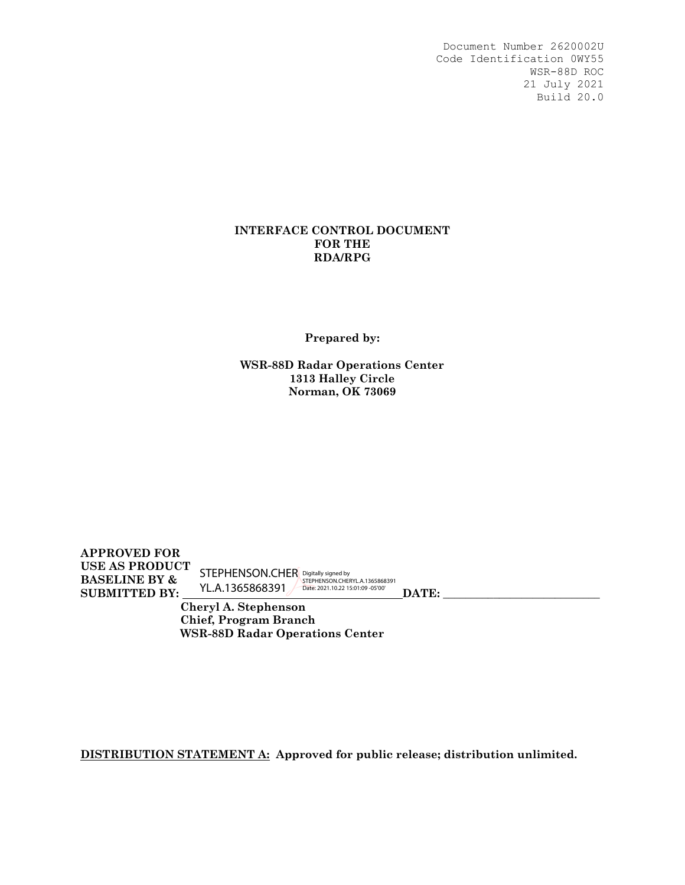Document Number 2620002U
Code Identification 0WY55
WSR-88D ROC
21 July 2021
Build 20.0

# INTERFACE CONTROL DOCUMENT FOR THE RDA/RPG

**Prepared by:**

**WSR-88D Radar Operations Center**
**1313 Halley Circle**
**Norman, OK 73069**

**APPROVED FOR USE AS PRODUCT BASELINE BY & SUBMITTED BY:** STEPHENSON.CHERYL.A.1365868391 Digitally signed by STEPHENSON.CHERYL.A.1365868391 Date: 2021.10.22 15:01:09 -05'00' **DATE:** ____________________

**Cheryl A. Stephenson**
**Chief, Program Branch**
**WSR-88D Radar Operations Center**

**<u>DISTRIBUTION STATEMENT A:</u> Approved for public release; distribution unlimited.**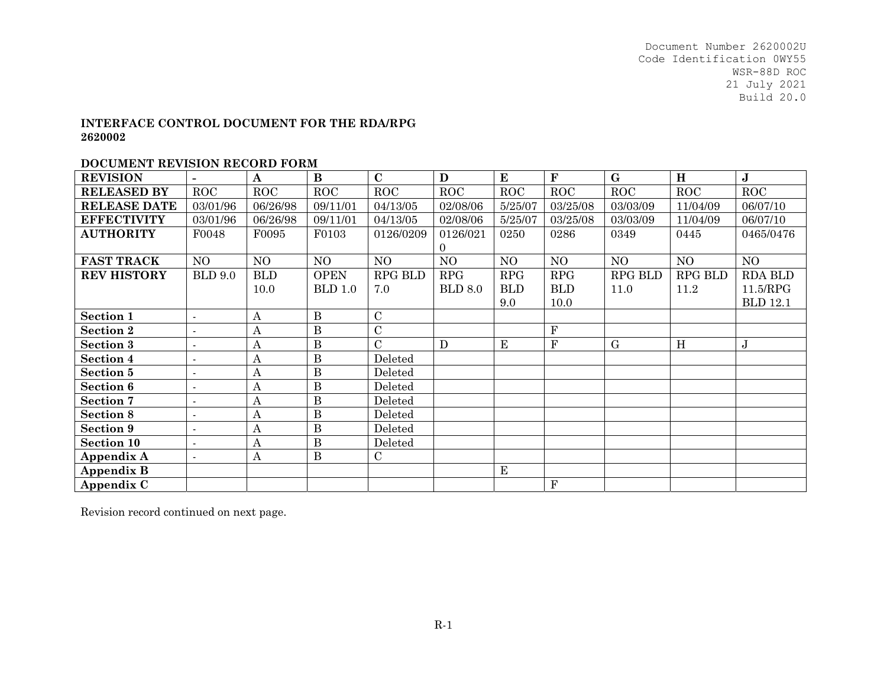Document Number 2620002U
Code Identification 0WY55
WSR-88D ROC
21 July 2021
Build 20.0

**INTERFACE CONTROL DOCUMENT FOR THE RDA/RPG**
**2620002**

**DOCUMENT REVISION RECORD FORM**

| **REVISION** | **-** | **A** | **B** | **C** | **D** | **E** | **F** | **G** | **H** | **J** |
|---|---|---|---|---|---|---|---|---|---|---|
| **RELEASED BY** | ROC | ROC | ROC | ROC | ROC | ROC | ROC | ROC | ROC | ROC |
| **RELEASE DATE** | 03/01/96 | 06/26/98 | 09/11/01 | 04/13/05 | 02/08/06 | 5/25/07 | 03/25/08 | 03/03/09 | 11/04/09 | 06/07/10 |
| **EFFECTIVITY** | 03/01/96 | 06/26/98 | 09/11/01 | 04/13/05 | 02/08/06 | 5/25/07 | 03/25/08 | 03/03/09 | 11/04/09 | 06/07/10 |
| **AUTHORITY** | F0048 | F0095 | F0103 | 0126/0209 | 0126/0210 | 0250 | 0286 | 0349 | 0445 | 0465/0476 |
| **FAST TRACK** | NO | NO | NO | NO | NO | NO | NO | NO | NO | NO |
| **REV HISTORY** | BLD 9.0 | BLD 10.0 | OPEN BLD 1.0 | RPG BLD 7.0 | RPG BLD 8.0 | RPG BLD 9.0 | RPG BLD 10.0 | RPG BLD 11.0 | RPG BLD 11.2 | RDA BLD 11.5/RPG BLD 12.1 |
| **Section 1** | - | A | B | C | | | | | | |
| **Section 2** | - | A | B | C | | | F | | | |
| **Section 3** | - | A | B | C | D | E | F | G | H | J |
| **Section 4** | - | A | B | Deleted | | | | | | |
| **Section 5** | - | A | B | Deleted | | | | | | |
| **Section 6** | - | A | B | Deleted | | | | | | |
| **Section 7** | - | A | B | Deleted | | | | | | |
| **Section 8** | - | A | B | Deleted | | | | | | |
| **Section 9** | - | A | B | Deleted | | | | | | |
| **Section 10** | - | A | B | Deleted | | | | | | |
| **Appendix A** | - | A | B | C | | | | | | |
| **Appendix B** | | | | | | E | | | | |
| **Appendix C** | | | | | | | F | | | |

Revision record continued on next page.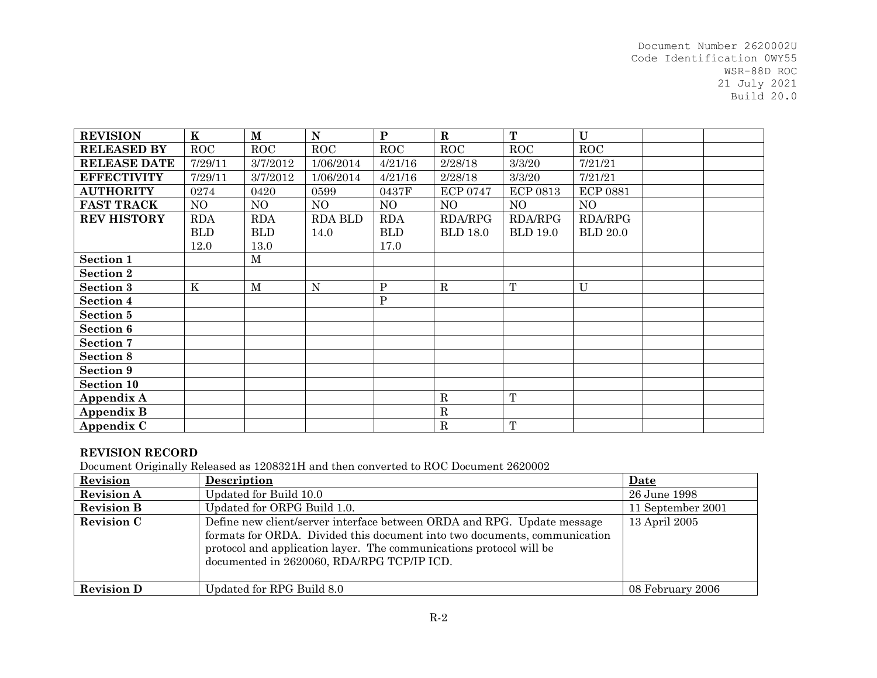Document Number 2620002U
Code Identification 0WY55
WSR-88D ROC
21 July 2021
Build 20.0

| **REVISION** | **K** | **M** | **N** | **P** | **R** | **T** | **U** | | |
|---|---|---|---|---|---|---|---|---|---|
| **RELEASED BY** | ROC | ROC | ROC | ROC | ROC | ROC | ROC | | |
| **RELEASE DATE** | 7/29/11 | 3/7/2012 | 1/06/2014 | 4/21/16 | 2/28/18 | 3/3/20 | 7/21/21 | | |
| **EFFECTIVITY** | 7/29/11 | 3/7/2012 | 1/06/2014 | 4/21/16 | 2/28/18 | 3/3/20 | 7/21/21 | | |
| **AUTHORITY** | 0274 | 0420 | 0599 | 0437F | ECP 0747 | ECP 0813 | ECP 0881 | | |
| **FAST TRACK** | NO | NO | NO | NO | NO | NO | NO | | |
| **REV HISTORY** | RDA BLD 12.0 | RDA BLD 13.0 | RDA BLD 14.0 | RDA BLD 17.0 | RDA/RPG BLD 18.0 | RDA/RPG BLD 19.0 | RDA/RPG BLD 20.0 | | |
| **Section 1** | | M | | | | | | | |
| **Section 2** | | | | | | | | | |
| **Section 3** | K | M | N | P | R | T | U | | |
| **Section 4** | | | | P | | | | | |
| **Section 5** | | | | | | | | | |
| **Section 6** | | | | | | | | | |
| **Section 7** | | | | | | | | | |
| **Section 8** | | | | | | | | | |
| **Section 9** | | | | | | | | | |
| **Section 10** | | | | | | | | | |
| **Appendix A** | | | | | R | T | | | |
| **Appendix B** | | | | | R | | | | |
| **Appendix C** | | | | | R | T | | | |

**REVISION RECORD**

Document Originally Released as 1208321H and then converted to ROC Document 2620002

| **Revision** | **Description** | **Date** |
|---|---|---|
| **Revision A** | Updated for Build 10.0 | 26 June 1998 |
| **Revision B** | Updated for ORPG Build 1.0. | 11 September 2001 |
| **Revision C** | Define new client/server interface between ORDA and RPG. Update message formats for ORDA. Divided this document into two documents, communication protocol and application layer. The communications protocol will be documented in 2620060, RDA/RPG TCP/IP ICD. | 13 April 2005 |
| **Revision D** | Updated for RPG Build 8.0 | 08 February 2006 |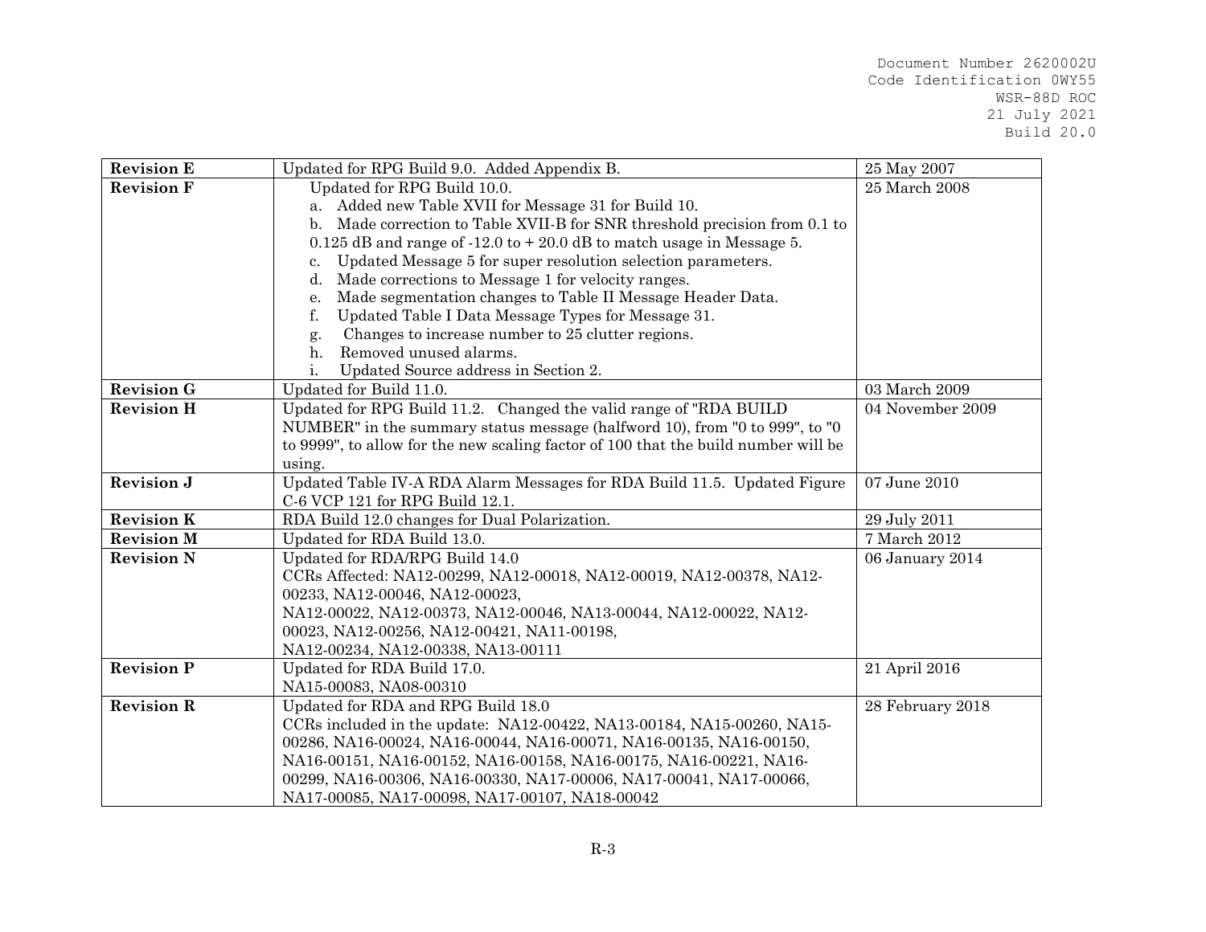| | | |
|---|---|---|
| **Revision E** | Updated for RPG Build 9.0. Added Appendix B. | 25 May 2007 |
| **Revision F** | Updated for RPG Build 10.0.<br>a. Added new Table XVII for Message 31 for Build 10.<br>b. Made correction to Table XVII-B for SNR threshold precision from 0.1 to 0.125 dB and range of -12.0 to + 20.0 dB to match usage in Message 5.<br>c. Updated Message 5 for super resolution selection parameters.<br>d. Made corrections to Message 1 for velocity ranges.<br>e. Made segmentation changes to Table II Message Header Data.<br>f. Updated Table I Data Message Types for Message 31.<br>g. Changes to increase number to 25 clutter regions.<br>h. Removed unused alarms.<br>i. Updated Source address in Section 2. | 25 March 2008 |
| **Revision G** | Updated for Build 11.0. | 03 March 2009 |
| **Revision H** | Updated for RPG Build 11.2. Changed the valid range of "RDA BUILD NUMBER" in the summary status message (halfword 10), from "0 to 999", to "0 to 9999", to allow for the new scaling factor of 100 that the build number will be using. | 04 November 2009 |
| **Revision J** | Updated Table IV-A RDA Alarm Messages for RDA Build 11.5. Updated Figure C-6 VCP 121 for RPG Build 12.1. | 07 June 2010 |
| **Revision K** | RDA Build 12.0 changes for Dual Polarization. | 29 July 2011 |
| **Revision M** | Updated for RDA Build 13.0. | 7 March 2012 |
| **Revision N** | Updated for RDA/RPG Build 14.0<br>CCRs Affected: NA12-00299, NA12-00018, NA12-00019, NA12-00378, NA12-00233, NA12-00046, NA12-00023,<br>NA12-00022, NA12-00373, NA12-00046, NA13-00044, NA12-00022, NA12-00023, NA12-00256, NA12-00421, NA11-00198,<br>NA12-00234, NA12-00338, NA13-00111 | 06 January 2014 |
| **Revision P** | Updated for RDA Build 17.0.<br>NA15-00083, NA08-00310 | 21 April 2016 |
| **Revision R** | Updated for RDA and RPG Build 18.0<br>CCRs included in the update: NA12-00422, NA13-00184, NA15-00260, NA15-00286, NA16-00024, NA16-00044, NA16-00071, NA16-00135, NA16-00150, NA16-00151, NA16-00152, NA16-00158, NA16-00175, NA16-00221, NA16-00299, NA16-00306, NA16-00330, NA17-00006, NA17-00041, NA17-00066, NA17-00085, NA17-00098, NA17-00107, NA18-00042 | 28 February 2018 |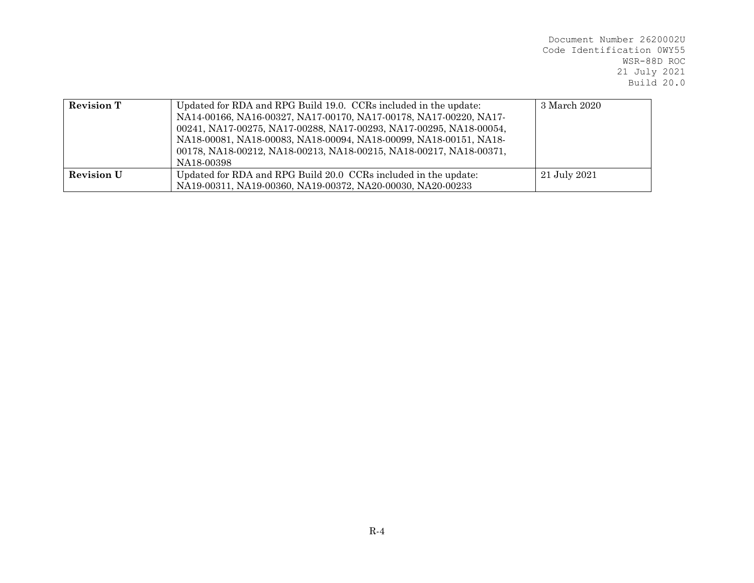| | | |
|---|---|---|
| **Revision T** | Updated for RDA and RPG Build 19.0. CCRs included in the update: NA14-00166, NA16-00327, NA17-00170, NA17-00178, NA17-00220, NA17-00241, NA17-00275, NA17-00288, NA17-00293, NA17-00295, NA18-00054, NA18-00081, NA18-00083, NA18-00094, NA18-00099, NA18-00151, NA18-00178, NA18-00212, NA18-00213, NA18-00215, NA18-00217, NA18-00371, NA18-00398 | 3 March 2020 |
| **Revision U** | Updated for RDA and RPG Build 20.0 CCRs included in the update: NA19-00311, NA19-00360, NA19-00372, NA20-00030, NA20-00233 | 21 July 2021 |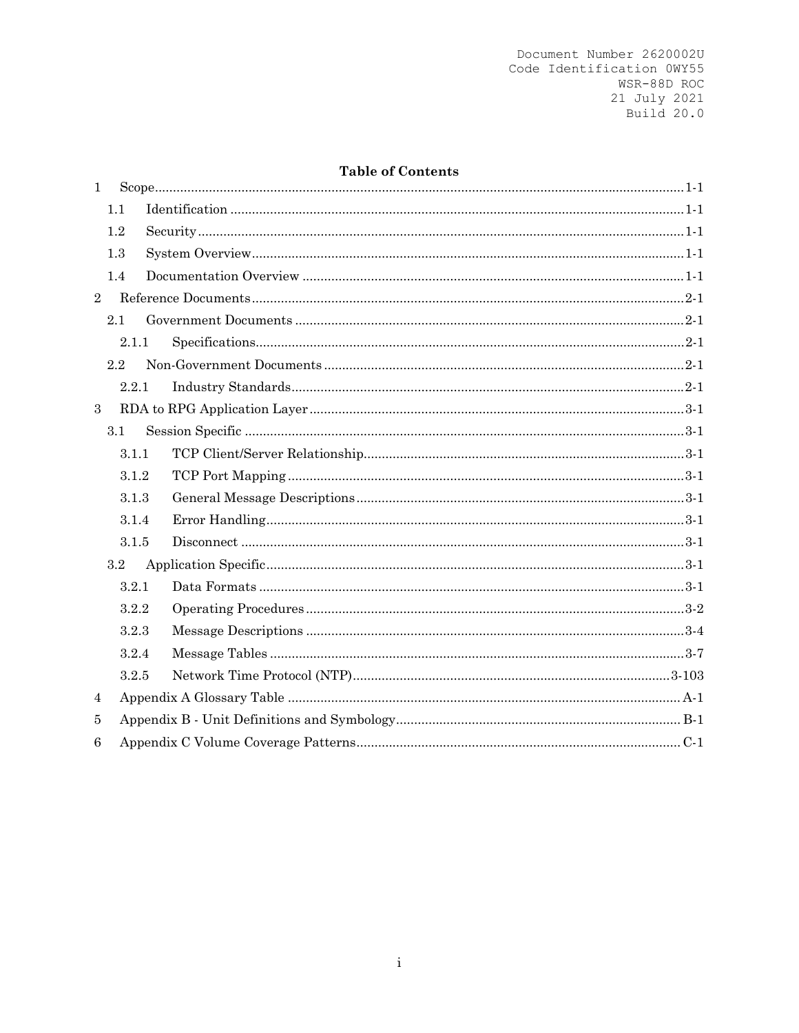Document Number 2620002U
Code Identification 0WY55
WSR-88D ROC
21 July 2021
Build 20.0

## Table of Contents

1 Scope....1-1
- 1.1 Identification....1-1
- 1.2 Security....1-1
- 1.3 System Overview....1-1
- 1.4 Documentation Overview....1-1

2 Reference Documents....2-1
- 2.1 Government Documents....2-1
  - 2.1.1 Specifications....2-1
- 2.2 Non-Government Documents....2-1
  - 2.2.1 Industry Standards....2-1

3 RDA to RPG Application Layer....3-1
- 3.1 Session Specific....3-1
  - 3.1.1 TCP Client/Server Relationship....3-1
  - 3.1.2 TCP Port Mapping....3-1
  - 3.1.3 General Message Descriptions....3-1
  - 3.1.4 Error Handling....3-1
  - 3.1.5 Disconnect....3-1
- 3.2 Application Specific....3-1
  - 3.2.1 Data Formats....3-1
  - 3.2.2 Operating Procedures....3-2
  - 3.2.3 Message Descriptions....3-4
  - 3.2.4 Message Tables....3-7
  - 3.2.5 Network Time Protocol (NTP)....3-103

4 Appendix A Glossary Table....A-1

5 Appendix B - Unit Definitions and Symbology....B-1

6 Appendix C Volume Coverage Patterns....C-1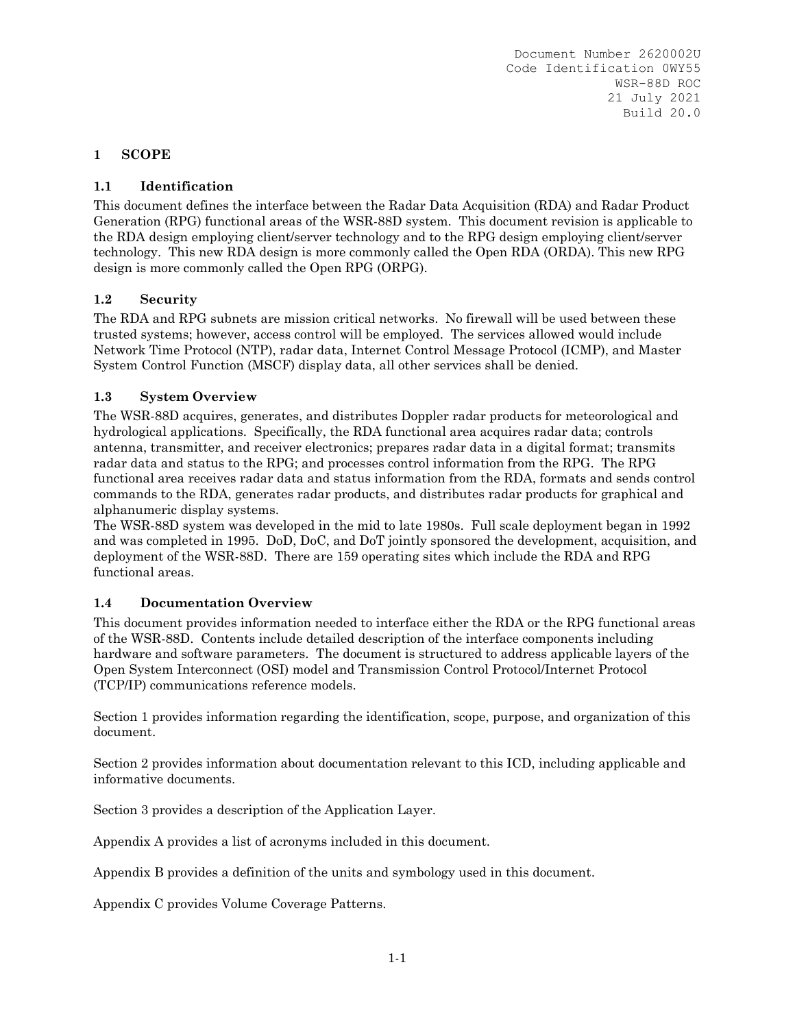# 1 SCOPE

## 1.1 Identification

This document defines the interface between the Radar Data Acquisition (RDA) and Radar Product Generation (RPG) functional areas of the WSR-88D system. This document revision is applicable to the RDA design employing client/server technology and to the RPG design employing client/server technology. This new RDA design is more commonly called the Open RDA (ORDA). This new RPG design is more commonly called the Open RPG (ORPG).

## 1.2 Security

The RDA and RPG subnets are mission critical networks. No firewall will be used between these trusted systems; however, access control will be employed. The services allowed would include Network Time Protocol (NTP), radar data, Internet Control Message Protocol (ICMP), and Master System Control Function (MSCF) display data, all other services shall be denied.

## 1.3 System Overview

The WSR-88D acquires, generates, and distributes Doppler radar products for meteorological and hydrological applications. Specifically, the RDA functional area acquires radar data; controls antenna, transmitter, and receiver electronics; prepares radar data in a digital format; transmits radar data and status to the RPG; and processes control information from the RPG. The RPG functional area receives radar data and status information from the RDA, formats and sends control commands to the RDA, generates radar products, and distributes radar products for graphical and alphanumeric display systems.

The WSR-88D system was developed in the mid to late 1980s. Full scale deployment began in 1992 and was completed in 1995. DoD, DoC, and DoT jointly sponsored the development, acquisition, and deployment of the WSR-88D. There are 159 operating sites which include the RDA and RPG functional areas.

## 1.4 Documentation Overview

This document provides information needed to interface either the RDA or the RPG functional areas of the WSR-88D. Contents include detailed description of the interface components including hardware and software parameters. The document is structured to address applicable layers of the Open System Interconnect (OSI) model and Transmission Control Protocol/Internet Protocol (TCP/IP) communications reference models.

Section 1 provides information regarding the identification, scope, purpose, and organization of this document.

Section 2 provides information about documentation relevant to this ICD, including applicable and informative documents.

Section 3 provides a description of the Application Layer.

Appendix A provides a list of acronyms included in this document.

Appendix B provides a definition of the units and symbology used in this document.

Appendix C provides Volume Coverage Patterns.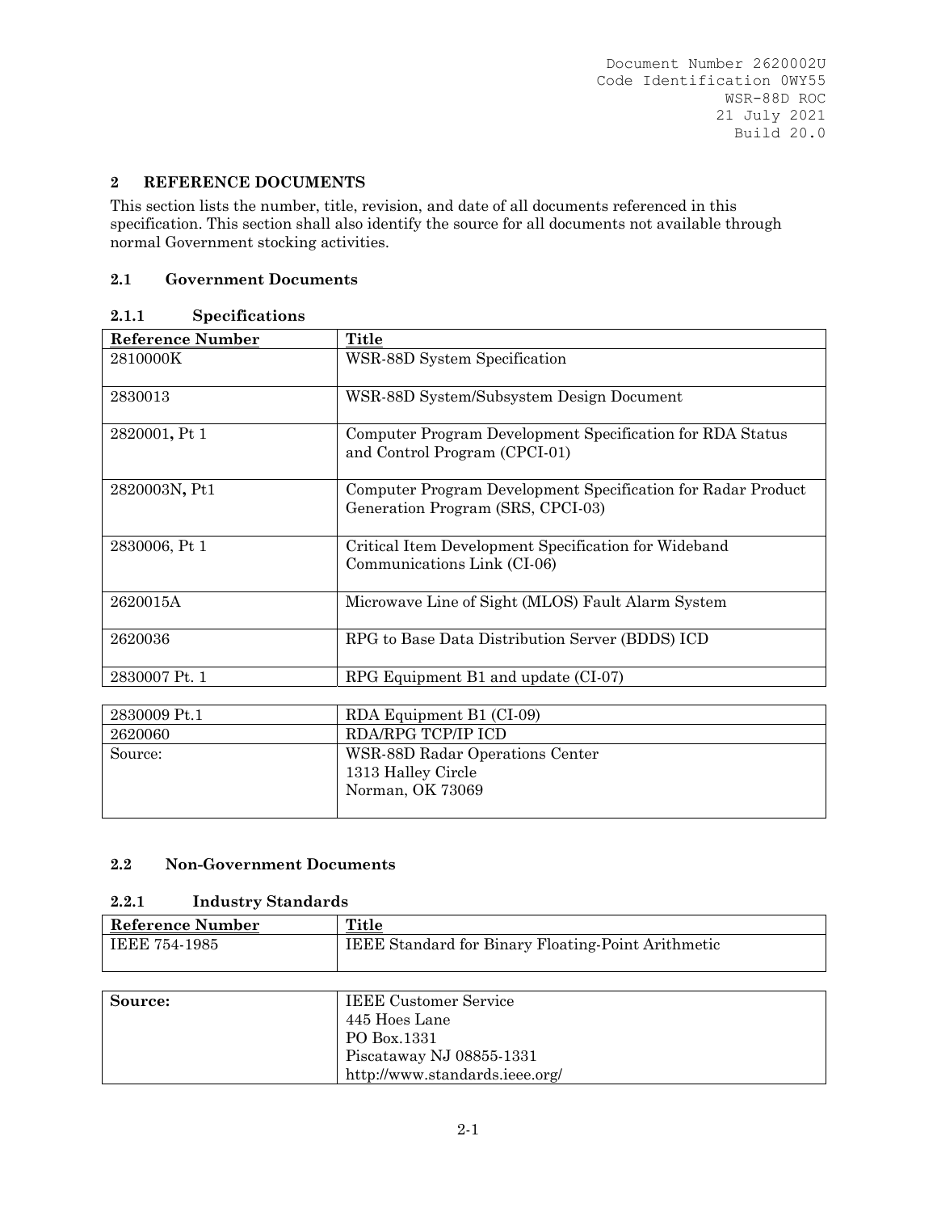## 2 REFERENCE DOCUMENTS

This section lists the number, title, revision, and date of all documents referenced in this specification. This section shall also identify the source for all documents not available through normal Government stocking activities.

### 2.1 Government Documents

#### 2.1.1 Specifications

| Reference Number | Title |
|---|---|
| 2810000K | WSR-88D System Specification |
| 2830013 | WSR-88D System/Subsystem Design Document |
| 2820001, Pt 1 | Computer Program Development Specification for RDA Status and Control Program (CPCI-01) |
| 2820003N, Pt1 | Computer Program Development Specification for Radar Product Generation Program (SRS, CPCI-03) |
| 2830006, Pt 1 | Critical Item Development Specification for Wideband Communications Link (CI-06) |
| 2620015A | Microwave Line of Sight (MLOS) Fault Alarm System |
| 2620036 | RPG to Base Data Distribution Server (BDDS) ICD |
| 2830007 Pt. 1 | RPG Equipment B1 and update (CI-07) |
| 2830009 Pt.1 | RDA Equipment B1 (CI-09) |
| 2620060 | RDA/RPG TCP/IP ICD |
| Source: | WSR-88D Radar Operations Center<br>1313 Halley Circle<br>Norman, OK 73069 |

### 2.2 Non-Government Documents

#### 2.2.1 Industry Standards

| Reference Number | Title |
|---|---|
| IEEE 754-1985 | IEEE Standard for Binary Floating-Point Arithmetic |
| **Source:** | IEEE Customer Service<br>445 Hoes Lane<br>PO Box.1331<br>Piscataway NJ 08855-1331<br>http://www.standards.ieee.org/ |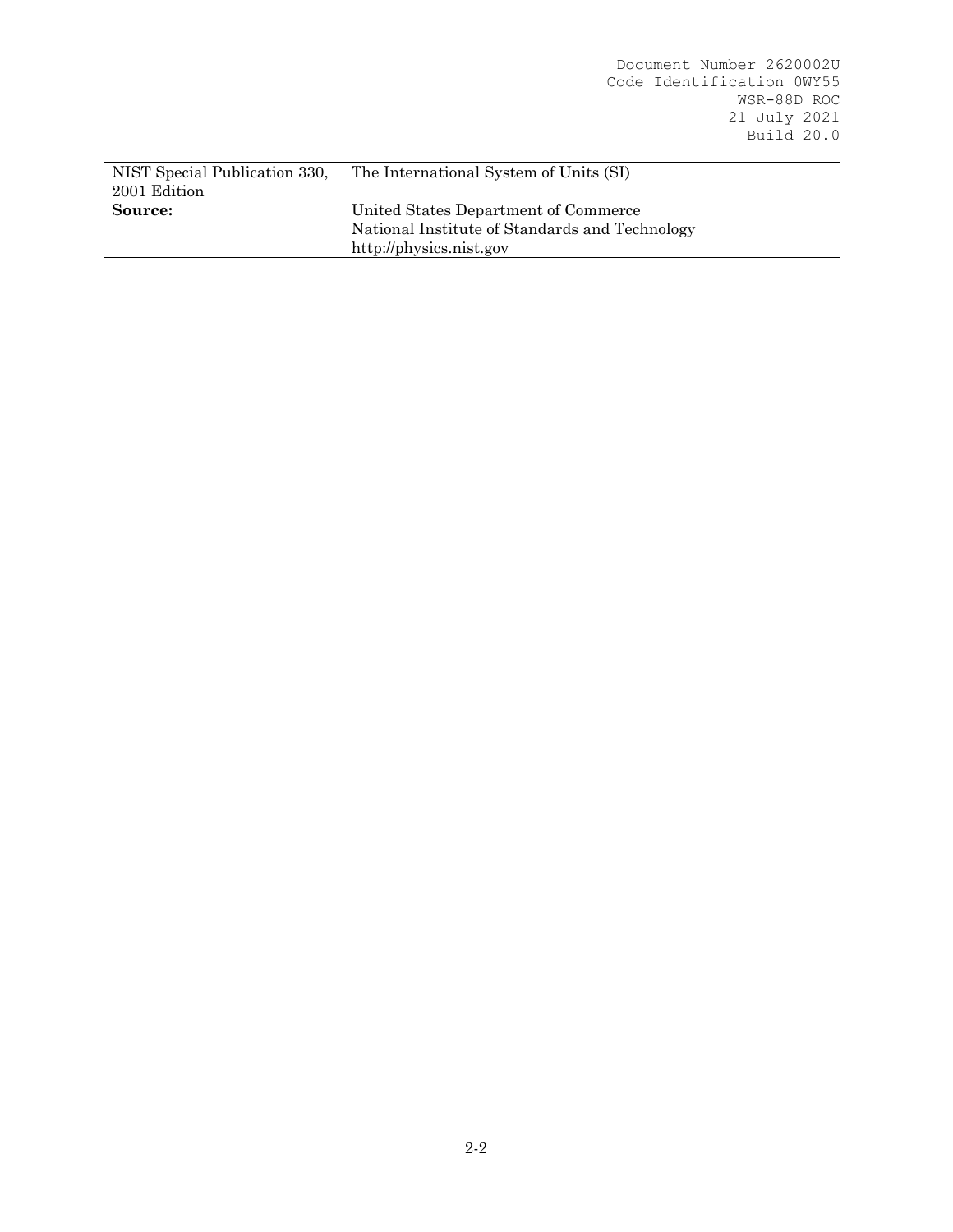| NIST Special Publication 330, 2001 Edition | The International System of Units (SI) |
| --- | --- |
| **Source:** | United States Department of Commerce<br>National Institute of Standards and Technology<br>http://physics.nist.gov |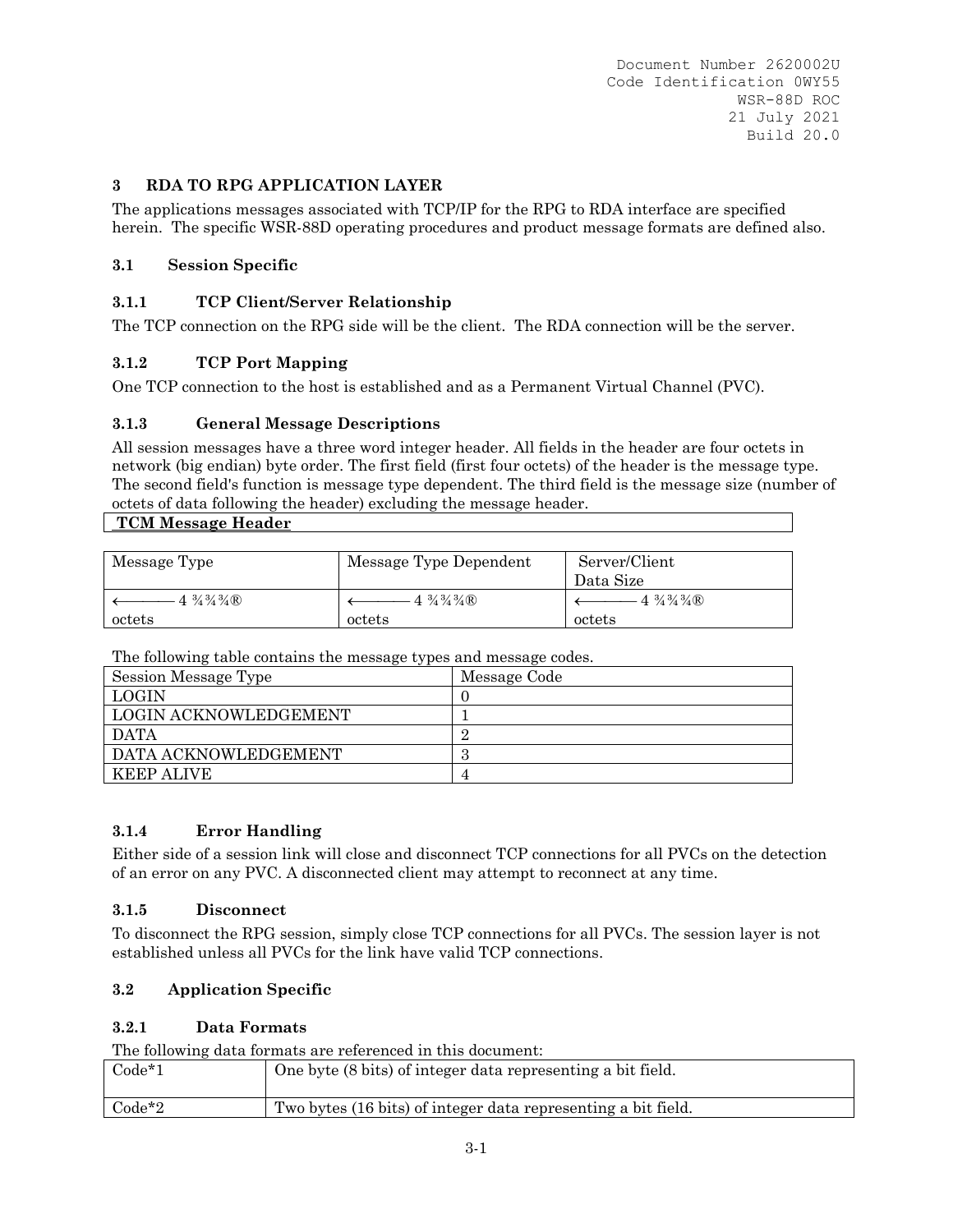## 3 RDA TO RPG APPLICATION LAYER

The applications messages associated with TCP/IP for the RPG to RDA interface are specified herein. The specific WSR-88D operating procedures and product message formats are defined also.

### 3.1 Session Specific

#### 3.1.1 TCP Client/Server Relationship

The TCP connection on the RPG side will be the client. The RDA connection will be the server.

#### 3.1.2 TCP Port Mapping

One TCP connection to the host is established and as a Permanent Virtual Channel (PVC).

#### 3.1.3 General Message Descriptions

All session messages have a three word integer header. All fields in the header are four octets in network (big endian) byte order. The first field (first four octets) of the header is the message type. The second field's function is message type dependent. The third field is the message size (number of octets of data following the header) excluding the message header.

**TCM Message Header**

| Message Type | Message Type Dependent | Server/Client Data Size |
|---|---|---|
| ←——— 4 ¾¾¾® octets | ←——— 4 ¾¾¾® octets | ←——— 4 ¾¾¾® octets |

The following table contains the message types and message codes.

| Session Message Type | Message Code |
|---|---|
| LOGIN | 0 |
| LOGIN ACKNOWLEDGEMENT | 1 |
| DATA | 2 |
| DATA ACKNOWLEDGEMENT | 3 |
| KEEP ALIVE | 4 |

#### 3.1.4 Error Handling

Either side of a session link will close and disconnect TCP connections for all PVCs on the detection of an error on any PVC. A disconnected client may attempt to reconnect at any time.

#### 3.1.5 Disconnect

To disconnect the RPG session, simply close TCP connections for all PVCs. The session layer is not established unless all PVCs for the link have valid TCP connections.

### 3.2 Application Specific

#### 3.2.1 Data Formats

The following data formats are referenced in this document:

| Code*1 | One byte (8 bits) of integer data representing a bit field. |
|---|---|
| Code*2 | Two bytes (16 bits) of integer data representing a bit field. |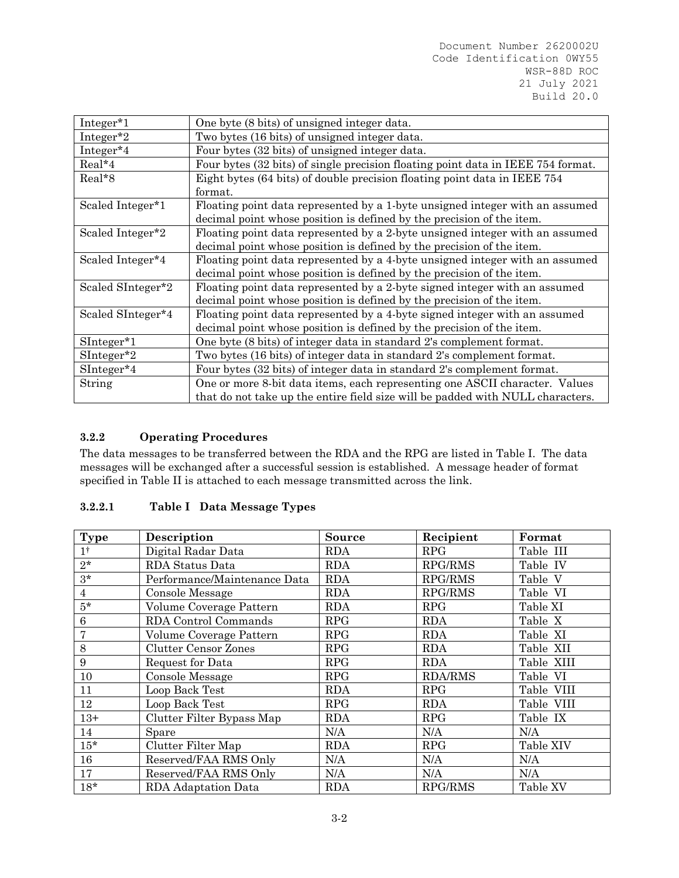| | |
|---|---|
| Integer*1 | One byte (8 bits) of unsigned integer data. |
| Integer*2 | Two bytes (16 bits) of unsigned integer data. |
| Integer*4 | Four bytes (32 bits) of unsigned integer data. |
| Real*4 | Four bytes (32 bits) of single precision floating point data in IEEE 754 format. |
| Real*8 | Eight bytes (64 bits) of double precision floating point data in IEEE 754 format. |
| Scaled Integer*1 | Floating point data represented by a 1-byte unsigned integer with an assumed decimal point whose position is defined by the precision of the item. |
| Scaled Integer*2 | Floating point data represented by a 2-byte unsigned integer with an assumed decimal point whose position is defined by the precision of the item. |
| Scaled Integer*4 | Floating point data represented by a 4-byte unsigned integer with an assumed decimal point whose position is defined by the precision of the item. |
| Scaled SInteger*2 | Floating point data represented by a 2-byte signed integer with an assumed decimal point whose position is defined by the precision of the item. |
| Scaled SInteger*4 | Floating point data represented by a 4-byte signed integer with an assumed decimal point whose position is defined by the precision of the item. |
| SInteger*1 | One byte (8 bits) of integer data in standard 2's complement format. |
| SInteger*2 | Two bytes (16 bits) of integer data in standard 2's complement format. |
| SInteger*4 | Four bytes (32 bits) of integer data in standard 2's complement format. |
| String | One or more 8-bit data items, each representing one ASCII character. Values that do not take up the entire field size will be padded with NULL characters. |

### 3.2.2 Operating Procedures

The data messages to be transferred between the RDA and the RPG are listed in Table I. The data messages will be exchanged after a successful session is established. A message header of format specified in Table II is attached to each message transmitted across the link.

#### 3.2.2.1 Table I Data Message Types

| Type | Description | Source | Recipient | Format |
|---|---|---|---|---|
| 1† | Digital Radar Data | RDA | RPG | Table III |
| 2* | RDA Status Data | RDA | RPG/RMS | Table IV |
| 3* | Performance/Maintenance Data | RDA | RPG/RMS | Table V |
| 4 | Console Message | RDA | RPG/RMS | Table VI |
| 5* | Volume Coverage Pattern | RDA | RPG | Table XI |
| 6 | RDA Control Commands | RPG | RDA | Table X |
| 7 | Volume Coverage Pattern | RPG | RDA | Table XI |
| 8 | Clutter Censor Zones | RPG | RDA | Table XII |
| 9 | Request for Data | RPG | RDA | Table XIII |
| 10 | Console Message | RPG | RDA/RMS | Table VI |
| 11 | Loop Back Test | RDA | RPG | Table VIII |
| 12 | Loop Back Test | RPG | RDA | Table VIII |
| 13+ | Clutter Filter Bypass Map | RDA | RPG | Table IX |
| 14 | Spare | N/A | N/A | N/A |
| 15* | Clutter Filter Map | RDA | RPG | Table XIV |
| 16 | Reserved/FAA RMS Only | N/A | N/A | N/A |
| 17 | Reserved/FAA RMS Only | N/A | N/A | N/A |
| 18* | RDA Adaptation Data | RDA | RPG/RMS | Table XV |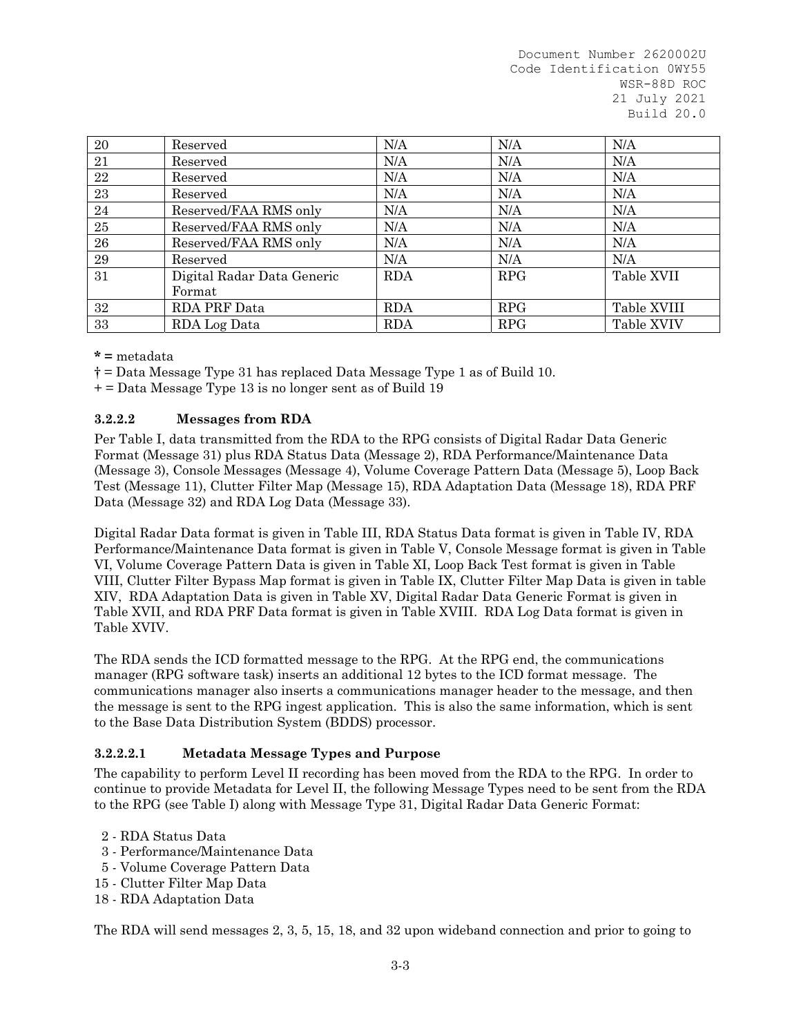| | | | | |
|---|---|---|---|---|
| 20 | Reserved | N/A | N/A | N/A |
| 21 | Reserved | N/A | N/A | N/A |
| 22 | Reserved | N/A | N/A | N/A |
| 23 | Reserved | N/A | N/A | N/A |
| 24 | Reserved/FAA RMS only | N/A | N/A | N/A |
| 25 | Reserved/FAA RMS only | N/A | N/A | N/A |
| 26 | Reserved/FAA RMS only | N/A | N/A | N/A |
| 29 | Reserved | N/A | N/A | N/A |
| 31 | Digital Radar Data Generic Format | RDA | RPG | Table XVII |
| 32 | RDA PRF Data | RDA | RPG | Table XVIII |
| 33 | RDA Log Data | RDA | RPG | Table XVIV |

**\*** = metadata

† = Data Message Type 31 has replaced Data Message Type 1 as of Build 10.

+ = Data Message Type 13 is no longer sent as of Build 19

### 3.2.2.2 Messages from RDA

Per Table I, data transmitted from the RDA to the RPG consists of Digital Radar Data Generic Format (Message 31) plus RDA Status Data (Message 2), RDA Performance/Maintenance Data (Message 3), Console Messages (Message 4), Volume Coverage Pattern Data (Message 5), Loop Back Test (Message 11), Clutter Filter Map (Message 15), RDA Adaptation Data (Message 18), RDA PRF Data (Message 32) and RDA Log Data (Message 33).

Digital Radar Data format is given in Table III, RDA Status Data format is given in Table IV, RDA Performance/Maintenance Data format is given in Table V, Console Message format is given in Table VI, Volume Coverage Pattern Data is given in Table XI, Loop Back Test format is given in Table VIII, Clutter Filter Bypass Map format is given in Table IX, Clutter Filter Map Data is given in table XIV, RDA Adaptation Data is given in Table XV, Digital Radar Data Generic Format is given in Table XVII, and RDA PRF Data format is given in Table XVIII. RDA Log Data format is given in Table XVIV.

The RDA sends the ICD formatted message to the RPG. At the RPG end, the communications manager (RPG software task) inserts an additional 12 bytes to the ICD format message. The communications manager also inserts a communications manager header to the message, and then the message is sent to the RPG ingest application. This is also the same information, which is sent to the Base Data Distribution System (BDDS) processor.

#### 3.2.2.2.1 Metadata Message Types and Purpose

The capability to perform Level II recording has been moved from the RDA to the RPG. In order to continue to provide Metadata for Level II, the following Message Types need to be sent from the RDA to the RPG (see Table I) along with Message Type 31, Digital Radar Data Generic Format:

- 2 - RDA Status Data
- 3 - Performance/Maintenance Data
- 5 - Volume Coverage Pattern Data
- 15 - Clutter Filter Map Data
- 18 - RDA Adaptation Data

The RDA will send messages 2, 3, 5, 15, 18, and 32 upon wideband connection and prior to going to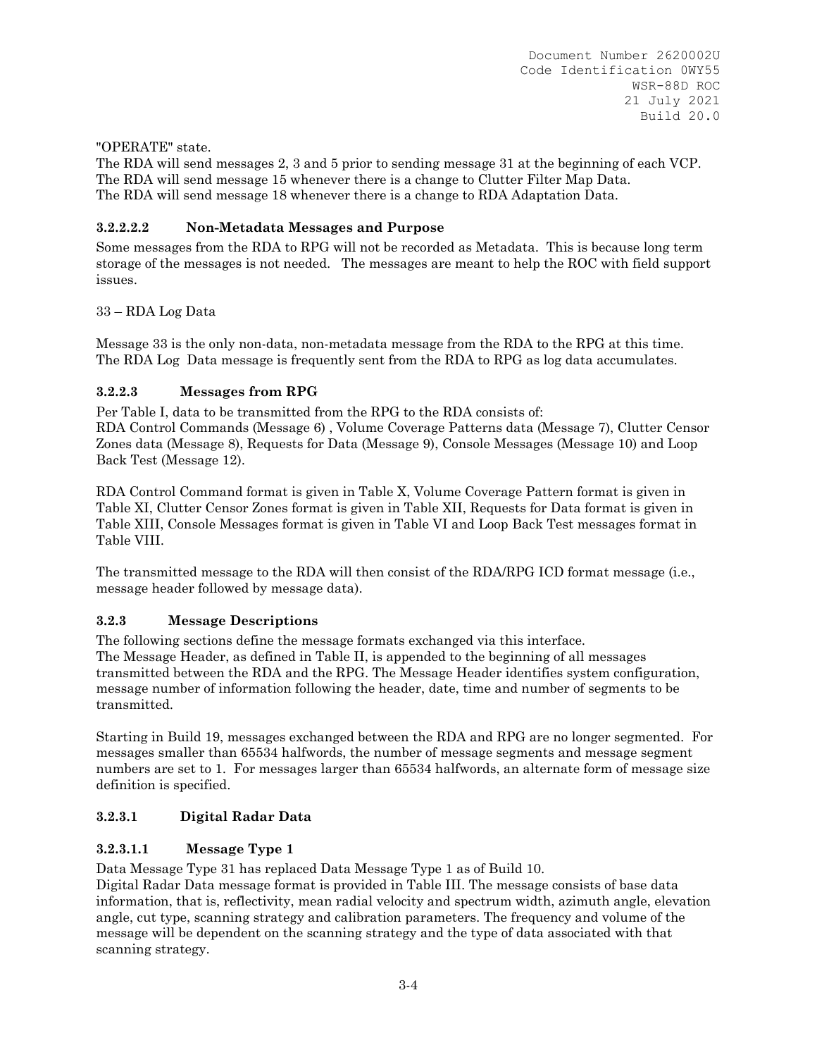"OPERATE" state.
The RDA will send messages 2, 3 and 5 prior to sending message 31 at the beginning of each VCP.
The RDA will send message 15 whenever there is a change to Clutter Filter Map Data.
The RDA will send message 18 whenever there is a change to RDA Adaptation Data.

#### 3.2.2.2.2 Non-Metadata Messages and Purpose

Some messages from the RDA to RPG will not be recorded as Metadata. This is because long term storage of the messages is not needed. The messages are meant to help the ROC with field support issues.

33 – RDA Log Data

Message 33 is the only non-data, non-metadata message from the RDA to the RPG at this time. The RDA Log Data message is frequently sent from the RDA to RPG as log data accumulates.

### 3.2.2.3 Messages from RPG

Per Table I, data to be transmitted from the RPG to the RDA consists of:
RDA Control Commands (Message 6) , Volume Coverage Patterns data (Message 7), Clutter Censor Zones data (Message 8), Requests for Data (Message 9), Console Messages (Message 10) and Loop Back Test (Message 12).

RDA Control Command format is given in Table X, Volume Coverage Pattern format is given in Table XI, Clutter Censor Zones format is given in Table XII, Requests for Data format is given in Table XIII, Console Messages format is given in Table VI and Loop Back Test messages format in Table VIII.

The transmitted message to the RDA will then consist of the RDA/RPG ICD format message (i.e., message header followed by message data).

### 3.2.3 Message Descriptions

The following sections define the message formats exchanged via this interface.
The Message Header, as defined in Table II, is appended to the beginning of all messages transmitted between the RDA and the RPG. The Message Header identifies system configuration, message number of information following the header, date, time and number of segments to be transmitted.

Starting in Build 19, messages exchanged between the RDA and RPG are no longer segmented. For messages smaller than 65534 halfwords, the number of message segments and message segment numbers are set to 1. For messages larger than 65534 halfwords, an alternate form of message size definition is specified.

### 3.2.3.1 Digital Radar Data

#### 3.2.3.1.1 Message Type 1

Data Message Type 31 has replaced Data Message Type 1 as of Build 10.
Digital Radar Data message format is provided in Table III. The message consists of base data information, that is, reflectivity, mean radial velocity and spectrum width, azimuth angle, elevation angle, cut type, scanning strategy and calibration parameters. The frequency and volume of the message will be dependent on the scanning strategy and the type of data associated with that scanning strategy.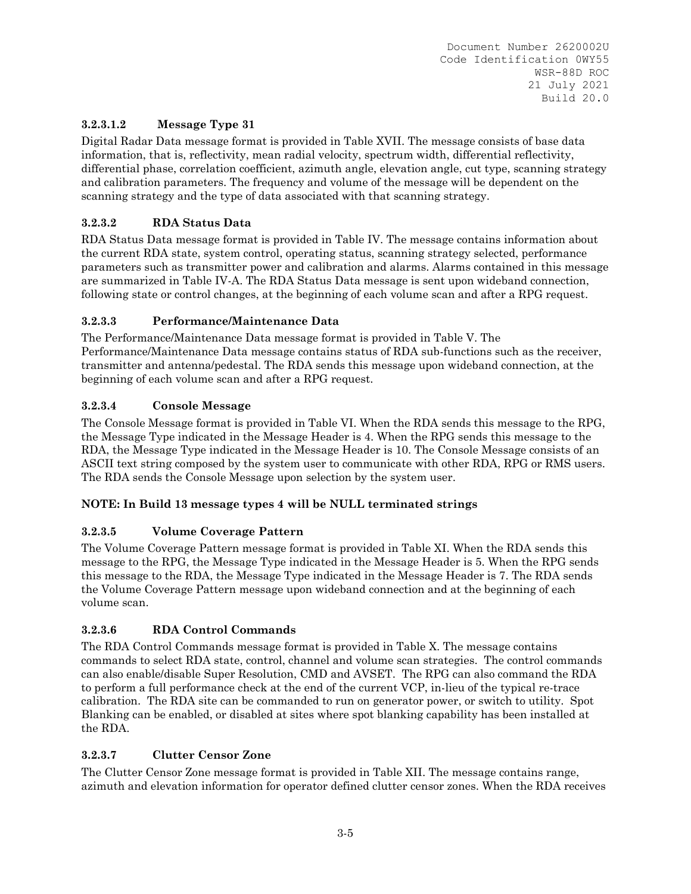#### 3.2.3.1.2 Message Type 31

Digital Radar Data message format is provided in Table XVII. The message consists of base data information, that is, reflectivity, mean radial velocity, spectrum width, differential reflectivity, differential phase, correlation coefficient, azimuth angle, elevation angle, cut type, scanning strategy and calibration parameters. The frequency and volume of the message will be dependent on the scanning strategy and the type of data associated with that scanning strategy.

### 3.2.3.2 RDA Status Data

RDA Status Data message format is provided in Table IV. The message contains information about the current RDA state, system control, operating status, scanning strategy selected, performance parameters such as transmitter power and calibration and alarms. Alarms contained in this message are summarized in Table IV-A. The RDA Status Data message is sent upon wideband connection, following state or control changes, at the beginning of each volume scan and after a RPG request.

### 3.2.3.3 Performance/Maintenance Data

The Performance/Maintenance Data message format is provided in Table V. The Performance/Maintenance Data message contains status of RDA sub-functions such as the receiver, transmitter and antenna/pedestal. The RDA sends this message upon wideband connection, at the beginning of each volume scan and after a RPG request.

### 3.2.3.4 Console Message

The Console Message format is provided in Table VI. When the RDA sends this message to the RPG, the Message Type indicated in the Message Header is 4. When the RPG sends this message to the RDA, the Message Type indicated in the Message Header is 10. The Console Message consists of an ASCII text string composed by the system user to communicate with other RDA, RPG or RMS users. The RDA sends the Console Message upon selection by the system user.

**NOTE: In Build 13 message types 4 will be NULL terminated strings**

### 3.2.3.5 Volume Coverage Pattern

The Volume Coverage Pattern message format is provided in Table XI. When the RDA sends this message to the RPG, the Message Type indicated in the Message Header is 5. When the RPG sends this message to the RDA, the Message Type indicated in the Message Header is 7. The RDA sends the Volume Coverage Pattern message upon wideband connection and at the beginning of each volume scan.

### 3.2.3.6 RDA Control Commands

The RDA Control Commands message format is provided in Table X. The message contains commands to select RDA state, control, channel and volume scan strategies. The control commands can also enable/disable Super Resolution, CMD and AVSET. The RPG can also command the RDA to perform a full performance check at the end of the current VCP, in-lieu of the typical re-trace calibration. The RDA site can be commanded to run on generator power, or switch to utility. Spot Blanking can be enabled, or disabled at sites where spot blanking capability has been installed at the RDA.

### 3.2.3.7 Clutter Censor Zone

The Clutter Censor Zone message format is provided in Table XII. The message contains range, azimuth and elevation information for operator defined clutter censor zones. When the RDA receives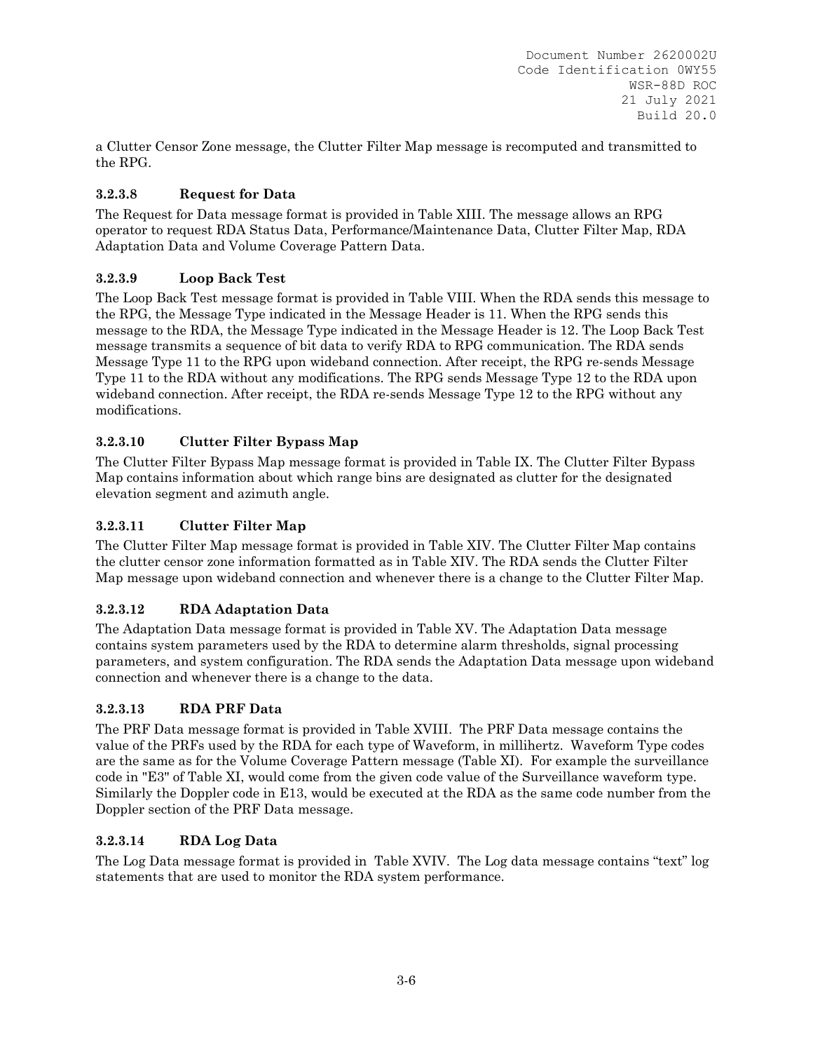a Clutter Censor Zone message, the Clutter Filter Map message is recomputed and transmitted to the RPG.

### 3.2.3.8 Request for Data

The Request for Data message format is provided in Table XIII. The message allows an RPG operator to request RDA Status Data, Performance/Maintenance Data, Clutter Filter Map, RDA Adaptation Data and Volume Coverage Pattern Data.

### 3.2.3.9 Loop Back Test

The Loop Back Test message format is provided in Table VIII. When the RDA sends this message to the RPG, the Message Type indicated in the Message Header is 11. When the RPG sends this message to the RDA, the Message Type indicated in the Message Header is 12. The Loop Back Test message transmits a sequence of bit data to verify RDA to RPG communication. The RDA sends Message Type 11 to the RPG upon wideband connection. After receipt, the RPG re-sends Message Type 11 to the RDA without any modifications. The RPG sends Message Type 12 to the RDA upon wideband connection. After receipt, the RDA re-sends Message Type 12 to the RPG without any modifications.

### 3.2.3.10 Clutter Filter Bypass Map

The Clutter Filter Bypass Map message format is provided in Table IX. The Clutter Filter Bypass Map contains information about which range bins are designated as clutter for the designated elevation segment and azimuth angle.

### 3.2.3.11 Clutter Filter Map

The Clutter Filter Map message format is provided in Table XIV. The Clutter Filter Map contains the clutter censor zone information formatted as in Table XIV. The RDA sends the Clutter Filter Map message upon wideband connection and whenever there is a change to the Clutter Filter Map.

### 3.2.3.12 RDA Adaptation Data

The Adaptation Data message format is provided in Table XV. The Adaptation Data message contains system parameters used by the RDA to determine alarm thresholds, signal processing parameters, and system configuration. The RDA sends the Adaptation Data message upon wideband connection and whenever there is a change to the data.

### 3.2.3.13 RDA PRF Data

The PRF Data message format is provided in Table XVIII. The PRF Data message contains the value of the PRFs used by the RDA for each type of Waveform, in millihertz. Waveform Type codes are the same as for the Volume Coverage Pattern message (Table XI). For example the surveillance code in "E3" of Table XI, would come from the given code value of the Surveillance waveform type. Similarly the Doppler code in E13, would be executed at the RDA as the same code number from the Doppler section of the PRF Data message.

### 3.2.3.14 RDA Log Data

The Log Data message format is provided in Table XVIV. The Log data message contains “text” log statements that are used to monitor the RDA system performance.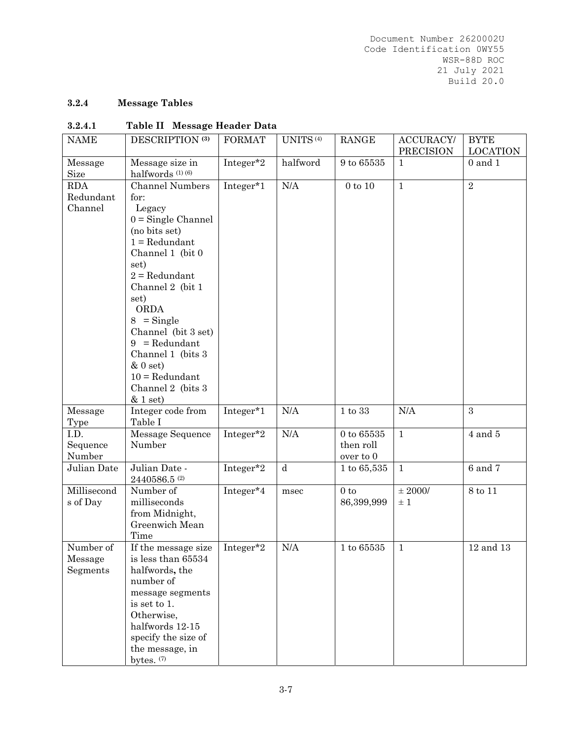### 3.2.4 Message Tables

#### 3.2.4.1 Table II Message Header Data

| NAME | DESCRIPTION [3] | FORMAT | UNITS [4] | RANGE | ACCURACY/ PRECISION | BYTE LOCATION |
|---|---|---|---|---|---|---|
| Message Size | Message size in halfwords [1] [6] | Integer*2 | halfword | 9 to 65535 | 1 | 0 and 1 |
| RDA Redundant Channel | Channel Numbers for: Legacy 0 = Single Channel (no bits set) 1 = Redundant Channel 1 (bit 0 set) 2 = Redundant Channel 2 (bit 1 set) ORDA 8 = Single Channel (bit 3 set) 9 = Redundant Channel 1 (bits 3 & 0 set) 10 = Redundant Channel 2 (bits 3 & 1 set) | Integer*1 | N/A | 0 to 10 | 1 | 2 |
| Message Type | Integer code from Table I | Integer*1 | N/A | 1 to 33 | N/A | 3 |
| I.D. Sequence Number | Message Sequence Number | Integer*2 | N/A | 0 to 65535 then roll over to 0 | 1 | 4 and 5 |
| Julian Date | Julian Date - 2440586.5 [2] | Integer*2 | d | 1 to 65,535 | 1 | 6 and 7 |
| Milliseconds of Day | Number of milliseconds from Midnight, Greenwich Mean Time | Integer*4 | msec | 0 to 86,399,999 | ± 2000/ ± 1 | 8 to 11 |
| Number of Message Segments | If the message size is less than 65534 halfwords, the number of message segments is set to 1. Otherwise, halfwords 12-15 specify the size of the message, in bytes. [7] | Integer*2 | N/A | 1 to 65535 | 1 | 12 and 13 |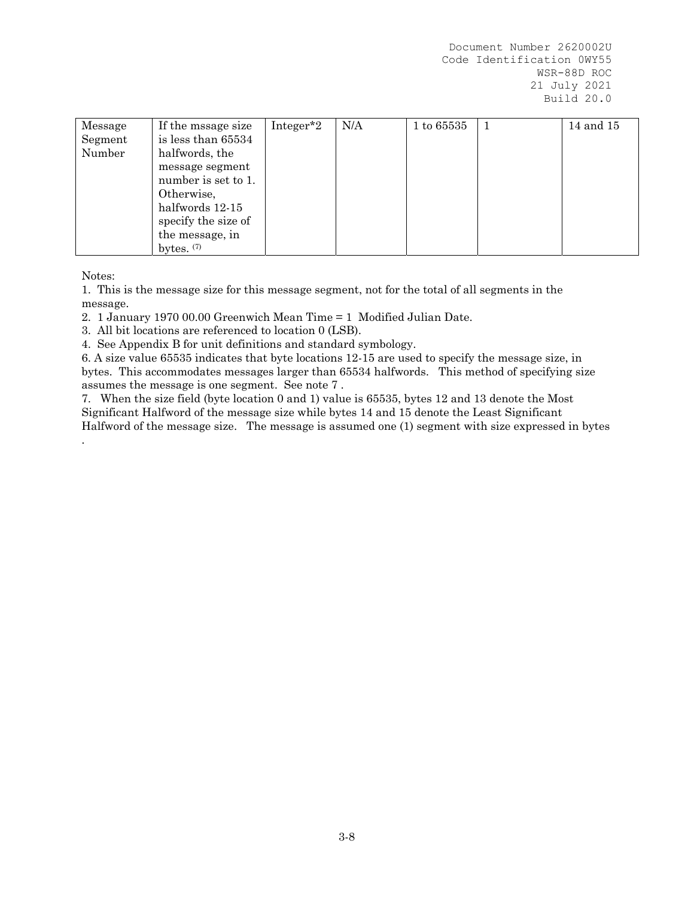| Message Segment Number | If the mssage size is less than 65534 halfwords, the message segment number is set to 1. Otherwise, halfwords 12-15 specify the size of the message, in bytes. [7] | Integer*2 | N/A | 1 to 65535 | 1 | 14 and 15 |
|---|---|---|---|---|---|---|

Notes:

1. This is the message size for this message segment, not for the total of all segments in the message.
2. 1 January 1970 00.00 Greenwich Mean Time = 1 Modified Julian Date.
3. All bit locations are referenced to location 0 (LSB).
4. See Appendix B for unit definitions and standard symbology.

6. A size value 65535 indicates that byte locations 12-15 are used to specify the message size, in bytes. This accommodates messages larger than 65534 halfwords. This method of specifying size assumes the message is one segment. See note 7 .

7. When the size field (byte location 0 and 1) value is 65535, bytes 12 and 13 denote the Most Significant Halfword of the message size while bytes 14 and 15 denote the Least Significant Halfword of the message size. The message is assumed one (1) segment with size expressed in bytes .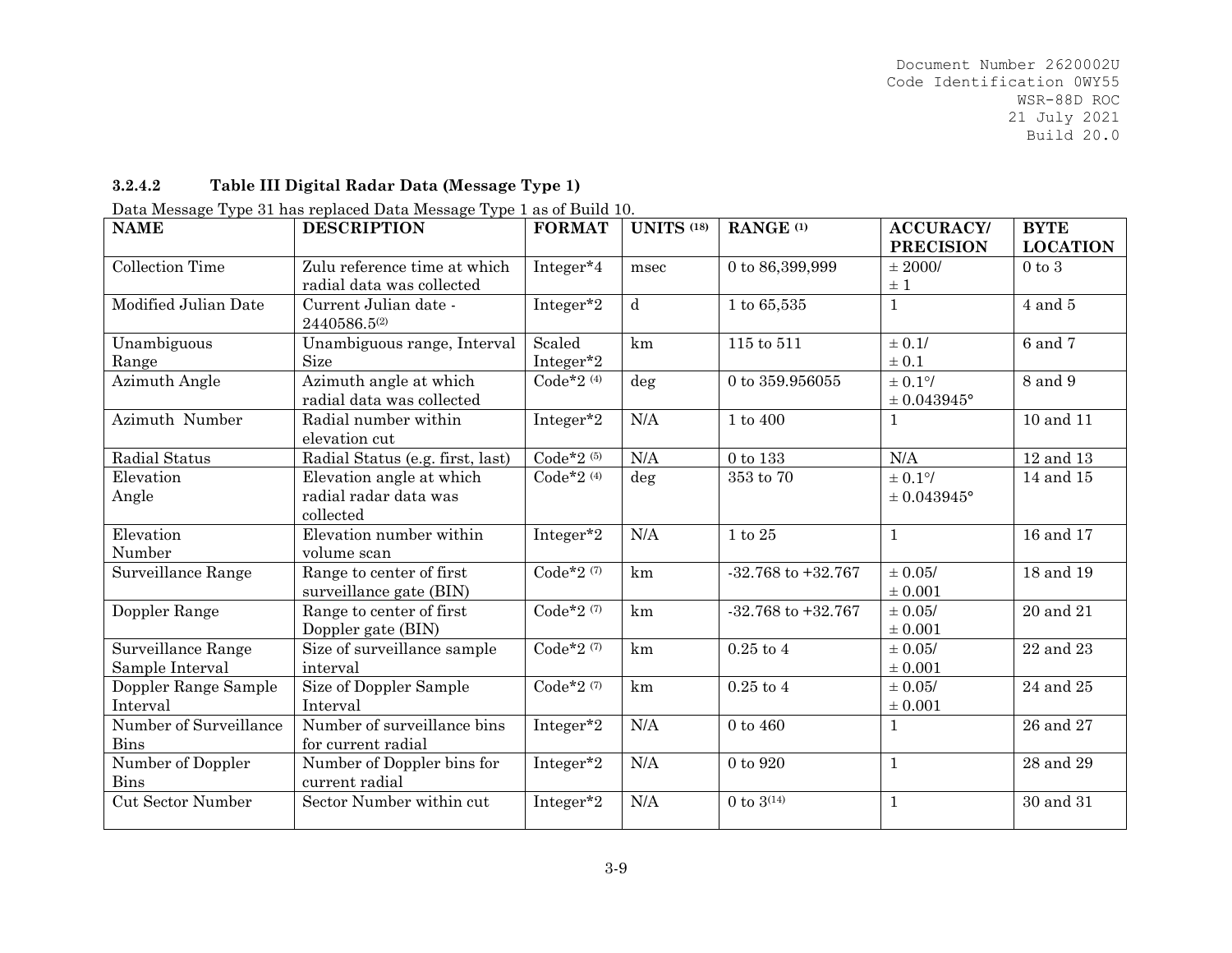### 3.2.4.2 Table III Digital Radar Data (Message Type 1)

Data Message Type 31 has replaced Data Message Type 1 as of Build 10.

| NAME | DESCRIPTION | FORMAT | UNITS (18) | RANGE (1) | ACCURACY/ PRECISION | BYTE LOCATION |
|---|---|---|---|---|---|---|
| Collection Time | Zulu reference time at which radial data was collected | Integer*4 | msec | 0 to 86,399,999 | ± 2000/ ± 1 | 0 to 3 |
| Modified Julian Date | Current Julian date - 2440586.5(2) | Integer*2 | d | 1 to 65,535 | 1 | 4 and 5 |
| Unambiguous Range | Unambiguous range, Interval Size | Scaled Integer*2 | km | 115 to 511 | ± 0.1/ ± 0.1 | 6 and 7 |
| Azimuth Angle | Azimuth angle at which radial data was collected | Code*2 (4) | deg | 0 to 359.956055 | ± 0.1°/ ± 0.043945° | 8 and 9 |
| Azimuth Number | Radial number within elevation cut | Integer*2 | N/A | 1 to 400 | 1 | 10 and 11 |
| Radial Status | Radial Status (e.g. first, last) | Code*2 (5) | N/A | 0 to 133 | N/A | 12 and 13 |
| Elevation Angle | Elevation angle at which radial radar data was collected | Code*2 (4) | deg | 353 to 70 | ± 0.1°/ ± 0.043945° | 14 and 15 |
| Elevation Number | Elevation number within volume scan | Integer*2 | N/A | 1 to 25 | 1 | 16 and 17 |
| Surveillance Range | Range to center of first surveillance gate (BIN) | Code*2 (7) | km | -32.768 to +32.767 | ± 0.05/ ± 0.001 | 18 and 19 |
| Doppler Range | Range to center of first Doppler gate (BIN) | Code*2 (7) | km | -32.768 to +32.767 | ± 0.05/ ± 0.001 | 20 and 21 |
| Surveillance Range Sample Interval | Size of surveillance sample interval | Code*2 (7) | km | 0.25 to 4 | ± 0.05/ ± 0.001 | 22 and 23 |
| Doppler Range Sample Interval | Size of Doppler Sample Interval | Code*2 (7) | km | 0.25 to 4 | ± 0.05/ ± 0.001 | 24 and 25 |
| Number of Surveillance Bins | Number of surveillance bins for current radial | Integer*2 | N/A | 0 to 460 | 1 | 26 and 27 |
| Number of Doppler Bins | Number of Doppler bins for current radial | Integer*2 | N/A | 0 to 920 | 1 | 28 and 29 |
| Cut Sector Number | Sector Number within cut | Integer*2 | N/A | 0 to 3(14) | 1 | 30 and 31 |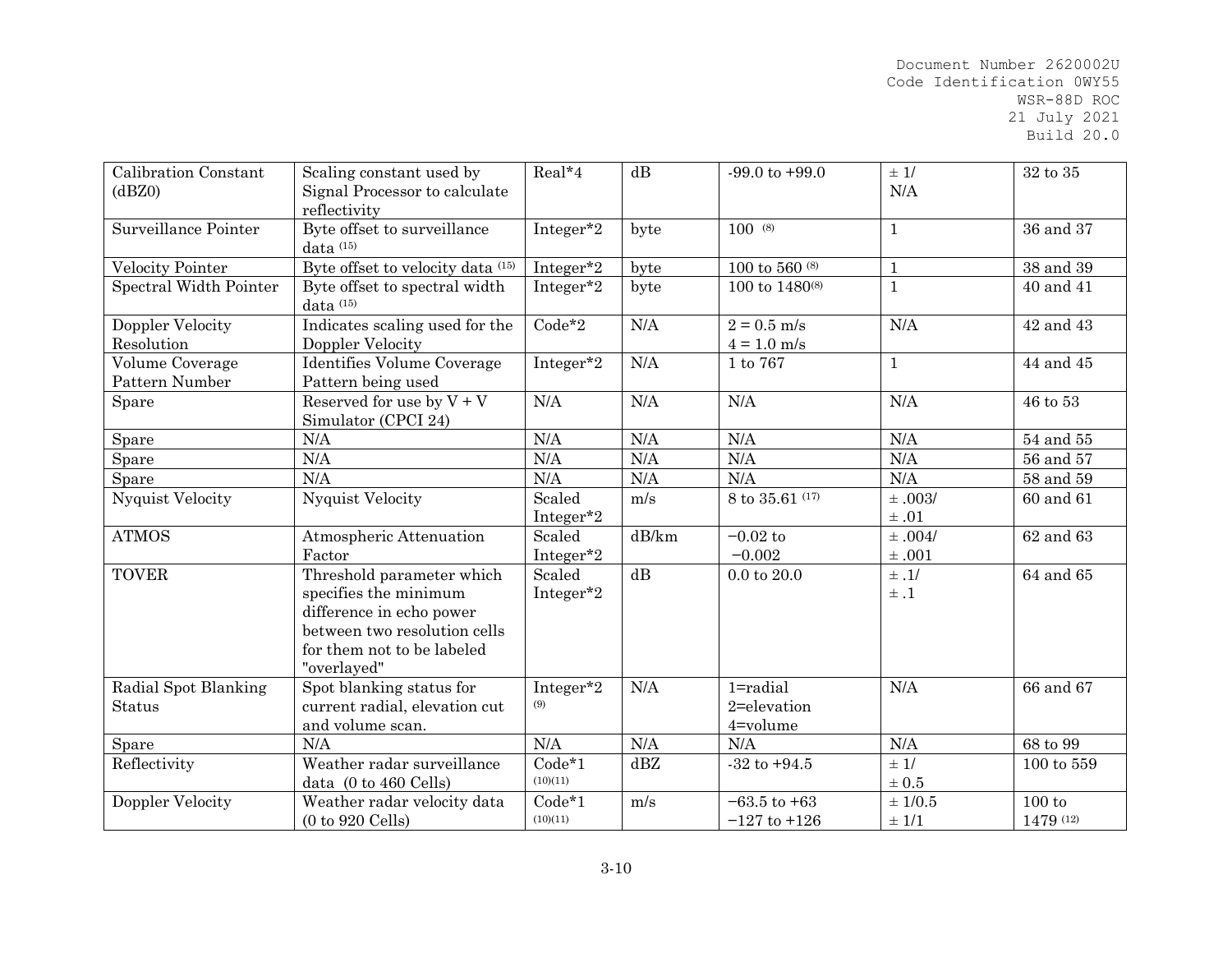| Calibration Constant (dBZ0) | Scaling constant used by Signal Processor to calculate reflectivity | Real*4 | dB | -99.0 to +99.0 | ± 1/ N/A | 32 to 35 |
|---|---|---|---|---|---|---|
| Surveillance Pointer | Byte offset to surveillance data (15) | Integer*2 | byte | 100 (8) | 1 | 36 and 37 |
| Velocity Pointer | Byte offset to velocity data (15) | Integer*2 | byte | 100 to 560 (8) | 1 | 38 and 39 |
| Spectral Width Pointer | Byte offset to spectral width data (15) | Integer*2 | byte | 100 to 1480(8) | 1 | 40 and 41 |
| Doppler Velocity Resolution | Indicates scaling used for the Doppler Velocity | Code*2 | N/A | 2 = 0.5 m/s<br>4 = 1.0 m/s | N/A | 42 and 43 |
| Volume Coverage Pattern Number | Identifies Volume Coverage Pattern being used | Integer*2 | N/A | 1 to 767 | 1 | 44 and 45 |
| Spare | Reserved for use by V + V Simulator (CPCI 24) | N/A | N/A | N/A | N/A | 46 to 53 |
| Spare | N/A | N/A | N/A | N/A | N/A | 54 and 55 |
| Spare | N/A | N/A | N/A | N/A | N/A | 56 and 57 |
| Spare | N/A | N/A | N/A | N/A | N/A | 58 and 59 |
| Nyquist Velocity | Nyquist Velocity | Scaled Integer*2 | m/s | 8 to 35.61 (17) | ± .003/<br>± .01 | 60 and 61 |
| ATMOS | Atmospheric Attenuation Factor | Scaled Integer*2 | dB/km | −0.02 to −0.002 | ± .004/<br>± .001 | 62 and 63 |
| TOVER | Threshold parameter which specifies the minimum difference in echo power between two resolution cells for them not to be labeled "overlayed" | Scaled Integer*2 | dB | 0.0 to 20.0 | ± .1/<br>± .1 | 64 and 65 |
| Radial Spot Blanking Status | Spot blanking status for current radial, elevation cut and volume scan. | Integer*2 (9) | N/A | 1=radial<br>2=elevation<br>4=volume | N/A | 66 and 67 |
| Spare | N/A | N/A | N/A | N/A | N/A | 68 to 99 |
| Reflectivity | Weather radar surveillance data (0 to 460 Cells) | Code*1 (10)(11) | dBZ | -32 to +94.5 | ± 1/<br>± 0.5 | 100 to 559 |
| Doppler Velocity | Weather radar velocity data (0 to 920 Cells) | Code*1 (10)(11) | m/s | −63.5 to +63<br>−127 to +126 | ± 1/0.5<br>± 1/1 | 100 to 1479 (12) |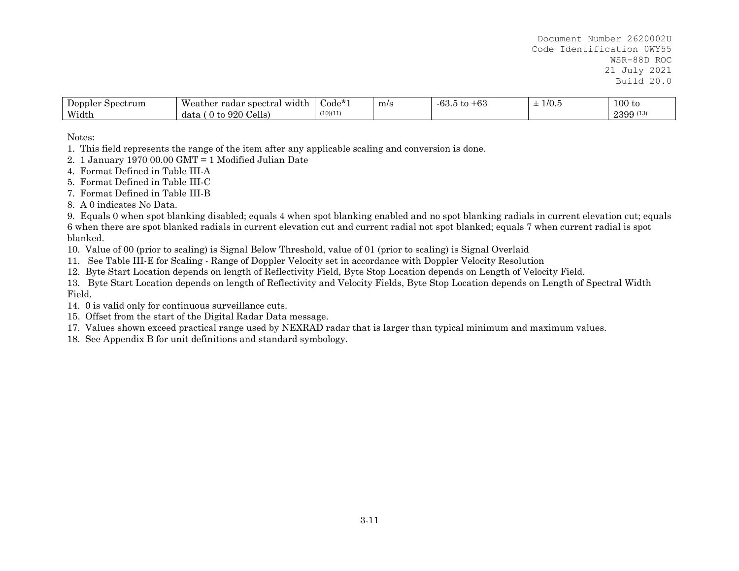| Doppler Spectrum Width | Weather radar spectral width data ( 0 to 920 Cells) | Code*1 (10)(11) | m/s | -63.5 to +63 | ± 1/0.5 | 100 to 2399 (13) |
|---|---|---|---|---|---|---|

Notes:

1. This field represents the range of the item after any applicable scaling and conversion is done.
2. 1 January 1970 00.00 GMT = 1 Modified Julian Date
4. Format Defined in Table III-A
5. Format Defined in Table III-C
7. Format Defined in Table III-B
8. A 0 indicates No Data.
9. Equals 0 when spot blanking disabled; equals 4 when spot blanking enabled and no spot blanking radials in current elevation cut; equals 6 when there are spot blanked radials in current elevation cut and current radial not spot blanked; equals 7 when current radial is spot blanked.
10. Value of 00 (prior to scaling) is Signal Below Threshold, value of 01 (prior to scaling) is Signal Overlaid
11. See Table III-E for Scaling - Range of Doppler Velocity set in accordance with Doppler Velocity Resolution
12. Byte Start Location depends on length of Reflectivity Field, Byte Stop Location depends on Length of Velocity Field.
13. Byte Start Location depends on length of Reflectivity and Velocity Fields, Byte Stop Location depends on Length of Spectral Width Field.
14. 0 is valid only for continuous surveillance cuts.
15. Offset from the start of the Digital Radar Data message.
17. Values shown exceed practical range used by NEXRAD radar that is larger than typical minimum and maximum values.
18. See Appendix B for unit definitions and standard symbology.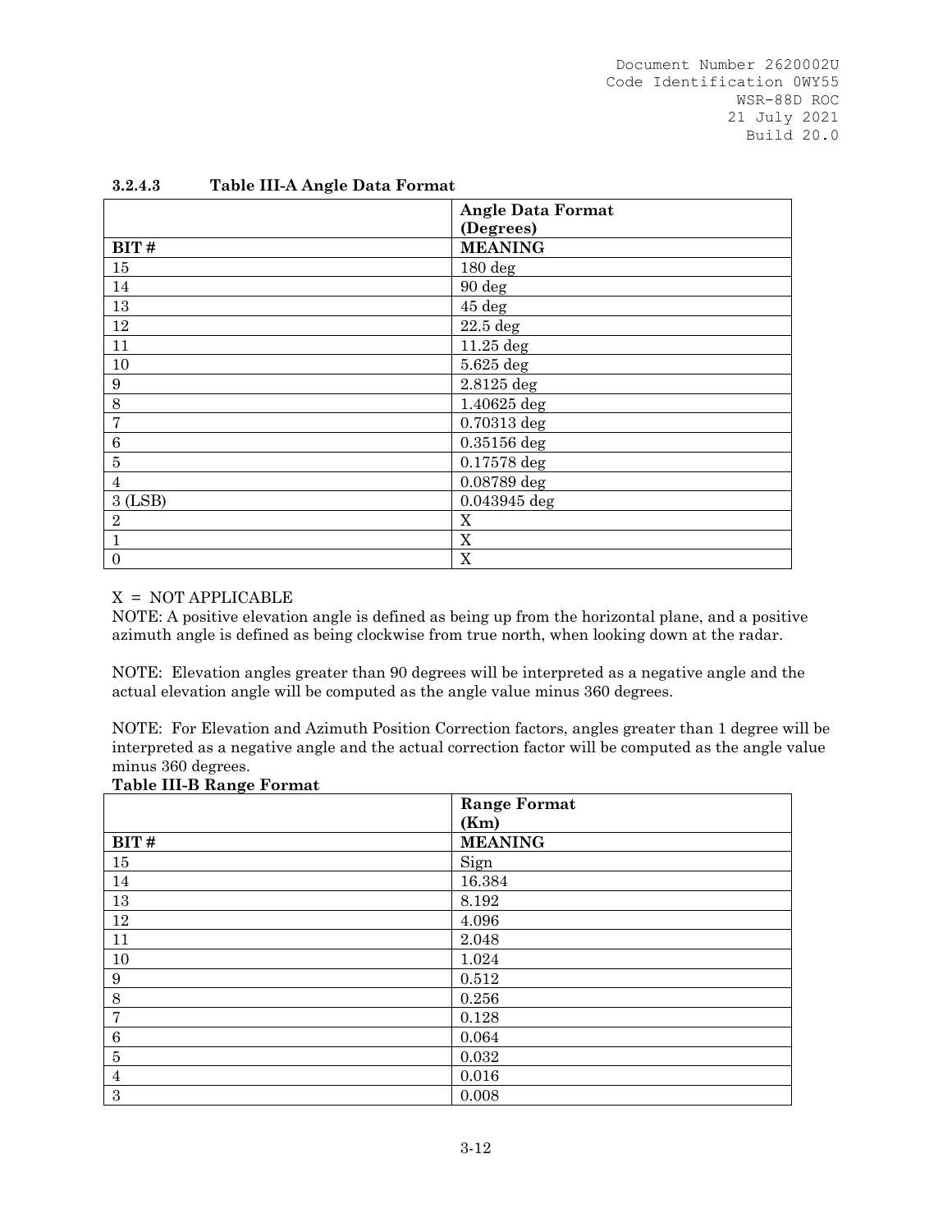### 3.2.4.3 Table III-A Angle Data Format

| | Angle Data Format (Degrees) |
|---|---|
| **BIT #** | **MEANING** |
| 15 | 180 deg |
| 14 | 90 deg |
| 13 | 45 deg |
| 12 | 22.5 deg |
| 11 | 11.25 deg |
| 10 | 5.625 deg |
| 9 | 2.8125 deg |
| 8 | 1.40625 deg |
| 7 | 0.70313 deg |
| 6 | 0.35156 deg |
| 5 | 0.17578 deg |
| 4 | 0.08789 deg |
| 3 (LSB) | 0.043945 deg |
| 2 | X |
| 1 | X |
| 0 | X |

X = NOT APPLICABLE

NOTE: A positive elevation angle is defined as being up from the horizontal plane, and a positive azimuth angle is defined as being clockwise from true north, when looking down at the radar.

NOTE: Elevation angles greater than 90 degrees will be interpreted as a negative angle and the actual elevation angle will be computed as the angle value minus 360 degrees.

NOTE: For Elevation and Azimuth Position Correction factors, angles greater than 1 degree will be interpreted as a negative angle and the actual correction factor will be computed as the angle value minus 360 degrees.

**Table III-B Range Format**

| | Range Format (Km) |
|---|---|
| **BIT #** | **MEANING** |
| 15 | Sign |
| 14 | 16.384 |
| 13 | 8.192 |
| 12 | 4.096 |
| 11 | 2.048 |
| 10 | 1.024 |
| 9 | 0.512 |
| 8 | 0.256 |
| 7 | 0.128 |
| 6 | 0.064 |
| 5 | 0.032 |
| 4 | 0.016 |
| 3 | 0.008 |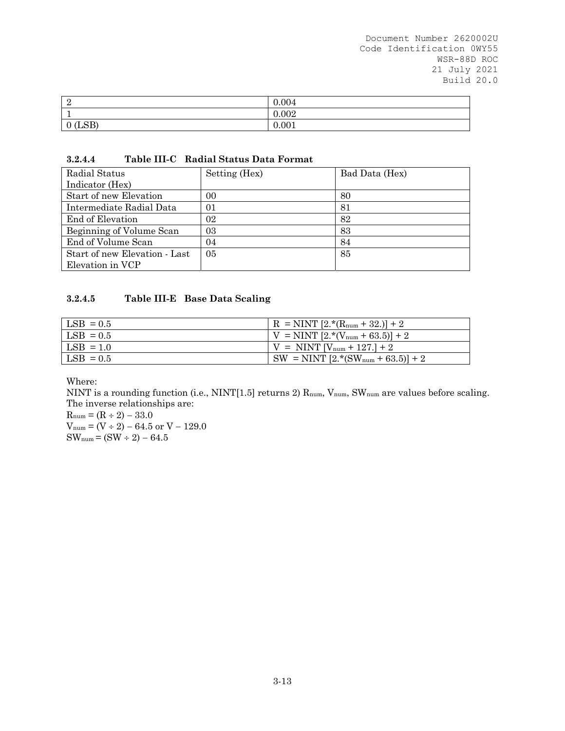| 2 | 0.004 |
|---|---|
| 1 | 0.002 |
| 0 (LSB) | 0.001 |

### 3.2.4.4 Table III-C Radial Status Data Format

| Radial Status Indicator (Hex) | Setting (Hex) | Bad Data (Hex) |
|---|---|---|
| Start of new Elevation | 00 | 80 |
| Intermediate Radial Data | 01 | 81 |
| End of Elevation | 02 | 82 |
| Beginning of Volume Scan | 03 | 83 |
| End of Volume Scan | 04 | 84 |
| Start of new Elevation - Last Elevation in VCP | 05 | 85 |

### 3.2.4.5 Table III-E Base Data Scaling

| | |
|---|---|
| LSB = 0.5 | $R = \text{NINT}\ [2.*(R_{num} + 32.)] + 2$ |
| LSB = 0.5 | $V = \text{NINT}\ [2.*(V_{num} + 63.5)] + 2$ |
| LSB = 1.0 | $V = \text{NINT}\ [V_{num} + 127.] + 2$ |
| LSB = 0.5 | $SW = \text{NINT}\ [2.*(SW_{num} + 63.5)] + 2$ |

Where:

NINT is a rounding function (i.e., NINT[1.5] returns 2) $R_{num}$, $V_{num}$, $SW_{num}$ are values before scaling.

The inverse relationships are:

$R_{num} = (R \div 2) - 33.0$

$V_{num} = (V \div 2) - 64.5$ or $V - 129.0$

$SW_{num} = (SW \div 2) - 64.5$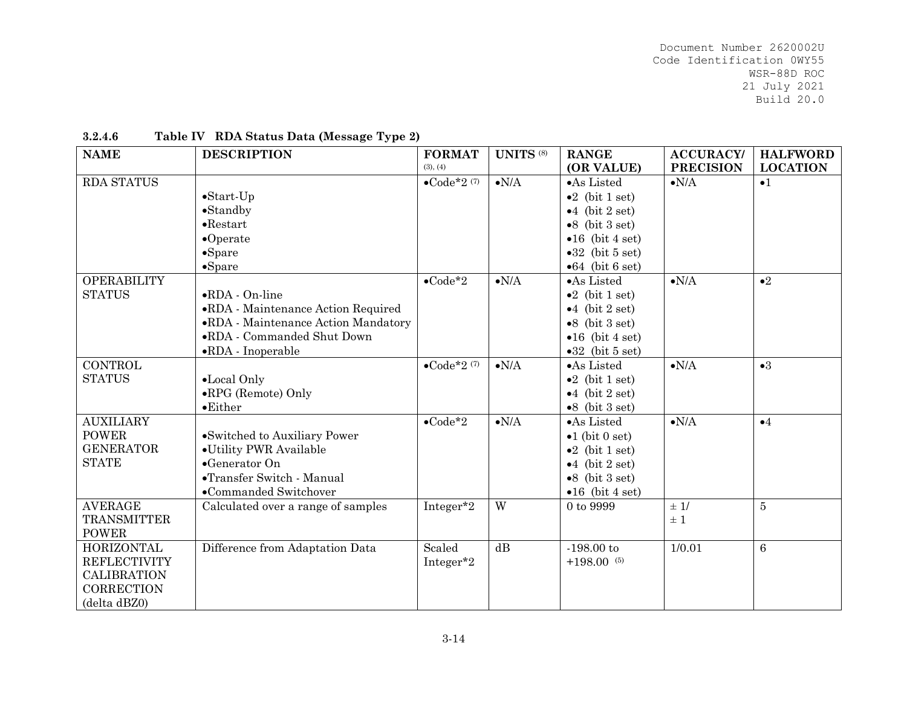### 3.2.4.6 Table IV RDA Status Data (Message Type 2)

| NAME | DESCRIPTION | FORMAT (3), (4) | UNITS (8) | RANGE (OR VALUE) | ACCURACY/ PRECISION | HALFWORD LOCATION |
|---|---|---|---|---|---|---|
| RDA STATUS | •Start-Up<br>•Standby<br>•Restart<br>•Operate<br>•Spare<br>•Spare | •Code*2 (7) | •N/A | •As Listed<br>•2 (bit 1 set)<br>•4 (bit 2 set)<br>•8 (bit 3 set)<br>•16 (bit 4 set)<br>•32 (bit 5 set)<br>•64 (bit 6 set) | •N/A | •1 |
| OPERABILITY STATUS | •RDA - On-line<br>•RDA - Maintenance Action Required<br>•RDA - Maintenance Action Mandatory<br>•RDA - Commanded Shut Down<br>•RDA - Inoperable | •Code*2 | •N/A | •As Listed<br>•2 (bit 1 set)<br>•4 (bit 2 set)<br>•8 (bit 3 set)<br>•16 (bit 4 set)<br>•32 (bit 5 set) | •N/A | •2 |
| CONTROL STATUS | •Local Only<br>•RPG (Remote) Only<br>•Either | •Code*2 (7) | •N/A | •As Listed<br>•2 (bit 1 set)<br>•4 (bit 2 set)<br>•8 (bit 3 set) | •N/A | •3 |
| AUXILIARY POWER GENERATOR STATE | •Switched to Auxiliary Power<br>•Utility PWR Available<br>•Generator On<br>•Transfer Switch - Manual<br>•Commanded Switchover | •Code*2 | •N/A | •As Listed<br>•1 (bit 0 set)<br>•2 (bit 1 set)<br>•4 (bit 2 set)<br>•8 (bit 3 set)<br>•16 (bit 4 set) | •N/A | •4 |
| AVERAGE TRANSMITTER POWER | Calculated over a range of samples | Integer*2 | W | 0 to 9999 | ± 1/<br>± 1 | 5 |
| HORIZONTAL REFLECTIVITY CALIBRATION CORRECTION (delta dBZ0) | Difference from Adaptation Data | Scaled Integer*2 | dB | -198.00 to +198.00 (5) | 1/0.01 | 6 |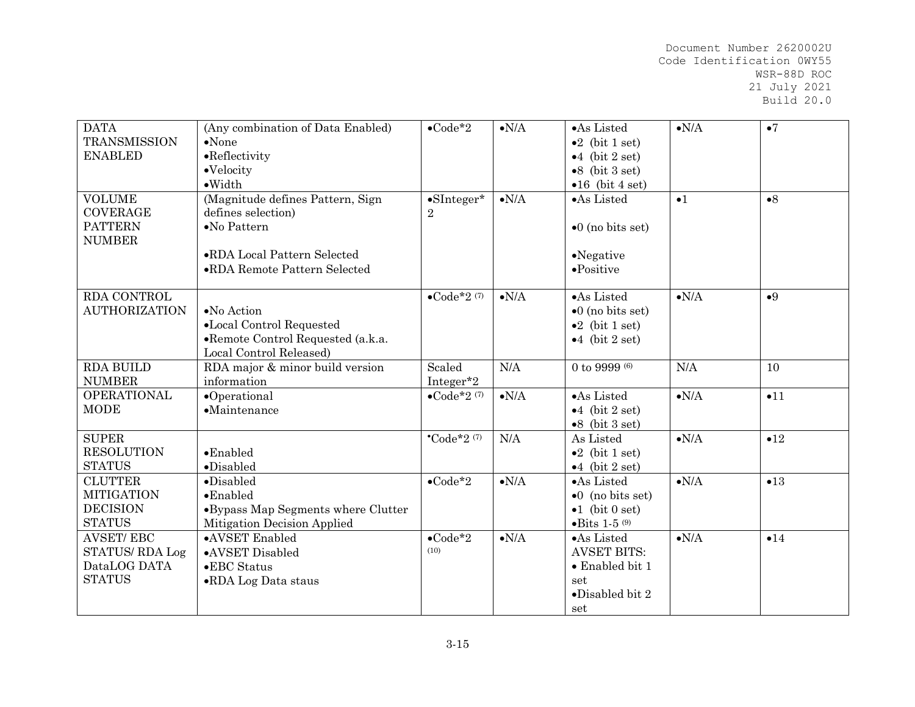| DATA TRANSMISSION ENABLED | (Any combination of Data Enabled) •None •Reflectivity •Velocity •Width | •Code*2 | •N/A | •As Listed •2 (bit 1 set) •4 (bit 2 set) •8 (bit 3 set) •16 (bit 4 set) | •N/A | •7 |
|---|---|---|---|---|---|---|
| VOLUME COVERAGE PATTERN NUMBER | (Magnitude defines Pattern, Sign defines selection) •No Pattern •RDA Local Pattern Selected •RDA Remote Pattern Selected | •SInteger*2 | •N/A | •As Listed •0 (no bits set) •Negative •Positive | •1 | •8 |
| RDA CONTROL AUTHORIZATION | •No Action •Local Control Requested •Remote Control Requested (a.k.a. Local Control Released) | •Code*2 (7) | •N/A | •As Listed •0 (no bits set) •2 (bit 1 set) •4 (bit 2 set) | •N/A | •9 |
| RDA BUILD NUMBER | RDA major & minor build version information | Scaled Integer*2 | N/A | 0 to 9999 (6) | N/A | 10 |
| OPERATIONAL MODE | •Operational •Maintenance | •Code*2 (7) | •N/A | •As Listed •4 (bit 2 set) •8 (bit 3 set) | •N/A | •11 |
| SUPER RESOLUTION STATUS | •Enabled •Disabled | •Code*2 (7) | N/A | As Listed •2 (bit 1 set) •4 (bit 2 set) | •N/A | •12 |
| CLUTTER MITIGATION DECISION STATUS | •Disabled •Enabled •Bypass Map Segments where Clutter Mitigation Decision Applied | •Code*2 | •N/A | •As Listed •0 (no bits set) •1 (bit 0 set) •Bits 1-5 (9) | •N/A | •13 |
| AVSET/ EBC STATUS/ RDA Log DataLOG DATA STATUS | •AVSET Enabled •AVSET Disabled •EBC Status •RDA Log Data staus | •Code*2 (10) | •N/A | •As Listed AVSET BITS: • Enabled bit 1 set •Disabled bit 2 set | •N/A | •14 |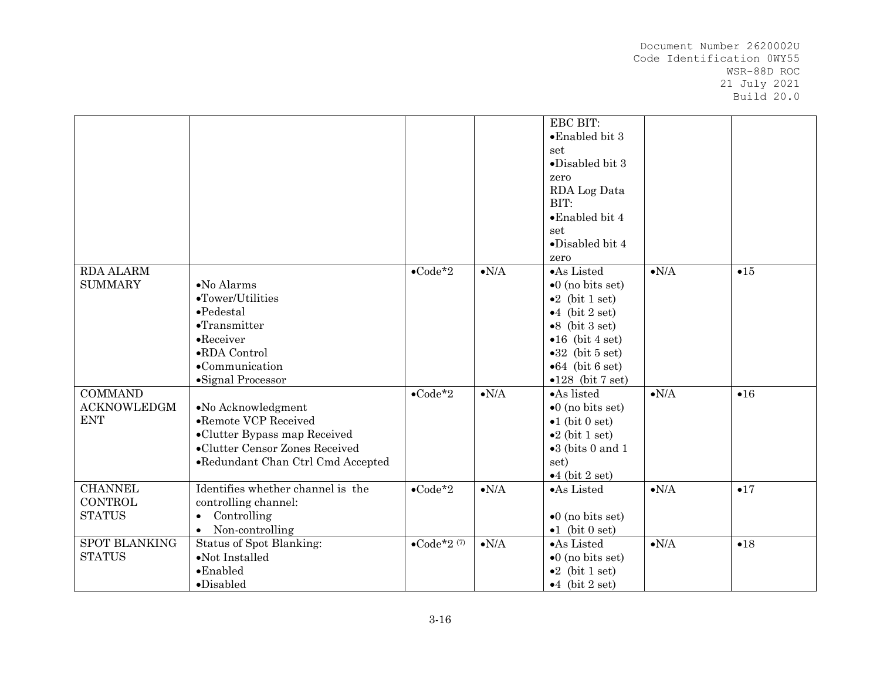| | | | | | | |
|---|---|---|---|---|---|---|
| | | | | EBC BIT:<br>•Enabled bit 3 set<br>•Disabled bit 3 zero<br>RDA Log Data BIT:<br>•Enabled bit 4 set<br>•Disabled bit 4 zero | | |
| RDA ALARM SUMMARY | •No Alarms<br>•Tower/Utilities<br>•Pedestal<br>•Transmitter<br>•Receiver<br>•RDA Control<br>•Communication<br>•Signal Processor | •Code*2 | •N/A | •As Listed<br>•0 (no bits set)<br>•2 (bit 1 set)<br>•4 (bit 2 set)<br>•8 (bit 3 set)<br>•16 (bit 4 set)<br>•32 (bit 5 set)<br>•64 (bit 6 set)<br>•128 (bit 7 set) | •N/A | •15 |
| COMMAND ACKNOWLEDGMENT | •No Acknowledgment<br>•Remote VCP Received<br>•Clutter Bypass map Received<br>•Clutter Censor Zones Received<br>•Redundant Chan Ctrl Cmd Accepted | •Code*2 | •N/A | •As listed<br>•0 (no bits set)<br>•1 (bit 0 set)<br>•2 (bit 1 set)<br>•3 (bits 0 and 1 set)<br>•4 (bit 2 set) | •N/A | •16 |
| CHANNEL CONTROL STATUS | Identifies whether channel is the controlling channel:<br>• Controlling<br>• Non-controlling | •Code*2 | •N/A | •As Listed<br><br>•0 (no bits set)<br>•1 (bit 0 set) | •N/A | •17 |
| SPOT BLANKING STATUS | Status of Spot Blanking:<br>•Not Installed<br>•Enabled<br>•Disabled | •Code*2 (7) | •N/A | •As Listed<br>•0 (no bits set)<br>•2 (bit 1 set)<br>•4 (bit 2 set) | •N/A | •18 |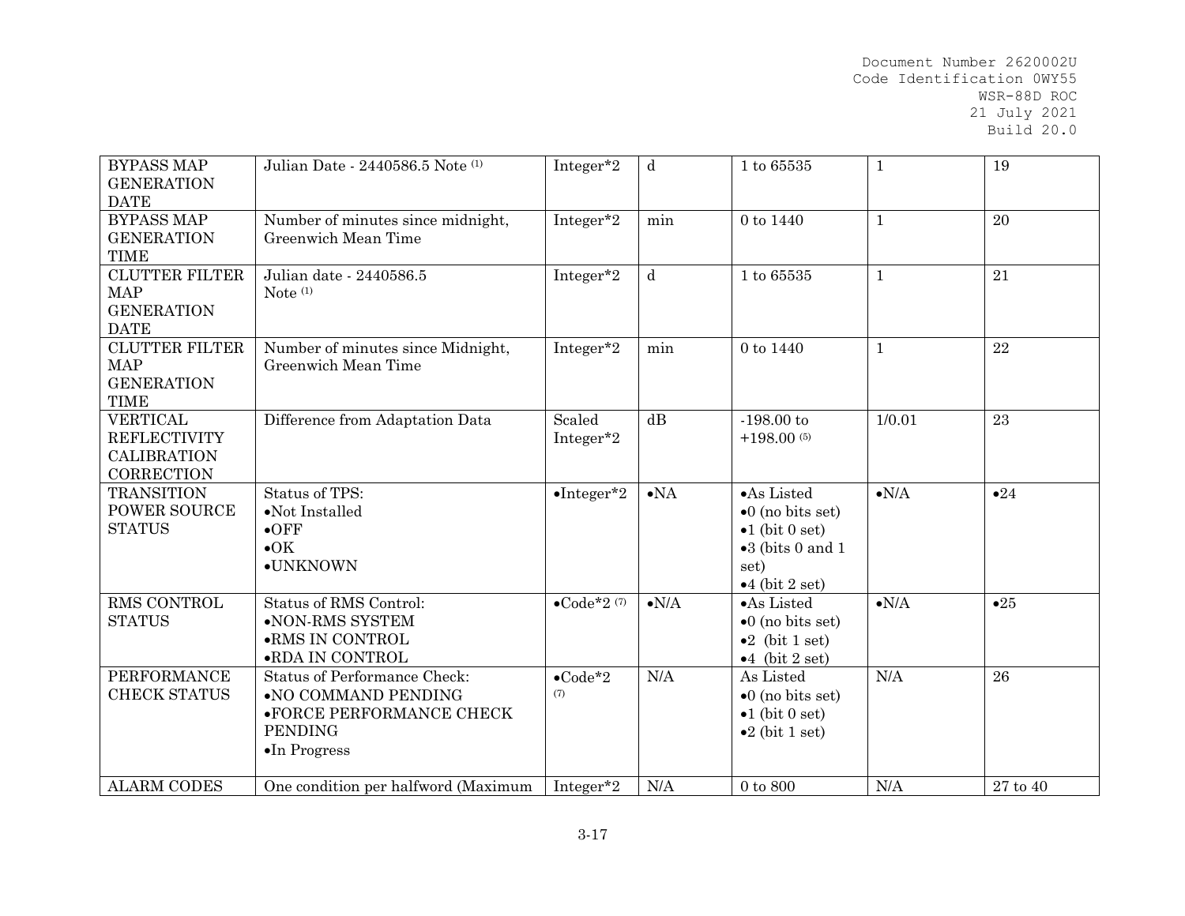| BYPASS MAP GENERATION DATE | Julian Date - 2440586.5 Note [1] | Integer*2 | d | 1 to 65535 | 1 | 19 |
|---|---|---|---|---|---|---|
| BYPASS MAP GENERATION TIME | Number of minutes since midnight, Greenwich Mean Time | Integer*2 | min | 0 to 1440 | 1 | 20 |
| CLUTTER FILTER MAP GENERATION DATE | Julian date - 2440586.5 Note [1] | Integer*2 | d | 1 to 65535 | 1 | 21 |
| CLUTTER FILTER MAP GENERATION TIME | Number of minutes since Midnight, Greenwich Mean Time | Integer*2 | min | 0 to 1440 | 1 | 22 |
| VERTICAL REFLECTIVITY CALIBRATION CORRECTION | Difference from Adaptation Data | Scaled Integer*2 | dB | -198.00 to +198.00 [5] | 1/0.01 | 23 |
| TRANSITION POWER SOURCE STATUS | Status of TPS:<br>•Not Installed<br>•OFF<br>•OK<br>•UNKNOWN | •Integer*2 | •NA | •As Listed<br>•0 (no bits set)<br>•1 (bit 0 set)<br>•3 (bits 0 and 1 set)<br>•4 (bit 2 set) | •N/A | •24 |
| RMS CONTROL STATUS | Status of RMS Control:<br>•NON-RMS SYSTEM<br>•RMS IN CONTROL<br>•RDA IN CONTROL | •Code*2 [7] | •N/A | •As Listed<br>•0 (no bits set)<br>•2 (bit 1 set)<br>•4 (bit 2 set) | •N/A | •25 |
| PERFORMANCE CHECK STATUS | Status of Performance Check:<br>•NO COMMAND PENDING<br>•FORCE PERFORMANCE CHECK PENDING<br>•In Progress | •Code*2 [7] | N/A | As Listed<br>•0 (no bits set)<br>•1 (bit 0 set)<br>•2 (bit 1 set) | N/A | 26 |
| ALARM CODES | One condition per halfword (Maximum | Integer*2 | N/A | 0 to 800 | N/A | 27 to 40 |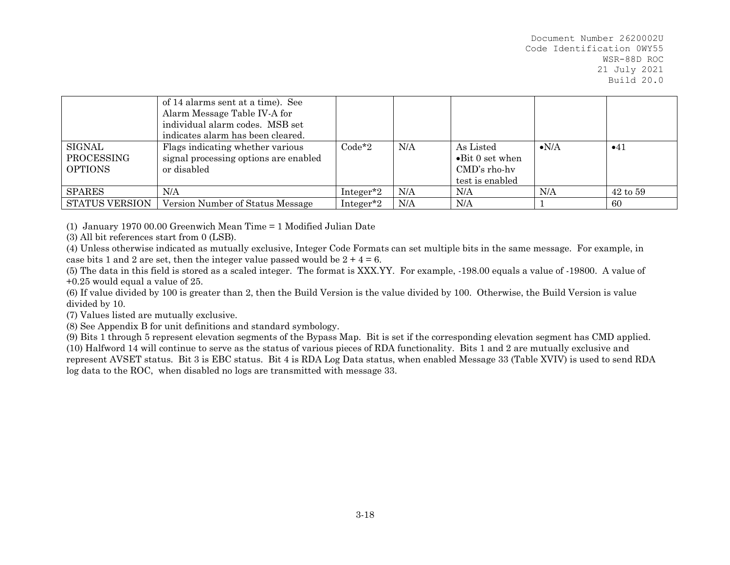| | of 14 alarms sent at a time). See Alarm Message Table IV-A for individual alarm codes. MSB set indicates alarm has been cleared. | | | | | |
|---|---|---|---|---|---|---|
| SIGNAL PROCESSING OPTIONS | Flags indicating whether various signal processing options are enabled or disabled | Code*2 | N/A | As Listed •Bit 0 set when CMD's rho-hv test is enabled | •N/A | •41 |
| SPARES | N/A | Integer*2 | N/A | N/A | N/A | 42 to 59 |
| STATUS VERSION | Version Number of Status Message | Integer*2 | N/A | N/A | 1 | 60 |

(1) January 1970 00.00 Greenwich Mean Time = 1 Modified Julian Date

(3) All bit references start from 0 (LSB).

(4) Unless otherwise indicated as mutually exclusive, Integer Code Formats can set multiple bits in the same message. For example, in case bits 1 and 2 are set, then the integer value passed would be 2 + 4 = 6.

(5) The data in this field is stored as a scaled integer. The format is XXX.YY. For example, -198.00 equals a value of -19800. A value of +0.25 would equal a value of 25.

(6) If value divided by 100 is greater than 2, then the Build Version is the value divided by 100. Otherwise, the Build Version is value divided by 10.

(7) Values listed are mutually exclusive.

(8) See Appendix B for unit definitions and standard symbology.

(9) Bits 1 through 5 represent elevation segments of the Bypass Map. Bit is set if the corresponding elevation segment has CMD applied.

(10) Halfword 14 will continue to serve as the status of various pieces of RDA functionality. Bits 1 and 2 are mutually exclusive and represent AVSET status. Bit 3 is EBC status. Bit 4 is RDA Log Data status, when enabled Message 33 (Table XVIV) is used to send RDA log data to the ROC, when disabled no logs are transmitted with message 33.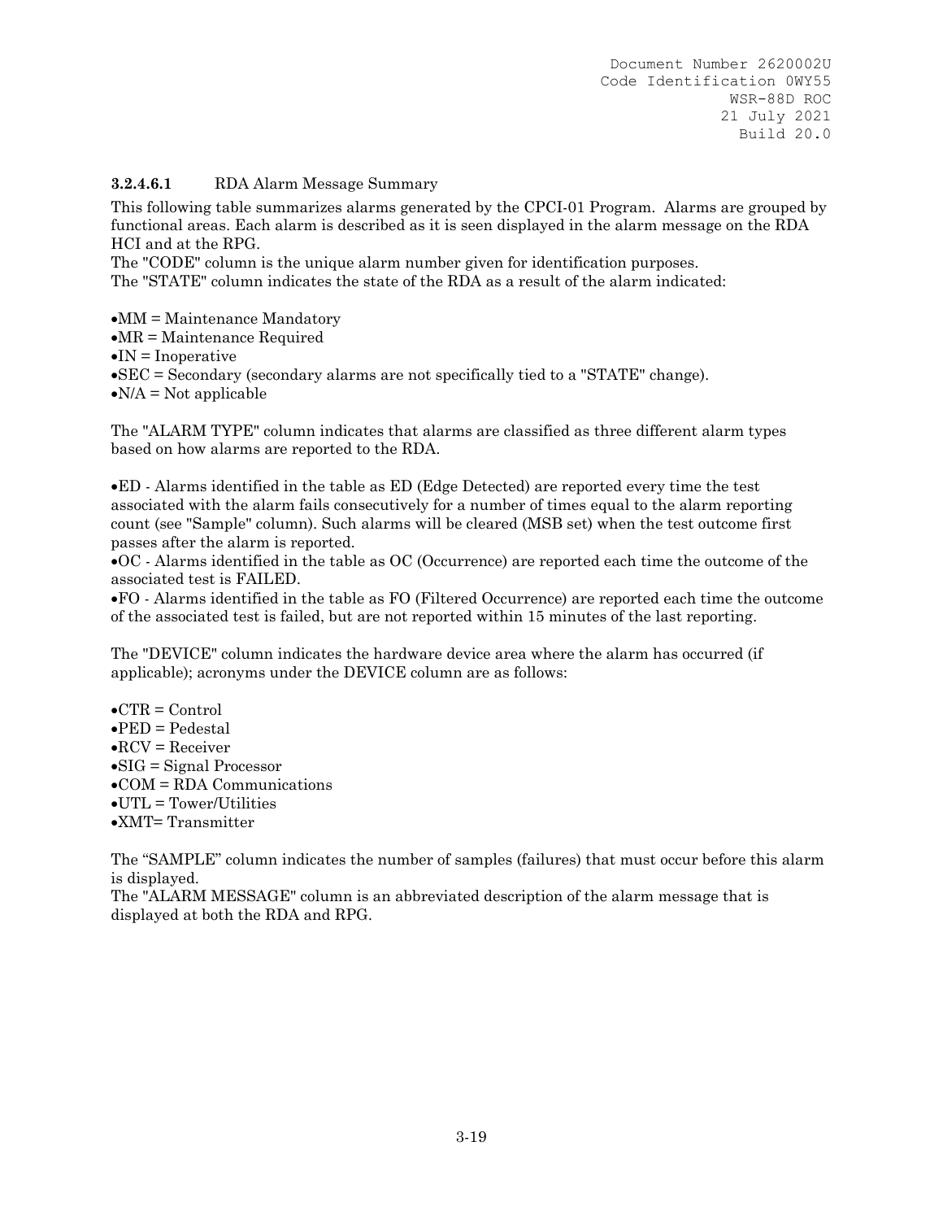### 3.2.4.6.1 RDA Alarm Message Summary

This following table summarizes alarms generated by the CPCI-01 Program. Alarms are grouped by functional areas. Each alarm is described as it is seen displayed in the alarm message on the RDA HCI and at the RPG.
The "CODE" column is the unique alarm number given for identification purposes.
The "STATE" column indicates the state of the RDA as a result of the alarm indicated:

- MM = Maintenance Mandatory
- MR = Maintenance Required
- IN = Inoperative
- SEC = Secondary (secondary alarms are not specifically tied to a "STATE" change).
- N/A = Not applicable

The "ALARM TYPE" column indicates that alarms are classified as three different alarm types based on how alarms are reported to the RDA.

- ED - Alarms identified in the table as ED (Edge Detected) are reported every time the test associated with the alarm fails consecutively for a number of times equal to the alarm reporting count (see "Sample" column). Such alarms will be cleared (MSB set) when the test outcome first passes after the alarm is reported.
- OC - Alarms identified in the table as OC (Occurrence) are reported each time the outcome of the associated test is FAILED.
- FO - Alarms identified in the table as FO (Filtered Occurrence) are reported each time the outcome of the associated test is failed, but are not reported within 15 minutes of the last reporting.

The "DEVICE" column indicates the hardware device area where the alarm has occurred (if applicable); acronyms under the DEVICE column are as follows:

- CTR = Control
- PED = Pedestal
- RCV = Receiver
- SIG = Signal Processor
- COM = RDA Communications
- UTL = Tower/Utilities
- XMT= Transmitter

The "SAMPLE" column indicates the number of samples (failures) that must occur before this alarm is displayed.
The "ALARM MESSAGE" column is an abbreviated description of the alarm message that is displayed at both the RDA and RPG.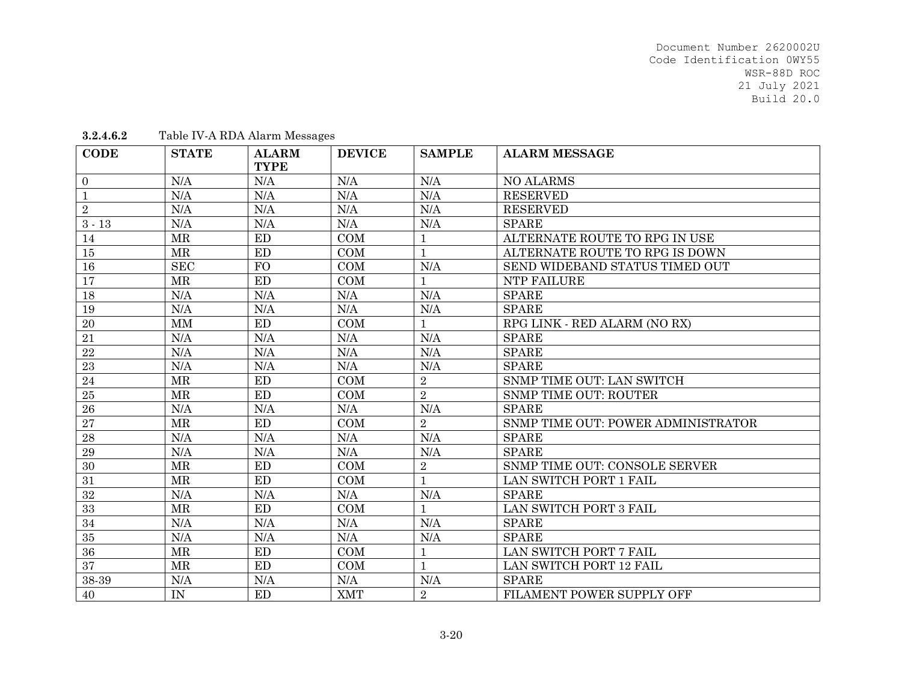**3.2.4.6.2** Table IV-A RDA Alarm Messages

| CODE | STATE | ALARM TYPE | DEVICE | SAMPLE | ALARM MESSAGE |
|---|---|---|---|---|---|
| 0 | N/A | N/A | N/A | N/A | NO ALARMS |
| 1 | N/A | N/A | N/A | N/A | RESERVED |
| 2 | N/A | N/A | N/A | N/A | RESERVED |
| 3 - 13 | N/A | N/A | N/A | N/A | SPARE |
| 14 | MR | ED | COM | 1 | ALTERNATE ROUTE TO RPG IN USE |
| 15 | MR | ED | COM | 1 | ALTERNATE ROUTE TO RPG IS DOWN |
| 16 | SEC | FO | COM | N/A | SEND WIDEBAND STATUS TIMED OUT |
| 17 | MR | ED | COM | 1 | NTP FAILURE |
| 18 | N/A | N/A | N/A | N/A | SPARE |
| 19 | N/A | N/A | N/A | N/A | SPARE |
| 20 | MM | ED | COM | 1 | RPG LINK - RED ALARM (NO RX) |
| 21 | N/A | N/A | N/A | N/A | SPARE |
| 22 | N/A | N/A | N/A | N/A | SPARE |
| 23 | N/A | N/A | N/A | N/A | SPARE |
| 24 | MR | ED | COM | 2 | SNMP TIME OUT: LAN SWITCH |
| 25 | MR | ED | COM | 2 | SNMP TIME OUT: ROUTER |
| 26 | N/A | N/A | N/A | N/A | SPARE |
| 27 | MR | ED | COM | 2 | SNMP TIME OUT: POWER ADMINISTRATOR |
| 28 | N/A | N/A | N/A | N/A | SPARE |
| 29 | N/A | N/A | N/A | N/A | SPARE |
| 30 | MR | ED | COM | 2 | SNMP TIME OUT: CONSOLE SERVER |
| 31 | MR | ED | COM | 1 | LAN SWITCH PORT 1 FAIL |
| 32 | N/A | N/A | N/A | N/A | SPARE |
| 33 | MR | ED | COM | 1 | LAN SWITCH PORT 3 FAIL |
| 34 | N/A | N/A | N/A | N/A | SPARE |
| 35 | N/A | N/A | N/A | N/A | SPARE |
| 36 | MR | ED | COM | 1 | LAN SWITCH PORT 7 FAIL |
| 37 | MR | ED | COM | 1 | LAN SWITCH PORT 12 FAIL |
| 38-39 | N/A | N/A | N/A | N/A | SPARE |
| 40 | IN | ED | XMT | 2 | FILAMENT POWER SUPPLY OFF |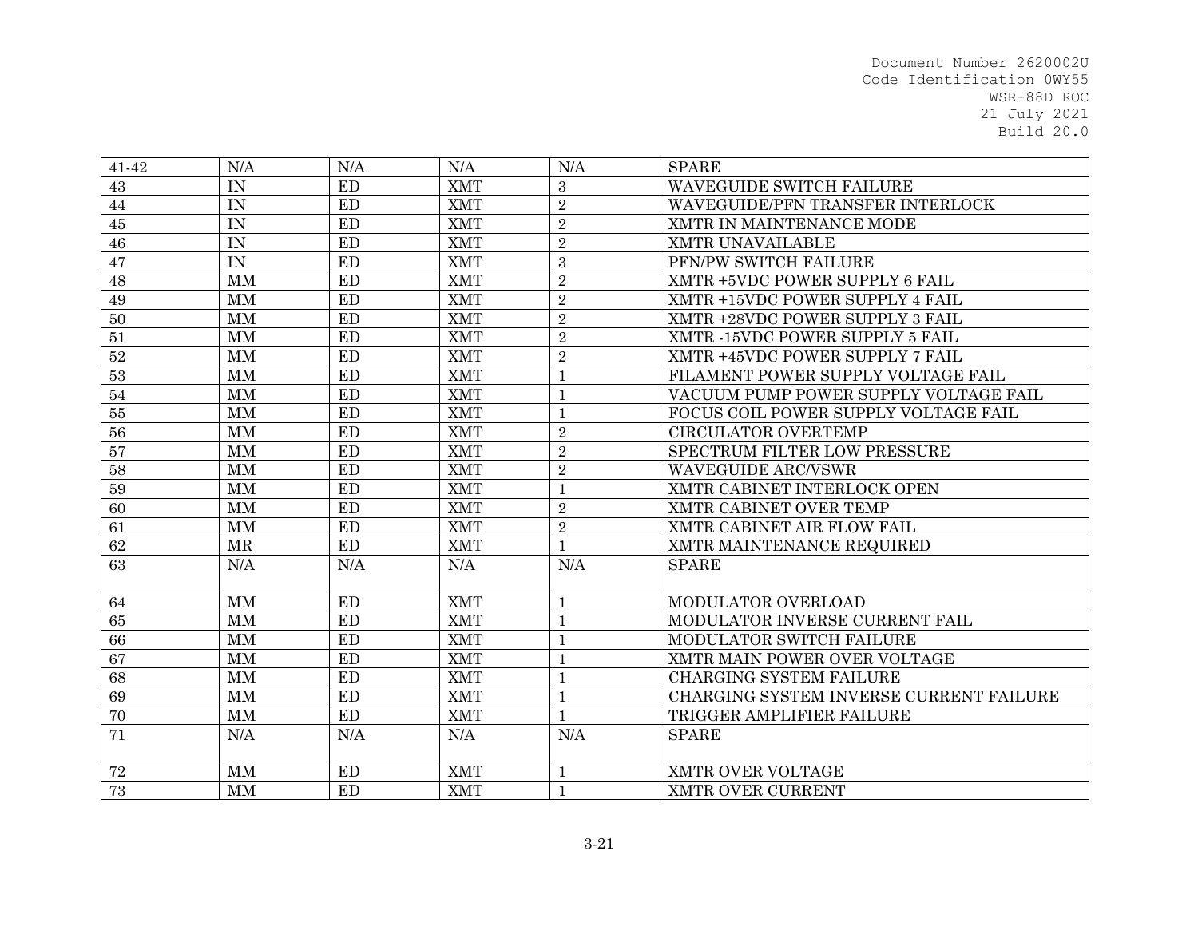| 41-42 | N/A | N/A | N/A | N/A | SPARE |
|---|---|---|---|---|---|
| 43 | IN | ED | XMT | 3 | WAVEGUIDE SWITCH FAILURE |
| 44 | IN | ED | XMT | 2 | WAVEGUIDE/PFN TRANSFER INTERLOCK |
| 45 | IN | ED | XMT | 2 | XMTR IN MAINTENANCE MODE |
| 46 | IN | ED | XMT | 2 | XMTR UNAVAILABLE |
| 47 | IN | ED | XMT | 3 | PFN/PW SWITCH FAILURE |
| 48 | MM | ED | XMT | 2 | XMTR +5VDC POWER SUPPLY 6 FAIL |
| 49 | MM | ED | XMT | 2 | XMTR +15VDC POWER SUPPLY 4 FAIL |
| 50 | MM | ED | XMT | 2 | XMTR +28VDC POWER SUPPLY 3 FAIL |
| 51 | MM | ED | XMT | 2 | XMTR -15VDC POWER SUPPLY 5 FAIL |
| 52 | MM | ED | XMT | 2 | XMTR +45VDC POWER SUPPLY 7 FAIL |
| 53 | MM | ED | XMT | 1 | FILAMENT POWER SUPPLY VOLTAGE FAIL |
| 54 | MM | ED | XMT | 1 | VACUUM PUMP POWER SUPPLY VOLTAGE FAIL |
| 55 | MM | ED | XMT | 1 | FOCUS COIL POWER SUPPLY VOLTAGE FAIL |
| 56 | MM | ED | XMT | 2 | CIRCULATOR OVERTEMP |
| 57 | MM | ED | XMT | 2 | SPECTRUM FILTER LOW PRESSURE |
| 58 | MM | ED | XMT | 2 | WAVEGUIDE ARC/VSWR |
| 59 | MM | ED | XMT | 1 | XMTR CABINET INTERLOCK OPEN |
| 60 | MM | ED | XMT | 2 | XMTR CABINET OVER TEMP |
| 61 | MM | ED | XMT | 2 | XMTR CABINET AIR FLOW FAIL |
| 62 | MR | ED | XMT | 1 | XMTR MAINTENANCE REQUIRED |
| 63 | N/A | N/A | N/A | N/A | SPARE |
| 64 | MM | ED | XMT | 1 | MODULATOR OVERLOAD |
| 65 | MM | ED | XMT | 1 | MODULATOR INVERSE CURRENT FAIL |
| 66 | MM | ED | XMT | 1 | MODULATOR SWITCH FAILURE |
| 67 | MM | ED | XMT | 1 | XMTR MAIN POWER OVER VOLTAGE |
| 68 | MM | ED | XMT | 1 | CHARGING SYSTEM FAILURE |
| 69 | MM | ED | XMT | 1 | CHARGING SYSTEM INVERSE CURRENT FAILURE |
| 70 | MM | ED | XMT | 1 | TRIGGER AMPLIFIER FAILURE |
| 71 | N/A | N/A | N/A | N/A | SPARE |
| 72 | MM | ED | XMT | 1 | XMTR OVER VOLTAGE |
| 73 | MM | ED | XMT | 1 | XMTR OVER CURRENT |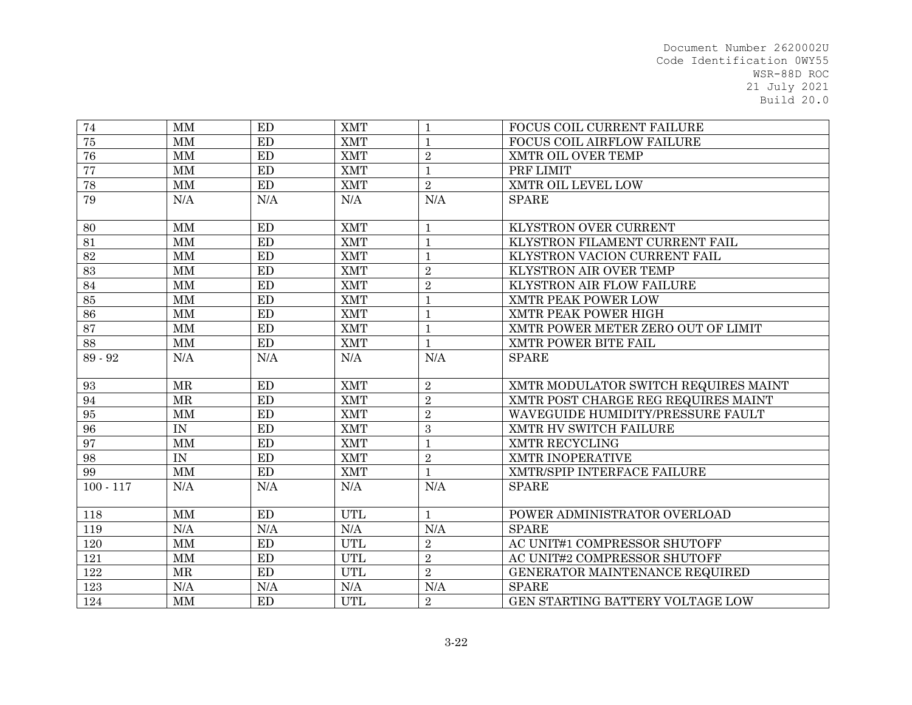| 74 | MM | ED | XMT | 1 | FOCUS COIL CURRENT FAILURE |
|---|---|---|---|---|---|
| 75 | MM | ED | XMT | 1 | FOCUS COIL AIRFLOW FAILURE |
| 76 | MM | ED | XMT | 2 | XMTR OIL OVER TEMP |
| 77 | MM | ED | XMT | 1 | PRF LIMIT |
| 78 | MM | ED | XMT | 2 | XMTR OIL LEVEL LOW |
| 79 | N/A | N/A | N/A | N/A | SPARE |
| 80 | MM | ED | XMT | 1 | KLYSTRON OVER CURRENT |
| 81 | MM | ED | XMT | 1 | KLYSTRON FILAMENT CURRENT FAIL |
| 82 | MM | ED | XMT | 1 | KLYSTRON VACION CURRENT FAIL |
| 83 | MM | ED | XMT | 2 | KLYSTRON AIR OVER TEMP |
| 84 | MM | ED | XMT | 2 | KLYSTRON AIR FLOW FAILURE |
| 85 | MM | ED | XMT | 1 | XMTR PEAK POWER LOW |
| 86 | MM | ED | XMT | 1 | XMTR PEAK POWER HIGH |
| 87 | MM | ED | XMT | 1 | XMTR POWER METER ZERO OUT OF LIMIT |
| 88 | MM | ED | XMT | 1 | XMTR POWER BITE FAIL |
| 89 - 92 | N/A | N/A | N/A | N/A | SPARE |
| 93 | MR | ED | XMT | 2 | XMTR MODULATOR SWITCH REQUIRES MAINT |
| 94 | MR | ED | XMT | 2 | XMTR POST CHARGE REG REQUIRES MAINT |
| 95 | MM | ED | XMT | 2 | WAVEGUIDE HUMIDITY/PRESSURE FAULT |
| 96 | IN | ED | XMT | 3 | XMTR HV SWITCH FAILURE |
| 97 | MM | ED | XMT | 1 | XMTR RECYCLING |
| 98 | IN | ED | XMT | 2 | XMTR INOPERATIVE |
| 99 | MM | ED | XMT | 1 | XMTR/SPIP INTERFACE FAILURE |
| 100 - 117 | N/A | N/A | N/A | N/A | SPARE |
| 118 | MM | ED | UTL | 1 | POWER ADMINISTRATOR OVERLOAD |
| 119 | N/A | N/A | N/A | N/A | SPARE |
| 120 | MM | ED | UTL | 2 | AC UNIT#1 COMPRESSOR SHUTOFF |
| 121 | MM | ED | UTL | 2 | AC UNIT#2 COMPRESSOR SHUTOFF |
| 122 | MR | ED | UTL | 2 | GENERATOR MAINTENANCE REQUIRED |
| 123 | N/A | N/A | N/A | N/A | SPARE |
| 124 | MM | ED | UTL | 2 | GEN STARTING BATTERY VOLTAGE LOW |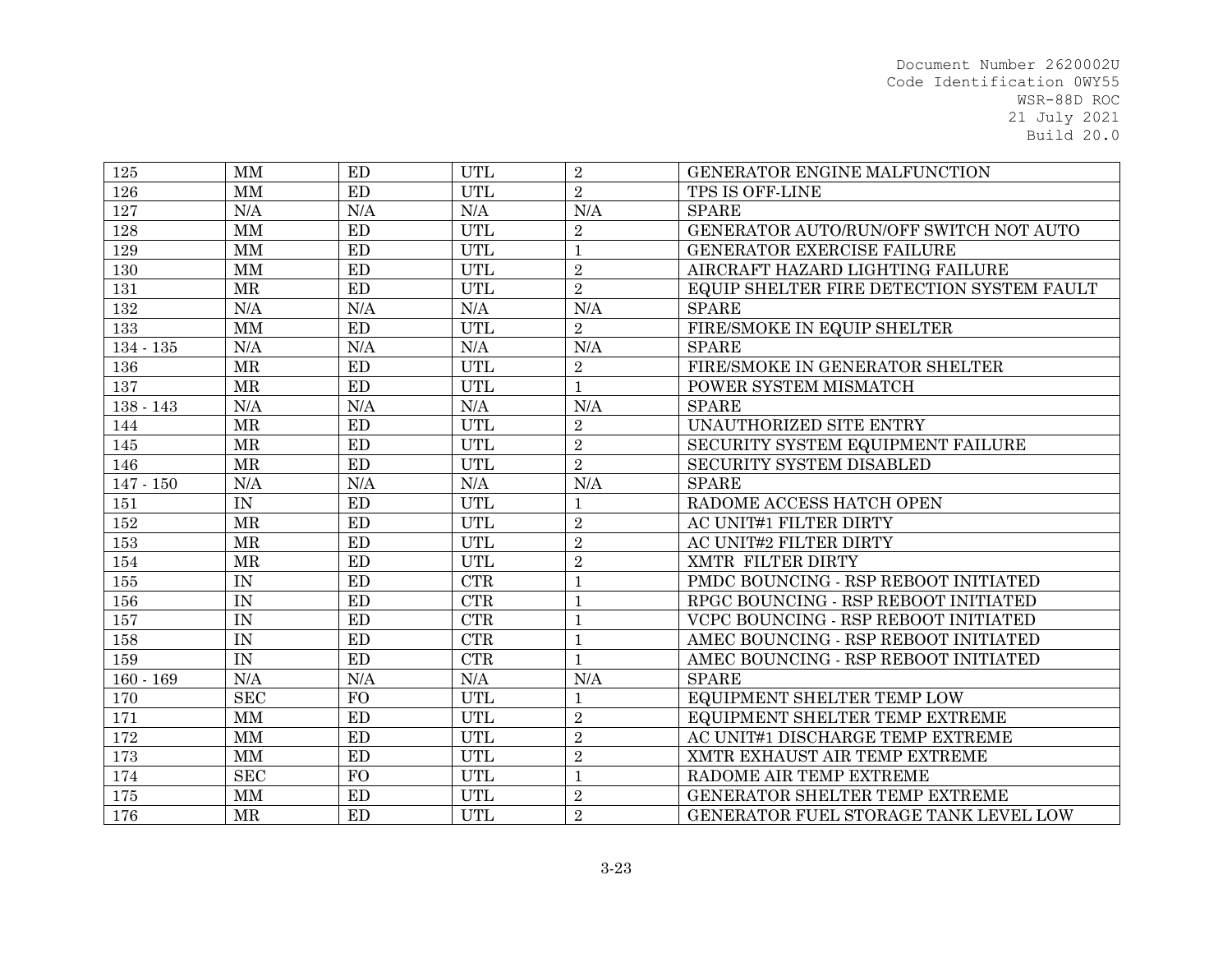| 125 | MM | ED | UTL | 2 | GENERATOR ENGINE MALFUNCTION |
|---|---|---|---|---|---|
| 126 | MM | ED | UTL | 2 | TPS IS OFF-LINE |
| 127 | N/A | N/A | N/A | N/A | SPARE |
| 128 | MM | ED | UTL | 2 | GENERATOR AUTO/RUN/OFF SWITCH NOT AUTO |
| 129 | MM | ED | UTL | 1 | GENERATOR EXERCISE FAILURE |
| 130 | MM | ED | UTL | 2 | AIRCRAFT HAZARD LIGHTING FAILURE |
| 131 | MR | ED | UTL | 2 | EQUIP SHELTER FIRE DETECTION SYSTEM FAULT |
| 132 | N/A | N/A | N/A | N/A | SPARE |
| 133 | MM | ED | UTL | 2 | FIRE/SMOKE IN EQUIP SHELTER |
| 134 - 135 | N/A | N/A | N/A | N/A | SPARE |
| 136 | MR | ED | UTL | 2 | FIRE/SMOKE IN GENERATOR SHELTER |
| 137 | MR | ED | UTL | 1 | POWER SYSTEM MISMATCH |
| 138 - 143 | N/A | N/A | N/A | N/A | SPARE |
| 144 | MR | ED | UTL | 2 | UNAUTHORIZED SITE ENTRY |
| 145 | MR | ED | UTL | 2 | SECURITY SYSTEM EQUIPMENT FAILURE |
| 146 | MR | ED | UTL | 2 | SECURITY SYSTEM DISABLED |
| 147 - 150 | N/A | N/A | N/A | N/A | SPARE |
| 151 | IN | ED | UTL | 1 | RADOME ACCESS HATCH OPEN |
| 152 | MR | ED | UTL | 2 | AC UNIT#1 FILTER DIRTY |
| 153 | MR | ED | UTL | 2 | AC UNIT#2 FILTER DIRTY |
| 154 | MR | ED | UTL | 2 | XMTR FILTER DIRTY |
| 155 | IN | ED | CTR | 1 | PMDC BOUNCING - RSP REBOOT INITIATED |
| 156 | IN | ED | CTR | 1 | RPGC BOUNCING - RSP REBOOT INITIATED |
| 157 | IN | ED | CTR | 1 | VCPC BOUNCING - RSP REBOOT INITIATED |
| 158 | IN | ED | CTR | 1 | AMEC BOUNCING - RSP REBOOT INITIATED |
| 159 | IN | ED | CTR | 1 | AMEC BOUNCING - RSP REBOOT INITIATED |
| 160 - 169 | N/A | N/A | N/A | N/A | SPARE |
| 170 | SEC | FO | UTL | 1 | EQUIPMENT SHELTER TEMP LOW |
| 171 | MM | ED | UTL | 2 | EQUIPMENT SHELTER TEMP EXTREME |
| 172 | MM | ED | UTL | 2 | AC UNIT#1 DISCHARGE TEMP EXTREME |
| 173 | MM | ED | UTL | 2 | XMTR EXHAUST AIR TEMP EXTREME |
| 174 | SEC | FO | UTL | 1 | RADOME AIR TEMP EXTREME |
| 175 | MM | ED | UTL | 2 | GENERATOR SHELTER TEMP EXTREME |
| 176 | MR | ED | UTL | 2 | GENERATOR FUEL STORAGE TANK LEVEL LOW |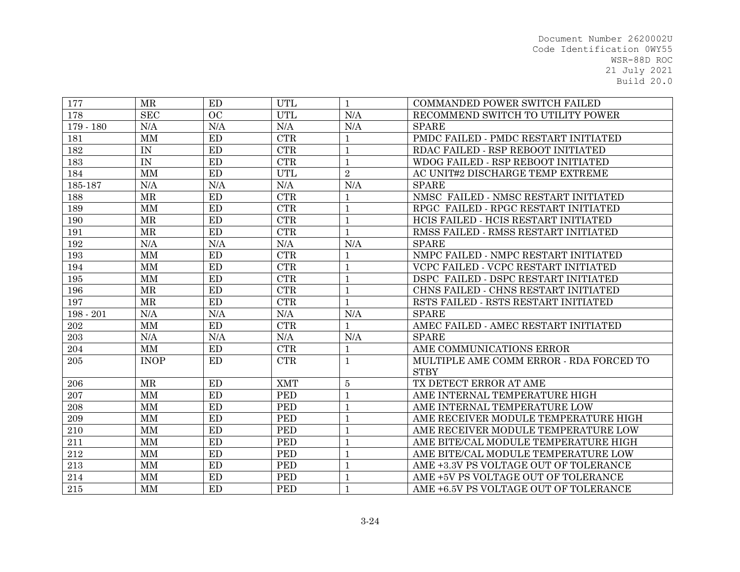| 177 | MR | ED | UTL | 1 | COMMANDED POWER SWITCH FAILED |
|---|---|---|---|---|---|
| 178 | SEC | OC | UTL | N/A | RECOMMEND SWITCH TO UTILITY POWER |
| 179 - 180 | N/A | N/A | N/A | N/A | SPARE |
| 181 | MM | ED | CTR | 1 | PMDC FAILED - PMDC RESTART INITIATED |
| 182 | IN | ED | CTR | 1 | RDAC FAILED - RSP REBOOT INITIATED |
| 183 | IN | ED | CTR | 1 | WDOG FAILED - RSP REBOOT INITIATED |
| 184 | MM | ED | UTL | 2 | AC UNIT#2 DISCHARGE TEMP EXTREME |
| 185-187 | N/A | N/A | N/A | N/A | SPARE |
| 188 | MR | ED | CTR | 1 | NMSC FAILED - NMSC RESTART INITIATED |
| 189 | MM | ED | CTR | 1 | RPGC FAILED - RPGC RESTART INITIATED |
| 190 | MR | ED | CTR | 1 | HCIS FAILED - HCIS RESTART INITIATED |
| 191 | MR | ED | CTR | 1 | RMSS FAILED - RMSS RESTART INITIATED |
| 192 | N/A | N/A | N/A | N/A | SPARE |
| 193 | MM | ED | CTR | 1 | NMPC FAILED - NMPC RESTART INITIATED |
| 194 | MM | ED | CTR | 1 | VCPC FAILED - VCPC RESTART INITIATED |
| 195 | MM | ED | CTR | 1 | DSPC FAILED - DSPC RESTART INITIATED |
| 196 | MR | ED | CTR | 1 | CHNS FAILED - CHNS RESTART INITIATED |
| 197 | MR | ED | CTR | 1 | RSTS FAILED - RSTS RESTART INITIATED |
| 198 - 201 | N/A | N/A | N/A | N/A | SPARE |
| 202 | MM | ED | CTR | 1 | AMEC FAILED - AMEC RESTART INITIATED |
| 203 | N/A | N/A | N/A | N/A | SPARE |
| 204 | MM | ED | CTR | 1 | AME COMMUNICATIONS ERROR |
| 205 | INOP | ED | CTR | 1 | MULTIPLE AME COMM ERROR - RDA FORCED TO STBY |
| 206 | MR | ED | XMT | 5 | TX DETECT ERROR AT AME |
| 207 | MM | ED | PED | 1 | AME INTERNAL TEMPERATURE HIGH |
| 208 | MM | ED | PED | 1 | AME INTERNAL TEMPERATURE LOW |
| 209 | MM | ED | PED | 1 | AME RECEIVER MODULE TEMPERATURE HIGH |
| 210 | MM | ED | PED | 1 | AME RECEIVER MODULE TEMPERATURE LOW |
| 211 | MM | ED | PED | 1 | AME BITE/CAL MODULE TEMPERATURE HIGH |
| 212 | MM | ED | PED | 1 | AME BITE/CAL MODULE TEMPERATURE LOW |
| 213 | MM | ED | PED | 1 | AME +3.3V PS VOLTAGE OUT OF TOLERANCE |
| 214 | MM | ED | PED | 1 | AME +5V PS VOLTAGE OUT OF TOLERANCE |
| 215 | MM | ED | PED | 1 | AME +6.5V PS VOLTAGE OUT OF TOLERANCE |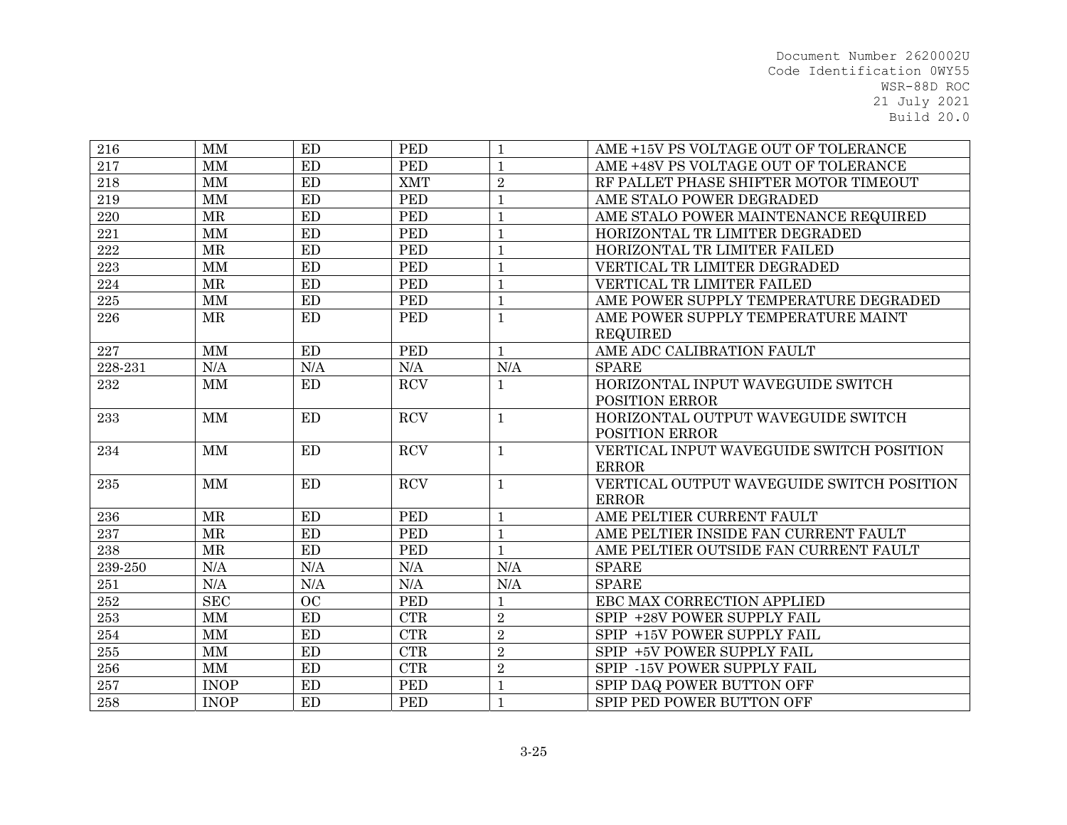| 216 | MM | ED | PED | 1 | AME +15V PS VOLTAGE OUT OF TOLERANCE |
|---|---|---|---|---|---|
| 217 | MM | ED | PED | 1 | AME +48V PS VOLTAGE OUT OF TOLERANCE |
| 218 | MM | ED | XMT | 2 | RF PALLET PHASE SHIFTER MOTOR TIMEOUT |
| 219 | MM | ED | PED | 1 | AME STALO POWER DEGRADED |
| 220 | MR | ED | PED | 1 | AME STALO POWER MAINTENANCE REQUIRED |
| 221 | MM | ED | PED | 1 | HORIZONTAL TR LIMITER DEGRADED |
| 222 | MR | ED | PED | 1 | HORIZONTAL TR LIMITER FAILED |
| 223 | MM | ED | PED | 1 | VERTICAL TR LIMITER DEGRADED |
| 224 | MR | ED | PED | 1 | VERTICAL TR LIMITER FAILED |
| 225 | MM | ED | PED | 1 | AME POWER SUPPLY TEMPERATURE DEGRADED |
| 226 | MR | ED | PED | 1 | AME POWER SUPPLY TEMPERATURE MAINT REQUIRED |
| 227 | MM | ED | PED | 1 | AME ADC CALIBRATION FAULT |
| 228-231 | N/A | N/A | N/A | N/A | SPARE |
| 232 | MM | ED | RCV | 1 | HORIZONTAL INPUT WAVEGUIDE SWITCH POSITION ERROR |
| 233 | MM | ED | RCV | 1 | HORIZONTAL OUTPUT WAVEGUIDE SWITCH POSITION ERROR |
| 234 | MM | ED | RCV | 1 | VERTICAL INPUT WAVEGUIDE SWITCH POSITION ERROR |
| 235 | MM | ED | RCV | 1 | VERTICAL OUTPUT WAVEGUIDE SWITCH POSITION ERROR |
| 236 | MR | ED | PED | 1 | AME PELTIER CURRENT FAULT |
| 237 | MR | ED | PED | 1 | AME PELTIER INSIDE FAN CURRENT FAULT |
| 238 | MR | ED | PED | 1 | AME PELTIER OUTSIDE FAN CURRENT FAULT |
| 239-250 | N/A | N/A | N/A | N/A | SPARE |
| 251 | N/A | N/A | N/A | N/A | SPARE |
| 252 | SEC | OC | PED | 1 | EBC MAX CORRECTION APPLIED |
| 253 | MM | ED | CTR | 2 | SPIP +28V POWER SUPPLY FAIL |
| 254 | MM | ED | CTR | 2 | SPIP +15V POWER SUPPLY FAIL |
| 255 | MM | ED | CTR | 2 | SPIP +5V POWER SUPPLY FAIL |
| 256 | MM | ED | CTR | 2 | SPIP -15V POWER SUPPLY FAIL |
| 257 | INOP | ED | PED | 1 | SPIP DAQ POWER BUTTON OFF |
| 258 | INOP | ED | PED | 1 | SPIP PED POWER BUTTON OFF |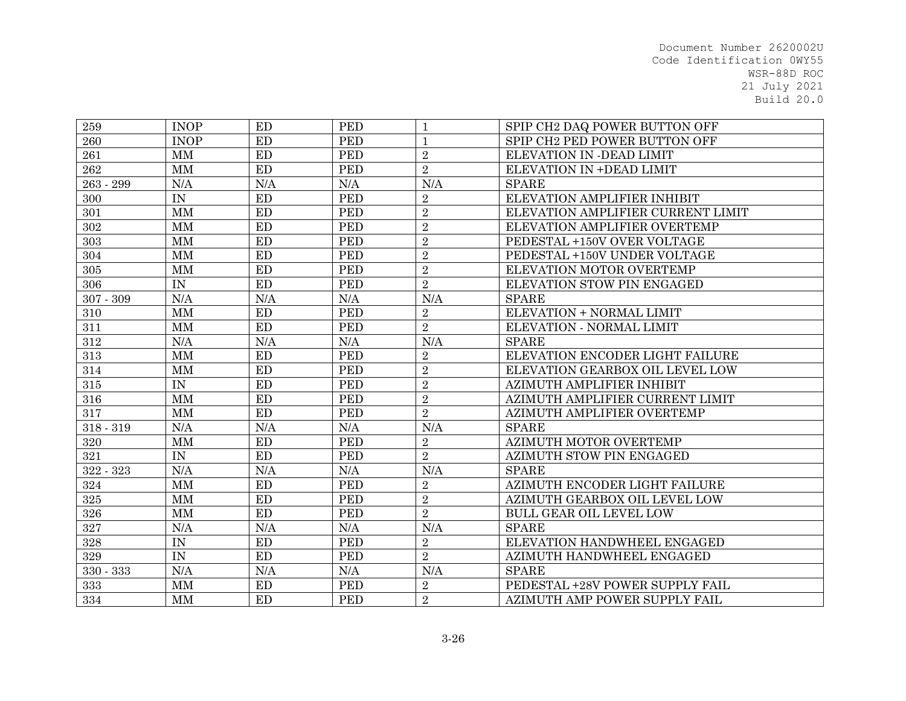| 259 | INOP | ED | PED | 1 | SPIP CH2 DAQ POWER BUTTON OFF |
|---|---|---|---|---|---|
| 260 | INOP | ED | PED | 1 | SPIP CH2 PED POWER BUTTON OFF |
| 261 | MM | ED | PED | 2 | ELEVATION IN -DEAD LIMIT |
| 262 | MM | ED | PED | 2 | ELEVATION IN +DEAD LIMIT |
| 263 - 299 | N/A | N/A | N/A | N/A | SPARE |
| 300 | IN | ED | PED | 2 | ELEVATION AMPLIFIER INHIBIT |
| 301 | MM | ED | PED | 2 | ELEVATION AMPLIFIER CURRENT LIMIT |
| 302 | MM | ED | PED | 2 | ELEVATION AMPLIFIER OVERTEMP |
| 303 | MM | ED | PED | 2 | PEDESTAL +150V OVER VOLTAGE |
| 304 | MM | ED | PED | 2 | PEDESTAL +150V UNDER VOLTAGE |
| 305 | MM | ED | PED | 2 | ELEVATION MOTOR OVERTEMP |
| 306 | IN | ED | PED | 2 | ELEVATION STOW PIN ENGAGED |
| 307 - 309 | N/A | N/A | N/A | N/A | SPARE |
| 310 | MM | ED | PED | 2 | ELEVATION + NORMAL LIMIT |
| 311 | MM | ED | PED | 2 | ELEVATION - NORMAL LIMIT |
| 312 | N/A | N/A | N/A | N/A | SPARE |
| 313 | MM | ED | PED | 2 | ELEVATION ENCODER LIGHT FAILURE |
| 314 | MM | ED | PED | 2 | ELEVATION GEARBOX OIL LEVEL LOW |
| 315 | IN | ED | PED | 2 | AZIMUTH AMPLIFIER INHIBIT |
| 316 | MM | ED | PED | 2 | AZIMUTH AMPLIFIER CURRENT LIMIT |
| 317 | MM | ED | PED | 2 | AZIMUTH AMPLIFIER OVERTEMP |
| 318 - 319 | N/A | N/A | N/A | N/A | SPARE |
| 320 | MM | ED | PED | 2 | AZIMUTH MOTOR OVERTEMP |
| 321 | IN | ED | PED | 2 | AZIMUTH STOW PIN ENGAGED |
| 322 - 323 | N/A | N/A | N/A | N/A | SPARE |
| 324 | MM | ED | PED | 2 | AZIMUTH ENCODER LIGHT FAILURE |
| 325 | MM | ED | PED | 2 | AZIMUTH GEARBOX OIL LEVEL LOW |
| 326 | MM | ED | PED | 2 | BULL GEAR OIL LEVEL LOW |
| 327 | N/A | N/A | N/A | N/A | SPARE |
| 328 | IN | ED | PED | 2 | ELEVATION HANDWHEEL ENGAGED |
| 329 | IN | ED | PED | 2 | AZIMUTH HANDWHEEL ENGAGED |
| 330 - 333 | N/A | N/A | N/A | N/A | SPARE |
| 333 | MM | ED | PED | 2 | PEDESTAL +28V POWER SUPPLY FAIL |
| 334 | MM | ED | PED | 2 | AZIMUTH AMP POWER SUPPLY FAIL |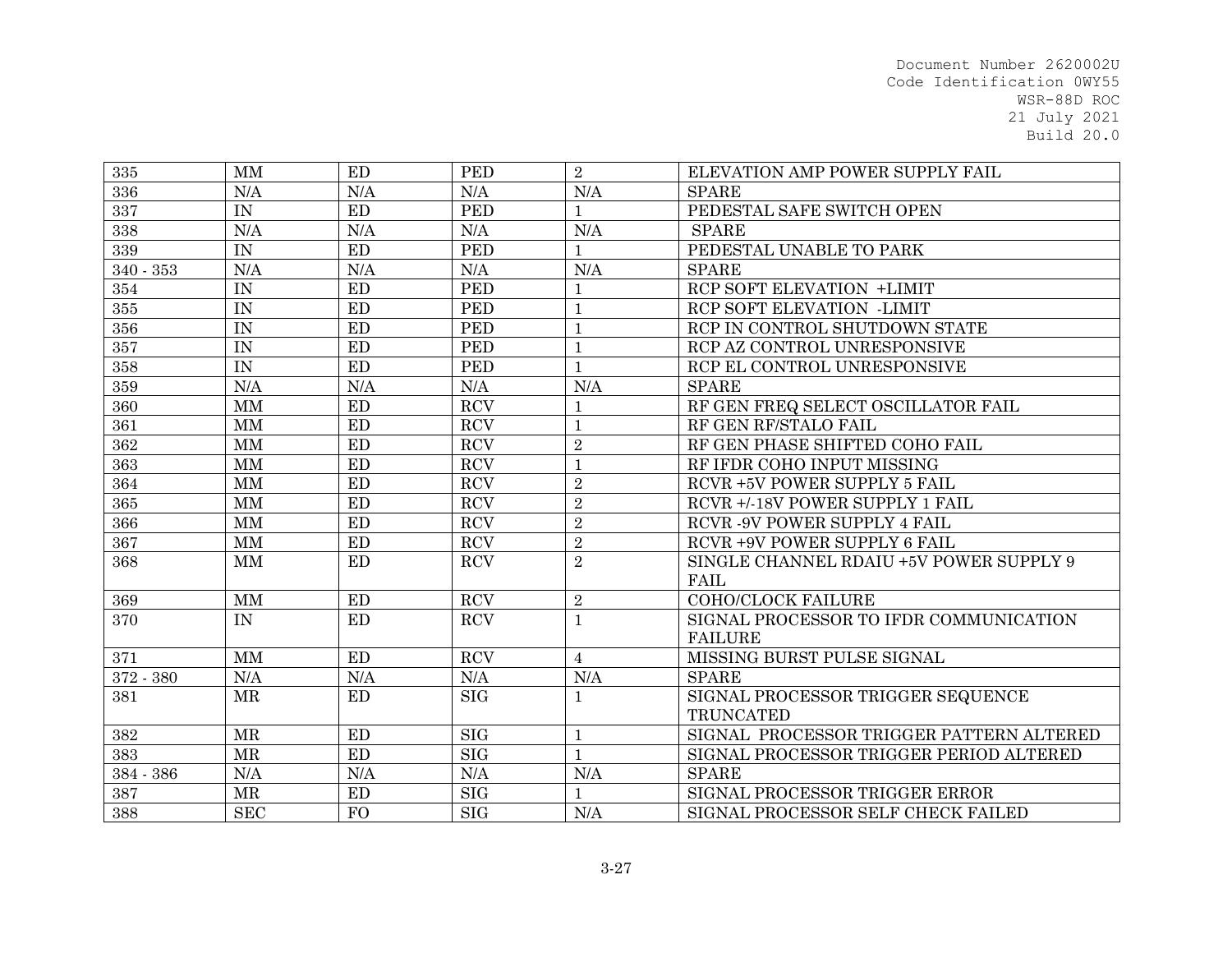| 335 | MM | ED | PED | 2 | ELEVATION AMP POWER SUPPLY FAIL |
|---|---|---|---|---|---|
| 336 | N/A | N/A | N/A | N/A | SPARE |
| 337 | IN | ED | PED | 1 | PEDESTAL SAFE SWITCH OPEN |
| 338 | N/A | N/A | N/A | N/A | SPARE |
| 339 | IN | ED | PED | 1 | PEDESTAL UNABLE TO PARK |
| 340 - 353 | N/A | N/A | N/A | N/A | SPARE |
| 354 | IN | ED | PED | 1 | RCP SOFT ELEVATION +LIMIT |
| 355 | IN | ED | PED | 1 | RCP SOFT ELEVATION -LIMIT |
| 356 | IN | ED | PED | 1 | RCP IN CONTROL SHUTDOWN STATE |
| 357 | IN | ED | PED | 1 | RCP AZ CONTROL UNRESPONSIVE |
| 358 | IN | ED | PED | 1 | RCP EL CONTROL UNRESPONSIVE |
| 359 | N/A | N/A | N/A | N/A | SPARE |
| 360 | MM | ED | RCV | 1 | RF GEN FREQ SELECT OSCILLATOR FAIL |
| 361 | MM | ED | RCV | 1 | RF GEN RF/STALO FAIL |
| 362 | MM | ED | RCV | 2 | RF GEN PHASE SHIFTED COHO FAIL |
| 363 | MM | ED | RCV | 1 | RF IFDR COHO INPUT MISSING |
| 364 | MM | ED | RCV | 2 | RCVR +5V POWER SUPPLY 5 FAIL |
| 365 | MM | ED | RCV | 2 | RCVR +/-18V POWER SUPPLY 1 FAIL |
| 366 | MM | ED | RCV | 2 | RCVR -9V POWER SUPPLY 4 FAIL |
| 367 | MM | ED | RCV | 2 | RCVR +9V POWER SUPPLY 6 FAIL |
| 368 | MM | ED | RCV | 2 | SINGLE CHANNEL RDAIU +5V POWER SUPPLY 9 FAIL |
| 369 | MM | ED | RCV | 2 | COHO/CLOCK FAILURE |
| 370 | IN | ED | RCV | 1 | SIGNAL PROCESSOR TO IFDR COMMUNICATION FAILURE |
| 371 | MM | ED | RCV | 4 | MISSING BURST PULSE SIGNAL |
| 372 - 380 | N/A | N/A | N/A | N/A | SPARE |
| 381 | MR | ED | SIG | 1 | SIGNAL PROCESSOR TRIGGER SEQUENCE TRUNCATED |
| 382 | MR | ED | SIG | 1 | SIGNAL PROCESSOR TRIGGER PATTERN ALTERED |
| 383 | MR | ED | SIG | 1 | SIGNAL PROCESSOR TRIGGER PERIOD ALTERED |
| 384 - 386 | N/A | N/A | N/A | N/A | SPARE |
| 387 | MR | ED | SIG | 1 | SIGNAL PROCESSOR TRIGGER ERROR |
| 388 | SEC | FO | SIG | N/A | SIGNAL PROCESSOR SELF CHECK FAILED |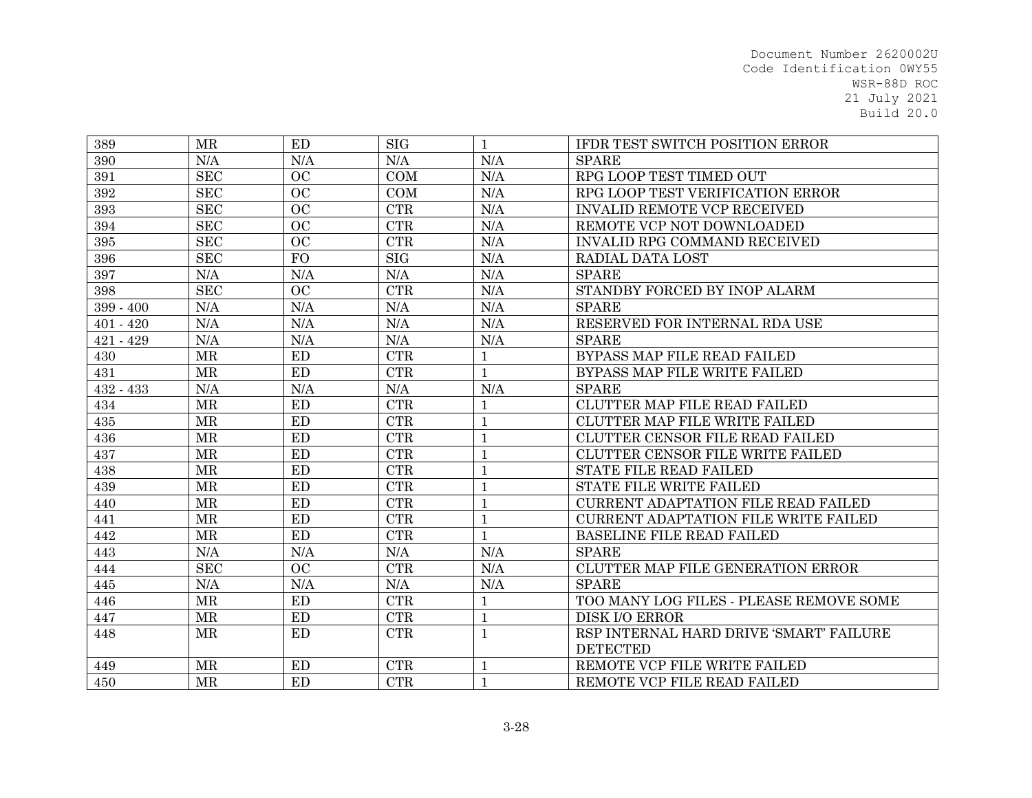| 389 | MR | ED | SIG | 1 | IFDR TEST SWITCH POSITION ERROR |
|---|---|---|---|---|---|
| 390 | N/A | N/A | N/A | N/A | SPARE |
| 391 | SEC | OC | COM | N/A | RPG LOOP TEST TIMED OUT |
| 392 | SEC | OC | COM | N/A | RPG LOOP TEST VERIFICATION ERROR |
| 393 | SEC | OC | CTR | N/A | INVALID REMOTE VCP RECEIVED |
| 394 | SEC | OC | CTR | N/A | REMOTE VCP NOT DOWNLOADED |
| 395 | SEC | OC | CTR | N/A | INVALID RPG COMMAND RECEIVED |
| 396 | SEC | FO | SIG | N/A | RADIAL DATA LOST |
| 397 | N/A | N/A | N/A | N/A | SPARE |
| 398 | SEC | OC | CTR | N/A | STANDBY FORCED BY INOP ALARM |
| 399 - 400 | N/A | N/A | N/A | N/A | SPARE |
| 401 - 420 | N/A | N/A | N/A | N/A | RESERVED FOR INTERNAL RDA USE |
| 421 - 429 | N/A | N/A | N/A | N/A | SPARE |
| 430 | MR | ED | CTR | 1 | BYPASS MAP FILE READ FAILED |
| 431 | MR | ED | CTR | 1 | BYPASS MAP FILE WRITE FAILED |
| 432 - 433 | N/A | N/A | N/A | N/A | SPARE |
| 434 | MR | ED | CTR | 1 | CLUTTER MAP FILE READ FAILED |
| 435 | MR | ED | CTR | 1 | CLUTTER MAP FILE WRITE FAILED |
| 436 | MR | ED | CTR | 1 | CLUTTER CENSOR FILE READ FAILED |
| 437 | MR | ED | CTR | 1 | CLUTTER CENSOR FILE WRITE FAILED |
| 438 | MR | ED | CTR | 1 | STATE FILE READ FAILED |
| 439 | MR | ED | CTR | 1 | STATE FILE WRITE FAILED |
| 440 | MR | ED | CTR | 1 | CURRENT ADAPTATION FILE READ FAILED |
| 441 | MR | ED | CTR | 1 | CURRENT ADAPTATION FILE WRITE FAILED |
| 442 | MR | ED | CTR | 1 | BASELINE FILE READ FAILED |
| 443 | N/A | N/A | N/A | N/A | SPARE |
| 444 | SEC | OC | CTR | N/A | CLUTTER MAP FILE GENERATION ERROR |
| 445 | N/A | N/A | N/A | N/A | SPARE |
| 446 | MR | ED | CTR | 1 | TOO MANY LOG FILES - PLEASE REMOVE SOME |
| 447 | MR | ED | CTR | 1 | DISK I/O ERROR |
| 448 | MR | ED | CTR | 1 | RSP INTERNAL HARD DRIVE 'SMART' FAILURE DETECTED |
| 449 | MR | ED | CTR | 1 | REMOTE VCP FILE WRITE FAILED |
| 450 | MR | ED | CTR | 1 | REMOTE VCP FILE READ FAILED |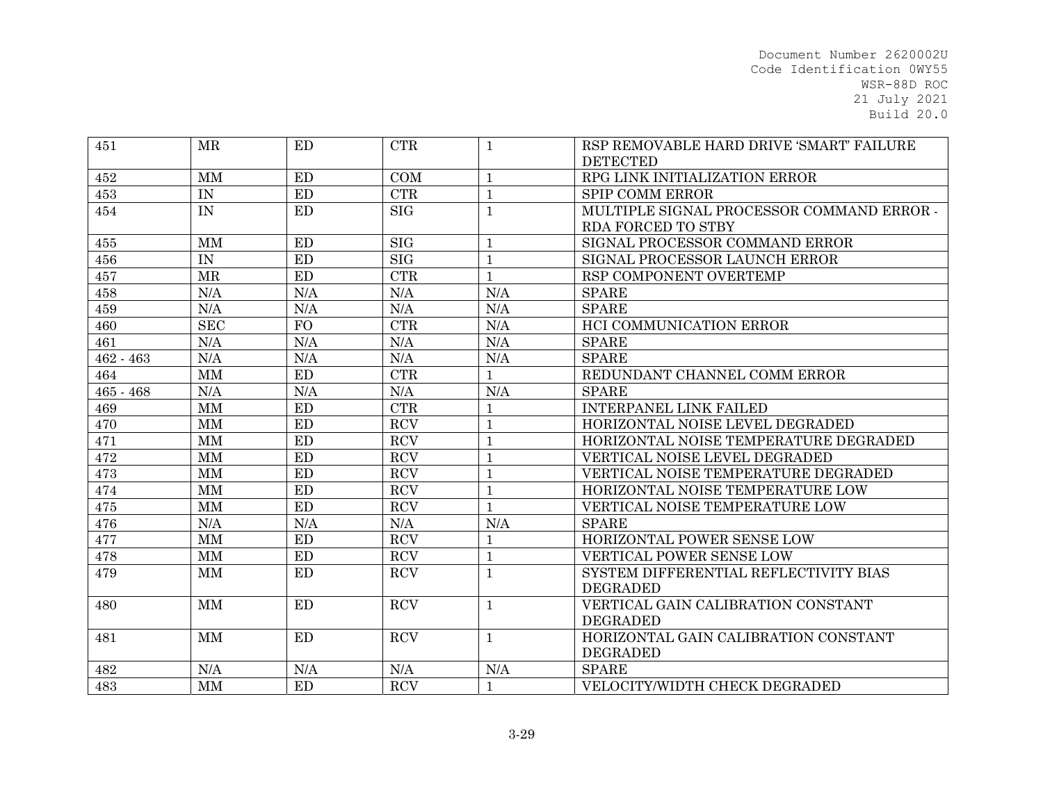| 451 | MR | ED | CTR | 1 | RSP REMOVABLE HARD DRIVE 'SMART' FAILURE DETECTED |
|---|---|---|---|---|---|
| 452 | MM | ED | COM | 1 | RPG LINK INITIALIZATION ERROR |
| 453 | IN | ED | CTR | 1 | SPIP COMM ERROR |
| 454 | IN | ED | SIG | 1 | MULTIPLE SIGNAL PROCESSOR COMMAND ERROR - RDA FORCED TO STBY |
| 455 | MM | ED | SIG | 1 | SIGNAL PROCESSOR COMMAND ERROR |
| 456 | IN | ED | SIG | 1 | SIGNAL PROCESSOR LAUNCH ERROR |
| 457 | MR | ED | CTR | 1 | RSP COMPONENT OVERTEMP |
| 458 | N/A | N/A | N/A | N/A | SPARE |
| 459 | N/A | N/A | N/A | N/A | SPARE |
| 460 | SEC | FO | CTR | N/A | HCI COMMUNICATION ERROR |
| 461 | N/A | N/A | N/A | N/A | SPARE |
| 462 - 463 | N/A | N/A | N/A | N/A | SPARE |
| 464 | MM | ED | CTR | 1 | REDUNDANT CHANNEL COMM ERROR |
| 465 - 468 | N/A | N/A | N/A | N/A | SPARE |
| 469 | MM | ED | CTR | 1 | INTERPANEL LINK FAILED |
| 470 | MM | ED | RCV | 1 | HORIZONTAL NOISE LEVEL DEGRADED |
| 471 | MM | ED | RCV | 1 | HORIZONTAL NOISE TEMPERATURE DEGRADED |
| 472 | MM | ED | RCV | 1 | VERTICAL NOISE LEVEL DEGRADED |
| 473 | MM | ED | RCV | 1 | VERTICAL NOISE TEMPERATURE DEGRADED |
| 474 | MM | ED | RCV | 1 | HORIZONTAL NOISE TEMPERATURE LOW |
| 475 | MM | ED | RCV | 1 | VERTICAL NOISE TEMPERATURE LOW |
| 476 | N/A | N/A | N/A | N/A | SPARE |
| 477 | MM | ED | RCV | 1 | HORIZONTAL POWER SENSE LOW |
| 478 | MM | ED | RCV | 1 | VERTICAL POWER SENSE LOW |
| 479 | MM | ED | RCV | 1 | SYSTEM DIFFERENTIAL REFLECTIVITY BIAS DEGRADED |
| 480 | MM | ED | RCV | 1 | VERTICAL GAIN CALIBRATION CONSTANT DEGRADED |
| 481 | MM | ED | RCV | 1 | HORIZONTAL GAIN CALIBRATION CONSTANT DEGRADED |
| 482 | N/A | N/A | N/A | N/A | SPARE |
| 483 | MM | ED | RCV | 1 | VELOCITY/WIDTH CHECK DEGRADED |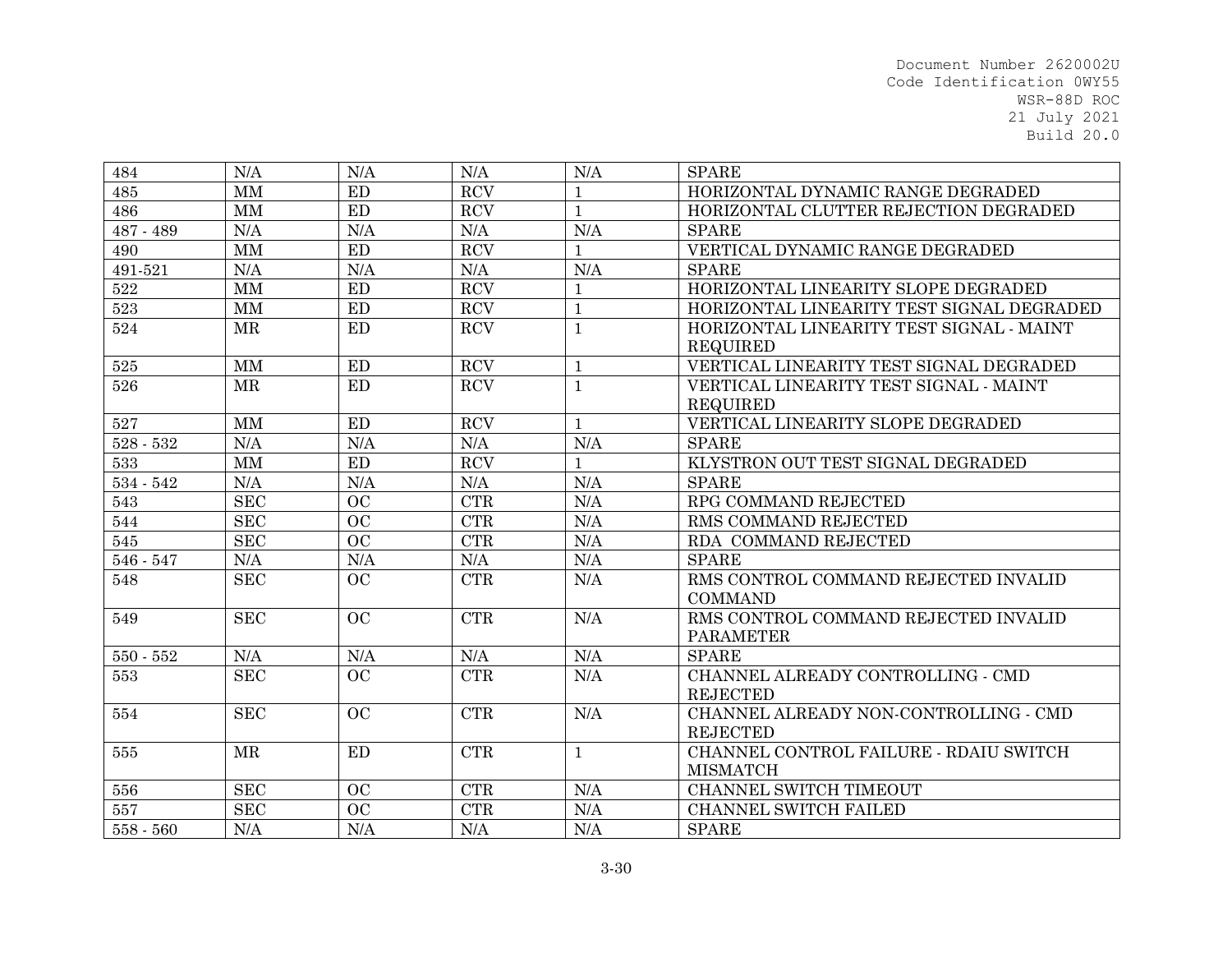| 484 | N/A | N/A | N/A | N/A | SPARE |
|---|---|---|---|---|---|
| 485 | MM | ED | RCV | 1 | HORIZONTAL DYNAMIC RANGE DEGRADED |
| 486 | MM | ED | RCV | 1 | HORIZONTAL CLUTTER REJECTION DEGRADED |
| 487 - 489 | N/A | N/A | N/A | N/A | SPARE |
| 490 | MM | ED | RCV | 1 | VERTICAL DYNAMIC RANGE DEGRADED |
| 491-521 | N/A | N/A | N/A | N/A | SPARE |
| 522 | MM | ED | RCV | 1 | HORIZONTAL LINEARITY SLOPE DEGRADED |
| 523 | MM | ED | RCV | 1 | HORIZONTAL LINEARITY TEST SIGNAL DEGRADED |
| 524 | MR | ED | RCV | 1 | HORIZONTAL LINEARITY TEST SIGNAL - MAINT REQUIRED |
| 525 | MM | ED | RCV | 1 | VERTICAL LINEARITY TEST SIGNAL DEGRADED |
| 526 | MR | ED | RCV | 1 | VERTICAL LINEARITY TEST SIGNAL - MAINT REQUIRED |
| 527 | MM | ED | RCV | 1 | VERTICAL LINEARITY SLOPE DEGRADED |
| 528 - 532 | N/A | N/A | N/A | N/A | SPARE |
| 533 | MM | ED | RCV | 1 | KLYSTRON OUT TEST SIGNAL DEGRADED |
| 534 - 542 | N/A | N/A | N/A | N/A | SPARE |
| 543 | SEC | OC | CTR | N/A | RPG COMMAND REJECTED |
| 544 | SEC | OC | CTR | N/A | RMS COMMAND REJECTED |
| 545 | SEC | OC | CTR | N/A | RDA COMMAND REJECTED |
| 546 - 547 | N/A | N/A | N/A | N/A | SPARE |
| 548 | SEC | OC | CTR | N/A | RMS CONTROL COMMAND REJECTED INVALID COMMAND |
| 549 | SEC | OC | CTR | N/A | RMS CONTROL COMMAND REJECTED INVALID PARAMETER |
| 550 - 552 | N/A | N/A | N/A | N/A | SPARE |
| 553 | SEC | OC | CTR | N/A | CHANNEL ALREADY CONTROLLING - CMD REJECTED |
| 554 | SEC | OC | CTR | N/A | CHANNEL ALREADY NON-CONTROLLING - CMD REJECTED |
| 555 | MR | ED | CTR | 1 | CHANNEL CONTROL FAILURE - RDAIU SWITCH MISMATCH |
| 556 | SEC | OC | CTR | N/A | CHANNEL SWITCH TIMEOUT |
| 557 | SEC | OC | CTR | N/A | CHANNEL SWITCH FAILED |
| 558 - 560 | N/A | N/A | N/A | N/A | SPARE |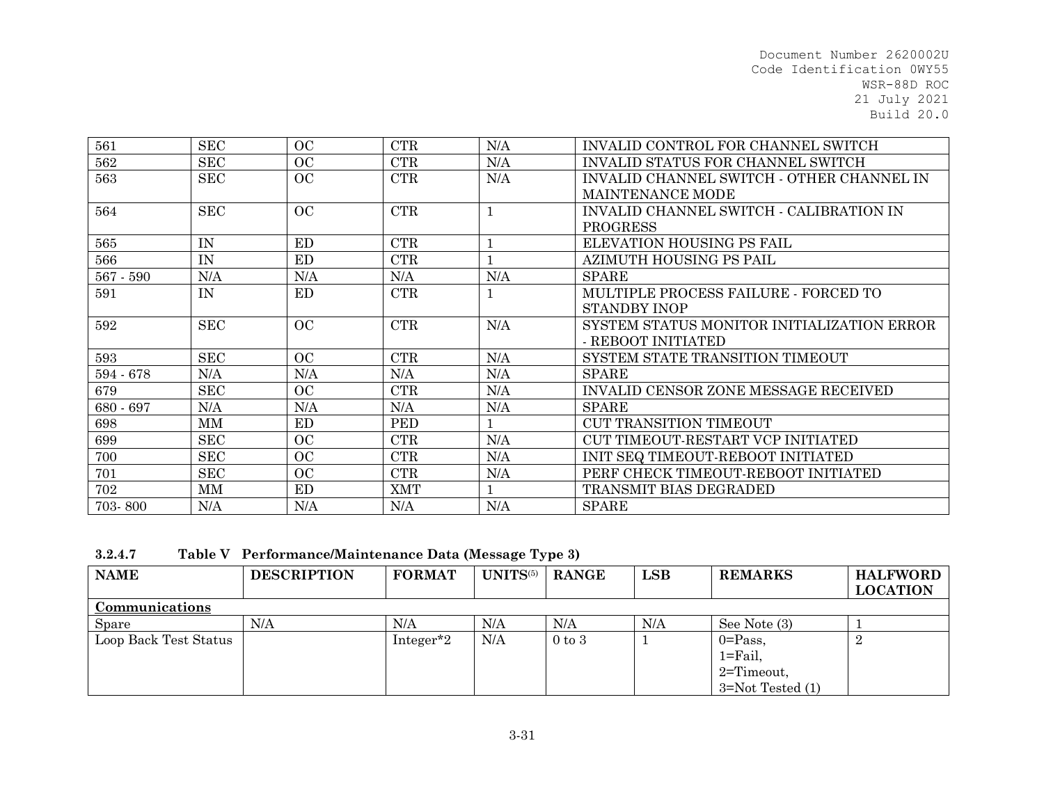| 561 | SEC | OC | CTR | N/A | INVALID CONTROL FOR CHANNEL SWITCH |
|---|---|---|---|---|---|
| 562 | SEC | OC | CTR | N/A | INVALID STATUS FOR CHANNEL SWITCH |
| 563 | SEC | OC | CTR | N/A | INVALID CHANNEL SWITCH - OTHER CHANNEL IN MAINTENANCE MODE |
| 564 | SEC | OC | CTR | 1 | INVALID CHANNEL SWITCH - CALIBRATION IN PROGRESS |
| 565 | IN | ED | CTR | 1 | ELEVATION HOUSING PS FAIL |
| 566 | IN | ED | CTR | 1 | AZIMUTH HOUSING PS PAIL |
| 567 - 590 | N/A | N/A | N/A | N/A | SPARE |
| 591 | IN | ED | CTR | 1 | MULTIPLE PROCESS FAILURE - FORCED TO STANDBY INOP |
| 592 | SEC | OC | CTR | N/A | SYSTEM STATUS MONITOR INITIALIZATION ERROR - REBOOT INITIATED |
| 593 | SEC | OC | CTR | N/A | SYSTEM STATE TRANSITION TIMEOUT |
| 594 - 678 | N/A | N/A | N/A | N/A | SPARE |
| 679 | SEC | OC | CTR | N/A | INVALID CENSOR ZONE MESSAGE RECEIVED |
| 680 - 697 | N/A | N/A | N/A | N/A | SPARE |
| 698 | MM | ED | PED | 1 | CUT TRANSITION TIMEOUT |
| 699 | SEC | OC | CTR | N/A | CUT TIMEOUT-RESTART VCP INITIATED |
| 700 | SEC | OC | CTR | N/A | INIT SEQ TIMEOUT-REBOOT INITIATED |
| 701 | SEC | OC | CTR | N/A | PERF CHECK TIMEOUT-REBOOT INITIATED |
| 702 | MM | ED | XMT | 1 | TRANSMIT BIAS DEGRADED |
| 703- 800 | N/A | N/A | N/A | N/A | SPARE |

**3.2.4.7 Table V Performance/Maintenance Data (Message Type 3)**

| NAME | DESCRIPTION | FORMAT | UNITS(5) | RANGE | LSB | REMARKS | HALFWORD LOCATION |
|---|---|---|---|---|---|---|---|
| **Communications** | | | | | | | |
| Spare | N/A | N/A | N/A | N/A | N/A | See Note (3) | 1 |
| Loop Back Test Status | | Integer*2 | N/A | 0 to 3 | 1 | 0=Pass, 1=Fail, 2=Timeout, 3=Not Tested (1) | 2 |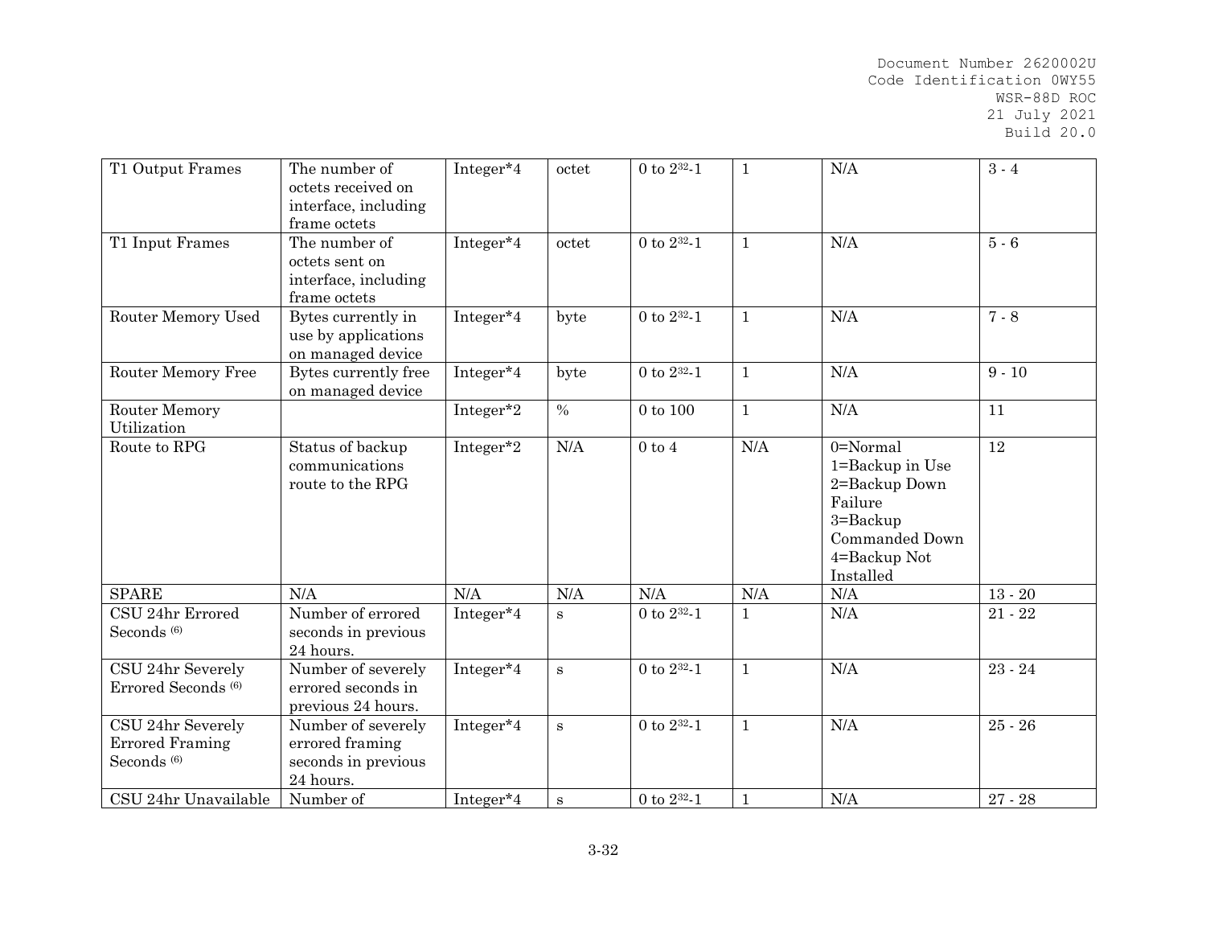| T1 Output Frames | The number of octets received on interface, including frame octets | Integer*4 | octet | 0 to $2^{32}$-1 | 1 | N/A | 3 - 4 |
|---|---|---|---|---|---|---|---|
| T1 Input Frames | The number of octets sent on interface, including frame octets | Integer*4 | octet | 0 to $2^{32}$-1 | 1 | N/A | 5 - 6 |
| Router Memory Used | Bytes currently in use by applications on managed device | Integer*4 | byte | 0 to $2^{32}$-1 | 1 | N/A | 7 - 8 |
| Router Memory Free | Bytes currently free on managed device | Integer*4 | byte | 0 to $2^{32}$-1 | 1 | N/A | 9 - 10 |
| Router Memory Utilization | | Integer*2 | % | 0 to 100 | 1 | N/A | 11 |
| Route to RPG | Status of backup communications route to the RPG | Integer*2 | N/A | 0 to 4 | N/A | 0=Normal 1=Backup in Use 2=Backup Down Failure 3=Backup Commanded Down 4=Backup Not Installed | 12 |
| SPARE | N/A | N/A | N/A | N/A | N/A | N/A | 13 - 20 |
| CSU 24hr Errored Seconds (6) | Number of errored seconds in previous 24 hours. | Integer*4 | s | 0 to $2^{32}$-1 | 1 | N/A | 21 - 22 |
| CSU 24hr Severely Errored Seconds (6) | Number of severely errored seconds in previous 24 hours. | Integer*4 | s | 0 to $2^{32}$-1 | 1 | N/A | 23 - 24 |
| CSU 24hr Severely Errored Framing Seconds (6) | Number of severely errored framing seconds in previous 24 hours. | Integer*4 | s | 0 to $2^{32}$-1 | 1 | N/A | 25 - 26 |
| CSU 24hr Unavailable | Number of | Integer*4 | s | 0 to $2^{32}$-1 | 1 | N/A | 27 - 28 |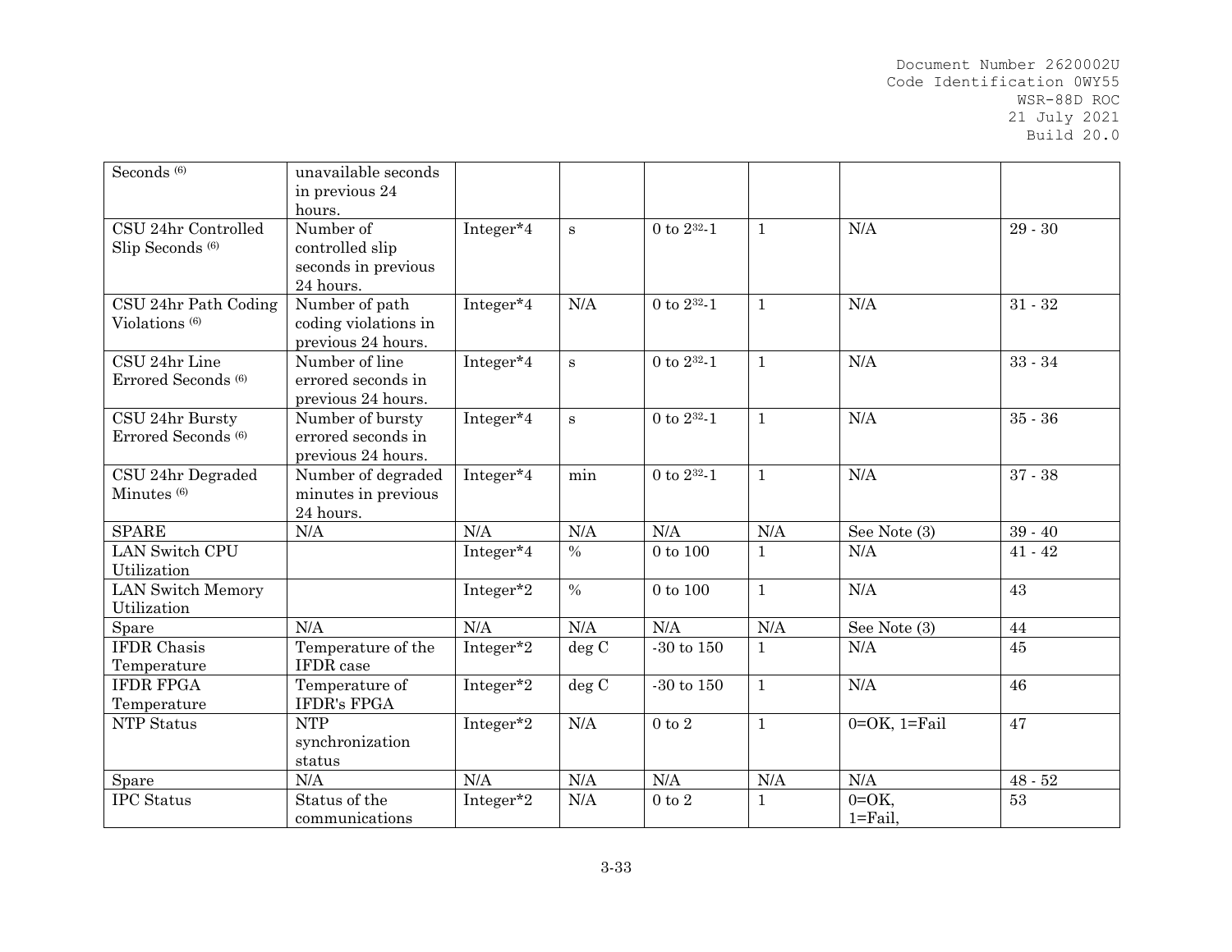| | | | | | | | |
|---|---|---|---|---|---|---|---|
| Seconds [6] | unavailable seconds in previous 24 hours. | | | | | | |
| CSU 24hr Controlled Slip Seconds [6] | Number of controlled slip seconds in previous 24 hours. | Integer*4 | s | 0 to $2^{32}$-1 | 1 | N/A | 29 - 30 |
| CSU 24hr Path Coding Violations [6] | Number of path coding violations in previous 24 hours. | Integer*4 | N/A | 0 to $2^{32}$-1 | 1 | N/A | 31 - 32 |
| CSU 24hr Line Errored Seconds [6] | Number of line errored seconds in previous 24 hours. | Integer*4 | s | 0 to $2^{32}$-1 | 1 | N/A | 33 - 34 |
| CSU 24hr Bursty Errored Seconds [6] | Number of bursty errored seconds in previous 24 hours. | Integer*4 | s | 0 to $2^{32}$-1 | 1 | N/A | 35 - 36 |
| CSU 24hr Degraded Minutes [6] | Number of degraded minutes in previous 24 hours. | Integer*4 | min | 0 to $2^{32}$-1 | 1 | N/A | 37 - 38 |
| SPARE | N/A | N/A | N/A | N/A | N/A | See Note (3) | 39 - 40 |
| LAN Switch CPU Utilization | | Integer*4 | % | 0 to 100 | 1 | N/A | 41 - 42 |
| LAN Switch Memory Utilization | | Integer*2 | % | 0 to 100 | 1 | N/A | 43 |
| Spare | N/A | N/A | N/A | N/A | N/A | See Note (3) | 44 |
| IFDR Chasis Temperature | Temperature of the IFDR case | Integer*2 | deg C | -30 to 150 | 1 | N/A | 45 |
| IFDR FPGA Temperature | Temperature of IFDR's FPGA | Integer*2 | deg C | -30 to 150 | 1 | N/A | 46 |
| NTP Status | NTP synchronization status | Integer*2 | N/A | 0 to 2 | 1 | 0=OK, 1=Fail | 47 |
| Spare | N/A | N/A | N/A | N/A | N/A | N/A | 48 - 52 |
| IPC Status | Status of the communications | Integer*2 | N/A | 0 to 2 | 1 | 0=OK, 1=Fail, | 53 |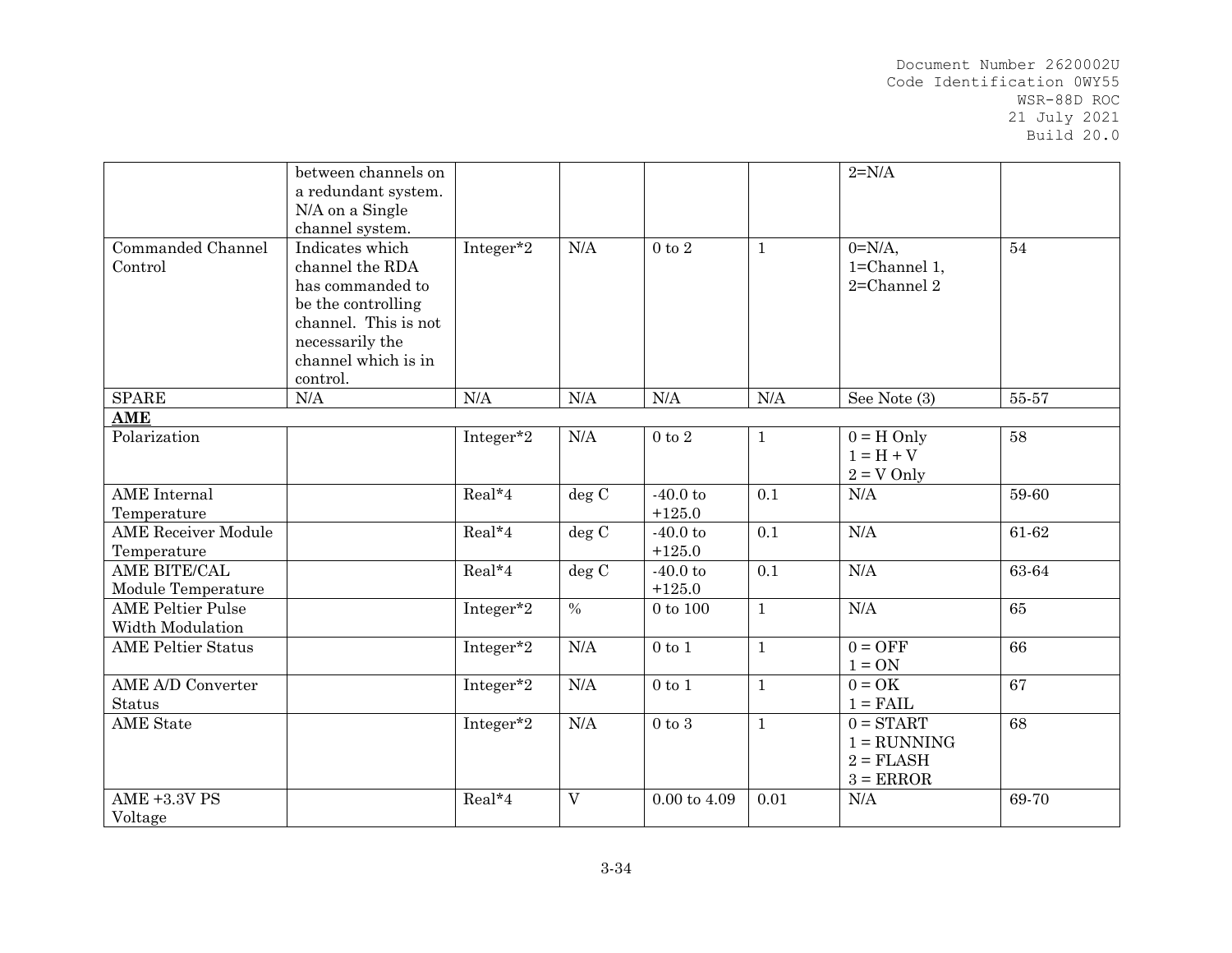| | | | | | | | |
|---|---|---|---|---|---|---|---|
| | between channels on a redundant system. N/A on a Single channel system. | | | | | 2=N/A | |
| Commanded Channel Control | Indicates which channel the RDA has commanded to be the controlling channel. This is not necessarily the channel which is in control. | Integer*2 | N/A | 0 to 2 | 1 | 0=N/A, 1=Channel 1, 2=Channel 2 | 54 |
| SPARE | N/A | N/A | N/A | N/A | N/A | See Note (3) | 55-57 |
| **AME** | | | | | | | |
| Polarization | | Integer*2 | N/A | 0 to 2 | 1 | 0 = H Only<br>1 = H + V<br>2 = V Only | 58 |
| AME Internal Temperature | | Real*4 | deg C | -40.0 to +125.0 | 0.1 | N/A | 59-60 |
| AME Receiver Module Temperature | | Real*4 | deg C | -40.0 to +125.0 | 0.1 | N/A | 61-62 |
| AME BITE/CAL Module Temperature | | Real*4 | deg C | -40.0 to +125.0 | 0.1 | N/A | 63-64 |
| AME Peltier Pulse Width Modulation | | Integer*2 | % | 0 to 100 | 1 | N/A | 65 |
| AME Peltier Status | | Integer*2 | N/A | 0 to 1 | 1 | 0 = OFF<br>1 = ON | 66 |
| AME A/D Converter Status | | Integer*2 | N/A | 0 to 1 | 1 | 0 = OK<br>1 = FAIL | 67 |
| AME State | | Integer*2 | N/A | 0 to 3 | 1 | 0 = START<br>1 = RUNNING<br>2 = FLASH<br>3 = ERROR | 68 |
| AME +3.3V PS Voltage | | Real*4 | V | 0.00 to 4.09 | 0.01 | N/A | 69-70 |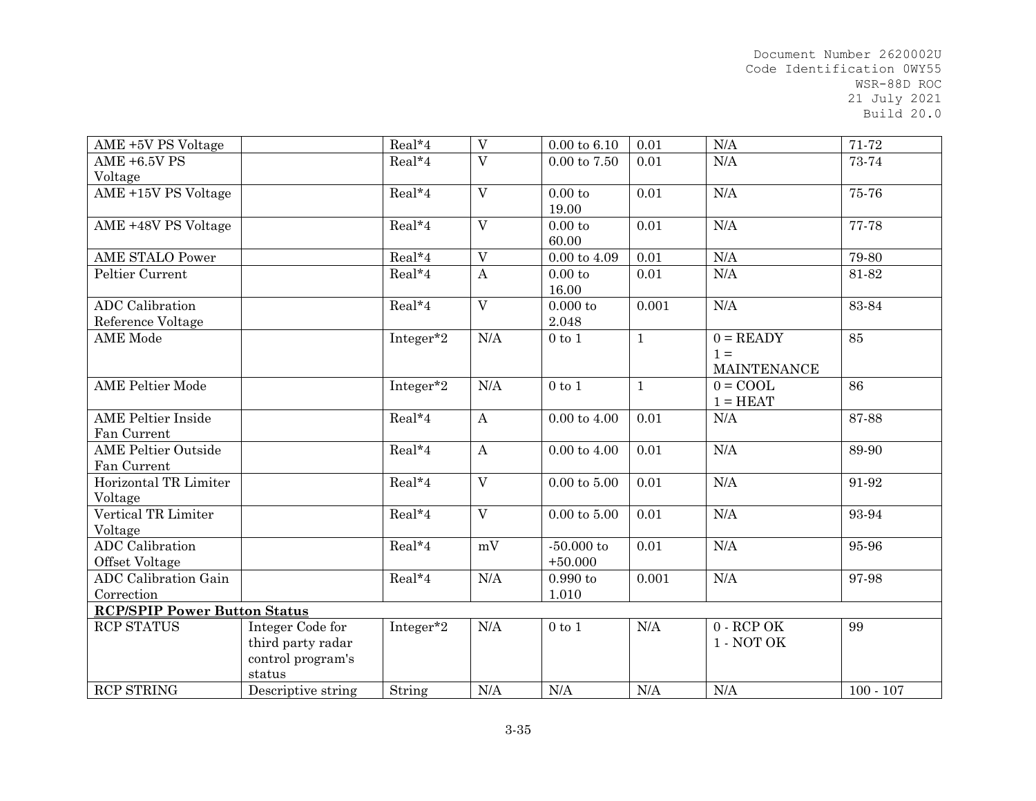| AME +5V PS Voltage | | Real*4 | V | 0.00 to 6.10 | 0.01 | N/A | 71-72 |
|---|---|---|---|---|---|---|---|
| AME +6.5V PS Voltage | | Real*4 | V | 0.00 to 7.50 | 0.01 | N/A | 73-74 |
| AME +15V PS Voltage | | Real*4 | V | 0.00 to 19.00 | 0.01 | N/A | 75-76 |
| AME +48V PS Voltage | | Real*4 | V | 0.00 to 60.00 | 0.01 | N/A | 77-78 |
| AME STALO Power | | Real*4 | V | 0.00 to 4.09 | 0.01 | N/A | 79-80 |
| Peltier Current | | Real*4 | A | 0.00 to 16.00 | 0.01 | N/A | 81-82 |
| ADC Calibration Reference Voltage | | Real*4 | V | 0.000 to 2.048 | 0.001 | N/A | 83-84 |
| AME Mode | | Integer*2 | N/A | 0 to 1 | 1 | 0 = READY<br>1 = MAINTENANCE | 85 |
| AME Peltier Mode | | Integer*2 | N/A | 0 to 1 | 1 | 0 = COOL<br>1 = HEAT | 86 |
| AME Peltier Inside Fan Current | | Real*4 | A | 0.00 to 4.00 | 0.01 | N/A | 87-88 |
| AME Peltier Outside Fan Current | | Real*4 | A | 0.00 to 4.00 | 0.01 | N/A | 89-90 |
| Horizontal TR Limiter Voltage | | Real*4 | V | 0.00 to 5.00 | 0.01 | N/A | 91-92 |
| Vertical TR Limiter Voltage | | Real*4 | V | 0.00 to 5.00 | 0.01 | N/A | 93-94 |
| ADC Calibration Offset Voltage | | Real*4 | mV | -50.000 to +50.000 | 0.01 | N/A | 95-96 |
| ADC Calibration Gain Correction | | Real*4 | N/A | 0.990 to 1.010 | 0.001 | N/A | 97-98 |
| **RCP/SPIP Power Button Status** | | | | | | | |
| RCP STATUS | Integer Code for third party radar control program's status | Integer*2 | N/A | 0 to 1 | N/A | 0 - RCP OK<br>1 - NOT OK | 99 |
| RCP STRING | Descriptive string | String | N/A | N/A | N/A | N/A | 100 - 107 |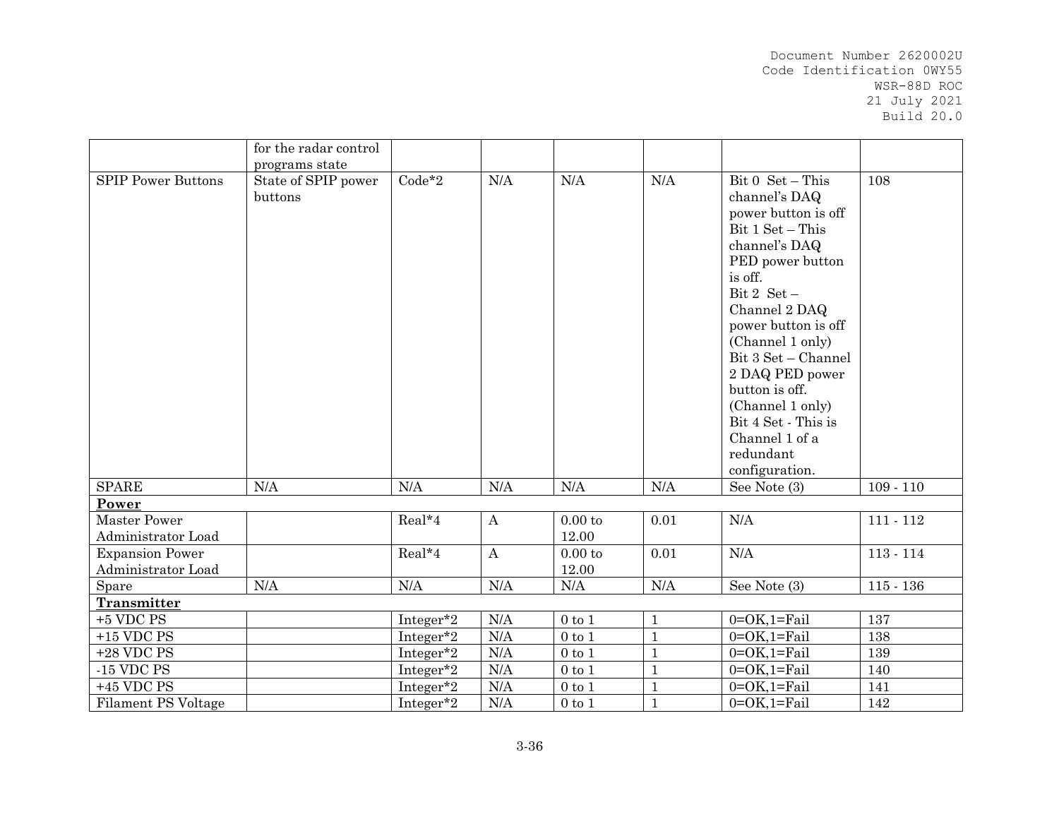| | for the radar control programs state | | | | | | |
|---|---|---|---|---|---|---|---|
| SPIP Power Buttons | State of SPIP power buttons | Code*2 | N/A | N/A | N/A | Bit 0 Set – This channel's DAQ power button is off<br>Bit 1 Set – This channel's DAQ PED power button is off.<br>Bit 2 Set – Channel 2 DAQ power button is off (Channel 1 only)<br>Bit 3 Set – Channel 2 DAQ PED power button is off. (Channel 1 only)<br>Bit 4 Set - This is Channel 1 of a redundant configuration. | 108 |
| SPARE | N/A | N/A | N/A | N/A | N/A | See Note (3) | 109 - 110 |
| **Power** | | | | | | | |
| Master Power Administrator Load | | Real*4 | A | 0.00 to 12.00 | 0.01 | N/A | 111 - 112 |
| Expansion Power Administrator Load | | Real*4 | A | 0.00 to 12.00 | 0.01 | N/A | 113 - 114 |
| Spare | N/A | N/A | N/A | N/A | N/A | See Note (3) | 115 - 136 |
| **Transmitter** | | | | | | | |
| +5 VDC PS | | Integer*2 | N/A | 0 to 1 | 1 | 0=OK,1=Fail | 137 |
| +15 VDC PS | | Integer*2 | N/A | 0 to 1 | 1 | 0=OK,1=Fail | 138 |
| +28 VDC PS | | Integer*2 | N/A | 0 to 1 | 1 | 0=OK,1=Fail | 139 |
| -15 VDC PS | | Integer*2 | N/A | 0 to 1 | 1 | 0=OK,1=Fail | 140 |
| +45 VDC PS | | Integer*2 | N/A | 0 to 1 | 1 | 0=OK,1=Fail | 141 |
| Filament PS Voltage | | Integer*2 | N/A | 0 to 1 | 1 | 0=OK,1=Fail | 142 |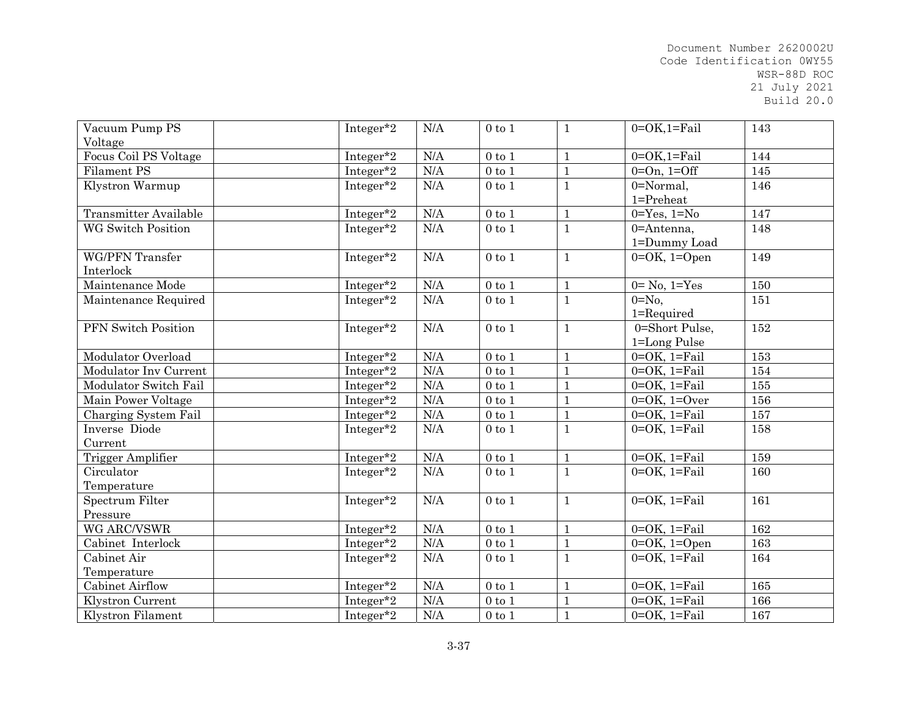| | | | | | | | |
|---|---|---|---|---|---|---|---|
| Vacuum Pump PS Voltage | | Integer*2 | N/A | 0 to 1 | 1 | 0=OK,1=Fail | 143 |
| Focus Coil PS Voltage | | Integer*2 | N/A | 0 to 1 | 1 | 0=OK,1=Fail | 144 |
| Filament PS | | Integer*2 | N/A | 0 to 1 | 1 | 0=On, 1=Off | 145 |
| Klystron Warmup | | Integer*2 | N/A | 0 to 1 | 1 | 0=Normal, 1=Preheat | 146 |
| Transmitter Available | | Integer*2 | N/A | 0 to 1 | 1 | 0=Yes, 1=No | 147 |
| WG Switch Position | | Integer*2 | N/A | 0 to 1 | 1 | 0=Antenna, 1=Dummy Load | 148 |
| WG/PFN Transfer Interlock | | Integer*2 | N/A | 0 to 1 | 1 | 0=OK, 1=Open | 149 |
| Maintenance Mode | | Integer*2 | N/A | 0 to 1 | 1 | 0= No, 1=Yes | 150 |
| Maintenance Required | | Integer*2 | N/A | 0 to 1 | 1 | 0=No, 1=Required | 151 |
| PFN Switch Position | | Integer*2 | N/A | 0 to 1 | 1 | 0=Short Pulse, 1=Long Pulse | 152 |
| Modulator Overload | | Integer*2 | N/A | 0 to 1 | 1 | 0=OK, 1=Fail | 153 |
| Modulator Inv Current | | Integer*2 | N/A | 0 to 1 | 1 | 0=OK, 1=Fail | 154 |
| Modulator Switch Fail | | Integer*2 | N/A | 0 to 1 | 1 | 0=OK, 1=Fail | 155 |
| Main Power Voltage | | Integer*2 | N/A | 0 to 1 | 1 | 0=OK, 1=Over | 156 |
| Charging System Fail | | Integer*2 | N/A | 0 to 1 | 1 | 0=OK, 1=Fail | 157 |
| Inverse Diode Current | | Integer*2 | N/A | 0 to 1 | 1 | 0=OK, 1=Fail | 158 |
| Trigger Amplifier | | Integer*2 | N/A | 0 to 1 | 1 | 0=OK, 1=Fail | 159 |
| Circulator Temperature | | Integer*2 | N/A | 0 to 1 | 1 | 0=OK, 1=Fail | 160 |
| Spectrum Filter Pressure | | Integer*2 | N/A | 0 to 1 | 1 | 0=OK, 1=Fail | 161 |
| WG ARC/VSWR | | Integer*2 | N/A | 0 to 1 | 1 | 0=OK, 1=Fail | 162 |
| Cabinet Interlock | | Integer*2 | N/A | 0 to 1 | 1 | 0=OK, 1=Open | 163 |
| Cabinet Air Temperature | | Integer*2 | N/A | 0 to 1 | 1 | 0=OK, 1=Fail | 164 |
| Cabinet Airflow | | Integer*2 | N/A | 0 to 1 | 1 | 0=OK, 1=Fail | 165 |
| Klystron Current | | Integer*2 | N/A | 0 to 1 | 1 | 0=OK, 1=Fail | 166 |
| Klystron Filament | | Integer*2 | N/A | 0 to 1 | 1 | 0=OK, 1=Fail | 167 |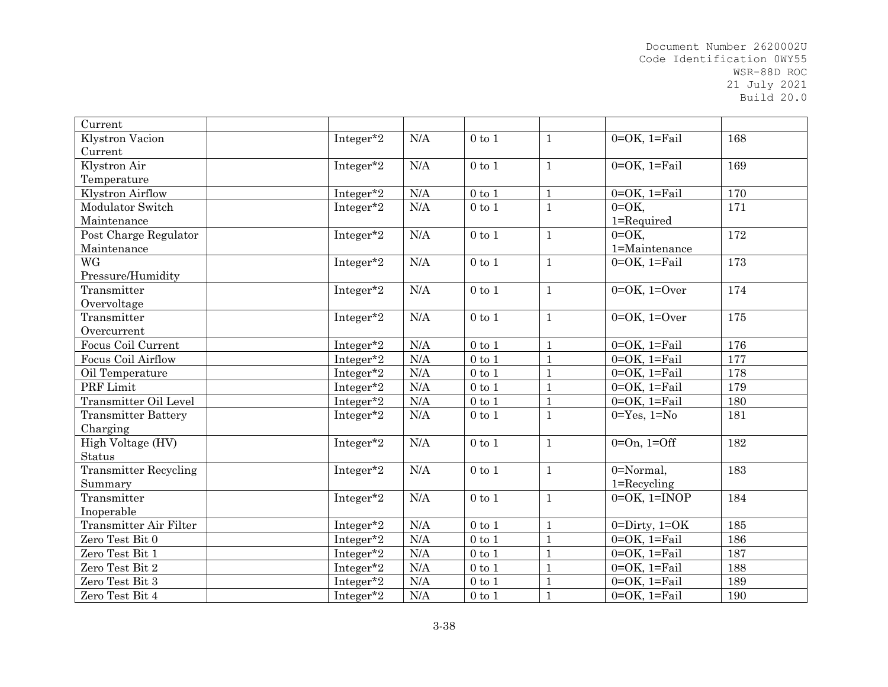| Current | | | | | | | |
|---|---|---|---|---|---|---|---|
| Klystron Vacion Current | | Integer*2 | N/A | 0 to 1 | 1 | 0=OK, 1=Fail | 168 |
| Klystron Air Temperature | | Integer*2 | N/A | 0 to 1 | 1 | 0=OK, 1=Fail | 169 |
| Klystron Airflow | | Integer*2 | N/A | 0 to 1 | 1 | 0=OK, 1=Fail | 170 |
| Modulator Switch Maintenance | | Integer*2 | N/A | 0 to 1 | 1 | 0=OK, 1=Required | 171 |
| Post Charge Regulator Maintenance | | Integer*2 | N/A | 0 to 1 | 1 | 0=OK, 1=Maintenance | 172 |
| WG Pressure/Humidity | | Integer*2 | N/A | 0 to 1 | 1 | 0=OK, 1=Fail | 173 |
| Transmitter Overvoltage | | Integer*2 | N/A | 0 to 1 | 1 | 0=OK, 1=Over | 174 |
| Transmitter Overcurrent | | Integer*2 | N/A | 0 to 1 | 1 | 0=OK, 1=Over | 175 |
| Focus Coil Current | | Integer*2 | N/A | 0 to 1 | 1 | 0=OK, 1=Fail | 176 |
| Focus Coil Airflow | | Integer*2 | N/A | 0 to 1 | 1 | 0=OK, 1=Fail | 177 |
| Oil Temperature | | Integer*2 | N/A | 0 to 1 | 1 | 0=OK, 1=Fail | 178 |
| PRF Limit | | Integer*2 | N/A | 0 to 1 | 1 | 0=OK, 1=Fail | 179 |
| Transmitter Oil Level | | Integer*2 | N/A | 0 to 1 | 1 | 0=OK, 1=Fail | 180 |
| Transmitter Battery Charging | | Integer*2 | N/A | 0 to 1 | 1 | 0=Yes, 1=No | 181 |
| High Voltage (HV) Status | | Integer*2 | N/A | 0 to 1 | 1 | 0=On, 1=Off | 182 |
| Transmitter Recycling Summary | | Integer*2 | N/A | 0 to 1 | 1 | 0=Normal, 1=Recycling | 183 |
| Transmitter Inoperable | | Integer*2 | N/A | 0 to 1 | 1 | 0=OK, 1=INOP | 184 |
| Transmitter Air Filter | | Integer*2 | N/A | 0 to 1 | 1 | 0=Dirty, 1=OK | 185 |
| Zero Test Bit 0 | | Integer*2 | N/A | 0 to 1 | 1 | 0=OK, 1=Fail | 186 |
| Zero Test Bit 1 | | Integer*2 | N/A | 0 to 1 | 1 | 0=OK, 1=Fail | 187 |
| Zero Test Bit 2 | | Integer*2 | N/A | 0 to 1 | 1 | 0=OK, 1=Fail | 188 |
| Zero Test Bit 3 | | Integer*2 | N/A | 0 to 1 | 1 | 0=OK, 1=Fail | 189 |
| Zero Test Bit 4 | | Integer*2 | N/A | 0 to 1 | 1 | 0=OK, 1=Fail | 190 |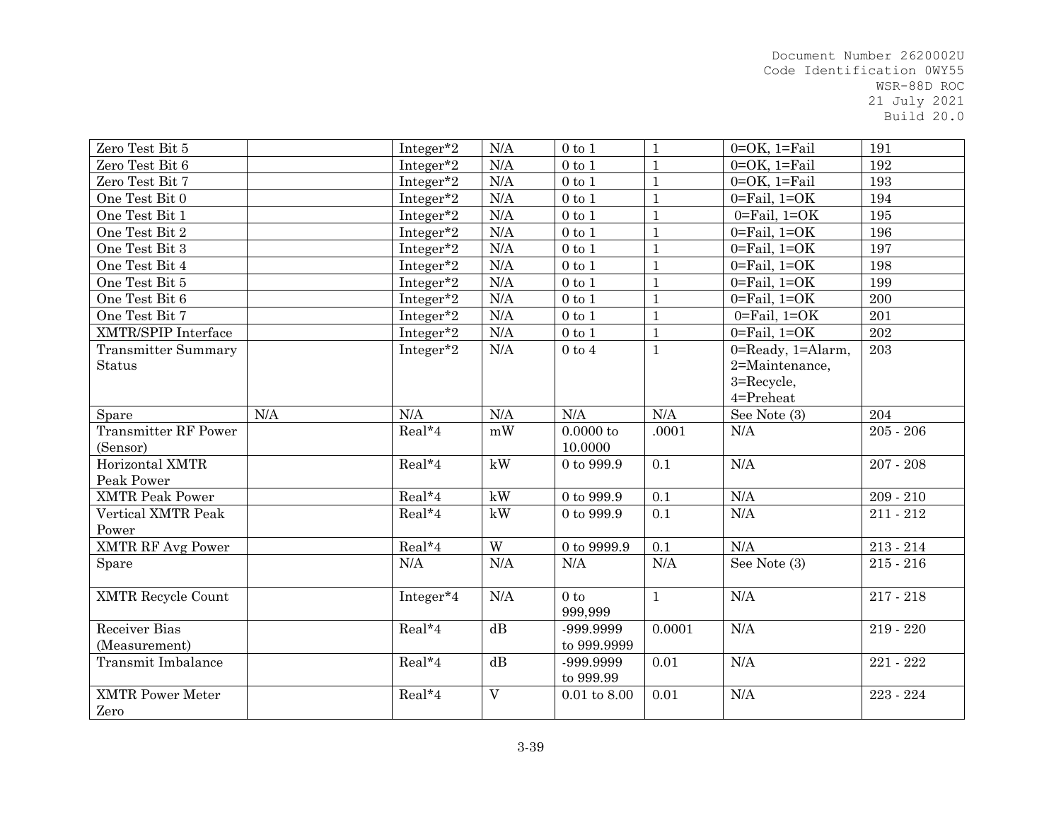| | | | | | | | |
|---|---|---|---|---|---|---|---|
| Zero Test Bit 5 | | Integer*2 | N/A | 0 to 1 | 1 | 0=OK, 1=Fail | 191 |
| Zero Test Bit 6 | | Integer*2 | N/A | 0 to 1 | 1 | 0=OK, 1=Fail | 192 |
| Zero Test Bit 7 | | Integer*2 | N/A | 0 to 1 | 1 | 0=OK, 1=Fail | 193 |
| One Test Bit 0 | | Integer*2 | N/A | 0 to 1 | 1 | 0=Fail, 1=OK | 194 |
| One Test Bit 1 | | Integer*2 | N/A | 0 to 1 | 1 | 0=Fail, 1=OK | 195 |
| One Test Bit 2 | | Integer*2 | N/A | 0 to 1 | 1 | 0=Fail, 1=OK | 196 |
| One Test Bit 3 | | Integer*2 | N/A | 0 to 1 | 1 | 0=Fail, 1=OK | 197 |
| One Test Bit 4 | | Integer*2 | N/A | 0 to 1 | 1 | 0=Fail, 1=OK | 198 |
| One Test Bit 5 | | Integer*2 | N/A | 0 to 1 | 1 | 0=Fail, 1=OK | 199 |
| One Test Bit 6 | | Integer*2 | N/A | 0 to 1 | 1 | 0=Fail, 1=OK | 200 |
| One Test Bit 7 | | Integer*2 | N/A | 0 to 1 | 1 | 0=Fail, 1=OK | 201 |
| XMTR/SPIP Interface | | Integer*2 | N/A | 0 to 1 | 1 | 0=Fail, 1=OK | 202 |
| Transmitter Summary Status | | Integer*2 | N/A | 0 to 4 | 1 | 0=Ready, 1=Alarm, 2=Maintenance, 3=Recycle, 4=Preheat | 203 |
| Spare | N/A | N/A | N/A | N/A | N/A | See Note (3) | 204 |
| Transmitter RF Power (Sensor) | | Real*4 | mW | 0.0000 to 10.0000 | .0001 | N/A | 205 - 206 |
| Horizontal XMTR Peak Power | | Real*4 | kW | 0 to 999.9 | 0.1 | N/A | 207 - 208 |
| XMTR Peak Power | | Real*4 | kW | 0 to 999.9 | 0.1 | N/A | 209 - 210 |
| Vertical XMTR Peak Power | | Real*4 | kW | 0 to 999.9 | 0.1 | N/A | 211 - 212 |
| XMTR RF Avg Power | | Real*4 | W | 0 to 9999.9 | 0.1 | N/A | 213 - 214 |
| Spare | | N/A | N/A | N/A | N/A | See Note (3) | 215 - 216 |
| XMTR Recycle Count | | Integer*4 | N/A | 0 to 999,999 | 1 | N/A | 217 - 218 |
| Receiver Bias (Measurement) | | Real*4 | dB | -999.9999 to 999.9999 | 0.0001 | N/A | 219 - 220 |
| Transmit Imbalance | | Real*4 | dB | -999.9999 to 999.99 | 0.01 | N/A | 221 - 222 |
| XMTR Power Meter Zero | | Real*4 | V | 0.01 to 8.00 | 0.01 | N/A | 223 - 224 |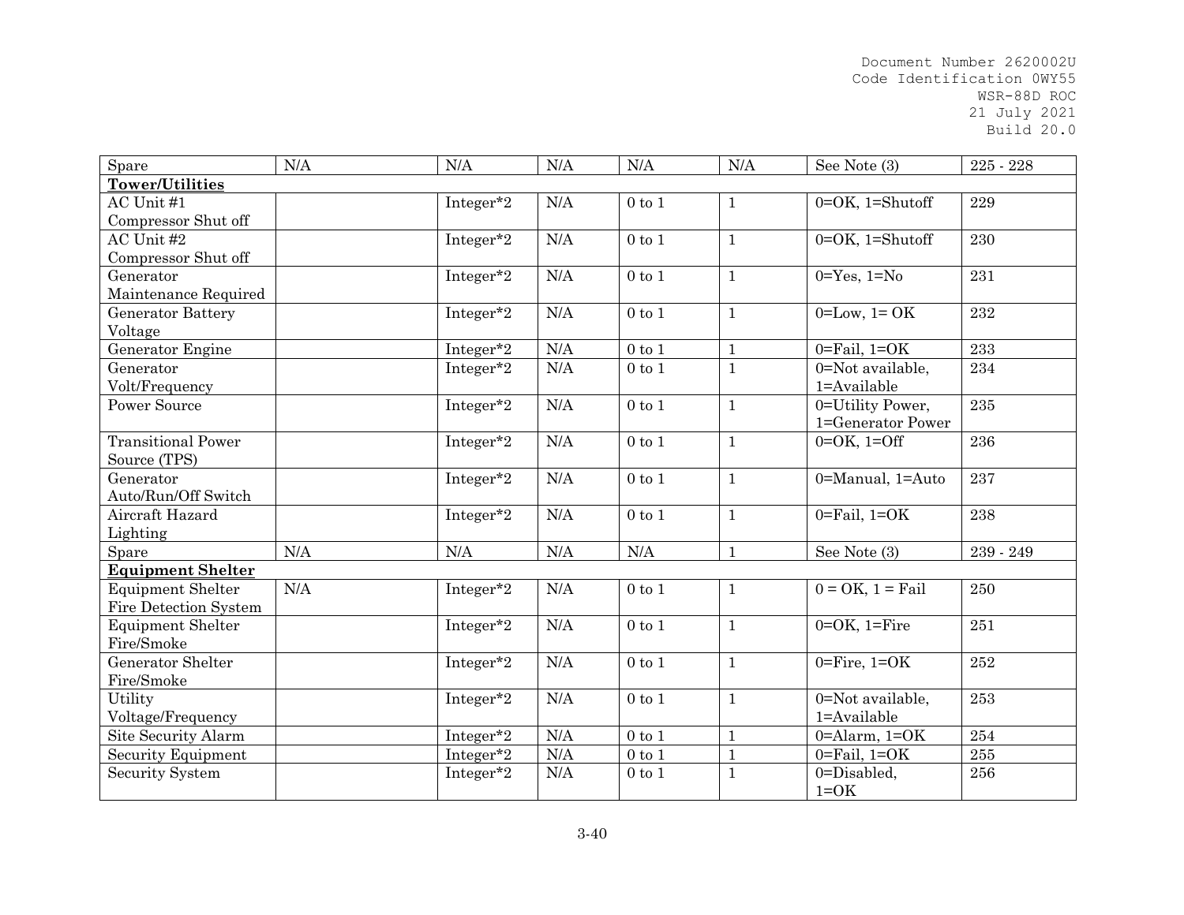| Spare | N/A | N/A | N/A | N/A | N/A | See Note (3) | 225 - 228 |
|---|---|---|---|---|---|---|---|
| **Tower/Utilities** | | | | | | | |
| AC Unit #1 Compressor Shut off | | Integer*2 | N/A | 0 to 1 | 1 | 0=OK, 1=Shutoff | 229 |
| AC Unit #2 Compressor Shut off | | Integer*2 | N/A | 0 to 1 | 1 | 0=OK, 1=Shutoff | 230 |
| Generator Maintenance Required | | Integer*2 | N/A | 0 to 1 | 1 | 0=Yes, 1=No | 231 |
| Generator Battery Voltage | | Integer*2 | N/A | 0 to 1 | 1 | 0=Low, 1= OK | 232 |
| Generator Engine | | Integer*2 | N/A | 0 to 1 | 1 | 0=Fail, 1=OK | 233 |
| Generator Volt/Frequency | | Integer*2 | N/A | 0 to 1 | 1 | 0=Not available, 1=Available | 234 |
| Power Source | | Integer*2 | N/A | 0 to 1 | 1 | 0=Utility Power, 1=Generator Power | 235 |
| Transitional Power Source (TPS) | | Integer*2 | N/A | 0 to 1 | 1 | 0=OK, 1=Off | 236 |
| Generator Auto/Run/Off Switch | | Integer*2 | N/A | 0 to 1 | 1 | 0=Manual, 1=Auto | 237 |
| Aircraft Hazard Lighting | | Integer*2 | N/A | 0 to 1 | 1 | 0=Fail, 1=OK | 238 |
| Spare | N/A | N/A | N/A | N/A | 1 | See Note (3) | 239 - 249 |
| **Equipment Shelter** | | | | | | | |
| Equipment Shelter Fire Detection System | N/A | Integer*2 | N/A | 0 to 1 | 1 | 0 = OK, 1 = Fail | 250 |
| Equipment Shelter Fire/Smoke | | Integer*2 | N/A | 0 to 1 | 1 | 0=OK, 1=Fire | 251 |
| Generator Shelter Fire/Smoke | | Integer*2 | N/A | 0 to 1 | 1 | 0=Fire, 1=OK | 252 |
| Utility Voltage/Frequency | | Integer*2 | N/A | 0 to 1 | 1 | 0=Not available, 1=Available | 253 |
| Site Security Alarm | | Integer*2 | N/A | 0 to 1 | 1 | 0=Alarm, 1=OK | 254 |
| Security Equipment | | Integer*2 | N/A | 0 to 1 | 1 | 0=Fail, 1=OK | 255 |
| Security System | | Integer*2 | N/A | 0 to 1 | 1 | 0=Disabled, 1=OK | 256 |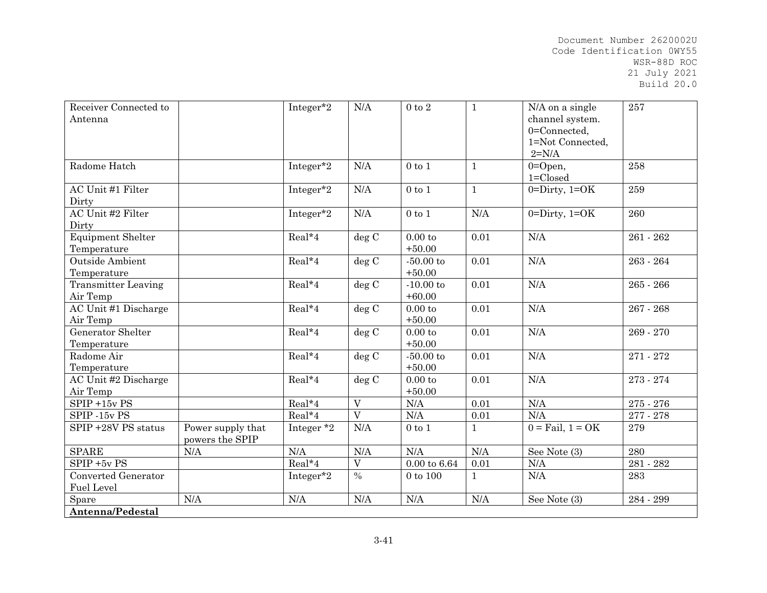| Receiver Connected to Antenna | | Integer*2 | N/A | 0 to 2 | 1 | N/A on a single channel system. 0=Connected, 1=Not Connected, 2=N/A | 257 |
|---|---|---|---|---|---|---|---|
| Radome Hatch | | Integer*2 | N/A | 0 to 1 | 1 | 0=Open, 1=Closed | 258 |
| AC Unit #1 Filter Dirty | | Integer*2 | N/A | 0 to 1 | 1 | 0=Dirty, 1=OK | 259 |
| AC Unit #2 Filter Dirty | | Integer*2 | N/A | 0 to 1 | N/A | 0=Dirty, 1=OK | 260 |
| Equipment Shelter Temperature | | Real*4 | deg C | 0.00 to +50.00 | 0.01 | N/A | 261 - 262 |
| Outside Ambient Temperature | | Real*4 | deg C | -50.00 to +50.00 | 0.01 | N/A | 263 - 264 |
| Transmitter Leaving Air Temp | | Real*4 | deg C | -10.00 to +60.00 | 0.01 | N/A | 265 - 266 |
| AC Unit #1 Discharge Air Temp | | Real*4 | deg C | 0.00 to +50.00 | 0.01 | N/A | 267 - 268 |
| Generator Shelter Temperature | | Real*4 | deg C | 0.00 to +50.00 | 0.01 | N/A | 269 - 270 |
| Radome Air Temperature | | Real*4 | deg C | -50.00 to +50.00 | 0.01 | N/A | 271 - 272 |
| AC Unit #2 Discharge Air Temp | | Real*4 | deg C | 0.00 to +50.00 | 0.01 | N/A | 273 - 274 |
| SPIP +15v PS | | Real*4 | V | N/A | 0.01 | N/A | 275 - 276 |
| SPIP -15v PS | | Real*4 | V | N/A | 0.01 | N/A | 277 - 278 |
| SPIP +28V PS status | Power supply that powers the SPIP | Integer *2 | N/A | 0 to 1 | 1 | 0 = Fail, 1 = OK | 279 |
| SPARE | N/A | N/A | N/A | N/A | N/A | See Note (3) | 280 |
| SPIP +5v PS | | Real*4 | V | 0.00 to 6.64 | 0.01 | N/A | 281 - 282 |
| Converted Generator Fuel Level | | Integer*2 | % | 0 to 100 | 1 | N/A | 283 |
| Spare | N/A | N/A | N/A | N/A | N/A | See Note (3) | 284 - 299 |
| **Antenna/Pedestal** | | | | | | | |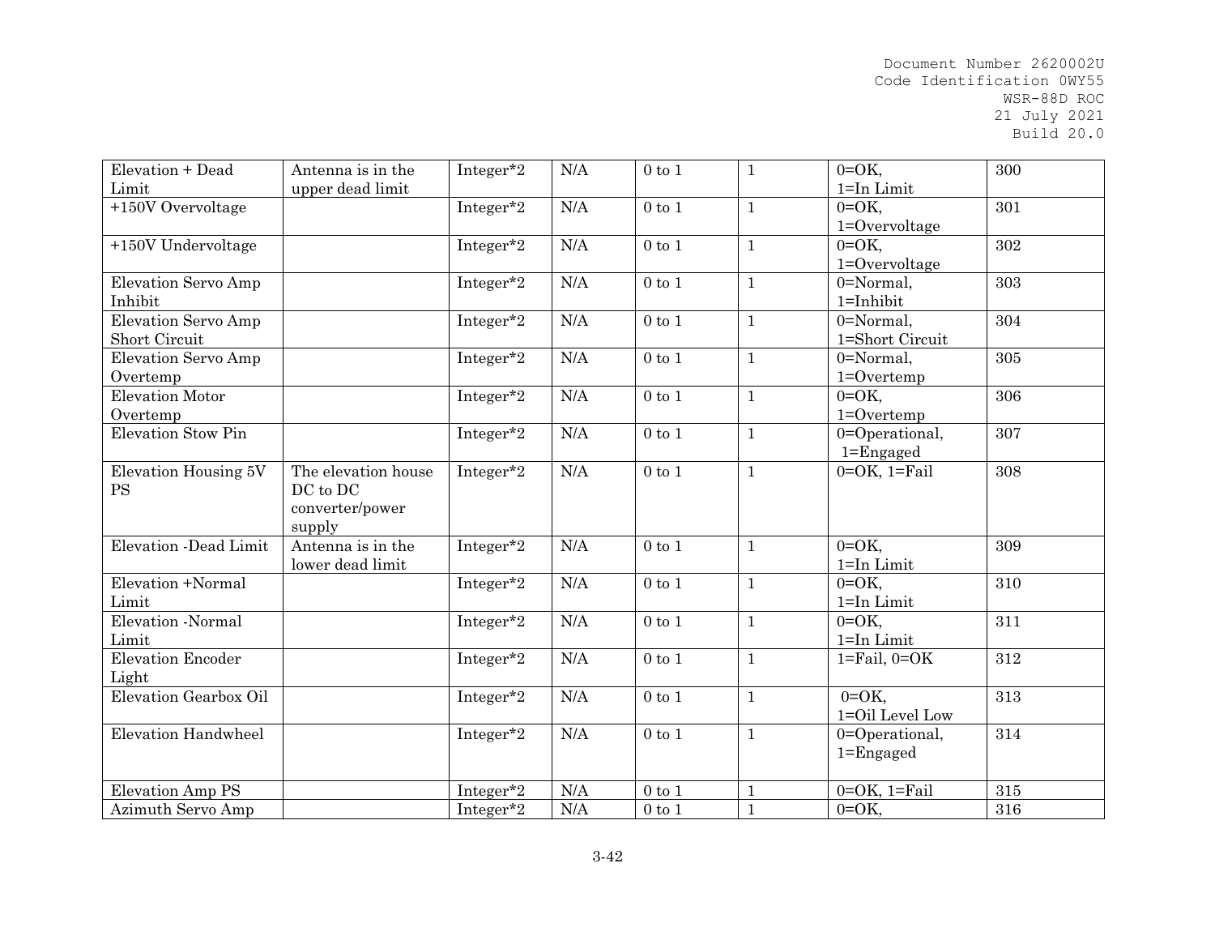| Elevation + Dead Limit | Antenna is in the upper dead limit | Integer*2 | N/A | 0 to 1 | 1 | 0=OK, 1=In Limit | 300 |
|---|---|---|---|---|---|---|---|
| +150V Overvoltage | | Integer*2 | N/A | 0 to 1 | 1 | 0=OK, 1=Overvoltage | 301 |
| +150V Undervoltage | | Integer*2 | N/A | 0 to 1 | 1 | 0=OK, 1=Overvoltage | 302 |
| Elevation Servo Amp Inhibit | | Integer*2 | N/A | 0 to 1 | 1 | 0=Normal, 1=Inhibit | 303 |
| Elevation Servo Amp Short Circuit | | Integer*2 | N/A | 0 to 1 | 1 | 0=Normal, 1=Short Circuit | 304 |
| Elevation Servo Amp Overtemp | | Integer*2 | N/A | 0 to 1 | 1 | 0=Normal, 1=Overtemp | 305 |
| Elevation Motor Overtemp | | Integer*2 | N/A | 0 to 1 | 1 | 0=OK, 1=Overtemp | 306 |
| Elevation Stow Pin | | Integer*2 | N/A | 0 to 1 | 1 | 0=Operational, 1=Engaged | 307 |
| Elevation Housing 5V PS | The elevation house DC to DC converter/power supply | Integer*2 | N/A | 0 to 1 | 1 | 0=OK, 1=Fail | 308 |
| Elevation -Dead Limit | Antenna is in the lower dead limit | Integer*2 | N/A | 0 to 1 | 1 | 0=OK, 1=In Limit | 309 |
| Elevation +Normal Limit | | Integer*2 | N/A | 0 to 1 | 1 | 0=OK, 1=In Limit | 310 |
| Elevation -Normal Limit | | Integer*2 | N/A | 0 to 1 | 1 | 0=OK, 1=In Limit | 311 |
| Elevation Encoder Light | | Integer*2 | N/A | 0 to 1 | 1 | 1=Fail, 0=OK | 312 |
| Elevation Gearbox Oil | | Integer*2 | N/A | 0 to 1 | 1 | 0=OK, 1=Oil Level Low | 313 |
| Elevation Handwheel | | Integer*2 | N/A | 0 to 1 | 1 | 0=Operational, 1=Engaged | 314 |
| Elevation Amp PS | | Integer*2 | N/A | 0 to 1 | 1 | 0=OK, 1=Fail | 315 |
| Azimuth Servo Amp | | Integer*2 | N/A | 0 to 1 | 1 | 0=OK, | 316 |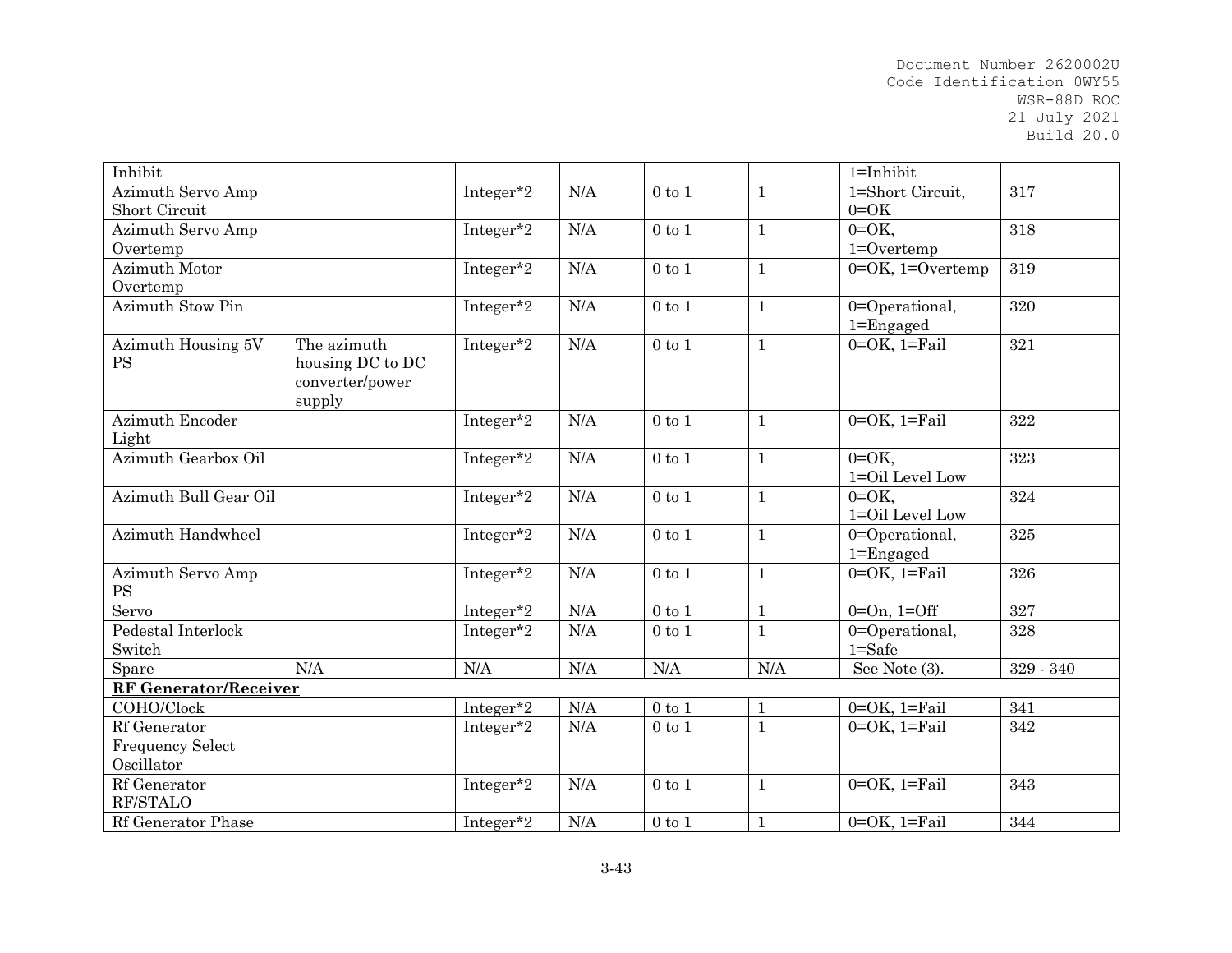| | | | | | | | |
|---|---|---|---|---|---|---|---|
| Inhibit | | | | | | 1=Inhibit | |
| Azimuth Servo Amp Short Circuit | | Integer*2 | N/A | 0 to 1 | 1 | 1=Short Circuit, 0=OK | 317 |
| Azimuth Servo Amp Overtemp | | Integer*2 | N/A | 0 to 1 | 1 | 0=OK, 1=Overtemp | 318 |
| Azimuth Motor Overtemp | | Integer*2 | N/A | 0 to 1 | 1 | 0=OK, 1=Overtemp | 319 |
| Azimuth Stow Pin | | Integer*2 | N/A | 0 to 1 | 1 | 0=Operational, 1=Engaged | 320 |
| Azimuth Housing 5V PS | The azimuth housing DC to DC converter/power supply | Integer*2 | N/A | 0 to 1 | 1 | 0=OK, 1=Fail | 321 |
| Azimuth Encoder Light | | Integer*2 | N/A | 0 to 1 | 1 | 0=OK, 1=Fail | 322 |
| Azimuth Gearbox Oil | | Integer*2 | N/A | 0 to 1 | 1 | 0=OK, 1=Oil Level Low | 323 |
| Azimuth Bull Gear Oil | | Integer*2 | N/A | 0 to 1 | 1 | 0=OK, 1=Oil Level Low | 324 |
| Azimuth Handwheel | | Integer*2 | N/A | 0 to 1 | 1 | 0=Operational, 1=Engaged | 325 |
| Azimuth Servo Amp PS | | Integer*2 | N/A | 0 to 1 | 1 | 0=OK, 1=Fail | 326 |
| Servo | | Integer*2 | N/A | 0 to 1 | 1 | 0=On, 1=Off | 327 |
| Pedestal Interlock Switch | | Integer*2 | N/A | 0 to 1 | 1 | 0=Operational, 1=Safe | 328 |
| Spare | N/A | N/A | N/A | N/A | N/A | See Note (3). | 329 - 340 |
| **RF Generator/Receiver** | | | | | | | |
| COHO/Clock | | Integer*2 | N/A | 0 to 1 | 1 | 0=OK, 1=Fail | 341 |
| Rf Generator Frequency Select Oscillator | | Integer*2 | N/A | 0 to 1 | 1 | 0=OK, 1=Fail | 342 |
| Rf Generator RF/STALO | | Integer*2 | N/A | 0 to 1 | 1 | 0=OK, 1=Fail | 343 |
| Rf Generator Phase | | Integer*2 | N/A | 0 to 1 | 1 | 0=OK, 1=Fail | 344 |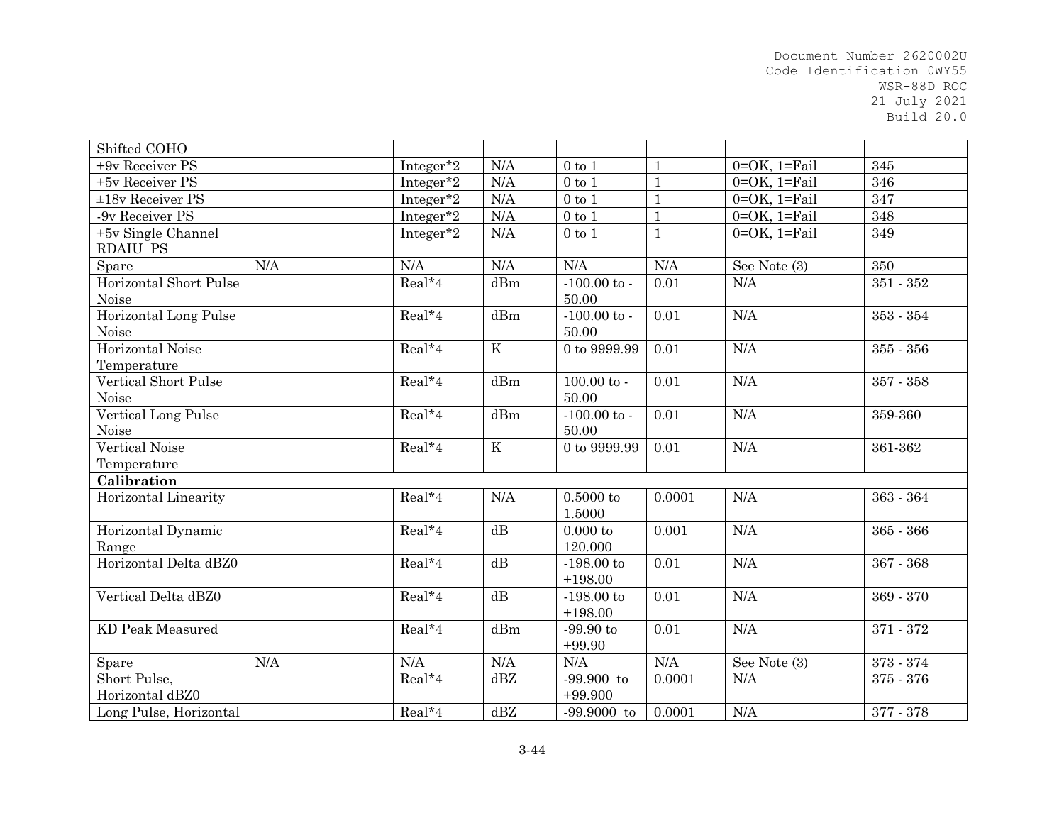| | | | | | | | |
|---|---|---|---|---|---|---|---|
| Shifted COHO | | | | | | | |
| +9v Receiver PS | | Integer*2 | N/A | 0 to 1 | 1 | 0=OK, 1=Fail | 345 |
| +5v Receiver PS | | Integer*2 | N/A | 0 to 1 | 1 | 0=OK, 1=Fail | 346 |
| ±18v Receiver PS | | Integer*2 | N/A | 0 to 1 | 1 | 0=OK, 1=Fail | 347 |
| -9v Receiver PS | | Integer*2 | N/A | 0 to 1 | 1 | 0=OK, 1=Fail | 348 |
| +5v Single Channel RDAIU PS | | Integer*2 | N/A | 0 to 1 | 1 | 0=OK, 1=Fail | 349 |
| Spare | N/A | N/A | N/A | N/A | N/A | See Note (3) | 350 |
| Horizontal Short Pulse Noise | | Real*4 | dBm | -100.00 to -50.00 | 0.01 | N/A | 351 - 352 |
| Horizontal Long Pulse Noise | | Real*4 | dBm | -100.00 to -50.00 | 0.01 | N/A | 353 - 354 |
| Horizontal Noise Temperature | | Real*4 | K | 0 to 9999.99 | 0.01 | N/A | 355 - 356 |
| Vertical Short Pulse Noise | | Real*4 | dBm | 100.00 to -50.00 | 0.01 | N/A | 357 - 358 |
| Vertical Long Pulse Noise | | Real*4 | dBm | -100.00 to -50.00 | 0.01 | N/A | 359-360 |
| Vertical Noise Temperature | | Real*4 | K | 0 to 9999.99 | 0.01 | N/A | 361-362 |
| **Calibration** | | | | | | | |
| Horizontal Linearity | | Real*4 | N/A | 0.5000 to 1.5000 | 0.0001 | N/A | 363 - 364 |
| Horizontal Dynamic Range | | Real*4 | dB | 0.000 to 120.000 | 0.001 | N/A | 365 - 366 |
| Horizontal Delta dBZ0 | | Real*4 | dB | -198.00 to +198.00 | 0.01 | N/A | 367 - 368 |
| Vertical Delta dBZ0 | | Real*4 | dB | -198.00 to +198.00 | 0.01 | N/A | 369 - 370 |
| KD Peak Measured | | Real*4 | dBm | -99.90 to +99.90 | 0.01 | N/A | 371 - 372 |
| Spare | N/A | N/A | N/A | N/A | N/A | See Note (3) | 373 - 374 |
| Short Pulse, Horizontal dBZ0 | | Real*4 | dBZ | -99.900 to +99.900 | 0.0001 | N/A | 375 - 376 |
| Long Pulse, Horizontal | | Real*4 | dBZ | -99.9000 to | 0.0001 | N/A | 377 - 378 |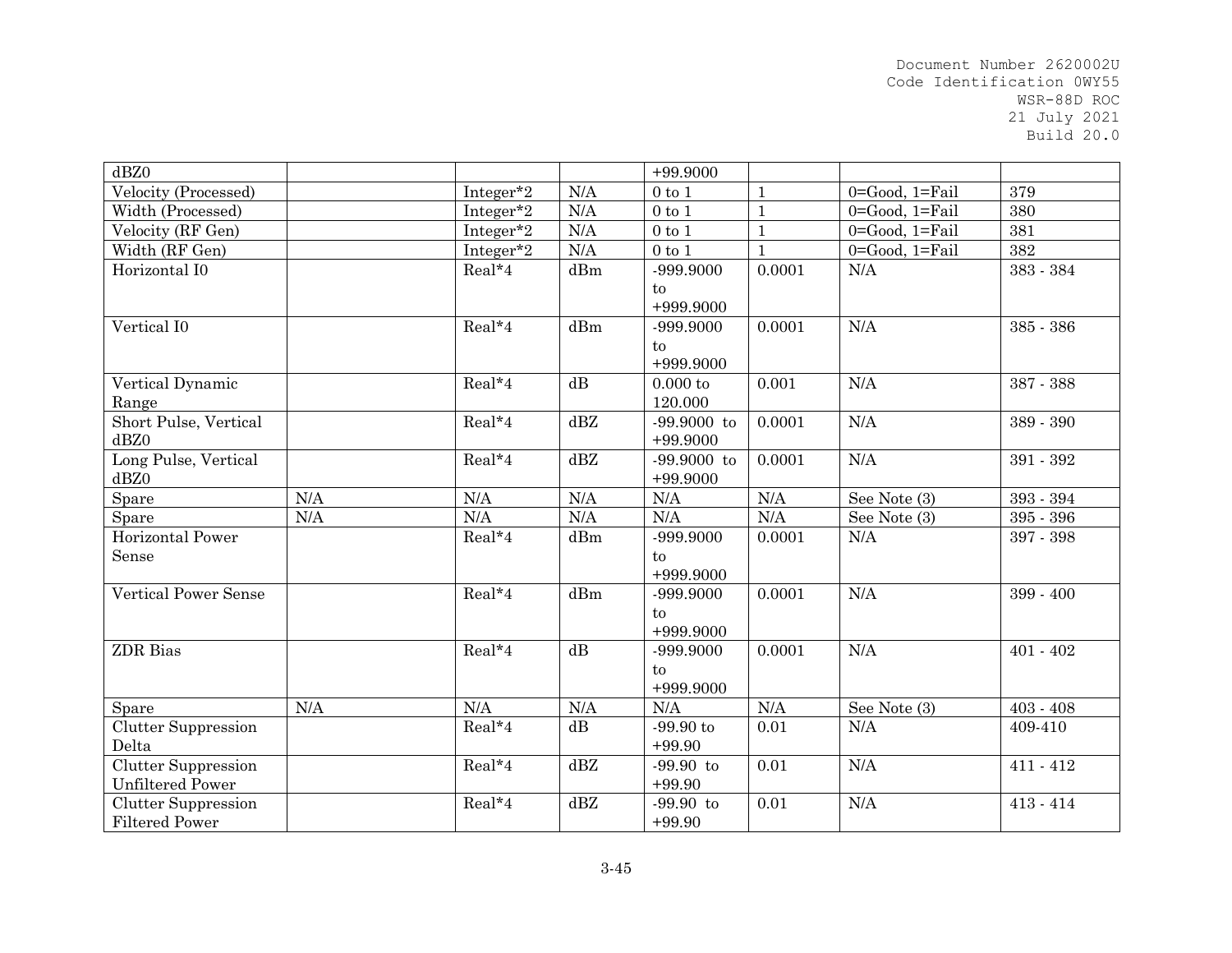| dBZ0 | | | | +99.9000 | | | |
|---|---|---|---|---|---|---|---|
| Velocity (Processed) | | Integer*2 | N/A | 0 to 1 | 1 | 0=Good, 1=Fail | 379 |
| Width (Processed) | | Integer*2 | N/A | 0 to 1 | 1 | 0=Good, 1=Fail | 380 |
| Velocity (RF Gen) | | Integer*2 | N/A | 0 to 1 | 1 | 0=Good, 1=Fail | 381 |
| Width (RF Gen) | | Integer*2 | N/A | 0 to 1 | 1 | 0=Good, 1=Fail | 382 |
| Horizontal I0 | | Real*4 | dBm | -999.9000 to +999.9000 | 0.0001 | N/A | 383 - 384 |
| Vertical I0 | | Real*4 | dBm | -999.9000 to +999.9000 | 0.0001 | N/A | 385 - 386 |
| Vertical Dynamic Range | | Real*4 | dB | 0.000 to 120.000 | 0.001 | N/A | 387 - 388 |
| Short Pulse, Vertical dBZ0 | | Real*4 | dBZ | -99.9000 to +99.9000 | 0.0001 | N/A | 389 - 390 |
| Long Pulse, Vertical dBZ0 | | Real*4 | dBZ | -99.9000 to +99.9000 | 0.0001 | N/A | 391 - 392 |
| Spare | N/A | N/A | N/A | N/A | N/A | See Note (3) | 393 - 394 |
| Spare | N/A | N/A | N/A | N/A | N/A | See Note (3) | 395 - 396 |
| Horizontal Power Sense | | Real*4 | dBm | -999.9000 to +999.9000 | 0.0001 | N/A | 397 - 398 |
| Vertical Power Sense | | Real*4 | dBm | -999.9000 to +999.9000 | 0.0001 | N/A | 399 - 400 |
| ZDR Bias | | Real*4 | dB | -999.9000 to +999.9000 | 0.0001 | N/A | 401 - 402 |
| Spare | N/A | N/A | N/A | N/A | N/A | See Note (3) | 403 - 408 |
| Clutter Suppression Delta | | Real*4 | dB | -99.90 to +99.90 | 0.01 | N/A | 409-410 |
| Clutter Suppression Unfiltered Power | | Real*4 | dBZ | -99.90 to +99.90 | 0.01 | N/A | 411 - 412 |
| Clutter Suppression Filtered Power | | Real*4 | dBZ | -99.90 to +99.90 | 0.01 | N/A | 413 - 414 |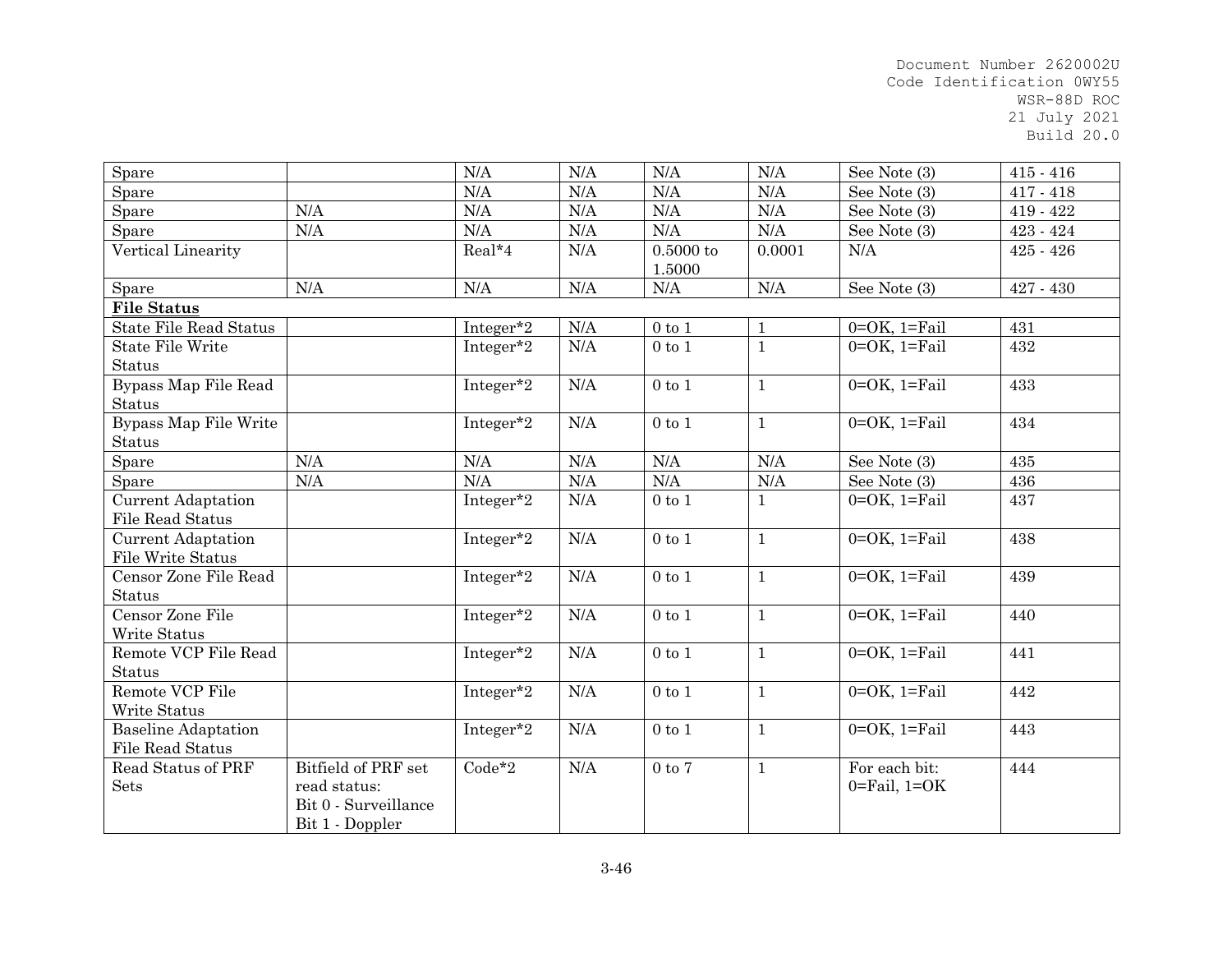| Spare | | N/A | N/A | N/A | N/A | See Note (3) | 415 - 416 |
|---|---|---|---|---|---|---|---|
| Spare | | N/A | N/A | N/A | N/A | See Note (3) | 417 - 418 |
| Spare | N/A | N/A | N/A | N/A | N/A | See Note (3) | 419 - 422 |
| Spare | N/A | N/A | N/A | N/A | N/A | See Note (3) | 423 - 424 |
| Vertical Linearity | | Real*4 | N/A | 0.5000 to 1.5000 | 0.0001 | N/A | 425 - 426 |
| Spare | N/A | N/A | N/A | N/A | N/A | See Note (3) | 427 - 430 |
| **File Status** | | | | | | | |
| State File Read Status | | Integer*2 | N/A | 0 to 1 | 1 | 0=OK, 1=Fail | 431 |
| State File Write Status | | Integer*2 | N/A | 0 to 1 | 1 | 0=OK, 1=Fail | 432 |
| Bypass Map File Read Status | | Integer*2 | N/A | 0 to 1 | 1 | 0=OK, 1=Fail | 433 |
| Bypass Map File Write Status | | Integer*2 | N/A | 0 to 1 | 1 | 0=OK, 1=Fail | 434 |
| Spare | N/A | N/A | N/A | N/A | N/A | See Note (3) | 435 |
| Spare | N/A | N/A | N/A | N/A | N/A | See Note (3) | 436 |
| Current Adaptation File Read Status | | Integer*2 | N/A | 0 to 1 | 1 | 0=OK, 1=Fail | 437 |
| Current Adaptation File Write Status | | Integer*2 | N/A | 0 to 1 | 1 | 0=OK, 1=Fail | 438 |
| Censor Zone File Read Status | | Integer*2 | N/A | 0 to 1 | 1 | 0=OK, 1=Fail | 439 |
| Censor Zone File Write Status | | Integer*2 | N/A | 0 to 1 | 1 | 0=OK, 1=Fail | 440 |
| Remote VCP File Read Status | | Integer*2 | N/A | 0 to 1 | 1 | 0=OK, 1=Fail | 441 |
| Remote VCP File Write Status | | Integer*2 | N/A | 0 to 1 | 1 | 0=OK, 1=Fail | 442 |
| Baseline Adaptation File Read Status | | Integer*2 | N/A | 0 to 1 | 1 | 0=OK, 1=Fail | 443 |
| Read Status of PRF Sets | Bitfield of PRF set read status: Bit 0 - Surveillance Bit 1 - Doppler | Code*2 | N/A | 0 to 7 | 1 | For each bit: 0=Fail, 1=OK | 444 |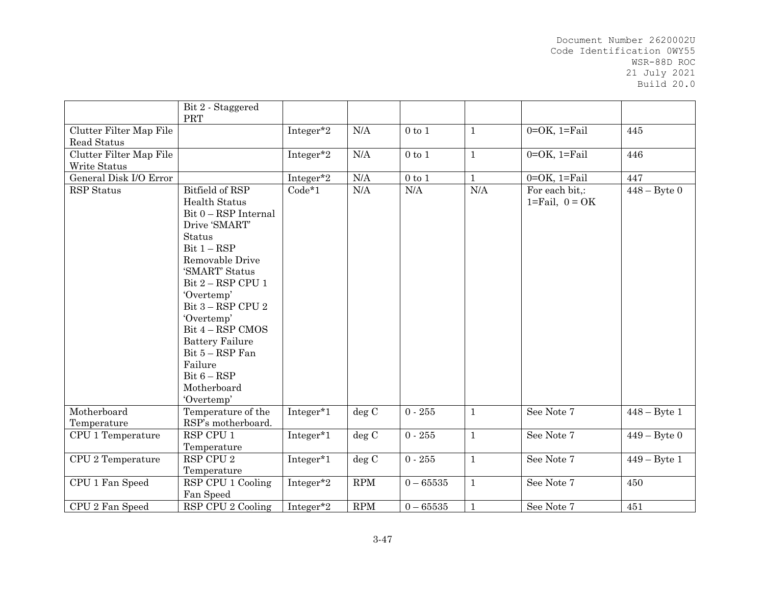| | | | | | | | |
|---|---|---|---|---|---|---|---|
| | Bit 2 - Staggered PRT | | | | | | |
| Clutter Filter Map File Read Status | | Integer*2 | N/A | 0 to 1 | 1 | 0=OK, 1=Fail | 445 |
| Clutter Filter Map File Write Status | | Integer*2 | N/A | 0 to 1 | 1 | 0=OK, 1=Fail | 446 |
| General Disk I/O Error | | Integer*2 | N/A | 0 to 1 | 1 | 0=OK, 1=Fail | 447 |
| RSP Status | Bitfield of RSP Health Status<br>Bit 0 – RSP Internal Drive 'SMART' Status<br>Bit 1 – RSP Removable Drive 'SMART' Status<br>Bit 2 – RSP CPU 1 'Overtemp'<br>Bit 3 – RSP CPU 2 'Overtemp'<br>Bit 4 – RSP CMOS Battery Failure<br>Bit 5 – RSP Fan Failure<br>Bit 6 – RSP Motherboard 'Overtemp' | Code*1 | N/A | N/A | N/A | For each bit,:<br>1=Fail, 0 = OK | 448 – Byte 0 |
| Motherboard Temperature | Temperature of the RSP's motherboard. | Integer*1 | deg C | 0 - 255 | 1 | See Note 7 | 448 – Byte 1 |
| CPU 1 Temperature | RSP CPU 1 Temperature | Integer*1 | deg C | 0 - 255 | 1 | See Note 7 | 449 – Byte 0 |
| CPU 2 Temperature | RSP CPU 2 Temperature | Integer*1 | deg C | 0 - 255 | 1 | See Note 7 | 449 – Byte 1 |
| CPU 1 Fan Speed | RSP CPU 1 Cooling Fan Speed | Integer*2 | RPM | 0 – 65535 | 1 | See Note 7 | 450 |
| CPU 2 Fan Speed | RSP CPU 2 Cooling | Integer*2 | RPM | 0 – 65535 | 1 | See Note 7 | 451 |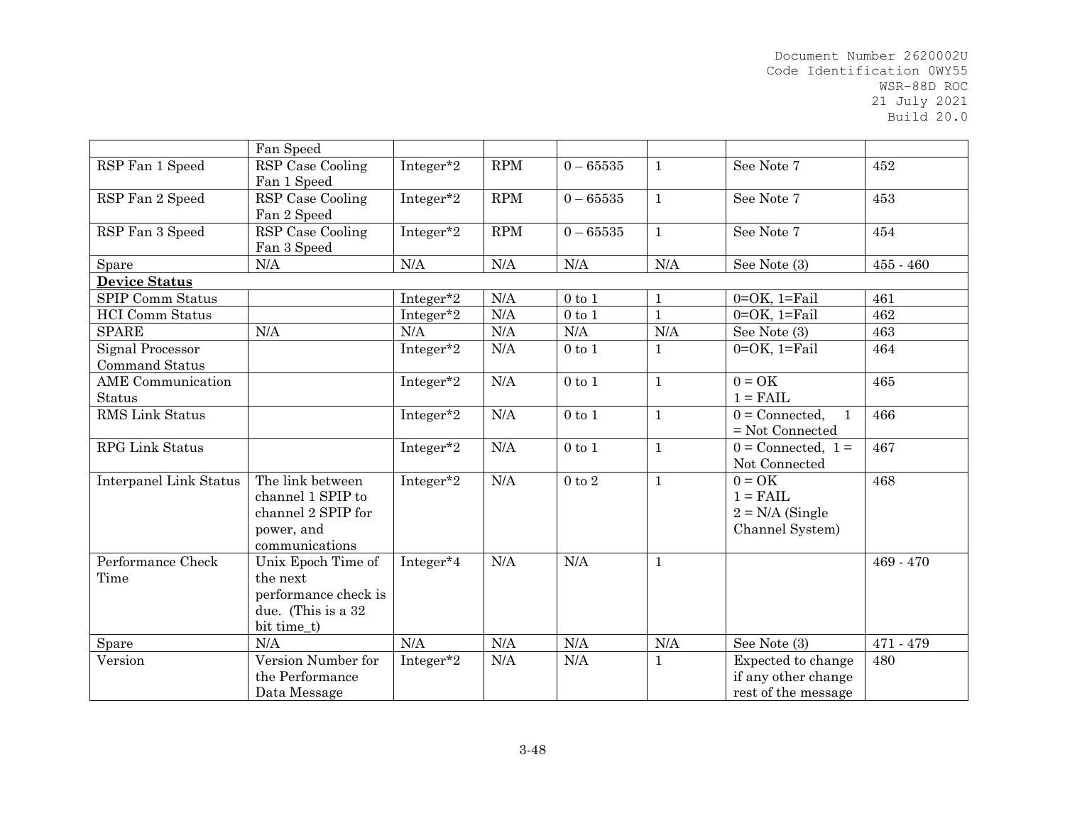|  | Fan Speed |  |  |  |  |  |  |
|---|---|---|---|---|---|---|---|
| RSP Fan 1 Speed | RSP Case Cooling Fan 1 Speed | Integer*2 | RPM | 0 – 65535 | 1 | See Note 7 | 452 |
| RSP Fan 2 Speed | RSP Case Cooling Fan 2 Speed | Integer*2 | RPM | 0 – 65535 | 1 | See Note 7 | 453 |
| RSP Fan 3 Speed | RSP Case Cooling Fan 3 Speed | Integer*2 | RPM | 0 – 65535 | 1 | See Note 7 | 454 |
| Spare | N/A | N/A | N/A | N/A | N/A | See Note (3) | 455 - 460 |
| **Device Status** |  |  |  |  |  |  |  |
| SPIP Comm Status |  | Integer*2 | N/A | 0 to 1 | 1 | 0=OK, 1=Fail | 461 |
| HCI Comm Status |  | Integer*2 | N/A | 0 to 1 | 1 | 0=OK, 1=Fail | 462 |
| SPARE | N/A | N/A | N/A | N/A | N/A | See Note (3) | 463 |
| Signal Processor Command Status |  | Integer*2 | N/A | 0 to 1 | 1 | 0=OK, 1=Fail | 464 |
| AME Communication Status |  | Integer*2 | N/A | 0 to 1 | 1 | 0 = OK<br>1 = FAIL | 465 |
| RMS Link Status |  | Integer*2 | N/A | 0 to 1 | 1 | 0 = Connected, 1 = Not Connected | 466 |
| RPG Link Status |  | Integer*2 | N/A | 0 to 1 | 1 | 0 = Connected, 1 = Not Connected | 467 |
| Interpanel Link Status | The link between channel 1 SPIP to channel 2 SPIP for power, and communications | Integer*2 | N/A | 0 to 2 | 1 | 0 = OK<br>1 = FAIL<br>2 = N/A (Single Channel System) | 468 |
| Performance Check Time | Unix Epoch Time of the next performance check is due. (This is a 32 bit time_t) | Integer*4 | N/A | N/A | 1 |  | 469 - 470 |
| Spare | N/A | N/A | N/A | N/A | N/A | See Note (3) | 471 - 479 |
| Version | Version Number for the Performance Data Message | Integer*2 | N/A | N/A | 1 | Expected to change if any other change rest of the message | 480 |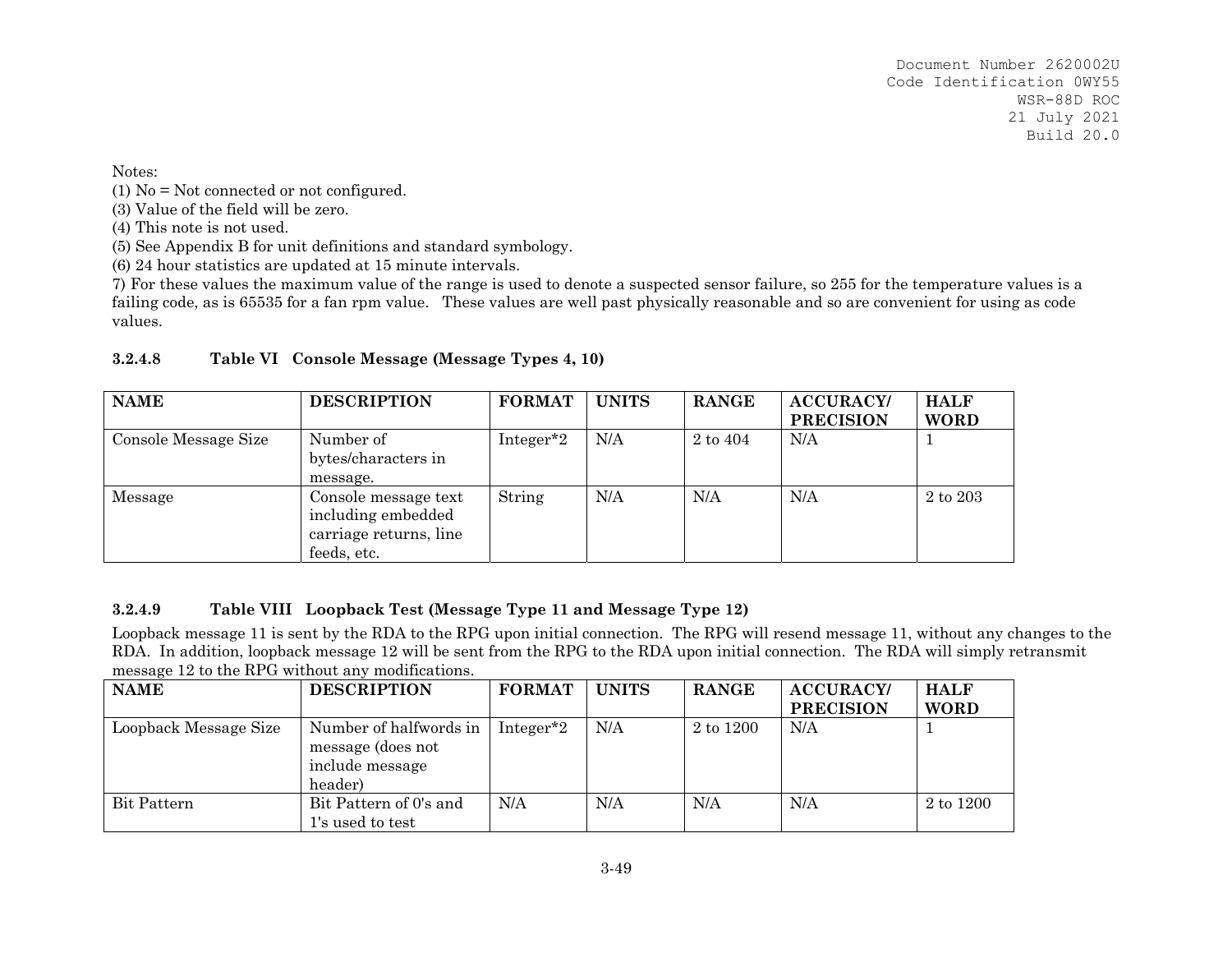Notes:

(1) No = Not connected or not configured.

(3) Value of the field will be zero.

(4) This note is not used.

(5) See Appendix B for unit definitions and standard symbology.

(6) 24 hour statistics are updated at 15 minute intervals.

7) For these values the maximum value of the range is used to denote a suspected sensor failure, so 255 for the temperature values is a failing code, as is 65535 for a fan rpm value. These values are well past physically reasonable and so are convenient for using as code values.

### 3.2.4.8 Table VI Console Message (Message Types 4, 10)

| NAME | DESCRIPTION | FORMAT | UNITS | RANGE | ACCURACY/ PRECISION | HALF WORD |
|---|---|---|---|---|---|---|
| Console Message Size | Number of bytes/characters in message. | Integer*2 | N/A | 2 to 404 | N/A | 1 |
| Message | Console message text including embedded carriage returns, line feeds, etc. | String | N/A | N/A | N/A | 2 to 203 |

### 3.2.4.9 Table VIII Loopback Test (Message Type 11 and Message Type 12)

Loopback message 11 is sent by the RDA to the RPG upon initial connection. The RPG will resend message 11, without any changes to the RDA. In addition, loopback message 12 will be sent from the RPG to the RDA upon initial connection. The RDA will simply retransmit message 12 to the RPG without any modifications.

| NAME | DESCRIPTION | FORMAT | UNITS | RANGE | ACCURACY/ PRECISION | HALF WORD |
|---|---|---|---|---|---|---|
| Loopback Message Size | Number of halfwords in message (does not include message header) | Integer*2 | N/A | 2 to 1200 | N/A | 1 |
| Bit Pattern | Bit Pattern of 0's and 1's used to test | N/A | N/A | N/A | N/A | 2 to 1200 |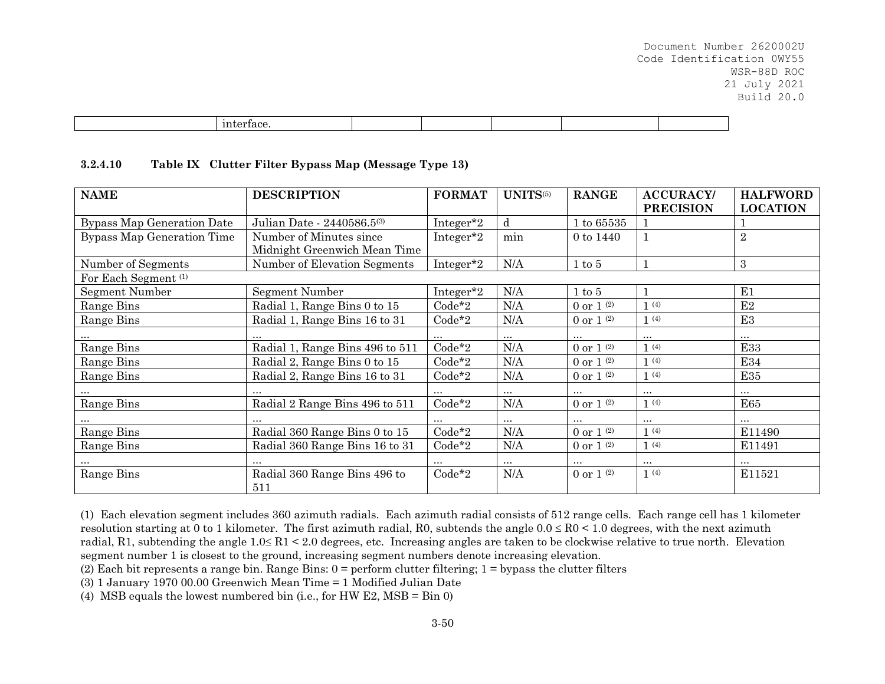| | interface. | | | | | |
|---|---|---|---|---|---|---|

### 3.2.4.10 Table IX Clutter Filter Bypass Map (Message Type 13)

| NAME | DESCRIPTION | FORMAT | UNITS(5) | RANGE | ACCURACY/ PRECISION | HALFWORD LOCATION |
|---|---|---|---|---|---|---|
| Bypass Map Generation Date | Julian Date - 2440586.5(3) | Integer*2 | d | 1 to 65535 | 1 | 1 |
| Bypass Map Generation Time | Number of Minutes since Midnight Greenwich Mean Time | Integer*2 | min | 0 to 1440 | 1 | 2 |
| Number of Segments | Number of Elevation Segments | Integer*2 | N/A | 1 to 5 | 1 | 3 |
| For Each Segment (1) | | | | | | |
| Segment Number | Segment Number | Integer*2 | N/A | 1 to 5 | 1 | E1 |
| Range Bins | Radial 1, Range Bins 0 to 15 | Code*2 | N/A | 0 or 1 (2) | 1 (4) | E2 |
| Range Bins | Radial 1, Range Bins 16 to 31 | Code*2 | N/A | 0 or 1 (2) | 1 (4) | E3 |
| ... | ... | ... | ... | ... | ... | ... |
| Range Bins | Radial 1, Range Bins 496 to 511 | Code*2 | N/A | 0 or 1 (2) | 1 (4) | E33 |
| Range Bins | Radial 2, Range Bins 0 to 15 | Code*2 | N/A | 0 or 1 (2) | 1 (4) | E34 |
| Range Bins | Radial 2, Range Bins 16 to 31 | Code*2 | N/A | 0 or 1 (2) | 1 (4) | E35 |
| ... | ... | ... | ... | ... | ... | ... |
| Range Bins | Radial 2 Range Bins 496 to 511 | Code*2 | N/A | 0 or 1 (2) | 1 (4) | E65 |
| ... | ... | ... | ... | ... | ... | ... |
| Range Bins | Radial 360 Range Bins 0 to 15 | Code*2 | N/A | 0 or 1 (2) | 1 (4) | E11490 |
| Range Bins | Radial 360 Range Bins 16 to 31 | Code*2 | N/A | 0 or 1 (2) | 1 (4) | E11491 |
| ... | ... | ... | ... | ... | ... | ... |
| Range Bins | Radial 360 Range Bins 496 to 511 | Code*2 | N/A | 0 or 1 (2) | 1 (4) | E11521 |

(1) Each elevation segment includes 360 azimuth radials. Each azimuth radial consists of 512 range cells. Each range cell has 1 kilometer resolution starting at 0 to 1 kilometer. The first azimuth radial, R0, subtends the angle $0.0 \leq R0 < 1.0$ degrees, with the next azimuth radial, R1, subtending the angle $1.0 \leq R1 < 2.0$ degrees, etc. Increasing angles are taken to be clockwise relative to true north. Elevation segment number 1 is closest to the ground, increasing segment numbers denote increasing elevation.

(2) Each bit represents a range bin. Range Bins: 0 = perform clutter filtering; 1 = bypass the clutter filters

(3) 1 January 1970 00.00 Greenwich Mean Time = 1 Modified Julian Date

(4) MSB equals the lowest numbered bin (i.e., for HW E2, MSB = Bin 0)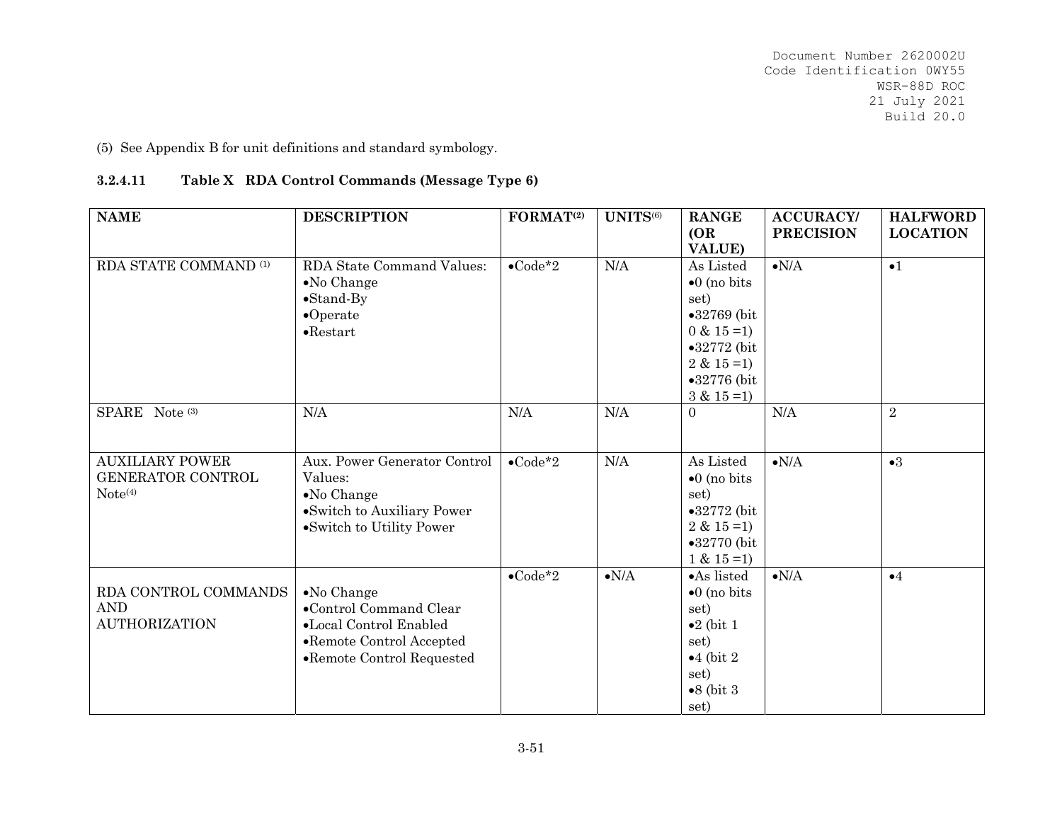(5) See Appendix B for unit definitions and standard symbology.

### 3.2.4.11 Table X RDA Control Commands (Message Type 6)

| NAME | DESCRIPTION | FORMAT[2] | UNITS[6] | RANGE (OR VALUE) | ACCURACY/ PRECISION | HALFWORD LOCATION |
|---|---|---|---|---|---|---|
| RDA STATE COMMAND [1] | RDA State Command Values:<br>•No Change<br>•Stand-By<br>•Operate<br>•Restart | •Code*2 | N/A | As Listed<br>•0 (no bits set)<br>•32769 (bit 0 & 15 =1)<br>•32772 (bit 2 & 15 =1)<br>•32776 (bit 3 & 15 =1) | •N/A | •1 |
| SPARE Note [3] | N/A | N/A | N/A | 0 | N/A | 2 |
| AUXILIARY POWER GENERATOR CONTROL Note[4] | Aux. Power Generator Control Values:<br>•No Change<br>•Switch to Auxiliary Power<br>•Switch to Utility Power | •Code*2 | N/A | As Listed<br>•0 (no bits set)<br>•32772 (bit 2 & 15 =1)<br>•32770 (bit 1 & 15 =1) | •N/A | •3 |
| RDA CONTROL COMMANDS AND AUTHORIZATION | •No Change<br>•Control Command Clear<br>•Local Control Enabled<br>•Remote Control Accepted<br>•Remote Control Requested | •Code*2 | •N/A | •As listed<br>•0 (no bits set)<br>•2 (bit 1 set)<br>•4 (bit 2 set)<br>•8 (bit 3 set) | •N/A | •4 |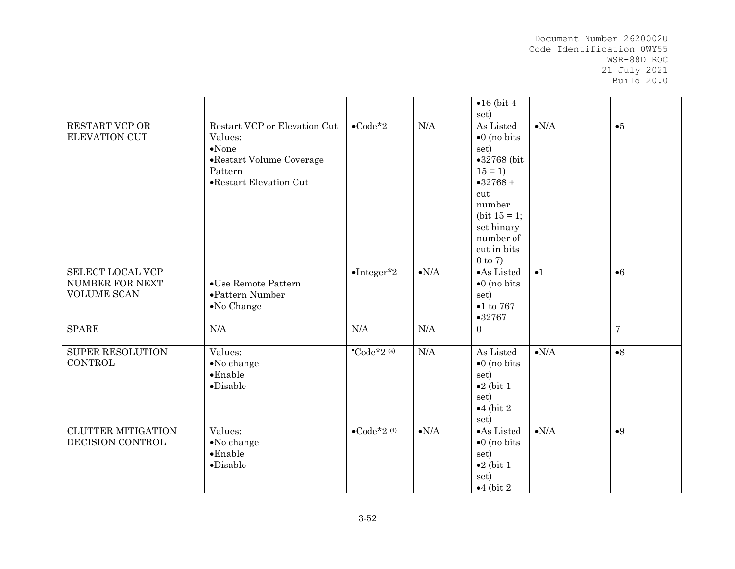| | | | | •16 (bit 4 set) | | |
|---|---|---|---|---|---|---|
| RESTART VCP OR ELEVATION CUT | Restart VCP or Elevation Cut Values:<br>•None<br>•Restart Volume Coverage Pattern<br>•Restart Elevation Cut | •Code*2 | N/A | As Listed<br>•0 (no bits set)<br>•32768 (bit 15 = 1)<br>•32768 + cut number (bit 15 = 1; set binary number of cut in bits 0 to 7) | •N/A | •5 |
| SELECT LOCAL VCP NUMBER FOR NEXT VOLUME SCAN | •Use Remote Pattern<br>•Pattern Number<br>•No Change | •Integer*2 | •N/A | •As Listed<br>•0 (no bits set)<br>•1 to 767<br>•32767 | •1 | •6 |
| SPARE | N/A | N/A | N/A | 0 | | 7 |
| SUPER RESOLUTION CONTROL | Values:<br>•No change<br>•Enable<br>•Disable | •Code*2 (4) | N/A | As Listed<br>•0 (no bits set)<br>•2 (bit 1 set)<br>•4 (bit 2 set) | •N/A | •8 |
| CLUTTER MITIGATION DECISION CONTROL | Values:<br>•No change<br>•Enable<br>•Disable | •Code*2 (4) | •N/A | •As Listed<br>•0 (no bits set)<br>•2 (bit 1 set)<br>•4 (bit 2 | •N/A | •9 |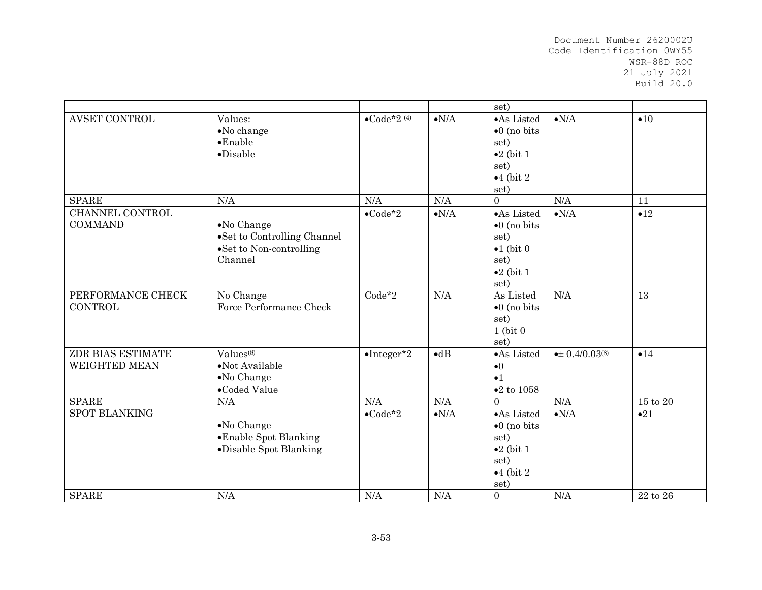| | | | | set) | | |
|---|---|---|---|---|---|---|
| AVSET CONTROL | Values:<br>•No change<br>•Enable<br>•Disable | •Code*2 (4) | •N/A | •As Listed<br>•0 (no bits set)<br>•2 (bit 1 set)<br>•4 (bit 2 set) | •N/A | •10 |
| SPARE | N/A | N/A | N/A | 0 | N/A | 11 |
| CHANNEL CONTROL COMMAND | •No Change<br>•Set to Controlling Channel<br>•Set to Non-controlling Channel | •Code*2 | •N/A | •As Listed<br>•0 (no bits set)<br>•1 (bit 0 set)<br>•2 (bit 1 set) | •N/A | •12 |
| PERFORMANCE CHECK CONTROL | No Change<br>Force Performance Check | Code*2 | N/A | As Listed<br>•0 (no bits set)<br>1 (bit 0 set) | N/A | 13 |
| ZDR BIAS ESTIMATE WEIGHTED MEAN | Values(8)<br>•Not Available<br>•No Change<br>•Coded Value | •Integer*2 | •dB | •As Listed<br>•0<br>•1<br>•2 to 1058 | •± 0.4/0.03(8) | •14 |
| SPARE | N/A | N/A | N/A | 0 | N/A | 15 to 20 |
| SPOT BLANKING | •No Change<br>•Enable Spot Blanking<br>•Disable Spot Blanking | •Code*2 | •N/A | •As Listed<br>•0 (no bits set)<br>•2 (bit 1 set)<br>•4 (bit 2 set) | •N/A | •21 |
| SPARE | N/A | N/A | N/A | 0 | N/A | 22 to 26 |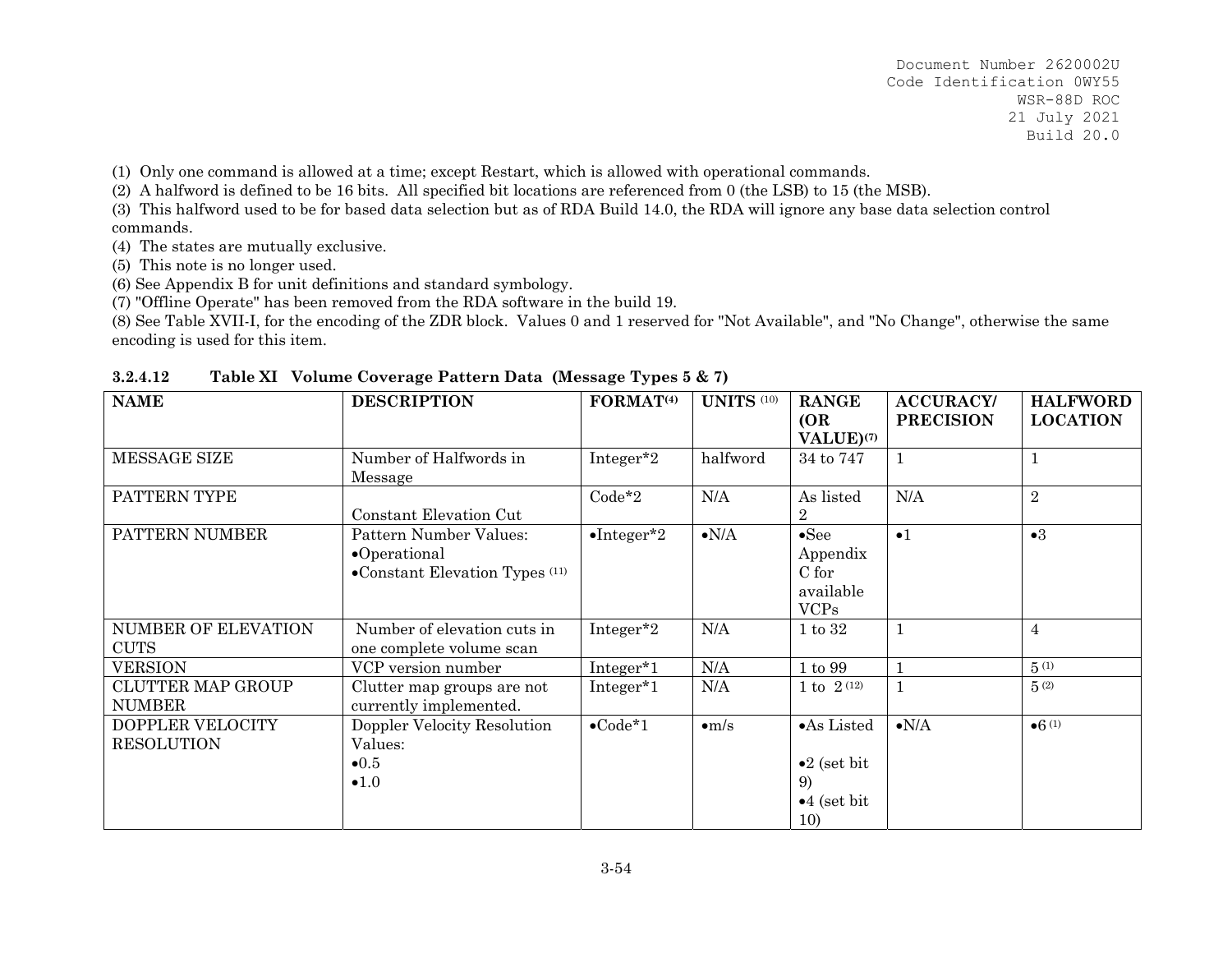(1) Only one command is allowed at a time; except Restart, which is allowed with operational commands.
(2) A halfword is defined to be 16 bits. All specified bit locations are referenced from 0 (the LSB) to 15 (the MSB).
(3) This halfword used to be for based data selection but as of RDA Build 14.0, the RDA will ignore any base data selection control commands.
(4) The states are mutually exclusive.
(5) This note is no longer used.
(6) See Appendix B for unit definitions and standard symbology.
(7) "Offline Operate" has been removed from the RDA software in the build 19.
(8) See Table XVII-I, for the encoding of the ZDR block. Values 0 and 1 reserved for "Not Available", and "No Change", otherwise the same encoding is used for this item.

**3.2.4.12 Table XI Volume Coverage Pattern Data (Message Types 5 & 7)**

| NAME | DESCRIPTION | FORMAT[4] | UNITS [10] | RANGE (OR VALUE)[7] | ACCURACY/ PRECISION | HALFWORD LOCATION |
|---|---|---|---|---|---|---|
| MESSAGE SIZE | Number of Halfwords in Message | Integer*2 | halfword | 34 to 747 | 1 | 1 |
| PATTERN TYPE | Constant Elevation Cut | Code*2 | N/A | As listed 2 | N/A | 2 |
| PATTERN NUMBER | Pattern Number Values: •Operational •Constant Elevation Types [11] | •Integer*2 | •N/A | •See Appendix C for available VCPs | •1 | •3 |
| NUMBER OF ELEVATION CUTS | Number of elevation cuts in one complete volume scan | Integer*2 | N/A | 1 to 32 | 1 | 4 |
| VERSION | VCP version number | Integer*1 | N/A | 1 to 99 | 1 | 5 [1] |
| CLUTTER MAP GROUP NUMBER | Clutter map groups are not currently implemented. | Integer*1 | N/A | 1 to 2 [12] | 1 | 5 [2] |
| DOPPLER VELOCITY RESOLUTION | Doppler Velocity Resolution Values: •0.5 •1.0 | •Code*1 | •m/s | •As Listed •2 (set bit 9) •4 (set bit 10) | •N/A | •6 [1] |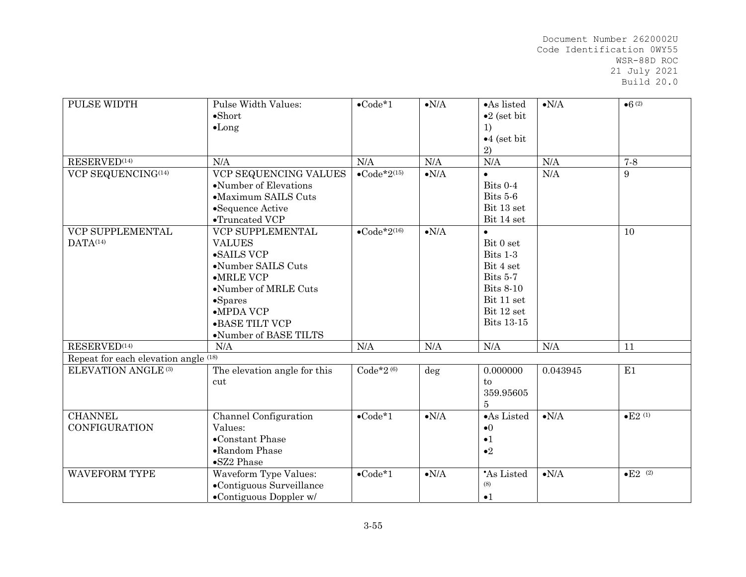| PULSE WIDTH | Pulse Width Values:<br>•Short<br>•Long | •Code*1 | •N/A | •As listed<br>•2 (set bit 1)<br>•4 (set bit 2) | •N/A | •6 (2) |
|---|---|---|---|---|---|---|
| RESERVED(14) | N/A | N/A | N/A | N/A | N/A | 7-8 |
| VCP SEQUENCING(14) | VCP SEQUENCING VALUES<br>•Number of Elevations<br>•Maximum SAILS Cuts<br>•Sequence Active<br>•Truncated VCP | •Code*2(15) | •N/A | •<br>Bits 0-4<br>Bits 5-6<br>Bit 13 set<br>Bit 14 set | N/A | 9 |
| VCP SUPPLEMENTAL DATA(14) | VCP SUPPLEMENTAL VALUES<br>•SAILS VCP<br>•Number SAILS Cuts<br>•MRLE VCP<br>•Number of MRLE Cuts<br>•Spares<br>•MPDA VCP<br>•BASE TILT VCP<br>•Number of BASE TILTS | •Code*2(16) | •N/A | •<br>Bit 0 set<br>Bits 1-3<br>Bit 4 set<br>Bits 5-7<br>Bits 8-10<br>Bit 11 set<br>Bit 12 set<br>Bits 13-15 | | 10 |
| RESERVED(14) | N/A | N/A | N/A | N/A | N/A | 11 |
| Repeat for each elevation angle (18) | | | | | | |
| ELEVATION ANGLE (3) | The elevation angle for this cut | Code*2 (6) | deg | 0.000000 to 359.956055 | 0.043945 | E1 |
| CHANNEL CONFIGURATION | Channel Configuration Values:<br>•Constant Phase<br>•Random Phase<br>•SZ2 Phase | •Code*1 | •N/A | •As Listed<br>•0<br>•1<br>•2 | •N/A | •E2 (1) |
| WAVEFORM TYPE | Waveform Type Values:<br>•Contiguous Surveillance<br>•Contiguous Doppler w/ | •Code*1 | •N/A | •As Listed (8)<br>•1 | •N/A | •E2 (2) |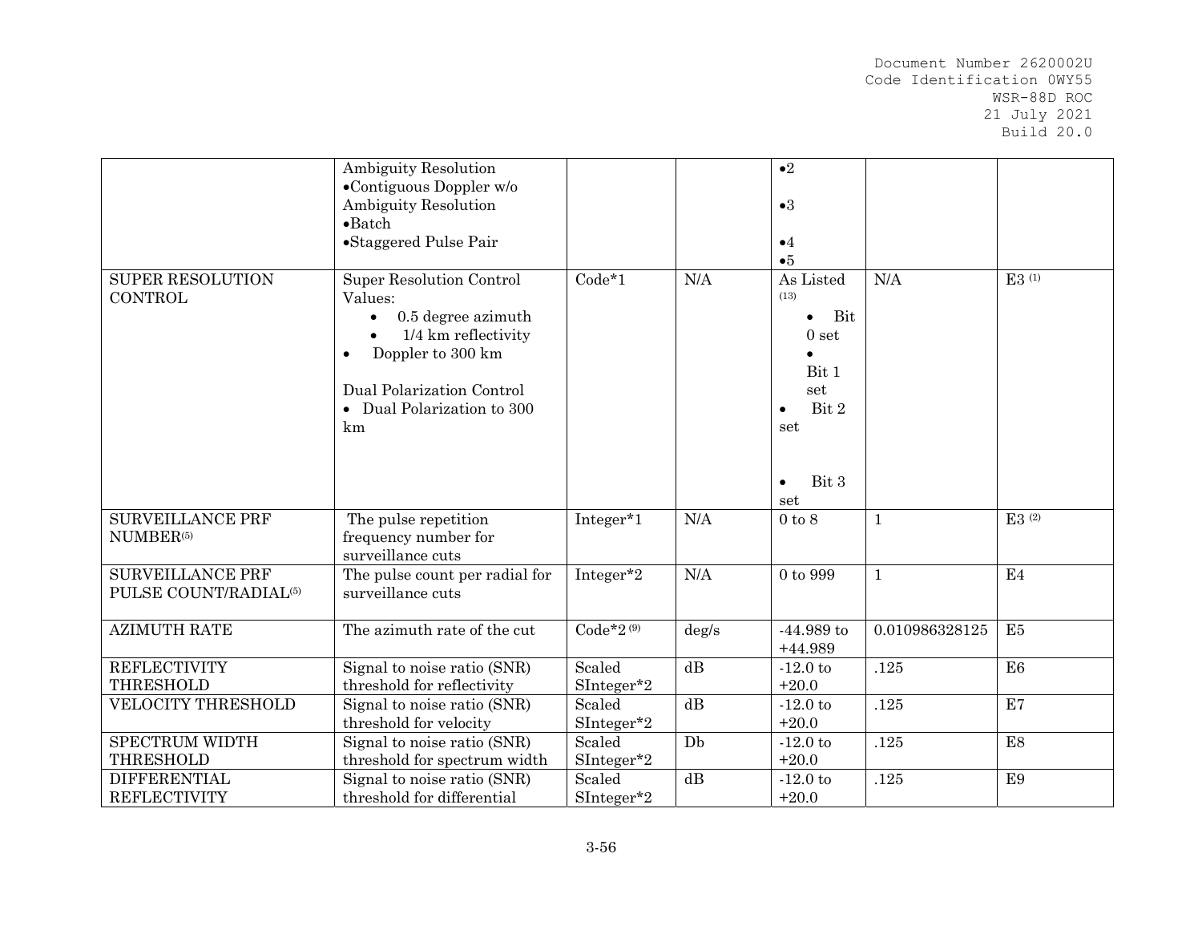| | | | | | | |
|---|---|---|---|---|---|---|
| | Ambiguity Resolution<br>•Contiguous Doppler w/o Ambiguity Resolution<br>•Batch<br>•Staggered Pulse Pair | | | •2<br>•3<br>•4<br>•5 | | |
| SUPER RESOLUTION CONTROL | Super Resolution Control Values:<br>• 0.5 degree azimuth<br>• 1/4 km reflectivity<br>• Doppler to 300 km<br><br>Dual Polarization Control<br>• Dual Polarization to 300 km | Code*1 | N/A | As Listed (13)<br>• Bit 0 set<br>• Bit 1 set<br>• Bit 2 set<br>• Bit 3 set | N/A | E3 (1) |
| SURVEILLANCE PRF NUMBER(5) | The pulse repetition frequency number for surveillance cuts | Integer*1 | N/A | 0 to 8 | 1 | E3 (2) |
| SURVEILLANCE PRF PULSE COUNT/RADIAL(5) | The pulse count per radial for surveillance cuts | Integer*2 | N/A | 0 to 999 | 1 | E4 |
| AZIMUTH RATE | The azimuth rate of the cut | Code*2 (9) | deg/s | -44.989 to +44.989 | 0.010986328125 | E5 |
| REFLECTIVITY THRESHOLD | Signal to noise ratio (SNR) threshold for reflectivity | Scaled SInteger*2 | dB | -12.0 to +20.0 | .125 | E6 |
| VELOCITY THRESHOLD | Signal to noise ratio (SNR) threshold for velocity | Scaled SInteger*2 | dB | -12.0 to +20.0 | .125 | E7 |
| SPECTRUM WIDTH THRESHOLD | Signal to noise ratio (SNR) threshold for spectrum width | Scaled SInteger*2 | Db | -12.0 to +20.0 | .125 | E8 |
| DIFFERENTIAL REFLECTIVITY | Signal to noise ratio (SNR) threshold for differential | Scaled SInteger*2 | dB | -12.0 to +20.0 | .125 | E9 |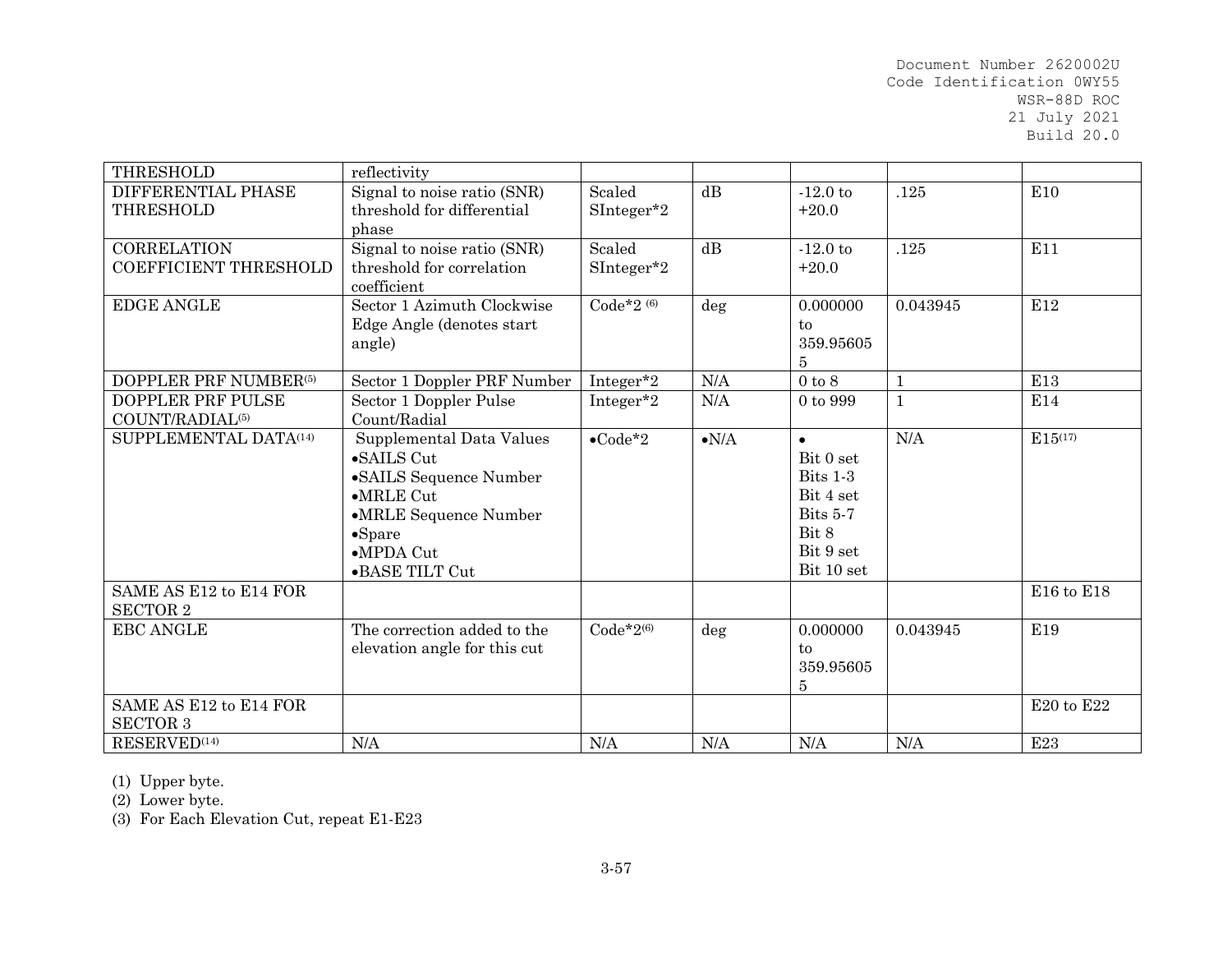| THRESHOLD | reflectivity | | | | | |
|---|---|---|---|---|---|---|
| DIFFERENTIAL PHASE THRESHOLD | Signal to noise ratio (SNR) threshold for differential phase | Scaled SInteger*2 | dB | -12.0 to +20.0 | .125 | E10 |
| CORRELATION COEFFICIENT THRESHOLD | Signal to noise ratio (SNR) threshold for correlation coefficient | Scaled SInteger*2 | dB | -12.0 to +20.0 | .125 | E11 |
| EDGE ANGLE | Sector 1 Azimuth Clockwise Edge Angle (denotes start angle) | Code*2 (6) | deg | 0.000000 to 359.956055 | 0.043945 | E12 |
| DOPPLER PRF NUMBER(5) | Sector 1 Doppler PRF Number | Integer*2 | N/A | 0 to 8 | 1 | E13 |
| DOPPLER PRF PULSE COUNT/RADIAL(5) | Sector 1 Doppler Pulse Count/Radial | Integer*2 | N/A | 0 to 999 | 1 | E14 |
| SUPPLEMENTAL DATA(14) | Supplemental Data Values<br>•SAILS Cut<br>•SAILS Sequence Number<br>•MRLE Cut<br>•MRLE Sequence Number<br>•Spare<br>•MPDA Cut<br>•BASE TILT Cut | •Code*2 | •N/A | •<br>Bit 0 set<br>Bits 1-3<br>Bit 4 set<br>Bits 5-7<br>Bit 8<br>Bit 9 set<br>Bit 10 set | N/A | E15(17) |
| SAME AS E12 to E14 FOR SECTOR 2 | | | | | | E16 to E18 |
| EBC ANGLE | The correction added to the elevation angle for this cut | Code*2(6) | deg | 0.000000 to 359.956055 | 0.043945 | E19 |
| SAME AS E12 to E14 FOR SECTOR 3 | | | | | | E20 to E22 |
| RESERVED(14) | N/A | N/A | N/A | N/A | N/A | E23 |

(1) Upper byte.

(2) Lower byte.

(3) For Each Elevation Cut, repeat E1-E23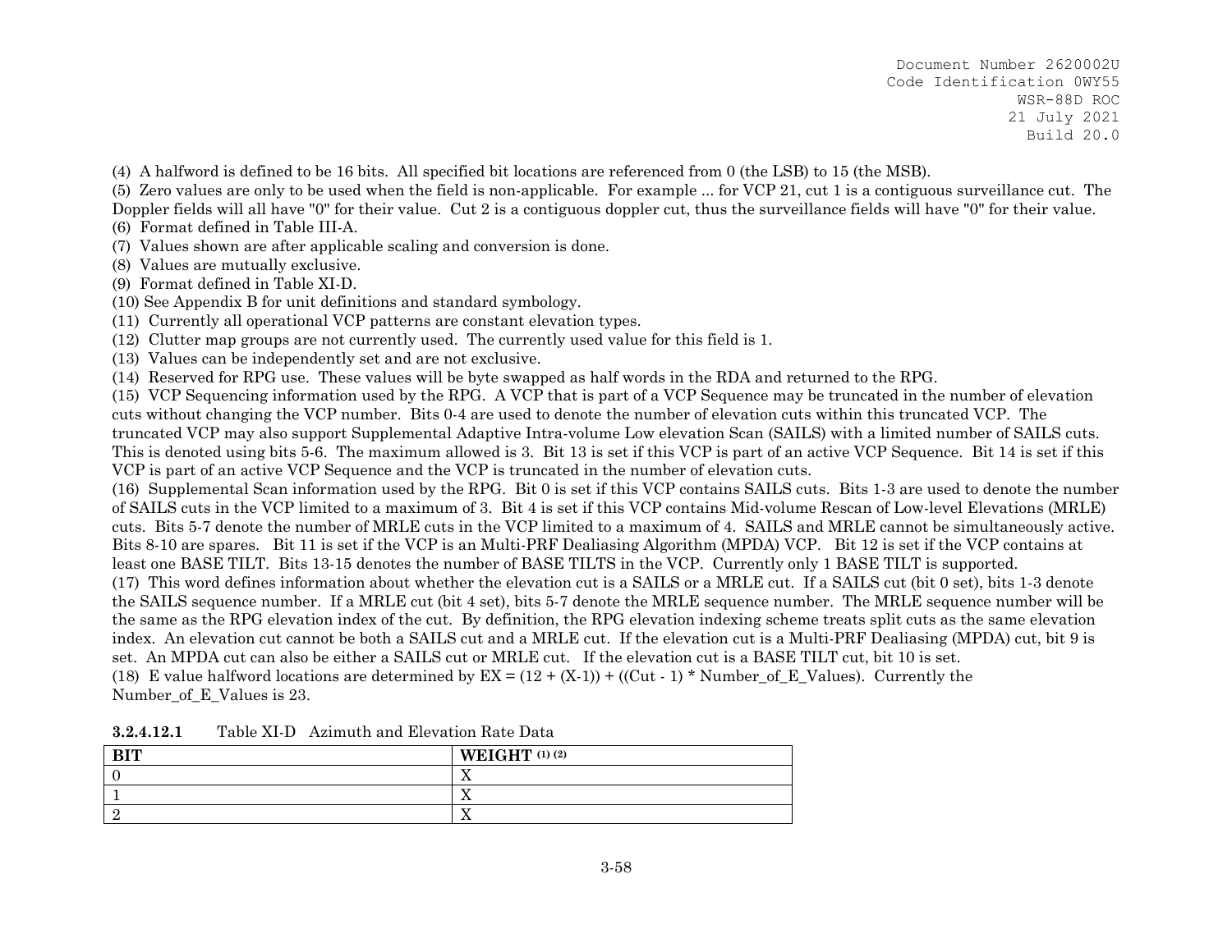(4) A halfword is defined to be 16 bits. All specified bit locations are referenced from 0 (the LSB) to 15 (the MSB).

(5) Zero values are only to be used when the field is non-applicable. For example ... for VCP 21, cut 1 is a contiguous surveillance cut. The Doppler fields will all have "0" for their value. Cut 2 is a contiguous doppler cut, thus the surveillance fields will have "0" for their value.

(6) Format defined in Table III-A.

(7) Values shown are after applicable scaling and conversion is done.

(8) Values are mutually exclusive.

(9) Format defined in Table XI-D.

(10) See Appendix B for unit definitions and standard symbology.

(11) Currently all operational VCP patterns are constant elevation types.

(12) Clutter map groups are not currently used. The currently used value for this field is 1.

(13) Values can be independently set and are not exclusive.

(14) Reserved for RPG use. These values will be byte swapped as half words in the RDA and returned to the RPG.

(15) VCP Sequencing information used by the RPG. A VCP that is part of a VCP Sequence may be truncated in the number of elevation cuts without changing the VCP number. Bits 0-4 are used to denote the number of elevation cuts within this truncated VCP. The truncated VCP may also support Supplemental Adaptive Intra-volume Low elevation Scan (SAILS) with a limited number of SAILS cuts. This is denoted using bits 5-6. The maximum allowed is 3. Bit 13 is set if this VCP is part of an active VCP Sequence. Bit 14 is set if this VCP is part of an active VCP Sequence and the VCP is truncated in the number of elevation cuts.

(16) Supplemental Scan information used by the RPG. Bit 0 is set if this VCP contains SAILS cuts. Bits 1-3 are used to denote the number of SAILS cuts in the VCP limited to a maximum of 3. Bit 4 is set if this VCP contains Mid-volume Rescan of Low-level Elevations (MRLE) cuts. Bits 5-7 denote the number of MRLE cuts in the VCP limited to a maximum of 4. SAILS and MRLE cannot be simultaneously active. Bits 8-10 are spares. Bit 11 is set if the VCP is an Multi-PRF Dealiasing Algorithm (MPDA) VCP. Bit 12 is set if the VCP contains at least one BASE TILT. Bits 13-15 denotes the number of BASE TILTS in the VCP. Currently only 1 BASE TILT is supported.

(17) This word defines information about whether the elevation cut is a SAILS or a MRLE cut. If a SAILS cut (bit 0 set), bits 1-3 denote the SAILS sequence number. If a MRLE cut (bit 4 set), bits 5-7 denote the MRLE sequence number. The MRLE sequence number will be the same as the RPG elevation index of the cut. By definition, the RPG elevation indexing scheme treats split cuts as the same elevation index. An elevation cut cannot be both a SAILS cut and a MRLE cut. If the elevation cut is a Multi-PRF Dealiasing (MPDA) cut, bit 9 is set. An MPDA cut can also be either a SAILS cut or MRLE cut. If the elevation cut is a BASE TILT cut, bit 10 is set.

(18) E value halfword locations are determined by EX = (12 + (X-1)) + ((Cut - 1) * Number_of_E_Values). Currently the Number_of_E_Values is 23.

**3.2.4.12.1** Table XI-D Azimuth and Elevation Rate Data

| BIT | WEIGHT (1) (2) |
|---|---|
| 0 | X |
| 1 | X |
| 2 | X |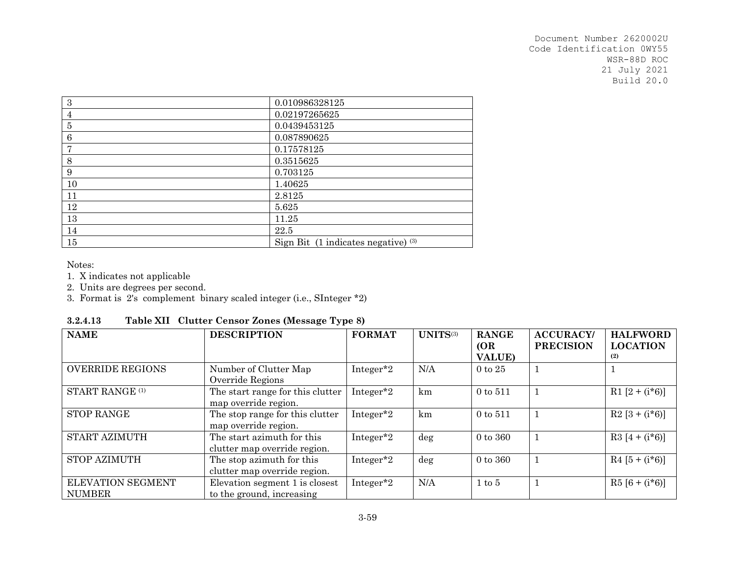| 3 | 0.010986328125 |
|---|---|
| 4 | 0.02197265625 |
| 5 | 0.0439453125 |
| 6 | 0.087890625 |
| 7 | 0.17578125 |
| 8 | 0.3515625 |
| 9 | 0.703125 |
| 10 | 1.40625 |
| 11 | 2.8125 |
| 12 | 5.625 |
| 13 | 11.25 |
| 14 | 22.5 |
| 15 | Sign Bit (1 indicates negative) (3) |

Notes:
1. X indicates not applicable
2. Units are degrees per second.
3. Format is 2's complement binary scaled integer (i.e., SInteger *2)

### 3.2.4.13 Table XII Clutter Censor Zones (Message Type 8)

| NAME | DESCRIPTION | FORMAT | UNITS(3) | RANGE (OR VALUE) | ACCURACY/ PRECISION | HALFWORD LOCATION (2) |
|---|---|---|---|---|---|---|
| OVERRIDE REGIONS | Number of Clutter Map Override Regions | Integer*2 | N/A | 0 to 25 | 1 | 1 |
| START RANGE (1) | The start range for this clutter map override region. | Integer*2 | km | 0 to 511 | 1 | R1 [2 + (i*6)] |
| STOP RANGE | The stop range for this clutter map override region. | Integer*2 | km | 0 to 511 | 1 | R2 [3 + (i*6)] |
| START AZIMUTH | The start azimuth for this clutter map override region. | Integer*2 | deg | 0 to 360 | 1 | R3 [4 + (i*6)] |
| STOP AZIMUTH | The stop azimuth for this clutter map override region. | Integer*2 | deg | 0 to 360 | 1 | R4 [5 + (i*6)] |
| ELEVATION SEGMENT NUMBER | Elevation segment 1 is closest to the ground, increasing | Integer*2 | N/A | 1 to 5 | 1 | R5 [6 + (i*6)] |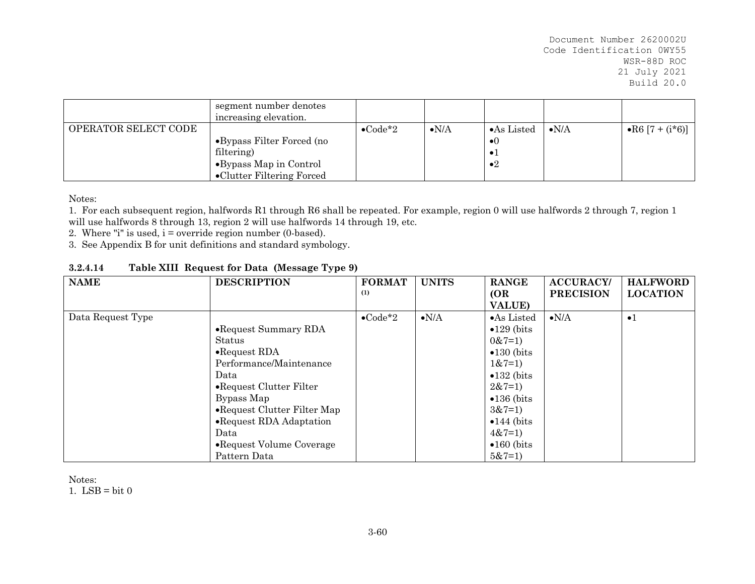| | | | | | | |
|---|---|---|---|---|---|---|
| | segment number denotes increasing elevation. | | | | | |
| OPERATOR SELECT CODE | •Bypass Filter Forced (no filtering)<br>•Bypass Map in Control<br>•Clutter Filtering Forced | •Code*2 | •N/A | •As Listed<br>•0<br>•1<br>•2 | •N/A | •R6 [7 + (i*6)] |

Notes:
1. For each subsequent region, halfwords R1 through R6 shall be repeated. For example, region 0 will use halfwords 2 through 7, region 1 will use halfwords 8 through 13, region 2 will use halfwords 14 through 19, etc.
2. Where "i" is used, i = override region number (0-based).
3. See Appendix B for unit definitions and standard symbology.

### 3.2.4.14 Table XIII Request for Data (Message Type 9)

| NAME | DESCRIPTION | FORMAT (1) | UNITS | RANGE (OR VALUE) | ACCURACY/ PRECISION | HALFWORD LOCATION |
|---|---|---|---|---|---|---|
| Data Request Type | •Request Summary RDA Status<br>•Request RDA Performance/Maintenance Data<br>•Request Clutter Filter Bypass Map<br>•Request Clutter Filter Map<br>•Request RDA Adaptation Data<br>•Request Volume Coverage Pattern Data | •Code*2 | •N/A | •As Listed<br>•129 (bits 0&7=1)<br>•130 (bits 1&7=1)<br>•132 (bits 2&7=1)<br>•136 (bits 3&7=1)<br>•144 (bits 4&7=1)<br>•160 (bits 5&7=1) | •N/A | •1 |

Notes:
1. LSB = bit 0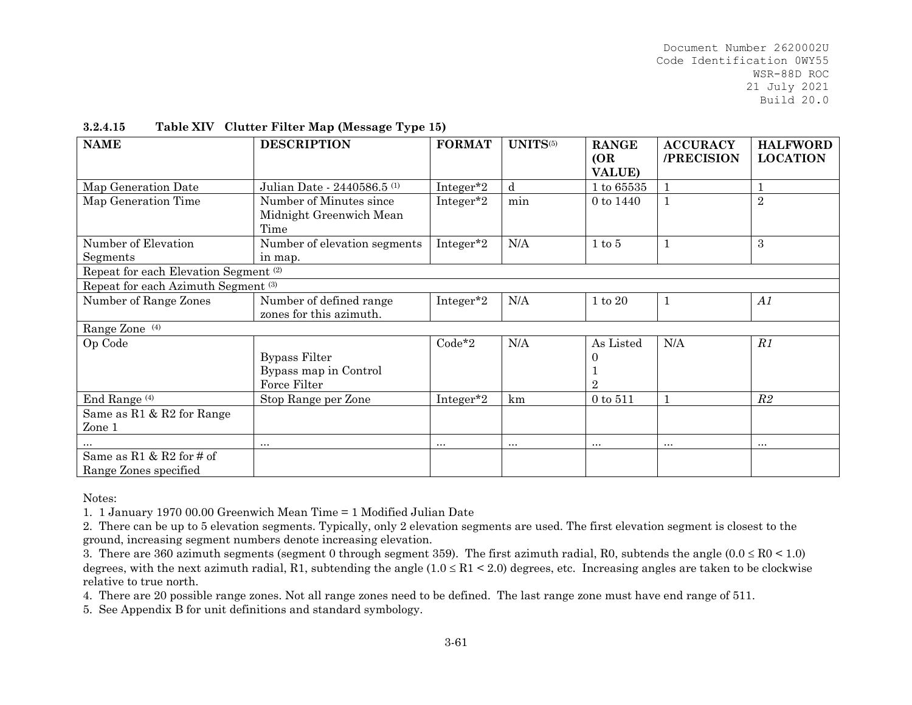### 3.2.4.15 Table XIV Clutter Filter Map (Message Type 15)

| NAME | DESCRIPTION | FORMAT | UNITS[5] | RANGE (OR VALUE) | ACCURACY /PRECISION | HALFWORD LOCATION |
|---|---|---|---|---|---|---|
| Map Generation Date | Julian Date - 2440586.5 [1] | Integer*2 | d | 1 to 65535 | 1 | 1 |
| Map Generation Time | Number of Minutes since Midnight Greenwich Mean Time | Integer*2 | min | 0 to 1440 | 1 | 2 |
| Number of Elevation Segments | Number of elevation segments in map. | Integer*2 | N/A | 1 to 5 | 1 | 3 |
| Repeat for each Elevation Segment [2] | | | | | | |
| Repeat for each Azimuth Segment [3] | | | | | | |
| Number of Range Zones | Number of defined range zones for this azimuth. | Integer*2 | N/A | 1 to 20 | 1 | *A1* |
| Range Zone [4] | | | | | | |
| Op Code | <br>Bypass Filter<br>Bypass map in Control<br>Force Filter | Code*2 | N/A | As Listed<br>0<br>1<br>2 | N/A | *R1* |
| End Range [4] | Stop Range per Zone | Integer*2 | km | 0 to 511 | 1 | *R2* |
| Same as R1 & R2 for Range Zone 1 | | | | | | |
| ... | ... | ... | ... | ... | ... | ... |
| Same as R1 & R2 for # of Range Zones specified | | | | | | |

Notes:

1. 1 January 1970 00.00 Greenwich Mean Time = 1 Modified Julian Date
2. There can be up to 5 elevation segments. Typically, only 2 elevation segments are used. The first elevation segment is closest to the ground, increasing segment numbers denote increasing elevation.
3. There are 360 azimuth segments (segment 0 through segment 359). The first azimuth radial, R0, subtends the angle ($0.0 \leq R0 < 1.0$) degrees, with the next azimuth radial, R1, subtending the angle ($1.0 \leq R1 < 2.0$) degrees, etc. Increasing angles are taken to be clockwise relative to true north.
4. There are 20 possible range zones. Not all range zones need to be defined. The last range zone must have end range of 511.
5. See Appendix B for unit definitions and standard symbology.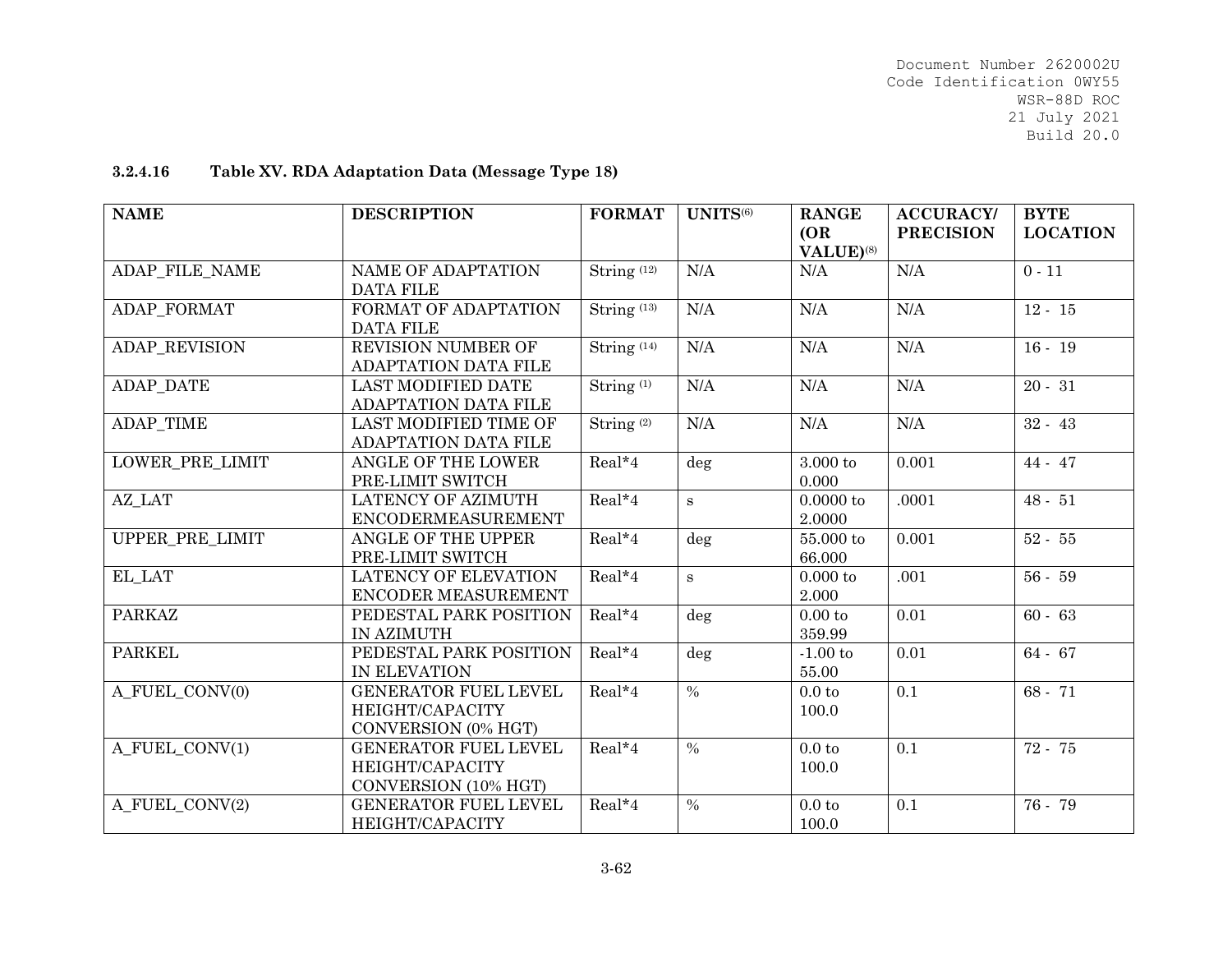### 3.2.4.16 Table XV. RDA Adaptation Data (Message Type 18)

| NAME | DESCRIPTION | FORMAT | UNITS(6) | RANGE (OR VALUE)(8) | ACCURACY/ PRECISION | BYTE LOCATION |
|---|---|---|---|---|---|---|
| ADAP_FILE_NAME | NAME OF ADAPTATION DATA FILE | String (12) | N/A | N/A | N/A | 0 - 11 |
| ADAP_FORMAT | FORMAT OF ADAPTATION DATA FILE | String (13) | N/A | N/A | N/A | 12 - 15 |
| ADAP_REVISION | REVISION NUMBER OF ADAPTATION DATA FILE | String (14) | N/A | N/A | N/A | 16 - 19 |
| ADAP_DATE | LAST MODIFIED DATE ADAPTATION DATA FILE | String (1) | N/A | N/A | N/A | 20 - 31 |
| ADAP_TIME | LAST MODIFIED TIME OF ADAPTATION DATA FILE | String (2) | N/A | N/A | N/A | 32 - 43 |
| LOWER_PRE_LIMIT | ANGLE OF THE LOWER PRE-LIMIT SWITCH | Real*4 | deg | 3.000 to 0.000 | 0.001 | 44 - 47 |
| AZ_LAT | LATENCY OF AZIMUTH ENCODERMEASUREMENT | Real*4 | s | 0.0000 to 2.0000 | .0001 | 48 - 51 |
| UPPER_PRE_LIMIT | ANGLE OF THE UPPER PRE-LIMIT SWITCH | Real*4 | deg | 55.000 to 66.000 | 0.001 | 52 - 55 |
| EL_LAT | LATENCY OF ELEVATION ENCODER MEASUREMENT | Real*4 | s | 0.000 to 2.000 | .001 | 56 - 59 |
| PARKAZ | PEDESTAL PARK POSITION IN AZIMUTH | Real*4 | deg | 0.00 to 359.99 | 0.01 | 60 - 63 |
| PARKEL | PEDESTAL PARK POSITION IN ELEVATION | Real*4 | deg | -1.00 to 55.00 | 0.01 | 64 - 67 |
| A_FUEL_CONV(0) | GENERATOR FUEL LEVEL HEIGHT/CAPACITY CONVERSION (0% HGT) | Real*4 | % | 0.0 to 100.0 | 0.1 | 68 - 71 |
| A_FUEL_CONV(1) | GENERATOR FUEL LEVEL HEIGHT/CAPACITY CONVERSION (10% HGT) | Real*4 | % | 0.0 to 100.0 | 0.1 | 72 - 75 |
| A_FUEL_CONV(2) | GENERATOR FUEL LEVEL HEIGHT/CAPACITY | Real*4 | % | 0.0 to 100.0 | 0.1 | 76 - 79 |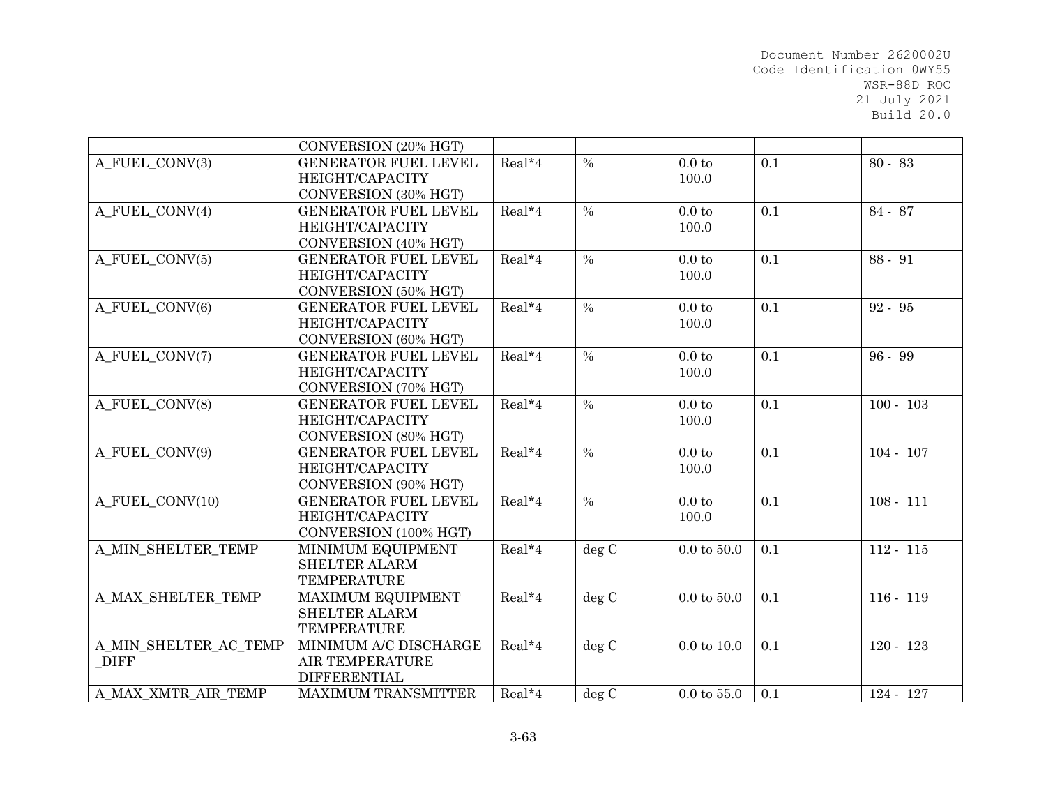| | | | | | | |
|---|---|---|---|---|---|---|
| | CONVERSION (20% HGT) | | | | | |
| A_FUEL_CONV(3) | GENERATOR FUEL LEVEL HEIGHT/CAPACITY CONVERSION (30% HGT) | Real*4 | % | 0.0 to 100.0 | 0.1 | 80 - 83 |
| A_FUEL_CONV(4) | GENERATOR FUEL LEVEL HEIGHT/CAPACITY CONVERSION (40% HGT) | Real*4 | % | 0.0 to 100.0 | 0.1 | 84 - 87 |
| A_FUEL_CONV(5) | GENERATOR FUEL LEVEL HEIGHT/CAPACITY CONVERSION (50% HGT) | Real*4 | % | 0.0 to 100.0 | 0.1 | 88 - 91 |
| A_FUEL_CONV(6) | GENERATOR FUEL LEVEL HEIGHT/CAPACITY CONVERSION (60% HGT) | Real*4 | % | 0.0 to 100.0 | 0.1 | 92 - 95 |
| A_FUEL_CONV(7) | GENERATOR FUEL LEVEL HEIGHT/CAPACITY CONVERSION (70% HGT) | Real*4 | % | 0.0 to 100.0 | 0.1 | 96 - 99 |
| A_FUEL_CONV(8) | GENERATOR FUEL LEVEL HEIGHT/CAPACITY CONVERSION (80% HGT) | Real*4 | % | 0.0 to 100.0 | 0.1 | 100 - 103 |
| A_FUEL_CONV(9) | GENERATOR FUEL LEVEL HEIGHT/CAPACITY CONVERSION (90% HGT) | Real*4 | % | 0.0 to 100.0 | 0.1 | 104 - 107 |
| A_FUEL_CONV(10) | GENERATOR FUEL LEVEL HEIGHT/CAPACITY CONVERSION (100% HGT) | Real*4 | % | 0.0 to 100.0 | 0.1 | 108 - 111 |
| A_MIN_SHELTER_TEMP | MINIMUM EQUIPMENT SHELTER ALARM TEMPERATURE | Real*4 | deg C | 0.0 to 50.0 | 0.1 | 112 - 115 |
| A_MAX_SHELTER_TEMP | MAXIMUM EQUIPMENT SHELTER ALARM TEMPERATURE | Real*4 | deg C | 0.0 to 50.0 | 0.1 | 116 - 119 |
| A_MIN_SHELTER_AC_TEMP_DIFF | MINIMUM A/C DISCHARGE AIR TEMPERATURE DIFFERENTIAL | Real*4 | deg C | 0.0 to 10.0 | 0.1 | 120 - 123 |
| A_MAX_XMTR_AIR_TEMP | MAXIMUM TRANSMITTER | Real*4 | deg C | 0.0 to 55.0 | 0.1 | 124 - 127 |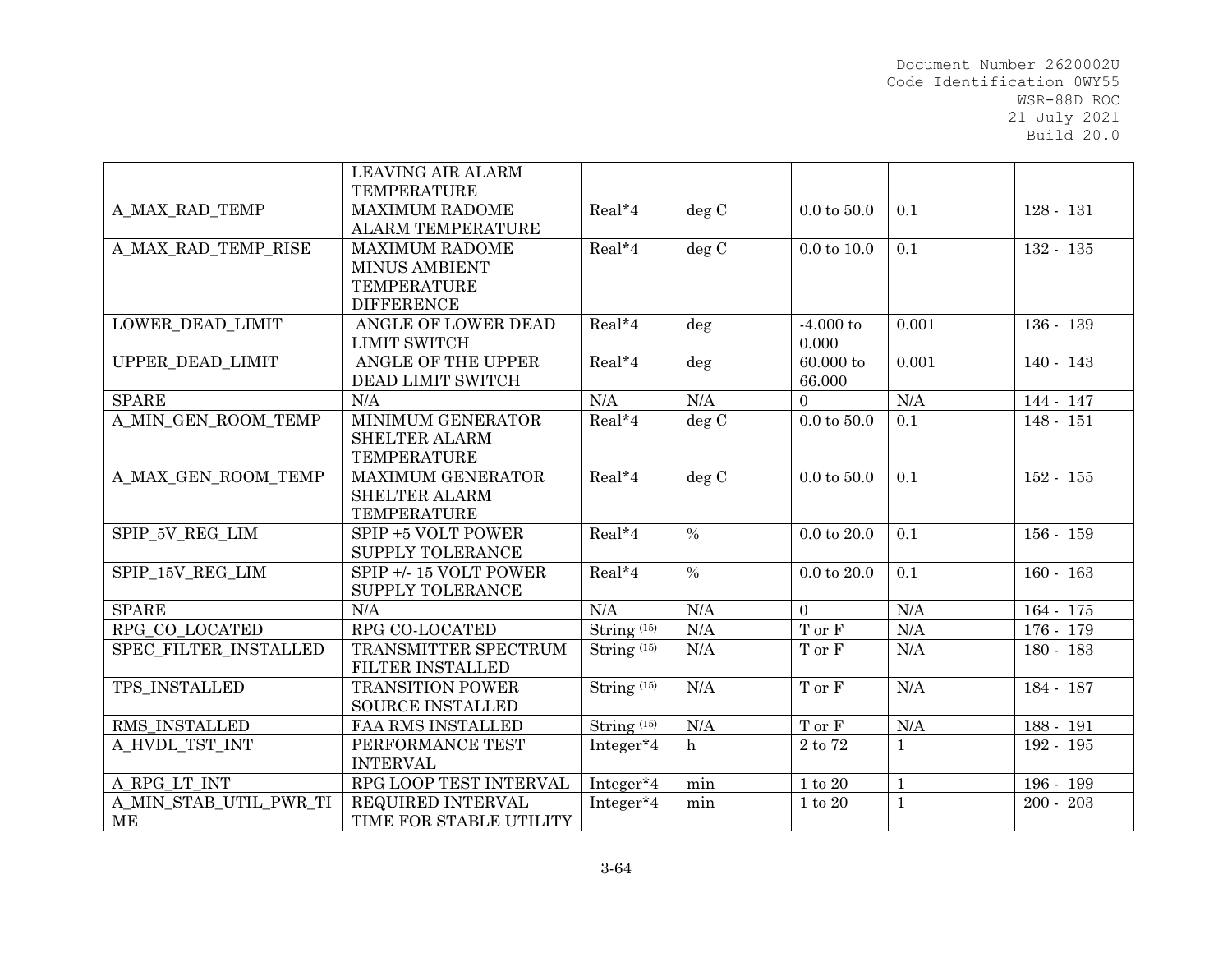| | LEAVING AIR ALARM TEMPERATURE | | | | | |
|---|---|---|---|---|---|---|
| A_MAX_RAD_TEMP | MAXIMUM RADOME ALARM TEMPERATURE | Real*4 | deg C | 0.0 to 50.0 | 0.1 | 128 - 131 |
| A_MAX_RAD_TEMP_RISE | MAXIMUM RADOME MINUS AMBIENT TEMPERATURE DIFFERENCE | Real*4 | deg C | 0.0 to 10.0 | 0.1 | 132 - 135 |
| LOWER_DEAD_LIMIT | ANGLE OF LOWER DEAD LIMIT SWITCH | Real*4 | deg | -4.000 to 0.000 | 0.001 | 136 - 139 |
| UPPER_DEAD_LIMIT | ANGLE OF THE UPPER DEAD LIMIT SWITCH | Real*4 | deg | 60.000 to 66.000 | 0.001 | 140 - 143 |
| SPARE | N/A | N/A | N/A | 0 | N/A | 144 - 147 |
| A_MIN_GEN_ROOM_TEMP | MINIMUM GENERATOR SHELTER ALARM TEMPERATURE | Real*4 | deg C | 0.0 to 50.0 | 0.1 | 148 - 151 |
| A_MAX_GEN_ROOM_TEMP | MAXIMUM GENERATOR SHELTER ALARM TEMPERATURE | Real*4 | deg C | 0.0 to 50.0 | 0.1 | 152 - 155 |
| SPIP_5V_REG_LIM | SPIP +5 VOLT POWER SUPPLY TOLERANCE | Real*4 | % | 0.0 to 20.0 | 0.1 | 156 - 159 |
| SPIP_15V_REG_LIM | SPIP +/- 15 VOLT POWER SUPPLY TOLERANCE | Real*4 | % | 0.0 to 20.0 | 0.1 | 160 - 163 |
| SPARE | N/A | N/A | N/A | 0 | N/A | 164 - 175 |
| RPG_CO_LOCATED | RPG CO-LOCATED | String (15) | N/A | T or F | N/A | 176 - 179 |
| SPEC_FILTER_INSTALLED | TRANSMITTER SPECTRUM FILTER INSTALLED | String (15) | N/A | T or F | N/A | 180 - 183 |
| TPS_INSTALLED | TRANSITION POWER SOURCE INSTALLED | String (15) | N/A | T or F | N/A | 184 - 187 |
| RMS_INSTALLED | FAA RMS INSTALLED | String (15) | N/A | T or F | N/A | 188 - 191 |
| A_HVDL_TST_INT | PERFORMANCE TEST INTERVAL | Integer*4 | h | 2 to 72 | 1 | 192 - 195 |
| A_RPG_LT_INT | RPG LOOP TEST INTERVAL | Integer*4 | min | 1 to 20 | 1 | 196 - 199 |
| A_MIN_STAB_UTIL_PWR_TIME | REQUIRED INTERVAL TIME FOR STABLE UTILITY | Integer*4 | min | 1 to 20 | 1 | 200 - 203 |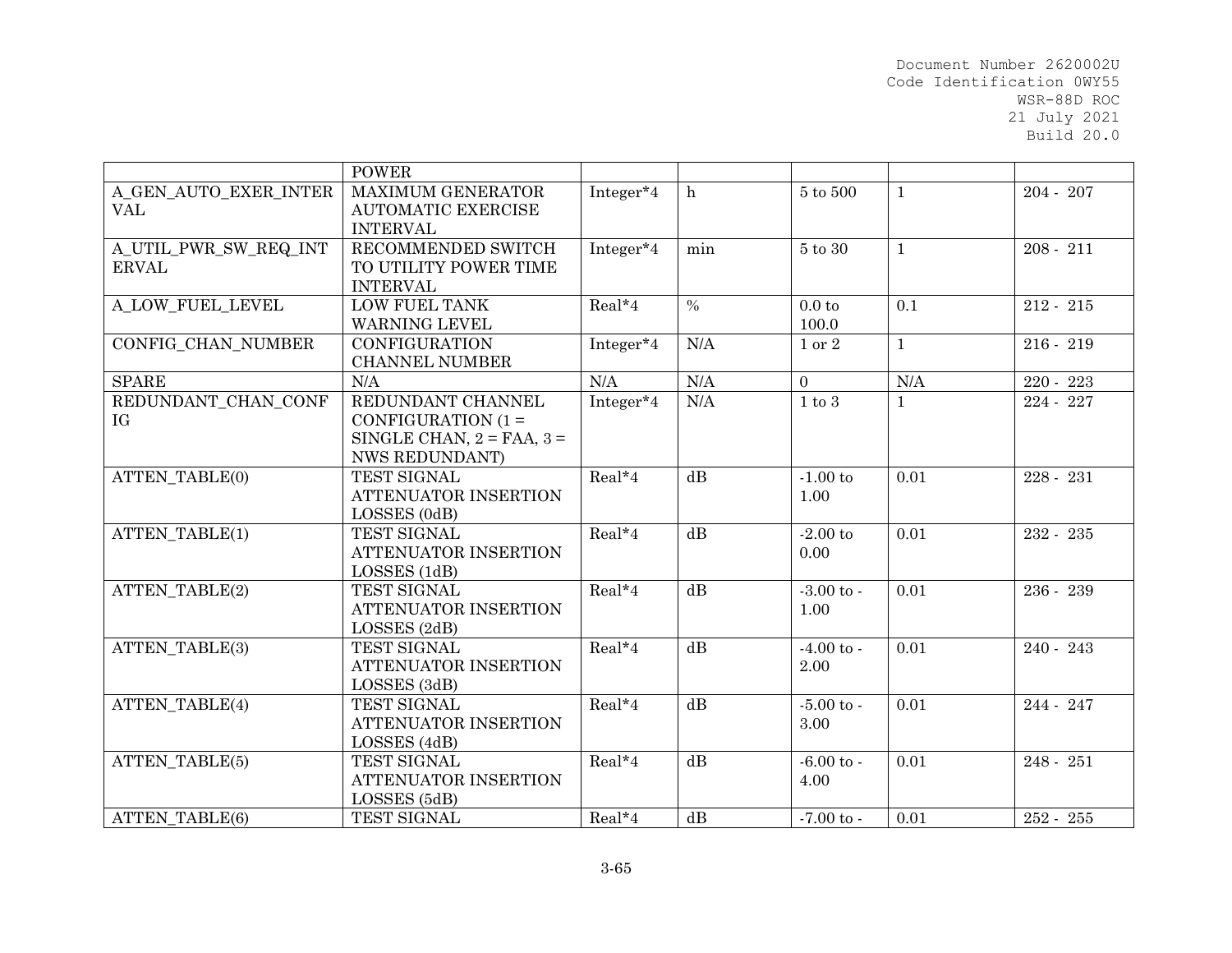| | POWER | | | | | |
|---|---|---|---|---|---|---|
| A_GEN_AUTO_EXER_INTERVAL | MAXIMUM GENERATOR AUTOMATIC EXERCISE INTERVAL | Integer*4 | h | 5 to 500 | 1 | 204 - 207 |
| A_UTIL_PWR_SW_REQ_INTERVAL | RECOMMENDED SWITCH TO UTILITY POWER TIME INTERVAL | Integer*4 | min | 5 to 30 | 1 | 208 - 211 |
| A_LOW_FUEL_LEVEL | LOW FUEL TANK WARNING LEVEL | Real*4 | % | 0.0 to 100.0 | 0.1 | 212 - 215 |
| CONFIG_CHAN_NUMBER | CONFIGURATION CHANNEL NUMBER | Integer*4 | N/A | 1 or 2 | 1 | 216 - 219 |
| SPARE | N/A | N/A | N/A | 0 | N/A | 220 - 223 |
| REDUNDANT_CHAN_CONFIG | REDUNDANT CHANNEL CONFIGURATION (1 = SINGLE CHAN, 2 = FAA, 3 = NWS REDUNDANT) | Integer*4 | N/A | 1 to 3 | 1 | 224 - 227 |
| ATTEN_TABLE(0) | TEST SIGNAL ATTENUATOR INSERTION LOSSES (0dB) | Real*4 | dB | -1.00 to 1.00 | 0.01 | 228 - 231 |
| ATTEN_TABLE(1) | TEST SIGNAL ATTENUATOR INSERTION LOSSES (1dB) | Real*4 | dB | -2.00 to 0.00 | 0.01 | 232 - 235 |
| ATTEN_TABLE(2) | TEST SIGNAL ATTENUATOR INSERTION LOSSES (2dB) | Real*4 | dB | -3.00 to -1.00 | 0.01 | 236 - 239 |
| ATTEN_TABLE(3) | TEST SIGNAL ATTENUATOR INSERTION LOSSES (3dB) | Real*4 | dB | -4.00 to -2.00 | 0.01 | 240 - 243 |
| ATTEN_TABLE(4) | TEST SIGNAL ATTENUATOR INSERTION LOSSES (4dB) | Real*4 | dB | -5.00 to -3.00 | 0.01 | 244 - 247 |
| ATTEN_TABLE(5) | TEST SIGNAL ATTENUATOR INSERTION LOSSES (5dB) | Real*4 | dB | -6.00 to -4.00 | 0.01 | 248 - 251 |
| ATTEN_TABLE(6) | TEST SIGNAL | Real*4 | dB | -7.00 to - | 0.01 | 252 - 255 |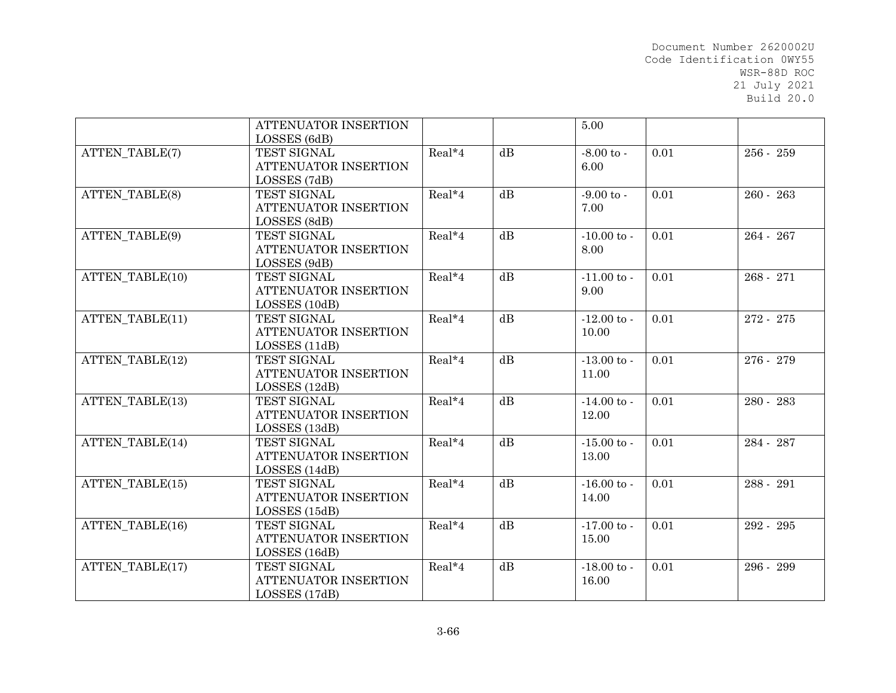| | | | | | | |
|---|---|---|---|---|---|---|
| | ATTENUATOR INSERTION LOSSES (6dB) | | | 5.00 | | |
| ATTEN_TABLE(7) | TEST SIGNAL ATTENUATOR INSERTION LOSSES (7dB) | Real*4 | dB | -8.00 to -6.00 | 0.01 | 256 - 259 |
| ATTEN_TABLE(8) | TEST SIGNAL ATTENUATOR INSERTION LOSSES (8dB) | Real*4 | dB | -9.00 to -7.00 | 0.01 | 260 - 263 |
| ATTEN_TABLE(9) | TEST SIGNAL ATTENUATOR INSERTION LOSSES (9dB) | Real*4 | dB | -10.00 to -8.00 | 0.01 | 264 - 267 |
| ATTEN_TABLE(10) | TEST SIGNAL ATTENUATOR INSERTION LOSSES (10dB) | Real*4 | dB | -11.00 to -9.00 | 0.01 | 268 - 271 |
| ATTEN_TABLE(11) | TEST SIGNAL ATTENUATOR INSERTION LOSSES (11dB) | Real*4 | dB | -12.00 to -10.00 | 0.01 | 272 - 275 |
| ATTEN_TABLE(12) | TEST SIGNAL ATTENUATOR INSERTION LOSSES (12dB) | Real*4 | dB | -13.00 to -11.00 | 0.01 | 276 - 279 |
| ATTEN_TABLE(13) | TEST SIGNAL ATTENUATOR INSERTION LOSSES (13dB) | Real*4 | dB | -14.00 to -12.00 | 0.01 | 280 - 283 |
| ATTEN_TABLE(14) | TEST SIGNAL ATTENUATOR INSERTION LOSSES (14dB) | Real*4 | dB | -15.00 to -13.00 | 0.01 | 284 - 287 |
| ATTEN_TABLE(15) | TEST SIGNAL ATTENUATOR INSERTION LOSSES (15dB) | Real*4 | dB | -16.00 to -14.00 | 0.01 | 288 - 291 |
| ATTEN_TABLE(16) | TEST SIGNAL ATTENUATOR INSERTION LOSSES (16dB) | Real*4 | dB | -17.00 to -15.00 | 0.01 | 292 - 295 |
| ATTEN_TABLE(17) | TEST SIGNAL ATTENUATOR INSERTION LOSSES (17dB) | Real*4 | dB | -18.00 to -16.00 | 0.01 | 296 - 299 |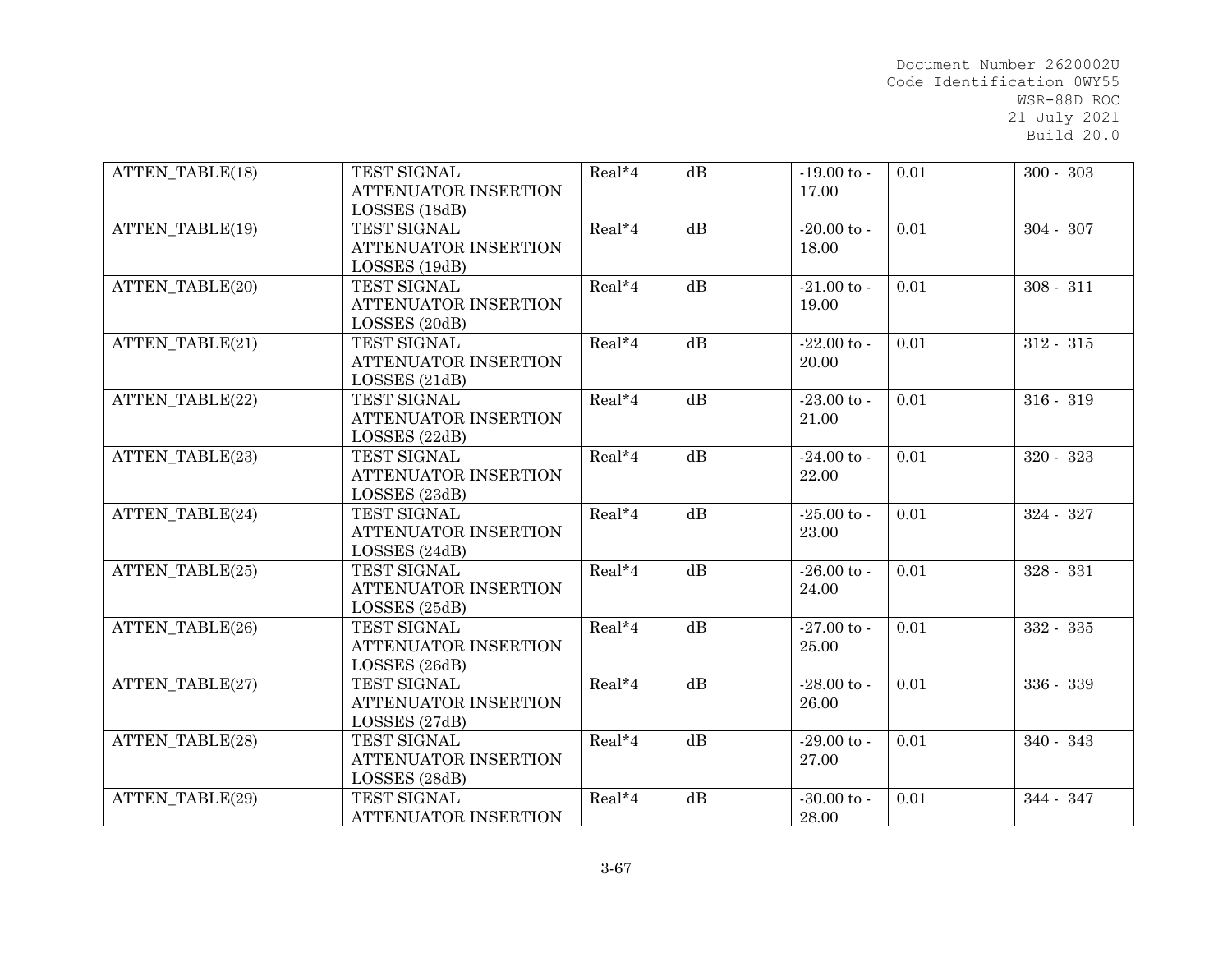| ATTEN_TABLE(18) | TEST SIGNAL ATTENUATOR INSERTION LOSSES (18dB) | Real*4 | dB | -19.00 to -17.00 | 0.01 | 300 - 303 |
|---|---|---|---|---|---|---|
| ATTEN_TABLE(19) | TEST SIGNAL ATTENUATOR INSERTION LOSSES (19dB) | Real*4 | dB | -20.00 to -18.00 | 0.01 | 304 - 307 |
| ATTEN_TABLE(20) | TEST SIGNAL ATTENUATOR INSERTION LOSSES (20dB) | Real*4 | dB | -21.00 to -19.00 | 0.01 | 308 - 311 |
| ATTEN_TABLE(21) | TEST SIGNAL ATTENUATOR INSERTION LOSSES (21dB) | Real*4 | dB | -22.00 to -20.00 | 0.01 | 312 - 315 |
| ATTEN_TABLE(22) | TEST SIGNAL ATTENUATOR INSERTION LOSSES (22dB) | Real*4 | dB | -23.00 to -21.00 | 0.01 | 316 - 319 |
| ATTEN_TABLE(23) | TEST SIGNAL ATTENUATOR INSERTION LOSSES (23dB) | Real*4 | dB | -24.00 to -22.00 | 0.01 | 320 - 323 |
| ATTEN_TABLE(24) | TEST SIGNAL ATTENUATOR INSERTION LOSSES (24dB) | Real*4 | dB | -25.00 to -23.00 | 0.01 | 324 - 327 |
| ATTEN_TABLE(25) | TEST SIGNAL ATTENUATOR INSERTION LOSSES (25dB) | Real*4 | dB | -26.00 to -24.00 | 0.01 | 328 - 331 |
| ATTEN_TABLE(26) | TEST SIGNAL ATTENUATOR INSERTION LOSSES (26dB) | Real*4 | dB | -27.00 to -25.00 | 0.01 | 332 - 335 |
| ATTEN_TABLE(27) | TEST SIGNAL ATTENUATOR INSERTION LOSSES (27dB) | Real*4 | dB | -28.00 to -26.00 | 0.01 | 336 - 339 |
| ATTEN_TABLE(28) | TEST SIGNAL ATTENUATOR INSERTION LOSSES (28dB) | Real*4 | dB | -29.00 to -27.00 | 0.01 | 340 - 343 |
| ATTEN_TABLE(29) | TEST SIGNAL ATTENUATOR INSERTION | Real*4 | dB | -30.00 to -28.00 | 0.01 | 344 - 347 |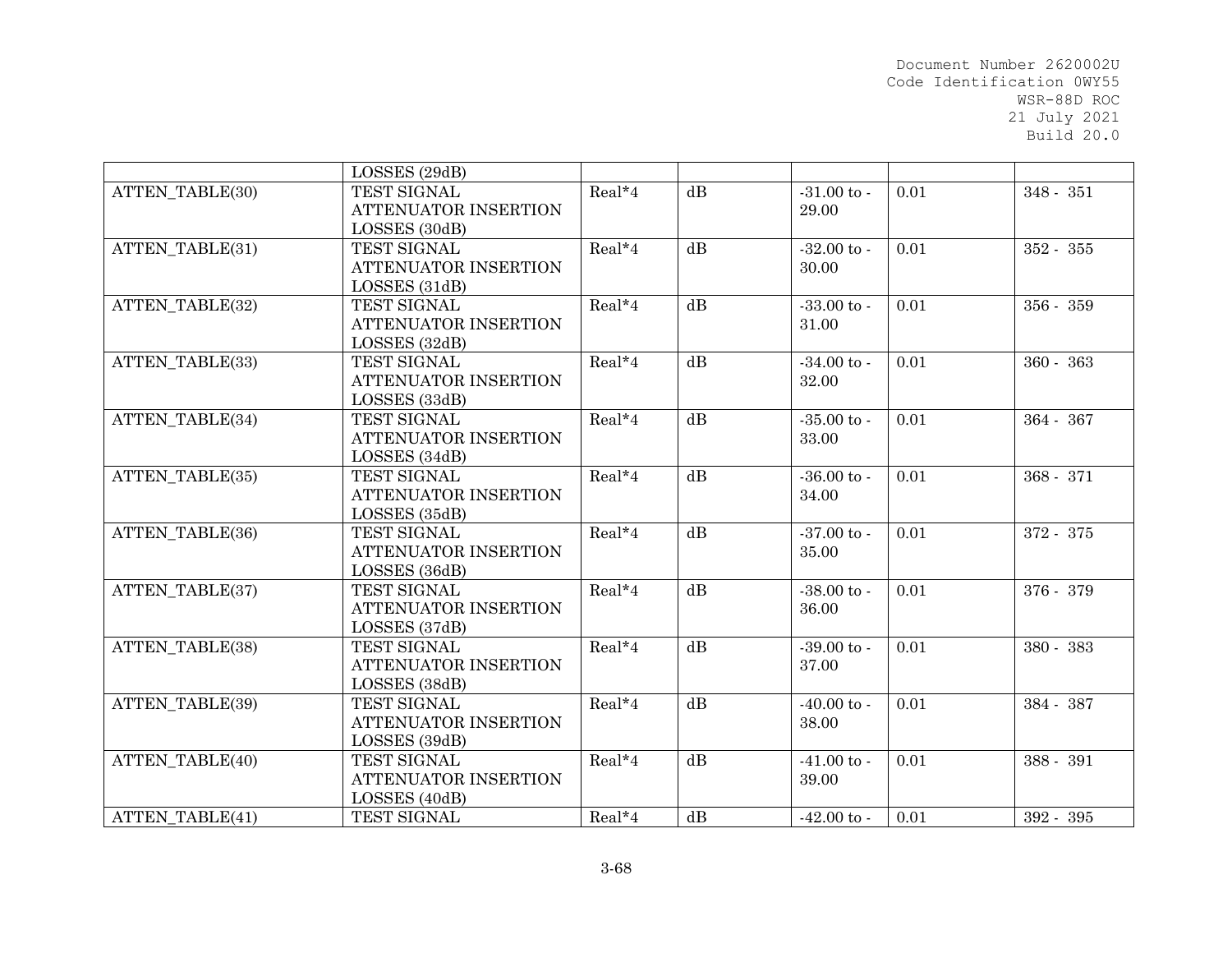| | LOSSES (29dB) | | | | | |
|---|---|---|---|---|---|---|
| ATTEN_TABLE(30) | TEST SIGNAL ATTENUATOR INSERTION LOSSES (30dB) | Real*4 | dB | -31.00 to -29.00 | 0.01 | 348 - 351 |
| ATTEN_TABLE(31) | TEST SIGNAL ATTENUATOR INSERTION LOSSES (31dB) | Real*4 | dB | -32.00 to -30.00 | 0.01 | 352 - 355 |
| ATTEN_TABLE(32) | TEST SIGNAL ATTENUATOR INSERTION LOSSES (32dB) | Real*4 | dB | -33.00 to -31.00 | 0.01 | 356 - 359 |
| ATTEN_TABLE(33) | TEST SIGNAL ATTENUATOR INSERTION LOSSES (33dB) | Real*4 | dB | -34.00 to -32.00 | 0.01 | 360 - 363 |
| ATTEN_TABLE(34) | TEST SIGNAL ATTENUATOR INSERTION LOSSES (34dB) | Real*4 | dB | -35.00 to -33.00 | 0.01 | 364 - 367 |
| ATTEN_TABLE(35) | TEST SIGNAL ATTENUATOR INSERTION LOSSES (35dB) | Real*4 | dB | -36.00 to -34.00 | 0.01 | 368 - 371 |
| ATTEN_TABLE(36) | TEST SIGNAL ATTENUATOR INSERTION LOSSES (36dB) | Real*4 | dB | -37.00 to -35.00 | 0.01 | 372 - 375 |
| ATTEN_TABLE(37) | TEST SIGNAL ATTENUATOR INSERTION LOSSES (37dB) | Real*4 | dB | -38.00 to -36.00 | 0.01 | 376 - 379 |
| ATTEN_TABLE(38) | TEST SIGNAL ATTENUATOR INSERTION LOSSES (38dB) | Real*4 | dB | -39.00 to -37.00 | 0.01 | 380 - 383 |
| ATTEN_TABLE(39) | TEST SIGNAL ATTENUATOR INSERTION LOSSES (39dB) | Real*4 | dB | -40.00 to -38.00 | 0.01 | 384 - 387 |
| ATTEN_TABLE(40) | TEST SIGNAL ATTENUATOR INSERTION LOSSES (40dB) | Real*4 | dB | -41.00 to -39.00 | 0.01 | 388 - 391 |
| ATTEN_TABLE(41) | TEST SIGNAL | Real*4 | dB | -42.00 to - | 0.01 | 392 - 395 |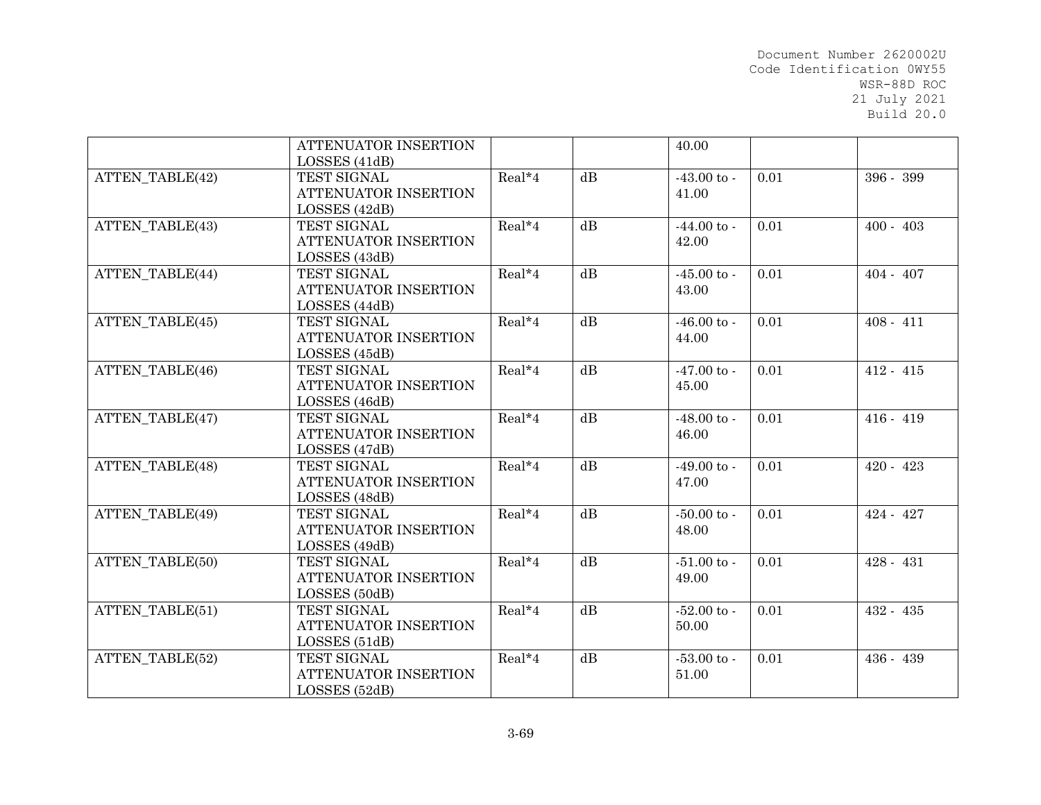| | | | | | | |
|---|---|---|---|---|---|---|
| | ATTENUATOR INSERTION LOSSES (41dB) | | | 40.00 | | |
| ATTEN_TABLE(42) | TEST SIGNAL ATTENUATOR INSERTION LOSSES (42dB) | Real*4 | dB | -43.00 to -41.00 | 0.01 | 396 - 399 |
| ATTEN_TABLE(43) | TEST SIGNAL ATTENUATOR INSERTION LOSSES (43dB) | Real*4 | dB | -44.00 to -42.00 | 0.01 | 400 - 403 |
| ATTEN_TABLE(44) | TEST SIGNAL ATTENUATOR INSERTION LOSSES (44dB) | Real*4 | dB | -45.00 to -43.00 | 0.01 | 404 - 407 |
| ATTEN_TABLE(45) | TEST SIGNAL ATTENUATOR INSERTION LOSSES (45dB) | Real*4 | dB | -46.00 to -44.00 | 0.01 | 408 - 411 |
| ATTEN_TABLE(46) | TEST SIGNAL ATTENUATOR INSERTION LOSSES (46dB) | Real*4 | dB | -47.00 to -45.00 | 0.01 | 412 - 415 |
| ATTEN_TABLE(47) | TEST SIGNAL ATTENUATOR INSERTION LOSSES (47dB) | Real*4 | dB | -48.00 to -46.00 | 0.01 | 416 - 419 |
| ATTEN_TABLE(48) | TEST SIGNAL ATTENUATOR INSERTION LOSSES (48dB) | Real*4 | dB | -49.00 to -47.00 | 0.01 | 420 - 423 |
| ATTEN_TABLE(49) | TEST SIGNAL ATTENUATOR INSERTION LOSSES (49dB) | Real*4 | dB | -50.00 to -48.00 | 0.01 | 424 - 427 |
| ATTEN_TABLE(50) | TEST SIGNAL ATTENUATOR INSERTION LOSSES (50dB) | Real*4 | dB | -51.00 to -49.00 | 0.01 | 428 - 431 |
| ATTEN_TABLE(51) | TEST SIGNAL ATTENUATOR INSERTION LOSSES (51dB) | Real*4 | dB | -52.00 to -50.00 | 0.01 | 432 - 435 |
| ATTEN_TABLE(52) | TEST SIGNAL ATTENUATOR INSERTION LOSSES (52dB) | Real*4 | dB | -53.00 to -51.00 | 0.01 | 436 - 439 |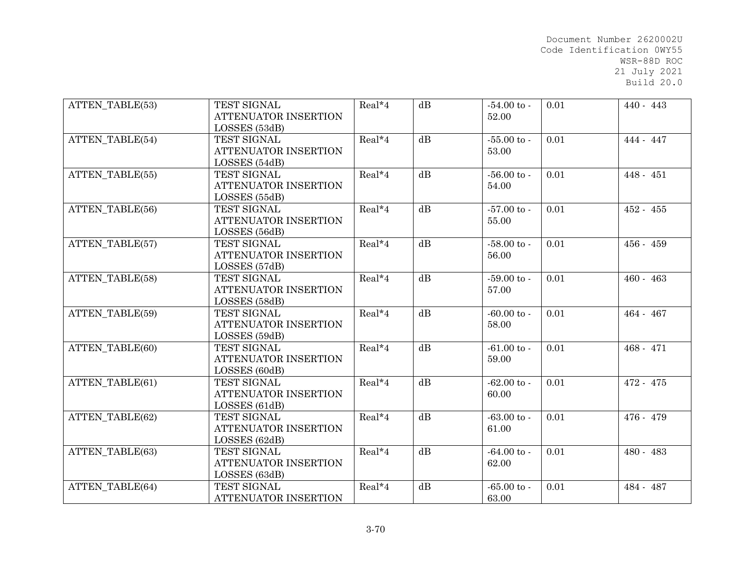| ATTEN_TABLE(53) | TEST SIGNAL ATTENUATOR INSERTION LOSSES (53dB) | Real*4 | dB | -54.00 to -52.00 | 0.01 | 440 - 443 |
|---|---|---|---|---|---|---|
| ATTEN_TABLE(54) | TEST SIGNAL ATTENUATOR INSERTION LOSSES (54dB) | Real*4 | dB | -55.00 to -53.00 | 0.01 | 444 - 447 |
| ATTEN_TABLE(55) | TEST SIGNAL ATTENUATOR INSERTION LOSSES (55dB) | Real*4 | dB | -56.00 to -54.00 | 0.01 | 448 - 451 |
| ATTEN_TABLE(56) | TEST SIGNAL ATTENUATOR INSERTION LOSSES (56dB) | Real*4 | dB | -57.00 to -55.00 | 0.01 | 452 - 455 |
| ATTEN_TABLE(57) | TEST SIGNAL ATTENUATOR INSERTION LOSSES (57dB) | Real*4 | dB | -58.00 to -56.00 | 0.01 | 456 - 459 |
| ATTEN_TABLE(58) | TEST SIGNAL ATTENUATOR INSERTION LOSSES (58dB) | Real*4 | dB | -59.00 to -57.00 | 0.01 | 460 - 463 |
| ATTEN_TABLE(59) | TEST SIGNAL ATTENUATOR INSERTION LOSSES (59dB) | Real*4 | dB | -60.00 to -58.00 | 0.01 | 464 - 467 |
| ATTEN_TABLE(60) | TEST SIGNAL ATTENUATOR INSERTION LOSSES (60dB) | Real*4 | dB | -61.00 to -59.00 | 0.01 | 468 - 471 |
| ATTEN_TABLE(61) | TEST SIGNAL ATTENUATOR INSERTION LOSSES (61dB) | Real*4 | dB | -62.00 to -60.00 | 0.01 | 472 - 475 |
| ATTEN_TABLE(62) | TEST SIGNAL ATTENUATOR INSERTION LOSSES (62dB) | Real*4 | dB | -63.00 to -61.00 | 0.01 | 476 - 479 |
| ATTEN_TABLE(63) | TEST SIGNAL ATTENUATOR INSERTION LOSSES (63dB) | Real*4 | dB | -64.00 to -62.00 | 0.01 | 480 - 483 |
| ATTEN_TABLE(64) | TEST SIGNAL ATTENUATOR INSERTION | Real*4 | dB | -65.00 to -63.00 | 0.01 | 484 - 487 |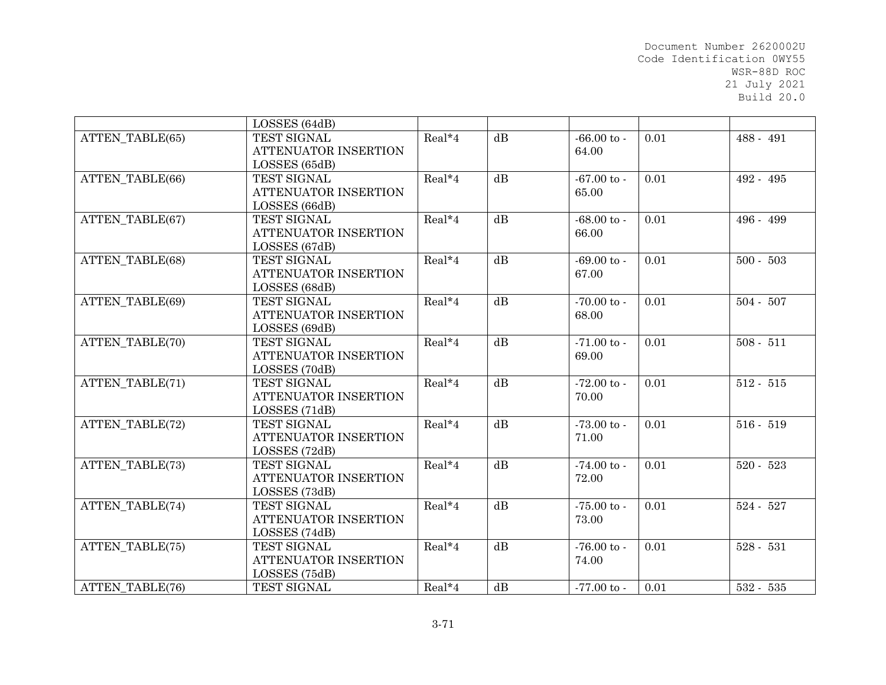| | LOSSES (64dB) | | | | | |
|---|---|---|---|---|---|---|
| ATTEN_TABLE(65) | TEST SIGNAL ATTENUATOR INSERTION LOSSES (65dB) | Real*4 | dB | -66.00 to -64.00 | 0.01 | 488 - 491 |
| ATTEN_TABLE(66) | TEST SIGNAL ATTENUATOR INSERTION LOSSES (66dB) | Real*4 | dB | -67.00 to -65.00 | 0.01 | 492 - 495 |
| ATTEN_TABLE(67) | TEST SIGNAL ATTENUATOR INSERTION LOSSES (67dB) | Real*4 | dB | -68.00 to -66.00 | 0.01 | 496 - 499 |
| ATTEN_TABLE(68) | TEST SIGNAL ATTENUATOR INSERTION LOSSES (68dB) | Real*4 | dB | -69.00 to -67.00 | 0.01 | 500 - 503 |
| ATTEN_TABLE(69) | TEST SIGNAL ATTENUATOR INSERTION LOSSES (69dB) | Real*4 | dB | -70.00 to -68.00 | 0.01 | 504 - 507 |
| ATTEN_TABLE(70) | TEST SIGNAL ATTENUATOR INSERTION LOSSES (70dB) | Real*4 | dB | -71.00 to -69.00 | 0.01 | 508 - 511 |
| ATTEN_TABLE(71) | TEST SIGNAL ATTENUATOR INSERTION LOSSES (71dB) | Real*4 | dB | -72.00 to -70.00 | 0.01 | 512 - 515 |
| ATTEN_TABLE(72) | TEST SIGNAL ATTENUATOR INSERTION LOSSES (72dB) | Real*4 | dB | -73.00 to -71.00 | 0.01 | 516 - 519 |
| ATTEN_TABLE(73) | TEST SIGNAL ATTENUATOR INSERTION LOSSES (73dB) | Real*4 | dB | -74.00 to -72.00 | 0.01 | 520 - 523 |
| ATTEN_TABLE(74) | TEST SIGNAL ATTENUATOR INSERTION LOSSES (74dB) | Real*4 | dB | -75.00 to -73.00 | 0.01 | 524 - 527 |
| ATTEN_TABLE(75) | TEST SIGNAL ATTENUATOR INSERTION LOSSES (75dB) | Real*4 | dB | -76.00 to -74.00 | 0.01 | 528 - 531 |
| ATTEN_TABLE(76) | TEST SIGNAL | Real*4 | dB | -77.00 to - | 0.01 | 532 - 535 |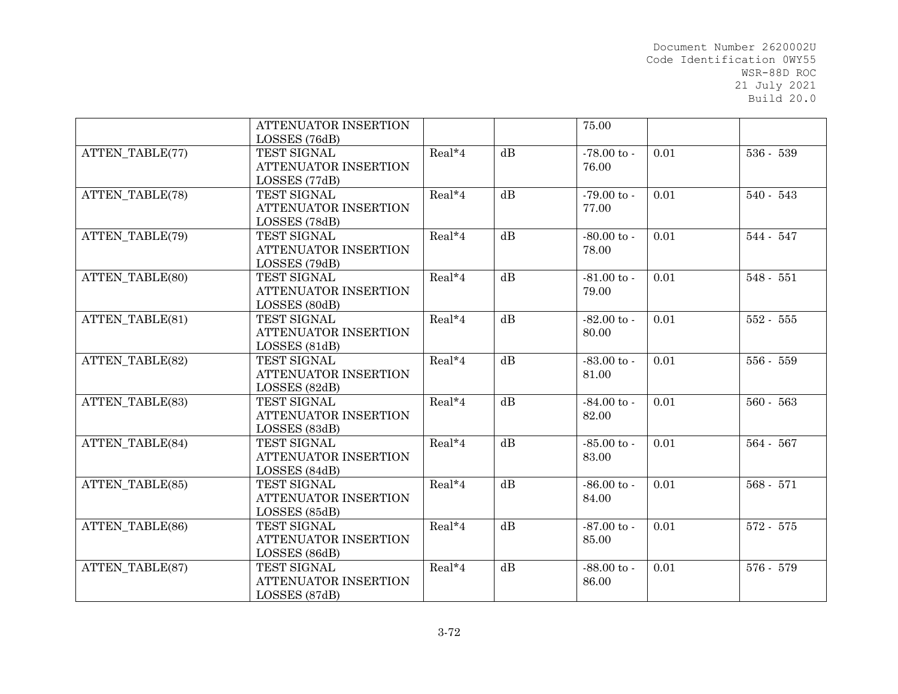| | | | | | | |
|---|---|---|---|---|---|---|
| | ATTENUATOR INSERTION LOSSES (76dB) | | | 75.00 | | |
| ATTEN_TABLE(77) | TEST SIGNAL ATTENUATOR INSERTION LOSSES (77dB) | Real*4 | dB | -78.00 to - 76.00 | 0.01 | 536 - 539 |
| ATTEN_TABLE(78) | TEST SIGNAL ATTENUATOR INSERTION LOSSES (78dB) | Real*4 | dB | -79.00 to - 77.00 | 0.01 | 540 - 543 |
| ATTEN_TABLE(79) | TEST SIGNAL ATTENUATOR INSERTION LOSSES (79dB) | Real*4 | dB | -80.00 to - 78.00 | 0.01 | 544 - 547 |
| ATTEN_TABLE(80) | TEST SIGNAL ATTENUATOR INSERTION LOSSES (80dB) | Real*4 | dB | -81.00 to - 79.00 | 0.01 | 548 - 551 |
| ATTEN_TABLE(81) | TEST SIGNAL ATTENUATOR INSERTION LOSSES (81dB) | Real*4 | dB | -82.00 to - 80.00 | 0.01 | 552 - 555 |
| ATTEN_TABLE(82) | TEST SIGNAL ATTENUATOR INSERTION LOSSES (82dB) | Real*4 | dB | -83.00 to - 81.00 | 0.01 | 556 - 559 |
| ATTEN_TABLE(83) | TEST SIGNAL ATTENUATOR INSERTION LOSSES (83dB) | Real*4 | dB | -84.00 to - 82.00 | 0.01 | 560 - 563 |
| ATTEN_TABLE(84) | TEST SIGNAL ATTENUATOR INSERTION LOSSES (84dB) | Real*4 | dB | -85.00 to - 83.00 | 0.01 | 564 - 567 |
| ATTEN_TABLE(85) | TEST SIGNAL ATTENUATOR INSERTION LOSSES (85dB) | Real*4 | dB | -86.00 to - 84.00 | 0.01 | 568 - 571 |
| ATTEN_TABLE(86) | TEST SIGNAL ATTENUATOR INSERTION LOSSES (86dB) | Real*4 | dB | -87.00 to - 85.00 | 0.01 | 572 - 575 |
| ATTEN_TABLE(87) | TEST SIGNAL ATTENUATOR INSERTION LOSSES (87dB) | Real*4 | dB | -88.00 to - 86.00 | 0.01 | 576 - 579 |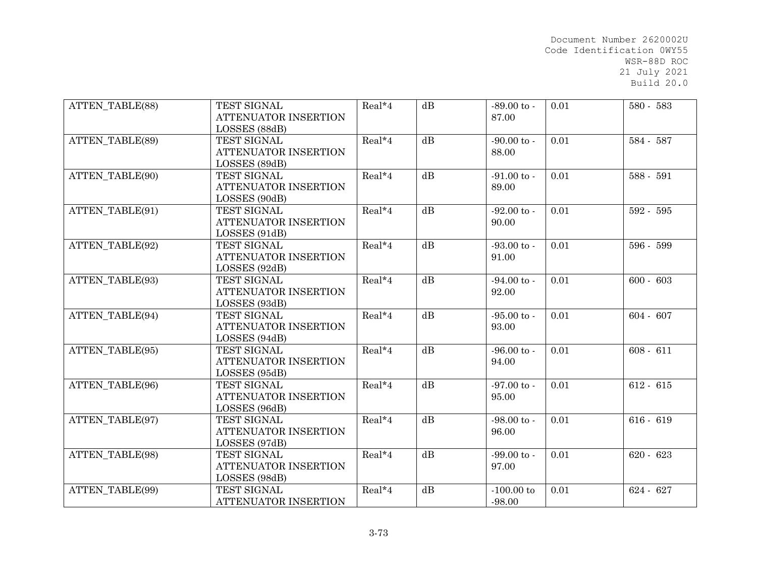| ATTEN_TABLE(88) | TEST SIGNAL ATTENUATOR INSERTION LOSSES (88dB) | Real*4 | dB | -89.00 to -87.00 | 0.01 | 580 - 583 |
|---|---|---|---|---|---|---|
| ATTEN_TABLE(89) | TEST SIGNAL ATTENUATOR INSERTION LOSSES (89dB) | Real*4 | dB | -90.00 to -88.00 | 0.01 | 584 - 587 |
| ATTEN_TABLE(90) | TEST SIGNAL ATTENUATOR INSERTION LOSSES (90dB) | Real*4 | dB | -91.00 to -89.00 | 0.01 | 588 - 591 |
| ATTEN_TABLE(91) | TEST SIGNAL ATTENUATOR INSERTION LOSSES (91dB) | Real*4 | dB | -92.00 to -90.00 | 0.01 | 592 - 595 |
| ATTEN_TABLE(92) | TEST SIGNAL ATTENUATOR INSERTION LOSSES (92dB) | Real*4 | dB | -93.00 to -91.00 | 0.01 | 596 - 599 |
| ATTEN_TABLE(93) | TEST SIGNAL ATTENUATOR INSERTION LOSSES (93dB) | Real*4 | dB | -94.00 to -92.00 | 0.01 | 600 - 603 |
| ATTEN_TABLE(94) | TEST SIGNAL ATTENUATOR INSERTION LOSSES (94dB) | Real*4 | dB | -95.00 to -93.00 | 0.01 | 604 - 607 |
| ATTEN_TABLE(95) | TEST SIGNAL ATTENUATOR INSERTION LOSSES (95dB) | Real*4 | dB | -96.00 to -94.00 | 0.01 | 608 - 611 |
| ATTEN_TABLE(96) | TEST SIGNAL ATTENUATOR INSERTION LOSSES (96dB) | Real*4 | dB | -97.00 to -95.00 | 0.01 | 612 - 615 |
| ATTEN_TABLE(97) | TEST SIGNAL ATTENUATOR INSERTION LOSSES (97dB) | Real*4 | dB | -98.00 to -96.00 | 0.01 | 616 - 619 |
| ATTEN_TABLE(98) | TEST SIGNAL ATTENUATOR INSERTION LOSSES (98dB) | Real*4 | dB | -99.00 to -97.00 | 0.01 | 620 - 623 |
| ATTEN_TABLE(99) | TEST SIGNAL ATTENUATOR INSERTION | Real*4 | dB | -100.00 to -98.00 | 0.01 | 624 - 627 |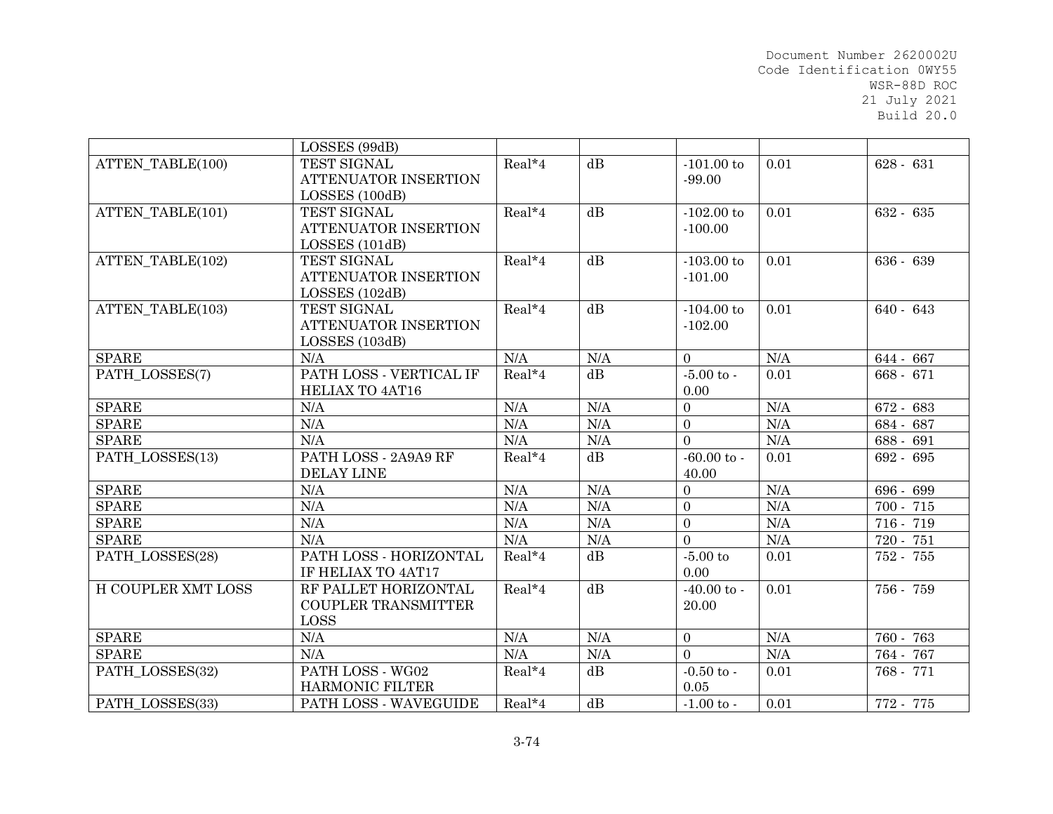| | LOSSES (99dB) | | | | | |
|---|---|---|---|---|---|---|
| ATTEN_TABLE(100) | TEST SIGNAL ATTENUATOR INSERTION LOSSES (100dB) | Real*4 | dB | -101.00 to -99.00 | 0.01 | 628 - 631 |
| ATTEN_TABLE(101) | TEST SIGNAL ATTENUATOR INSERTION LOSSES (101dB) | Real*4 | dB | -102.00 to -100.00 | 0.01 | 632 - 635 |
| ATTEN_TABLE(102) | TEST SIGNAL ATTENUATOR INSERTION LOSSES (102dB) | Real*4 | dB | -103.00 to -101.00 | 0.01 | 636 - 639 |
| ATTEN_TABLE(103) | TEST SIGNAL ATTENUATOR INSERTION LOSSES (103dB) | Real*4 | dB | -104.00 to -102.00 | 0.01 | 640 - 643 |
| SPARE | N/A | N/A | N/A | 0 | N/A | 644 - 667 |
| PATH_LOSSES(7) | PATH LOSS - VERTICAL IF HELIAX TO 4AT16 | Real*4 | dB | -5.00 to - 0.00 | 0.01 | 668 - 671 |
| SPARE | N/A | N/A | N/A | 0 | N/A | 672 - 683 |
| SPARE | N/A | N/A | N/A | 0 | N/A | 684 - 687 |
| SPARE | N/A | N/A | N/A | 0 | N/A | 688 - 691 |
| PATH_LOSSES(13) | PATH LOSS - 2A9A9 RF DELAY LINE | Real*4 | dB | -60.00 to - 40.00 | 0.01 | 692 - 695 |
| SPARE | N/A | N/A | N/A | 0 | N/A | 696 - 699 |
| SPARE | N/A | N/A | N/A | 0 | N/A | 700 - 715 |
| SPARE | N/A | N/A | N/A | 0 | N/A | 716 - 719 |
| SPARE | N/A | N/A | N/A | 0 | N/A | 720 - 751 |
| PATH_LOSSES(28) | PATH LOSS - HORIZONTAL IF HELIAX TO 4AT17 | Real*4 | dB | -5.00 to 0.00 | 0.01 | 752 - 755 |
| H COUPLER XMT LOSS | RF PALLET HORIZONTAL COUPLER TRANSMITTER LOSS | Real*4 | dB | -40.00 to - 20.00 | 0.01 | 756 - 759 |
| SPARE | N/A | N/A | N/A | 0 | N/A | 760 - 763 |
| SPARE | N/A | N/A | N/A | 0 | N/A | 764 - 767 |
| PATH_LOSSES(32) | PATH LOSS - WG02 HARMONIC FILTER | Real*4 | dB | -0.50 to - 0.05 | 0.01 | 768 - 771 |
| PATH_LOSSES(33) | PATH LOSS - WAVEGUIDE | Real*4 | dB | -1.00 to - | 0.01 | 772 - 775 |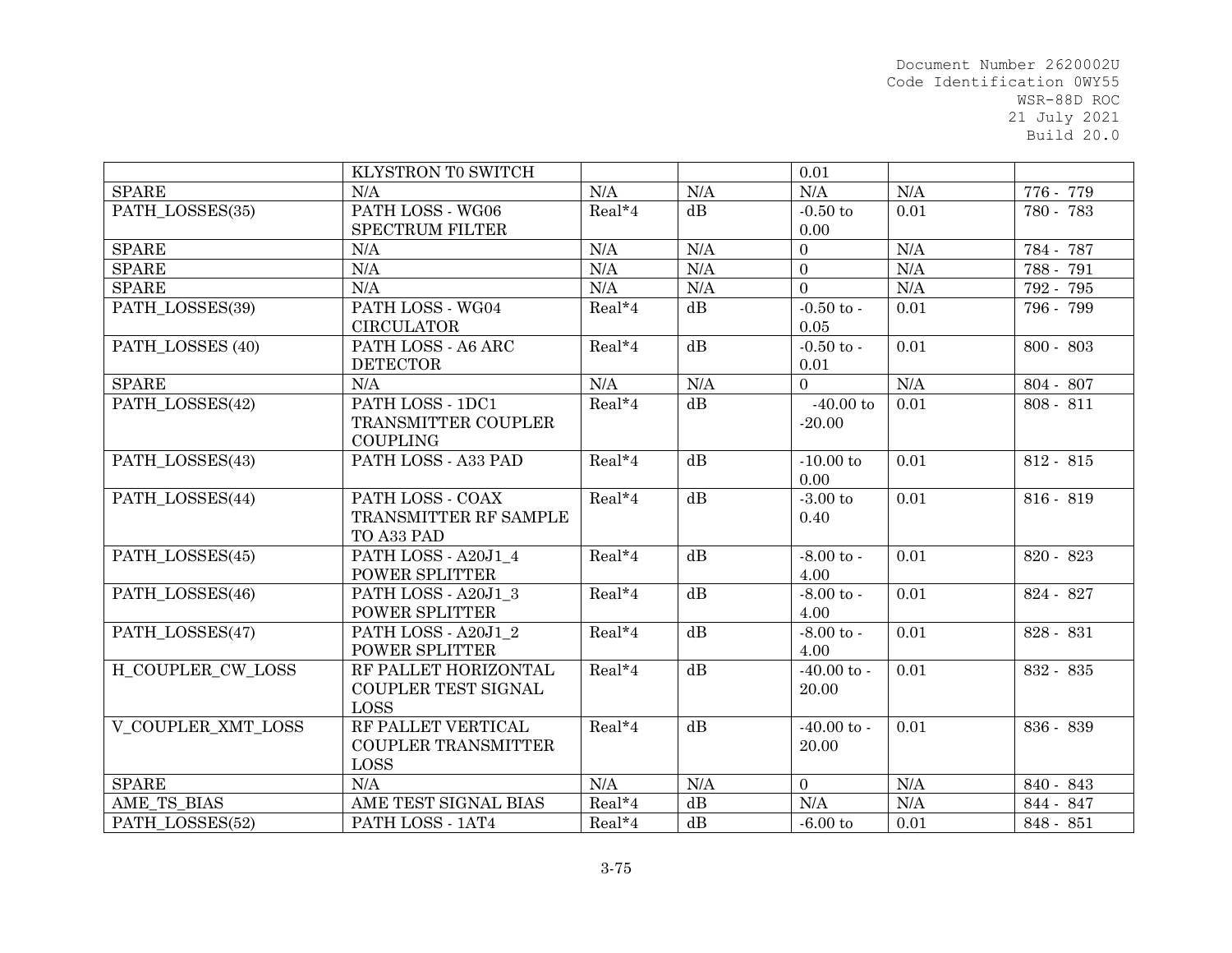|  | KLYSTRON T0 SWITCH |  |  | 0.01 |  |  |
|---|---|---|---|---|---|---|
| SPARE | N/A | N/A | N/A | N/A | N/A | 776 - 779 |
| PATH_LOSSES(35) | PATH LOSS - WG06 SPECTRUM FILTER | Real*4 | dB | -0.50 to 0.00 | 0.01 | 780 - 783 |
| SPARE | N/A | N/A | N/A | 0 | N/A | 784 - 787 |
| SPARE | N/A | N/A | N/A | 0 | N/A | 788 - 791 |
| SPARE | N/A | N/A | N/A | 0 | N/A | 792 - 795 |
| PATH_LOSSES(39) | PATH LOSS - WG04 CIRCULATOR | Real*4 | dB | -0.50 to - 0.05 | 0.01 | 796 - 799 |
| PATH_LOSSES (40) | PATH LOSS - A6 ARC DETECTOR | Real*4 | dB | -0.50 to - 0.01 | 0.01 | 800 - 803 |
| SPARE | N/A | N/A | N/A | 0 | N/A | 804 - 807 |
| PATH_LOSSES(42) | PATH LOSS - 1DC1 TRANSMITTER COUPLER COUPLING | Real*4 | dB | -40.00 to -20.00 | 0.01 | 808 - 811 |
| PATH_LOSSES(43) | PATH LOSS - A33 PAD | Real*4 | dB | -10.00 to 0.00 | 0.01 | 812 - 815 |
| PATH_LOSSES(44) | PATH LOSS - COAX TRANSMITTER RF SAMPLE TO A33 PAD | Real*4 | dB | -3.00 to 0.40 | 0.01 | 816 - 819 |
| PATH_LOSSES(45) | PATH LOSS - A20J1_4 POWER SPLITTER | Real*4 | dB | -8.00 to - 4.00 | 0.01 | 820 - 823 |
| PATH_LOSSES(46) | PATH LOSS - A20J1_3 POWER SPLITTER | Real*4 | dB | -8.00 to - 4.00 | 0.01 | 824 - 827 |
| PATH_LOSSES(47) | PATH LOSS - A20J1_2 POWER SPLITTER | Real*4 | dB | -8.00 to - 4.00 | 0.01 | 828 - 831 |
| H_COUPLER_CW_LOSS | RF PALLET HORIZONTAL COUPLER TEST SIGNAL LOSS | Real*4 | dB | -40.00 to - 20.00 | 0.01 | 832 - 835 |
| V_COUPLER_XMT_LOSS | RF PALLET VERTICAL COUPLER TRANSMITTER LOSS | Real*4 | dB | -40.00 to - 20.00 | 0.01 | 836 - 839 |
| SPARE | N/A | N/A | N/A | 0 | N/A | 840 - 843 |
| AME_TS_BIAS | AME TEST SIGNAL BIAS | Real*4 | dB | N/A | N/A | 844 - 847 |
| PATH_LOSSES(52) | PATH LOSS - 1AT4 | Real*4 | dB | -6.00 to | 0.01 | 848 - 851 |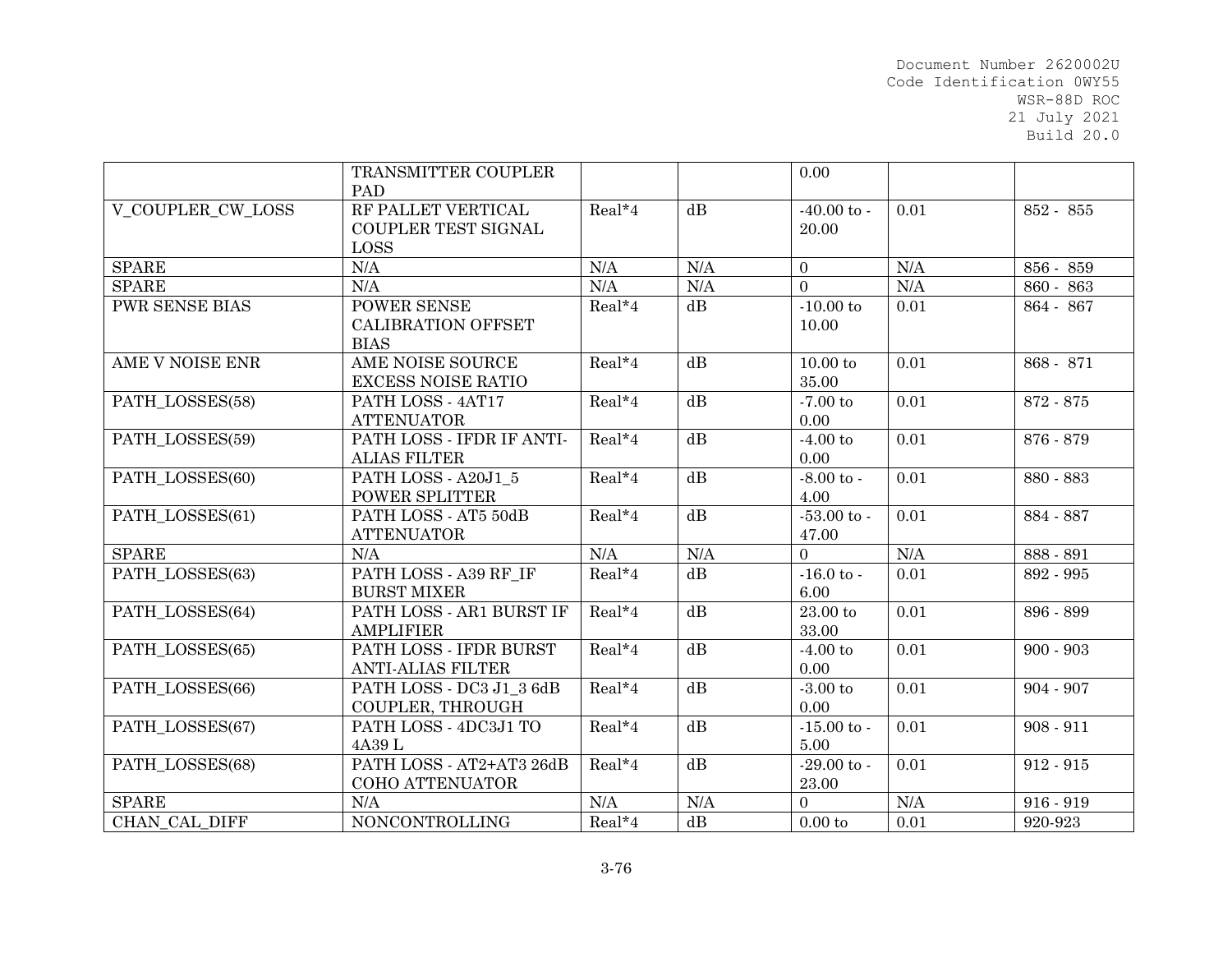| | TRANSMITTER COUPLER PAD | | | 0.00 | | |
|---|---|---|---|---|---|---|
| V_COUPLER_CW_LOSS | RF PALLET VERTICAL COUPLER TEST SIGNAL LOSS | Real*4 | dB | -40.00 to -20.00 | 0.01 | 852 - 855 |
| SPARE | N/A | N/A | N/A | 0 | N/A | 856 - 859 |
| SPARE | N/A | N/A | N/A | 0 | N/A | 860 - 863 |
| PWR SENSE BIAS | POWER SENSE CALIBRATION OFFSET BIAS | Real*4 | dB | -10.00 to 10.00 | 0.01 | 864 - 867 |
| AME V NOISE ENR | AME NOISE SOURCE EXCESS NOISE RATIO | Real*4 | dB | 10.00 to 35.00 | 0.01 | 868 - 871 |
| PATH_LOSSES(58) | PATH LOSS - 4AT17 ATTENUATOR | Real*4 | dB | -7.00 to 0.00 | 0.01 | 872 - 875 |
| PATH_LOSSES(59) | PATH LOSS - IFDR IF ANTI-ALIAS FILTER | Real*4 | dB | -4.00 to 0.00 | 0.01 | 876 - 879 |
| PATH_LOSSES(60) | PATH LOSS - A20J1_5 POWER SPLITTER | Real*4 | dB | -8.00 to -4.00 | 0.01 | 880 - 883 |
| PATH_LOSSES(61) | PATH LOSS - AT5 50dB ATTENUATOR | Real*4 | dB | -53.00 to -47.00 | 0.01 | 884 - 887 |
| SPARE | N/A | N/A | N/A | 0 | N/A | 888 - 891 |
| PATH_LOSSES(63) | PATH LOSS - A39 RF_IF BURST MIXER | Real*4 | dB | -16.0 to -6.00 | 0.01 | 892 - 995 |
| PATH_LOSSES(64) | PATH LOSS - AR1 BURST IF AMPLIFIER | Real*4 | dB | 23.00 to 33.00 | 0.01 | 896 - 899 |
| PATH_LOSSES(65) | PATH LOSS - IFDR BURST ANTI-ALIAS FILTER | Real*4 | dB | -4.00 to 0.00 | 0.01 | 900 - 903 |
| PATH_LOSSES(66) | PATH LOSS - DC3 J1_3 6dB COUPLER, THROUGH | Real*4 | dB | -3.00 to 0.00 | 0.01 | 904 - 907 |
| PATH_LOSSES(67) | PATH LOSS - 4DC3J1 TO 4A39 L | Real*4 | dB | -15.00 to -5.00 | 0.01 | 908 - 911 |
| PATH_LOSSES(68) | PATH LOSS - AT2+AT3 26dB COHO ATTENUATOR | Real*4 | dB | -29.00 to -23.00 | 0.01 | 912 - 915 |
| SPARE | N/A | N/A | N/A | 0 | N/A | 916 - 919 |
| CHAN_CAL_DIFF | NONCONTROLLING | Real*4 | dB | 0.00 to | 0.01 | 920-923 |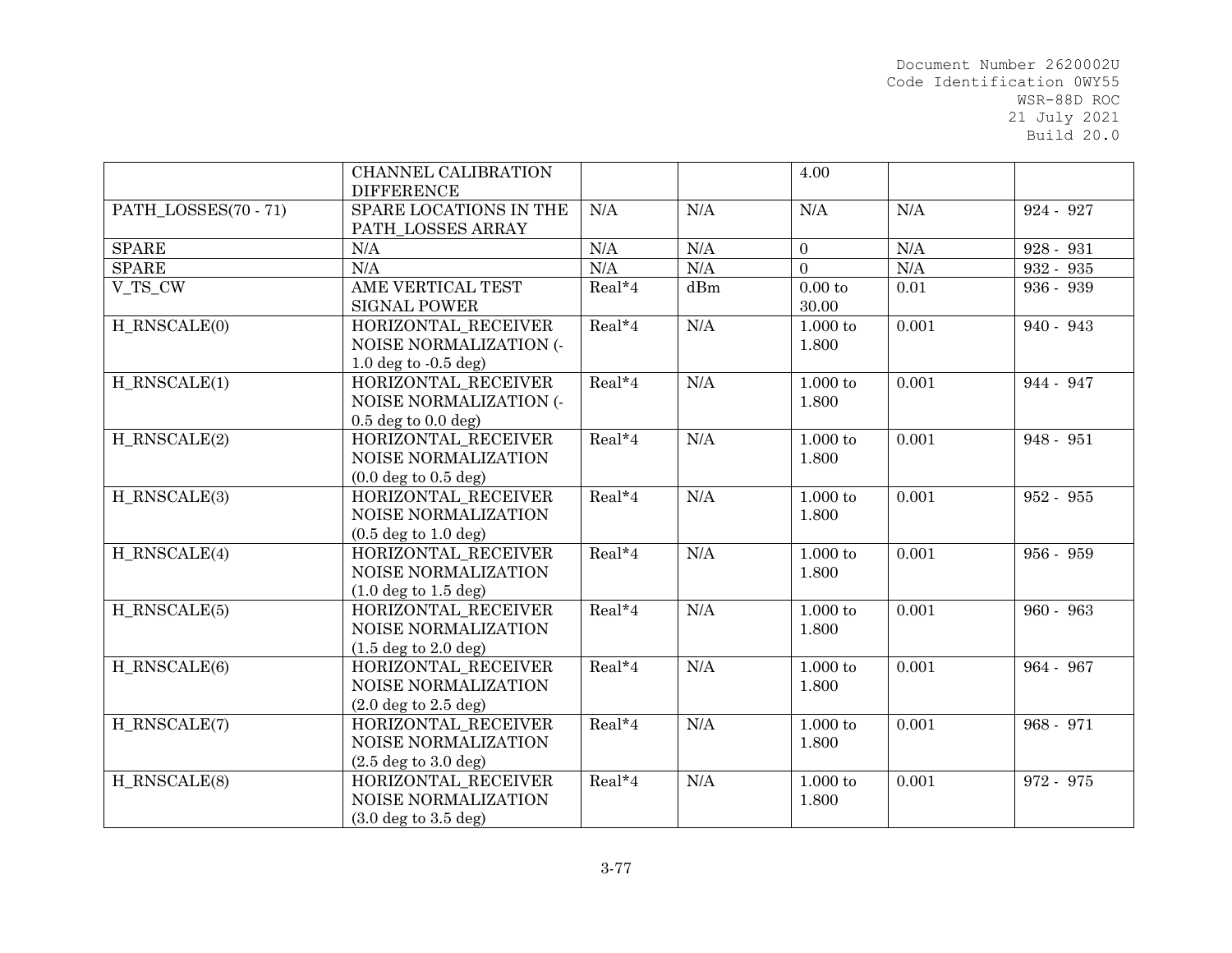| | CHANNEL CALIBRATION DIFFERENCE | | | 4.00 | | |
|---|---|---|---|---|---|---|
| PATH_LOSSES(70 - 71) | SPARE LOCATIONS IN THE PATH_LOSSES ARRAY | N/A | N/A | N/A | N/A | 924 - 927 |
| SPARE | N/A | N/A | N/A | 0 | N/A | 928 - 931 |
| SPARE | N/A | N/A | N/A | 0 | N/A | 932 - 935 |
| V_TS_CW | AME VERTICAL TEST SIGNAL POWER | Real*4 | dBm | 0.00 to 30.00 | 0.01 | 936 - 939 |
| H_RNSCALE(0) | HORIZONTAL_RECEIVER NOISE NORMALIZATION (-1.0 deg to -0.5 deg) | Real*4 | N/A | 1.000 to 1.800 | 0.001 | 940 - 943 |
| H_RNSCALE(1) | HORIZONTAL_RECEIVER NOISE NORMALIZATION (-0.5 deg to 0.0 deg) | Real*4 | N/A | 1.000 to 1.800 | 0.001 | 944 - 947 |
| H_RNSCALE(2) | HORIZONTAL_RECEIVER NOISE NORMALIZATION (0.0 deg to 0.5 deg) | Real*4 | N/A | 1.000 to 1.800 | 0.001 | 948 - 951 |
| H_RNSCALE(3) | HORIZONTAL_RECEIVER NOISE NORMALIZATION (0.5 deg to 1.0 deg) | Real*4 | N/A | 1.000 to 1.800 | 0.001 | 952 - 955 |
| H_RNSCALE(4) | HORIZONTAL_RECEIVER NOISE NORMALIZATION (1.0 deg to 1.5 deg) | Real*4 | N/A | 1.000 to 1.800 | 0.001 | 956 - 959 |
| H_RNSCALE(5) | HORIZONTAL_RECEIVER NOISE NORMALIZATION (1.5 deg to 2.0 deg) | Real*4 | N/A | 1.000 to 1.800 | 0.001 | 960 - 963 |
| H_RNSCALE(6) | HORIZONTAL_RECEIVER NOISE NORMALIZATION (2.0 deg to 2.5 deg) | Real*4 | N/A | 1.000 to 1.800 | 0.001 | 964 - 967 |
| H_RNSCALE(7) | HORIZONTAL_RECEIVER NOISE NORMALIZATION (2.5 deg to 3.0 deg) | Real*4 | N/A | 1.000 to 1.800 | 0.001 | 968 - 971 |
| H_RNSCALE(8) | HORIZONTAL_RECEIVER NOISE NORMALIZATION (3.0 deg to 3.5 deg) | Real*4 | N/A | 1.000 to 1.800 | 0.001 | 972 - 975 |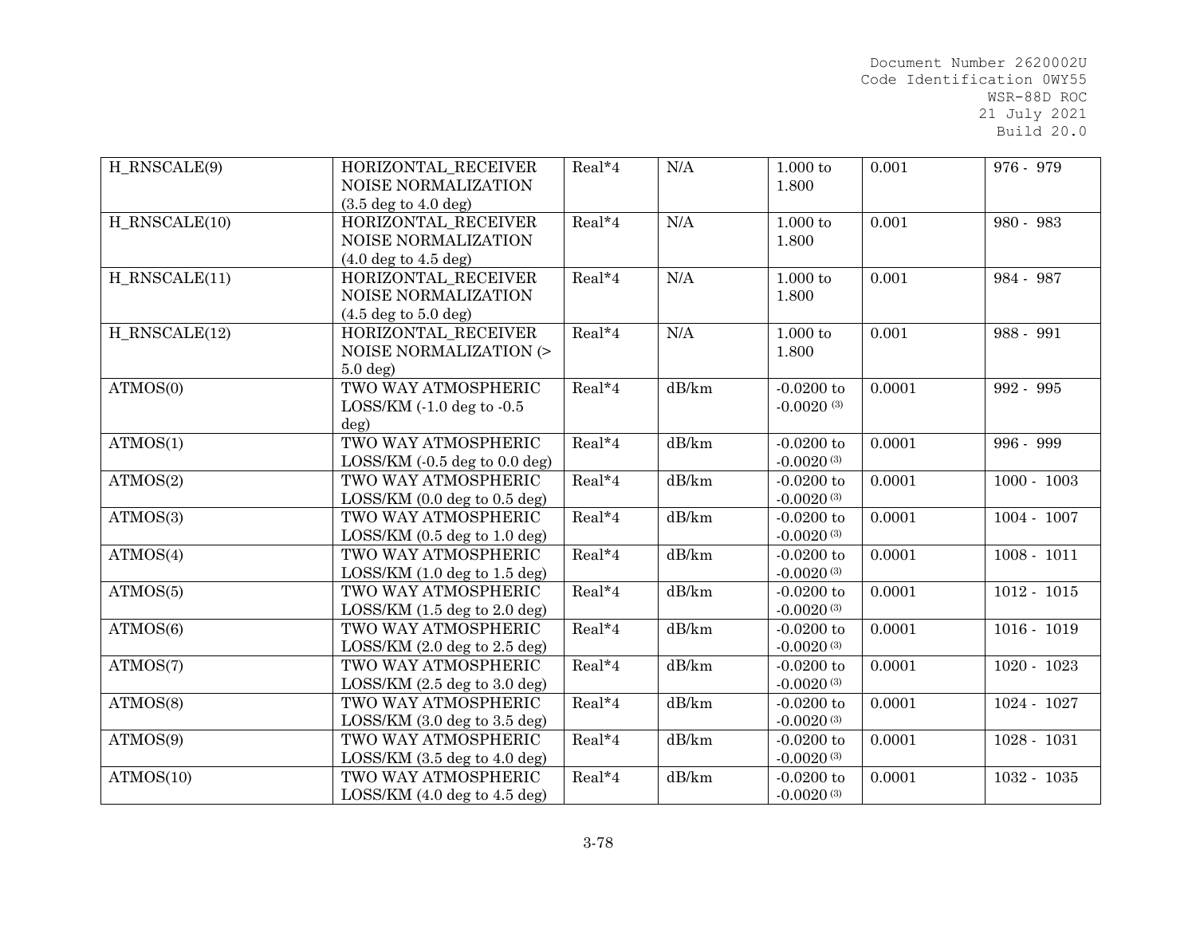| H_RNSCALE(9) | HORIZONTAL_RECEIVER NOISE NORMALIZATION (3.5 deg to 4.0 deg) | Real*4 | N/A | 1.000 to 1.800 | 0.001 | 976 - 979 |
|---|---|---|---|---|---|---|
| H_RNSCALE(10) | HORIZONTAL_RECEIVER NOISE NORMALIZATION (4.0 deg to 4.5 deg) | Real*4 | N/A | 1.000 to 1.800 | 0.001 | 980 - 983 |
| H_RNSCALE(11) | HORIZONTAL_RECEIVER NOISE NORMALIZATION (4.5 deg to 5.0 deg) | Real*4 | N/A | 1.000 to 1.800 | 0.001 | 984 - 987 |
| H_RNSCALE(12) | HORIZONTAL_RECEIVER NOISE NORMALIZATION (> 5.0 deg) | Real*4 | N/A | 1.000 to 1.800 | 0.001 | 988 - 991 |
| ATMOS(0) | TWO WAY ATMOSPHERIC LOSS/KM (-1.0 deg to -0.5 deg) | Real*4 | dB/km | -0.0200 to -0.0020 (3) | 0.0001 | 992 - 995 |
| ATMOS(1) | TWO WAY ATMOSPHERIC LOSS/KM (-0.5 deg to 0.0 deg) | Real*4 | dB/km | -0.0200 to -0.0020 (3) | 0.0001 | 996 - 999 |
| ATMOS(2) | TWO WAY ATMOSPHERIC LOSS/KM (0.0 deg to 0.5 deg) | Real*4 | dB/km | -0.0200 to -0.0020 (3) | 0.0001 | 1000 - 1003 |
| ATMOS(3) | TWO WAY ATMOSPHERIC LOSS/KM (0.5 deg to 1.0 deg) | Real*4 | dB/km | -0.0200 to -0.0020 (3) | 0.0001 | 1004 - 1007 |
| ATMOS(4) | TWO WAY ATMOSPHERIC LOSS/KM (1.0 deg to 1.5 deg) | Real*4 | dB/km | -0.0200 to -0.0020 (3) | 0.0001 | 1008 - 1011 |
| ATMOS(5) | TWO WAY ATMOSPHERIC LOSS/KM (1.5 deg to 2.0 deg) | Real*4 | dB/km | -0.0200 to -0.0020 (3) | 0.0001 | 1012 - 1015 |
| ATMOS(6) | TWO WAY ATMOSPHERIC LOSS/KM (2.0 deg to 2.5 deg) | Real*4 | dB/km | -0.0200 to -0.0020 (3) | 0.0001 | 1016 - 1019 |
| ATMOS(7) | TWO WAY ATMOSPHERIC LOSS/KM (2.5 deg to 3.0 deg) | Real*4 | dB/km | -0.0200 to -0.0020 (3) | 0.0001 | 1020 - 1023 |
| ATMOS(8) | TWO WAY ATMOSPHERIC LOSS/KM (3.0 deg to 3.5 deg) | Real*4 | dB/km | -0.0200 to -0.0020 (3) | 0.0001 | 1024 - 1027 |
| ATMOS(9) | TWO WAY ATMOSPHERIC LOSS/KM (3.5 deg to 4.0 deg) | Real*4 | dB/km | -0.0200 to -0.0020 (3) | 0.0001 | 1028 - 1031 |
| ATMOS(10) | TWO WAY ATMOSPHERIC LOSS/KM (4.0 deg to 4.5 deg) | Real*4 | dB/km | -0.0200 to -0.0020 (3) | 0.0001 | 1032 - 1035 |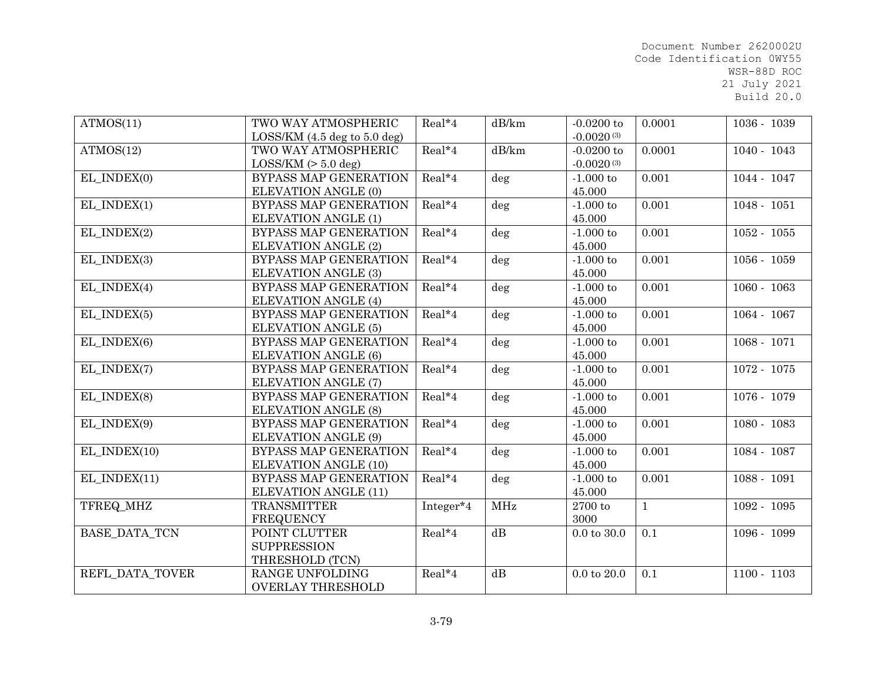| ATMOS(11) | TWO WAY ATMOSPHERIC LOSS/KM (4.5 deg to 5.0 deg) | Real*4 | dB/km | -0.0200 to -0.0020 [3] | 0.0001 | 1036 - 1039 |
|---|---|---|---|---|---|---|
| ATMOS(12) | TWO WAY ATMOSPHERIC LOSS/KM (> 5.0 deg) | Real*4 | dB/km | -0.0200 to -0.0020 [3] | 0.0001 | 1040 - 1043 |
| EL_INDEX(0) | BYPASS MAP GENERATION ELEVATION ANGLE (0) | Real*4 | deg | -1.000 to 45.000 | 0.001 | 1044 - 1047 |
| EL_INDEX(1) | BYPASS MAP GENERATION ELEVATION ANGLE (1) | Real*4 | deg | -1.000 to 45.000 | 0.001 | 1048 - 1051 |
| EL_INDEX(2) | BYPASS MAP GENERATION ELEVATION ANGLE (2) | Real*4 | deg | -1.000 to 45.000 | 0.001 | 1052 - 1055 |
| EL_INDEX(3) | BYPASS MAP GENERATION ELEVATION ANGLE (3) | Real*4 | deg | -1.000 to 45.000 | 0.001 | 1056 - 1059 |
| EL_INDEX(4) | BYPASS MAP GENERATION ELEVATION ANGLE (4) | Real*4 | deg | -1.000 to 45.000 | 0.001 | 1060 - 1063 |
| EL_INDEX(5) | BYPASS MAP GENERATION ELEVATION ANGLE (5) | Real*4 | deg | -1.000 to 45.000 | 0.001 | 1064 - 1067 |
| EL_INDEX(6) | BYPASS MAP GENERATION ELEVATION ANGLE (6) | Real*4 | deg | -1.000 to 45.000 | 0.001 | 1068 - 1071 |
| EL_INDEX(7) | BYPASS MAP GENERATION ELEVATION ANGLE (7) | Real*4 | deg | -1.000 to 45.000 | 0.001 | 1072 - 1075 |
| EL_INDEX(8) | BYPASS MAP GENERATION ELEVATION ANGLE (8) | Real*4 | deg | -1.000 to 45.000 | 0.001 | 1076 - 1079 |
| EL_INDEX(9) | BYPASS MAP GENERATION ELEVATION ANGLE (9) | Real*4 | deg | -1.000 to 45.000 | 0.001 | 1080 - 1083 |
| EL_INDEX(10) | BYPASS MAP GENERATION ELEVATION ANGLE (10) | Real*4 | deg | -1.000 to 45.000 | 0.001 | 1084 - 1087 |
| EL_INDEX(11) | BYPASS MAP GENERATION ELEVATION ANGLE (11) | Real*4 | deg | -1.000 to 45.000 | 0.001 | 1088 - 1091 |
| TFREQ_MHZ | TRANSMITTER FREQUENCY | Integer*4 | MHz | 2700 to 3000 | 1 | 1092 - 1095 |
| BASE_DATA_TCN | POINT CLUTTER SUPPRESSION THRESHOLD (TCN) | Real*4 | dB | 0.0 to 30.0 | 0.1 | 1096 - 1099 |
| REFL_DATA_TOVER | RANGE UNFOLDING OVERLAY THRESHOLD | Real*4 | dB | 0.0 to 20.0 | 0.1 | 1100 - 1103 |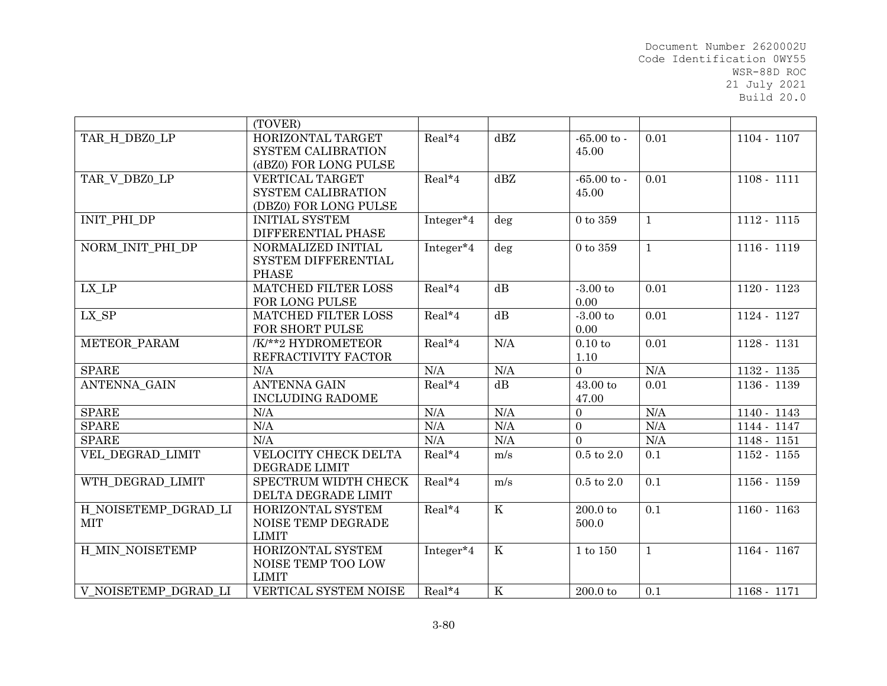| | (TOVER) | | | | | |
|---|---|---|---|---|---|---|
| TAR_H_DBZ0_LP | HORIZONTAL TARGET SYSTEM CALIBRATION (dBZ0) FOR LONG PULSE | Real*4 | dBZ | -65.00 to -45.00 | 0.01 | 1104 - 1107 |
| TAR_V_DBZ0_LP | VERTICAL TARGET SYSTEM CALIBRATION (DBZ0) FOR LONG PULSE | Real*4 | dBZ | -65.00 to -45.00 | 0.01 | 1108 - 1111 |
| INIT_PHI_DP | INITIAL SYSTEM DIFFERENTIAL PHASE | Integer*4 | deg | 0 to 359 | 1 | 1112 - 1115 |
| NORM_INIT_PHI_DP | NORMALIZED INITIAL SYSTEM DIFFERENTIAL PHASE | Integer*4 | deg | 0 to 359 | 1 | 1116 - 1119 |
| LX_LP | MATCHED FILTER LOSS FOR LONG PULSE | Real*4 | dB | -3.00 to 0.00 | 0.01 | 1120 - 1123 |
| LX_SP | MATCHED FILTER LOSS FOR SHORT PULSE | Real*4 | dB | -3.00 to 0.00 | 0.01 | 1124 - 1127 |
| METEOR_PARAM | /K/**2 HYDROMETEOR REFRACTIVITY FACTOR | Real*4 | N/A | 0.10 to 1.10 | 0.01 | 1128 - 1131 |
| SPARE | N/A | N/A | N/A | 0 | N/A | 1132 - 1135 |
| ANTENNA_GAIN | ANTENNA GAIN INCLUDING RADOME | Real*4 | dB | 43.00 to 47.00 | 0.01 | 1136 - 1139 |
| SPARE | N/A | N/A | N/A | 0 | N/A | 1140 - 1143 |
| SPARE | N/A | N/A | N/A | 0 | N/A | 1144 - 1147 |
| SPARE | N/A | N/A | N/A | 0 | N/A | 1148 - 1151 |
| VEL_DEGRAD_LIMIT | VELOCITY CHECK DELTA DEGRADE LIMIT | Real*4 | m/s | 0.5 to 2.0 | 0.1 | 1152 - 1155 |
| WTH_DEGRAD_LIMIT | SPECTRUM WIDTH CHECK DELTA DEGRADE LIMIT | Real*4 | m/s | 0.5 to 2.0 | 0.1 | 1156 - 1159 |
| H_NOISETEMP_DGRAD_LIMIT | HORIZONTAL SYSTEM NOISE TEMP DEGRADE LIMIT | Real*4 | K | 200.0 to 500.0 | 0.1 | 1160 - 1163 |
| H_MIN_NOISETEMP | HORIZONTAL SYSTEM NOISE TEMP TOO LOW LIMIT | Integer*4 | K | 1 to 150 | 1 | 1164 - 1167 |
| V_NOISETEMP_DGRAD_LI | VERTICAL SYSTEM NOISE | Real*4 | K | 200.0 to | 0.1 | 1168 - 1171 |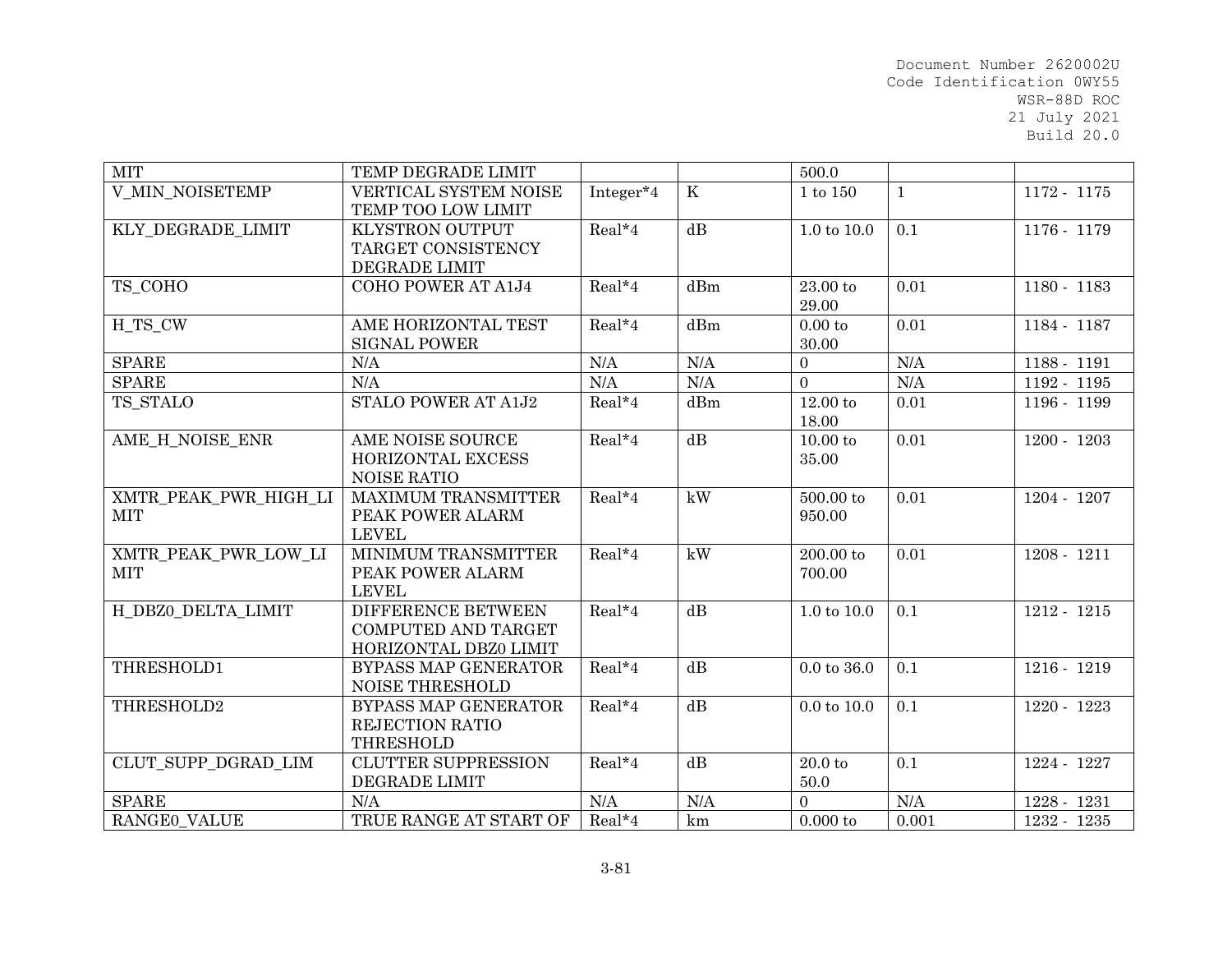| MIT | TEMP DEGRADE LIMIT | | | 500.0 | | |
|---|---|---|---|---|---|---|
| V_MIN_NOISETEMP | VERTICAL SYSTEM NOISE TEMP TOO LOW LIMIT | Integer*4 | K | 1 to 150 | 1 | 1172 - 1175 |
| KLY_DEGRADE_LIMIT | KLYSTRON OUTPUT TARGET CONSISTENCY DEGRADE LIMIT | Real*4 | dB | 1.0 to 10.0 | 0.1 | 1176 - 1179 |
| TS_COHO | COHO POWER AT A1J4 | Real*4 | dBm | 23.00 to 29.00 | 0.01 | 1180 - 1183 |
| H_TS_CW | AME HORIZONTAL TEST SIGNAL POWER | Real*4 | dBm | 0.00 to 30.00 | 0.01 | 1184 - 1187 |
| SPARE | N/A | N/A | N/A | 0 | N/A | 1188 - 1191 |
| SPARE | N/A | N/A | N/A | 0 | N/A | 1192 - 1195 |
| TS_STALO | STALO POWER AT A1J2 | Real*4 | dBm | 12.00 to 18.00 | 0.01 | 1196 - 1199 |
| AME_H_NOISE_ENR | AME NOISE SOURCE HORIZONTAL EXCESS NOISE RATIO | Real*4 | dB | 10.00 to 35.00 | 0.01 | 1200 - 1203 |
| XMTR_PEAK_PWR_HIGH_LIMIT | MAXIMUM TRANSMITTER PEAK POWER ALARM LEVEL | Real*4 | kW | 500.00 to 950.00 | 0.01 | 1204 - 1207 |
| XMTR_PEAK_PWR_LOW_LIMIT | MINIMUM TRANSMITTER PEAK POWER ALARM LEVEL | Real*4 | kW | 200.00 to 700.00 | 0.01 | 1208 - 1211 |
| H_DBZ0_DELTA_LIMIT | DIFFERENCE BETWEEN COMPUTED AND TARGET HORIZONTAL DBZ0 LIMIT | Real*4 | dB | 1.0 to 10.0 | 0.1 | 1212 - 1215 |
| THRESHOLD1 | BYPASS MAP GENERATOR NOISE THRESHOLD | Real*4 | dB | 0.0 to 36.0 | 0.1 | 1216 - 1219 |
| THRESHOLD2 | BYPASS MAP GENERATOR REJECTION RATIO THRESHOLD | Real*4 | dB | 0.0 to 10.0 | 0.1 | 1220 - 1223 |
| CLUT_SUPP_DGRAD_LIM | CLUTTER SUPPRESSION DEGRADE LIMIT | Real*4 | dB | 20.0 to 50.0 | 0.1 | 1224 - 1227 |
| SPARE | N/A | N/A | N/A | 0 | N/A | 1228 - 1231 |
| RANGE0_VALUE | TRUE RANGE AT START OF | Real*4 | km | 0.000 to | 0.001 | 1232 - 1235 |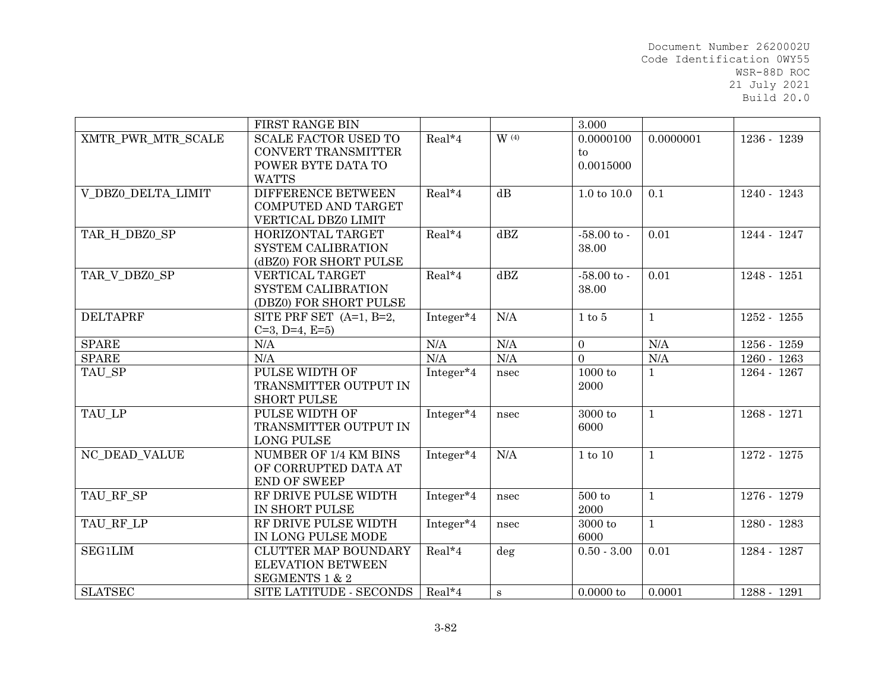| | FIRST RANGE BIN | | | 3.000 | | |
|---|---|---|---|---|---|---|
| XMTR_PWR_MTR_SCALE | SCALE FACTOR USED TO CONVERT TRANSMITTER POWER BYTE DATA TO WATTS | Real*4 | W [4] | 0.0000100 to 0.0015000 | 0.0000001 | 1236 - 1239 |
| V_DBZ0_DELTA_LIMIT | DIFFERENCE BETWEEN COMPUTED AND TARGET VERTICAL DBZ0 LIMIT | Real*4 | dB | 1.0 to 10.0 | 0.1 | 1240 - 1243 |
| TAR_H_DBZ0_SP | HORIZONTAL TARGET SYSTEM CALIBRATION (dBZ0) FOR SHORT PULSE | Real*4 | dBZ | -58.00 to -38.00 | 0.01 | 1244 - 1247 |
| TAR_V_DBZ0_SP | VERTICAL TARGET SYSTEM CALIBRATION (DBZ0) FOR SHORT PULSE | Real*4 | dBZ | -58.00 to -38.00 | 0.01 | 1248 - 1251 |
| DELTAPRF | SITE PRF SET (A=1, B=2, C=3, D=4, E=5) | Integer*4 | N/A | 1 to 5 | 1 | 1252 - 1255 |
| SPARE | N/A | N/A | N/A | 0 | N/A | 1256 - 1259 |
| SPARE | N/A | N/A | N/A | 0 | N/A | 1260 - 1263 |
| TAU_SP | PULSE WIDTH OF TRANSMITTER OUTPUT IN SHORT PULSE | Integer*4 | nsec | 1000 to 2000 | 1 | 1264 - 1267 |
| TAU_LP | PULSE WIDTH OF TRANSMITTER OUTPUT IN LONG PULSE | Integer*4 | nsec | 3000 to 6000 | 1 | 1268 - 1271 |
| NC_DEAD_VALUE | NUMBER OF 1/4 KM BINS OF CORRUPTED DATA AT END OF SWEEP | Integer*4 | N/A | 1 to 10 | 1 | 1272 - 1275 |
| TAU_RF_SP | RF DRIVE PULSE WIDTH IN SHORT PULSE | Integer*4 | nsec | 500 to 2000 | 1 | 1276 - 1279 |
| TAU_RF_LP | RF DRIVE PULSE WIDTH IN LONG PULSE MODE | Integer*4 | nsec | 3000 to 6000 | 1 | 1280 - 1283 |
| SEG1LIM | CLUTTER MAP BOUNDARY ELEVATION BETWEEN SEGMENTS 1 & 2 | Real*4 | deg | 0.50 - 3.00 | 0.01 | 1284 - 1287 |
| SLATSEC | SITE LATITUDE - SECONDS | Real*4 | s | 0.0000 to | 0.0001 | 1288 - 1291 |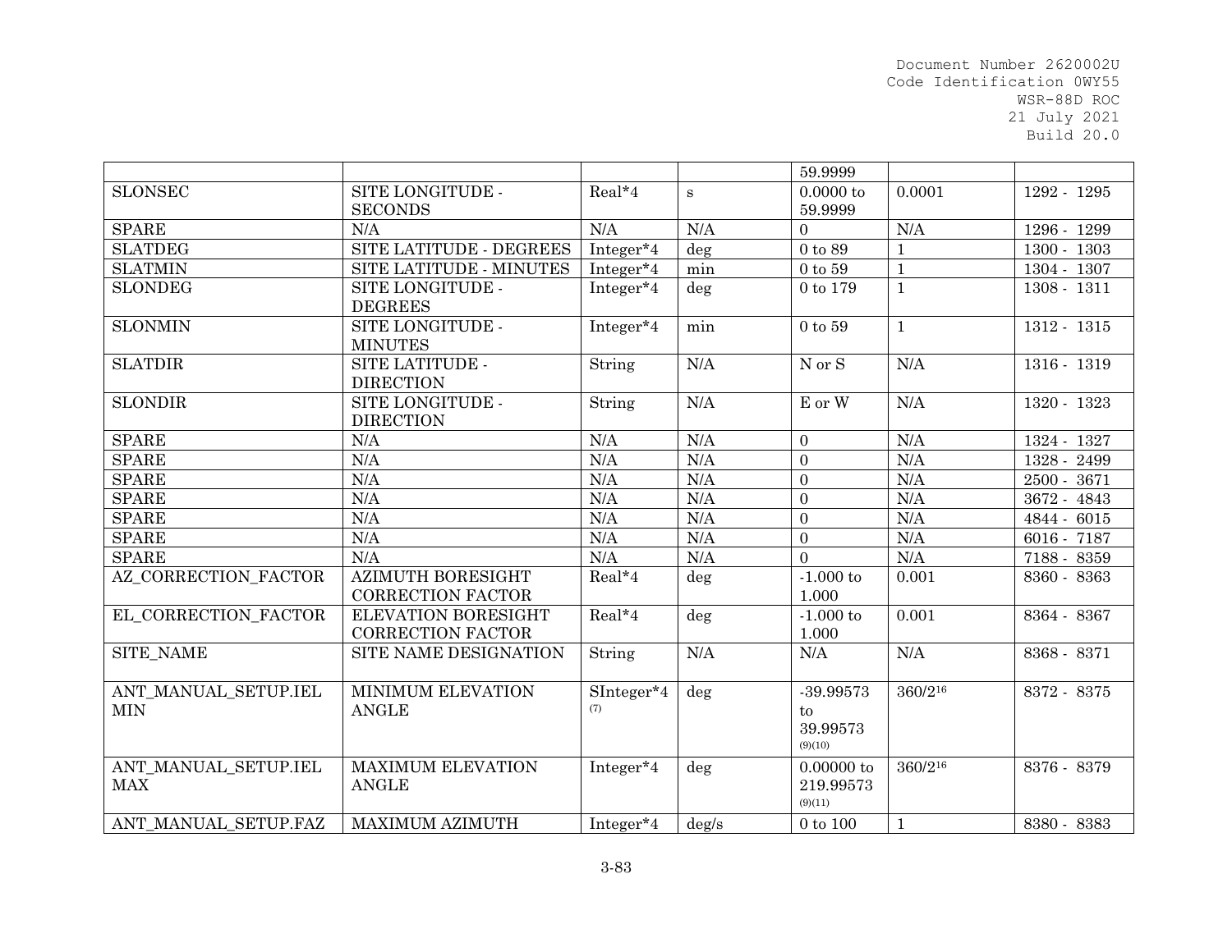| | | | | 59.9999 | | |
|---|---|---|---|---|---|---|
| SLONSEC | SITE LONGITUDE - SECONDS | Real*4 | s | 0.0000 to 59.9999 | 0.0001 | 1292 - 1295 |
| SPARE | N/A | N/A | N/A | 0 | N/A | 1296 - 1299 |
| SLATDEG | SITE LATITUDE - DEGREES | Integer*4 | deg | 0 to 89 | 1 | 1300 - 1303 |
| SLATMIN | SITE LATITUDE - MINUTES | Integer*4 | min | 0 to 59 | 1 | 1304 - 1307 |
| SLONDEG | SITE LONGITUDE - DEGREES | Integer*4 | deg | 0 to 179 | 1 | 1308 - 1311 |
| SLONMIN | SITE LONGITUDE - MINUTES | Integer*4 | min | 0 to 59 | 1 | 1312 - 1315 |
| SLATDIR | SITE LATITUDE - DIRECTION | String | N/A | N or S | N/A | 1316 - 1319 |
| SLONDIR | SITE LONGITUDE - DIRECTION | String | N/A | E or W | N/A | 1320 - 1323 |
| SPARE | N/A | N/A | N/A | 0 | N/A | 1324 - 1327 |
| SPARE | N/A | N/A | N/A | 0 | N/A | 1328 - 2499 |
| SPARE | N/A | N/A | N/A | 0 | N/A | 2500 - 3671 |
| SPARE | N/A | N/A | N/A | 0 | N/A | 3672 - 4843 |
| SPARE | N/A | N/A | N/A | 0 | N/A | 4844 - 6015 |
| SPARE | N/A | N/A | N/A | 0 | N/A | 6016 - 7187 |
| SPARE | N/A | N/A | N/A | 0 | N/A | 7188 - 8359 |
| AZ_CORRECTION_FACTOR | AZIMUTH BORESIGHT CORRECTION FACTOR | Real*4 | deg | -1.000 to 1.000 | 0.001 | 8360 - 8363 |
| EL_CORRECTION_FACTOR | ELEVATION BORESIGHT CORRECTION FACTOR | Real*4 | deg | -1.000 to 1.000 | 0.001 | 8364 - 8367 |
| SITE_NAME | SITE NAME DESIGNATION | String | N/A | N/A | N/A | 8368 - 8371 |
| ANT_MANUAL_SETUP.IELMIN | MINIMUM ELEVATION ANGLE | SInteger*4 (7) | deg | -39.99573 to 39.99573 (9)(10) | $360/2^{16}$ | 8372 - 8375 |
| ANT_MANUAL_SETUP.IELMAX | MAXIMUM ELEVATION ANGLE | Integer*4 | deg | 0.00000 to 219.99573 (9)(11) | $360/2^{16}$ | 8376 - 8379 |
| ANT_MANUAL_SETUP.FAZ | MAXIMUM AZIMUTH | Integer*4 | deg/s | 0 to 100 | 1 | 8380 - 8383 |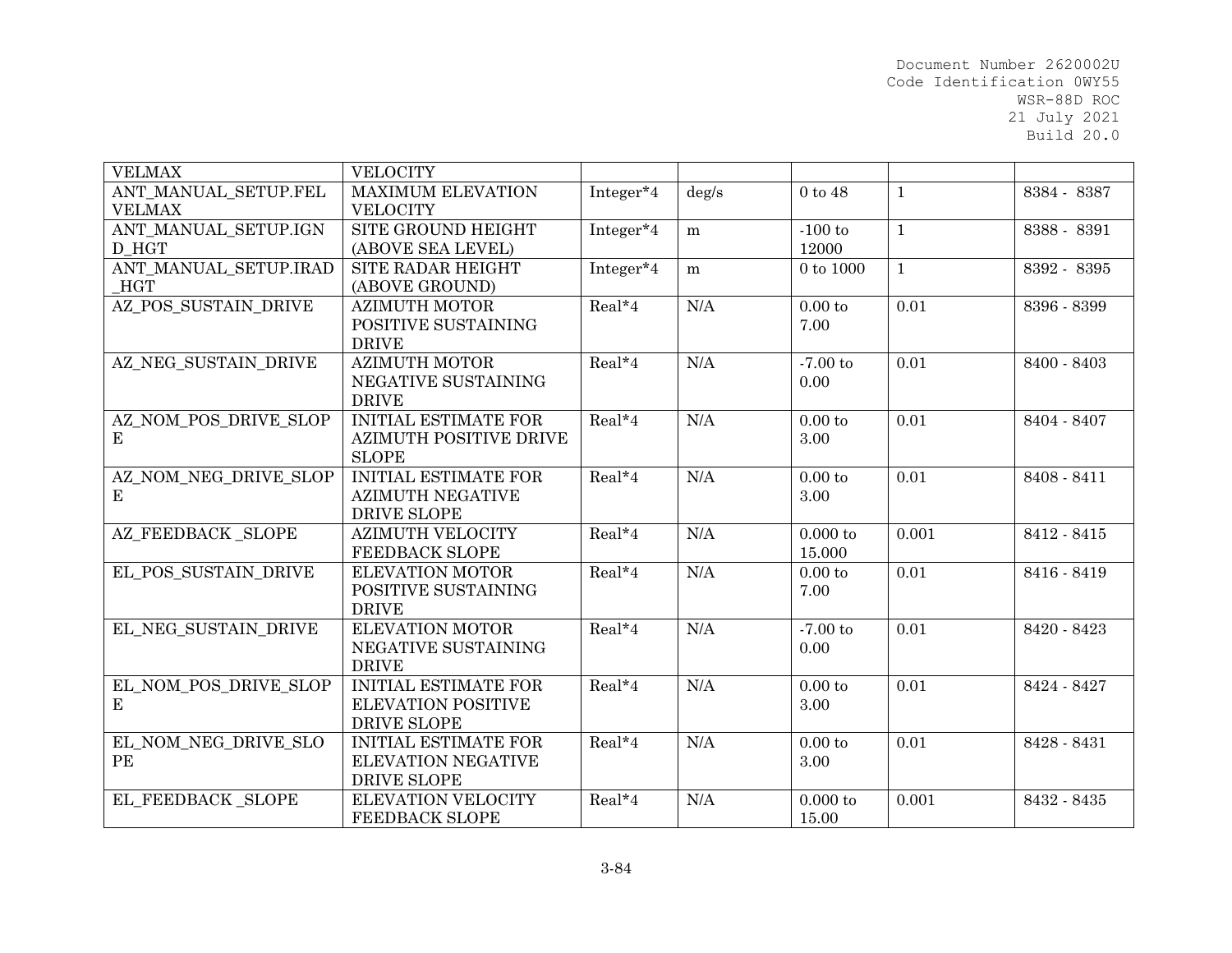| VELMAX | VELOCITY | | | | | |
|---|---|---|---|---|---|---|
| ANT_MANUAL_SETUP.FELVELMAX | MAXIMUM ELEVATION VELOCITY | Integer*4 | deg/s | 0 to 48 | 1 | 8384 - 8387 |
| ANT_MANUAL_SETUP.IGND_HGT | SITE GROUND HEIGHT (ABOVE SEA LEVEL) | Integer*4 | m | -100 to 12000 | 1 | 8388 - 8391 |
| ANT_MANUAL_SETUP.IRAD_HGT | SITE RADAR HEIGHT (ABOVE GROUND) | Integer*4 | m | 0 to 1000 | 1 | 8392 - 8395 |
| AZ_POS_SUSTAIN_DRIVE | AZIMUTH MOTOR POSITIVE SUSTAINING DRIVE | Real*4 | N/A | 0.00 to 7.00 | 0.01 | 8396 - 8399 |
| AZ_NEG_SUSTAIN_DRIVE | AZIMUTH MOTOR NEGATIVE SUSTAINING DRIVE | Real*4 | N/A | -7.00 to 0.00 | 0.01 | 8400 - 8403 |
| AZ_NOM_POS_DRIVE_SLOPE | INITIAL ESTIMATE FOR AZIMUTH POSITIVE DRIVE SLOPE | Real*4 | N/A | 0.00 to 3.00 | 0.01 | 8404 - 8407 |
| AZ_NOM_NEG_DRIVE_SLOPE | INITIAL ESTIMATE FOR AZIMUTH NEGATIVE DRIVE SLOPE | Real*4 | N/A | 0.00 to 3.00 | 0.01 | 8408 - 8411 |
| AZ_FEEDBACK _SLOPE | AZIMUTH VELOCITY FEEDBACK SLOPE | Real*4 | N/A | 0.000 to 15.000 | 0.001 | 8412 - 8415 |
| EL_POS_SUSTAIN_DRIVE | ELEVATION MOTOR POSITIVE SUSTAINING DRIVE | Real*4 | N/A | 0.00 to 7.00 | 0.01 | 8416 - 8419 |
| EL_NEG_SUSTAIN_DRIVE | ELEVATION MOTOR NEGATIVE SUSTAINING DRIVE | Real*4 | N/A | -7.00 to 0.00 | 0.01 | 8420 - 8423 |
| EL_NOM_POS_DRIVE_SLOPE | INITIAL ESTIMATE FOR ELEVATION POSITIVE DRIVE SLOPE | Real*4 | N/A | 0.00 to 3.00 | 0.01 | 8424 - 8427 |
| EL_NOM_NEG_DRIVE_SLOPE | INITIAL ESTIMATE FOR ELEVATION NEGATIVE DRIVE SLOPE | Real*4 | N/A | 0.00 to 3.00 | 0.01 | 8428 - 8431 |
| EL_FEEDBACK _SLOPE | ELEVATION VELOCITY FEEDBACK SLOPE | Real*4 | N/A | 0.000 to 15.00 | 0.001 | 8432 - 8435 |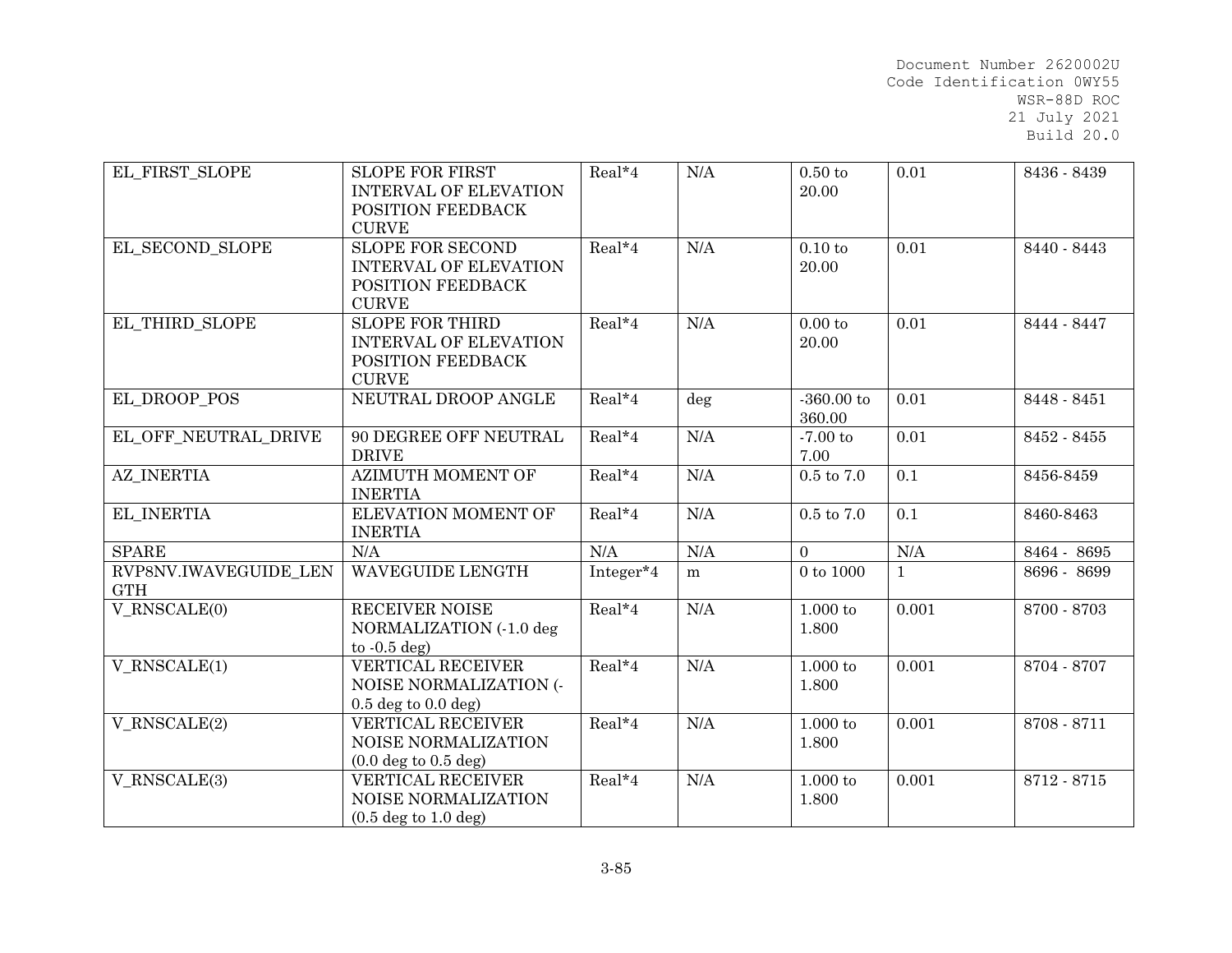| EL_FIRST_SLOPE | SLOPE FOR FIRST INTERVAL OF ELEVATION POSITION FEEDBACK CURVE | Real*4 | N/A | 0.50 to 20.00 | 0.01 | 8436 - 8439 |
|---|---|---|---|---|---|---|
| EL_SECOND_SLOPE | SLOPE FOR SECOND INTERVAL OF ELEVATION POSITION FEEDBACK CURVE | Real*4 | N/A | 0.10 to 20.00 | 0.01 | 8440 - 8443 |
| EL_THIRD_SLOPE | SLOPE FOR THIRD INTERVAL OF ELEVATION POSITION FEEDBACK CURVE | Real*4 | N/A | 0.00 to 20.00 | 0.01 | 8444 - 8447 |
| EL_DROOP_POS | NEUTRAL DROOP ANGLE | Real*4 | deg | -360.00 to 360.00 | 0.01 | 8448 - 8451 |
| EL_OFF_NEUTRAL_DRIVE | 90 DEGREE OFF NEUTRAL DRIVE | Real*4 | N/A | -7.00 to 7.00 | 0.01 | 8452 - 8455 |
| AZ_INERTIA | AZIMUTH MOMENT OF INERTIA | Real*4 | N/A | 0.5 to 7.0 | 0.1 | 8456-8459 |
| EL_INERTIA | ELEVATION MOMENT OF INERTIA | Real*4 | N/A | 0.5 to 7.0 | 0.1 | 8460-8463 |
| SPARE | N/A | N/A | N/A | 0 | N/A | 8464 - 8695 |
| RVP8NV.IWAVEGUIDE_LENGTH | WAVEGUIDE LENGTH | Integer*4 | m | 0 to 1000 | 1 | 8696 - 8699 |
| V_RNSCALE(0) | RECEIVER NOISE NORMALIZATION (-1.0 deg to -0.5 deg) | Real*4 | N/A | 1.000 to 1.800 | 0.001 | 8700 - 8703 |
| V_RNSCALE(1) | VERTICAL RECEIVER NOISE NORMALIZATION (-0.5 deg to 0.0 deg) | Real*4 | N/A | 1.000 to 1.800 | 0.001 | 8704 - 8707 |
| V_RNSCALE(2) | VERTICAL RECEIVER NOISE NORMALIZATION (0.0 deg to 0.5 deg) | Real*4 | N/A | 1.000 to 1.800 | 0.001 | 8708 - 8711 |
| V_RNSCALE(3) | VERTICAL RECEIVER NOISE NORMALIZATION (0.5 deg to 1.0 deg) | Real*4 | N/A | 1.000 to 1.800 | 0.001 | 8712 - 8715 |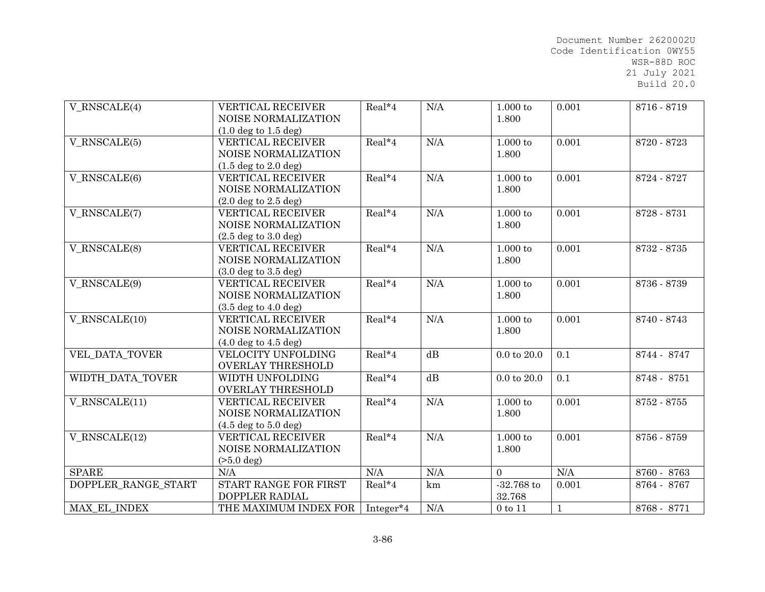| V_RNSCALE(4) | VERTICAL RECEIVER NOISE NORMALIZATION (1.0 deg to 1.5 deg) | Real*4 | N/A | 1.000 to 1.800 | 0.001 | 8716 - 8719 |
|---|---|---|---|---|---|---|
| V_RNSCALE(5) | VERTICAL RECEIVER NOISE NORMALIZATION (1.5 deg to 2.0 deg) | Real*4 | N/A | 1.000 to 1.800 | 0.001 | 8720 - 8723 |
| V_RNSCALE(6) | VERTICAL RECEIVER NOISE NORMALIZATION (2.0 deg to 2.5 deg) | Real*4 | N/A | 1.000 to 1.800 | 0.001 | 8724 - 8727 |
| V_RNSCALE(7) | VERTICAL RECEIVER NOISE NORMALIZATION (2.5 deg to 3.0 deg) | Real*4 | N/A | 1.000 to 1.800 | 0.001 | 8728 - 8731 |
| V_RNSCALE(8) | VERTICAL RECEIVER NOISE NORMALIZATION (3.0 deg to 3.5 deg) | Real*4 | N/A | 1.000 to 1.800 | 0.001 | 8732 - 8735 |
| V_RNSCALE(9) | VERTICAL RECEIVER NOISE NORMALIZATION (3.5 deg to 4.0 deg) | Real*4 | N/A | 1.000 to 1.800 | 0.001 | 8736 - 8739 |
| V_RNSCALE(10) | VERTICAL RECEIVER NOISE NORMALIZATION (4.0 deg to 4.5 deg) | Real*4 | N/A | 1.000 to 1.800 | 0.001 | 8740 - 8743 |
| VEL_DATA_TOVER | VELOCITY UNFOLDING OVERLAY THRESHOLD | Real*4 | dB | 0.0 to 20.0 | 0.1 | 8744 - 8747 |
| WIDTH_DATA_TOVER | WIDTH UNFOLDING OVERLAY THRESHOLD | Real*4 | dB | 0.0 to 20.0 | 0.1 | 8748 - 8751 |
| V_RNSCALE(11) | VERTICAL RECEIVER NOISE NORMALIZATION (4.5 deg to 5.0 deg) | Real*4 | N/A | 1.000 to 1.800 | 0.001 | 8752 - 8755 |
| V_RNSCALE(12) | VERTICAL RECEIVER NOISE NORMALIZATION (>5.0 deg) | Real*4 | N/A | 1.000 to 1.800 | 0.001 | 8756 - 8759 |
| SPARE | N/A | N/A | N/A | 0 | N/A | 8760 - 8763 |
| DOPPLER_RANGE_START | START RANGE FOR FIRST DOPPLER RADIAL | Real*4 | km | -32.768 to 32.768 | 0.001 | 8764 - 8767 |
| MAX_EL_INDEX | THE MAXIMUM INDEX FOR | Integer*4 | N/A | 0 to 11 | 1 | 8768 - 8771 |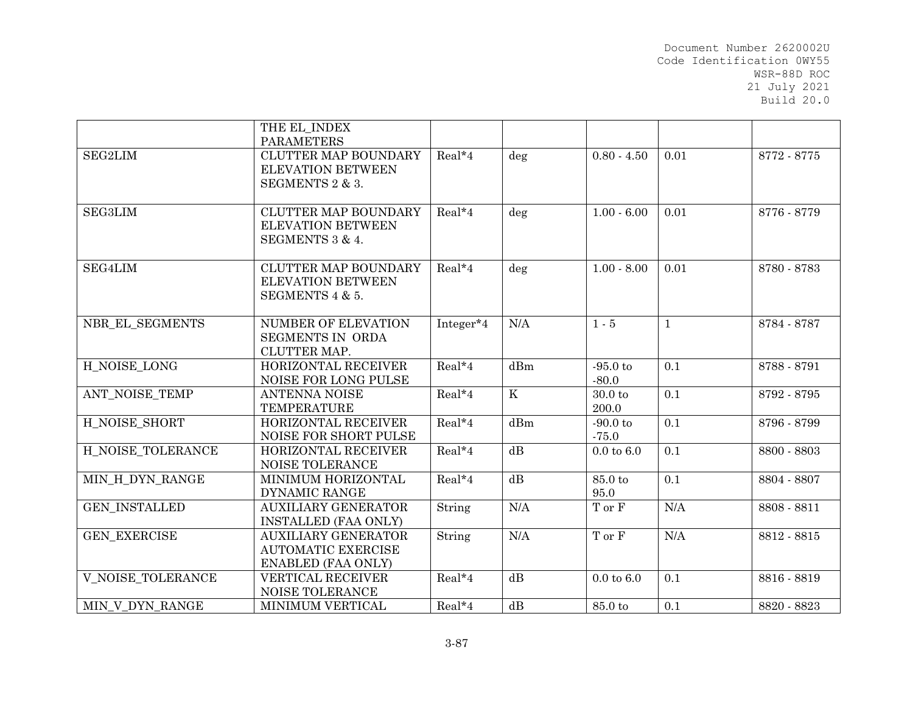| | | | | | | |
|---|---|---|---|---|---|---|
| | THE EL_INDEX PARAMETERS | | | | | |
| SEG2LIM | CLUTTER MAP BOUNDARY ELEVATION BETWEEN SEGMENTS 2 & 3. | Real*4 | deg | 0.80 - 4.50 | 0.01 | 8772 - 8775 |
| SEG3LIM | CLUTTER MAP BOUNDARY ELEVATION BETWEEN SEGMENTS 3 & 4. | Real*4 | deg | 1.00 - 6.00 | 0.01 | 8776 - 8779 |
| SEG4LIM | CLUTTER MAP BOUNDARY ELEVATION BETWEEN SEGMENTS 4 & 5. | Real*4 | deg | 1.00 - 8.00 | 0.01 | 8780 - 8783 |
| NBR_EL_SEGMENTS | NUMBER OF ELEVATION SEGMENTS IN ORDA CLUTTER MAP. | Integer*4 | N/A | 1 - 5 | 1 | 8784 - 8787 |
| H_NOISE_LONG | HORIZONTAL RECEIVER NOISE FOR LONG PULSE | Real*4 | dBm | -95.0 to -80.0 | 0.1 | 8788 - 8791 |
| ANT_NOISE_TEMP | ANTENNA NOISE TEMPERATURE | Real*4 | K | 30.0 to 200.0 | 0.1 | 8792 - 8795 |
| H_NOISE_SHORT | HORIZONTAL RECEIVER NOISE FOR SHORT PULSE | Real*4 | dBm | -90.0 to -75.0 | 0.1 | 8796 - 8799 |
| H_NOISE_TOLERANCE | HORIZONTAL RECEIVER NOISE TOLERANCE | Real*4 | dB | 0.0 to 6.0 | 0.1 | 8800 - 8803 |
| MIN_H_DYN_RANGE | MINIMUM HORIZONTAL DYNAMIC RANGE | Real*4 | dB | 85.0 to 95.0 | 0.1 | 8804 - 8807 |
| GEN_INSTALLED | AUXILIARY GENERATOR INSTALLED (FAA ONLY) | String | N/A | T or F | N/A | 8808 - 8811 |
| GEN_EXERCISE | AUXILIARY GENERATOR AUTOMATIC EXERCISE ENABLED (FAA ONLY) | String | N/A | T or F | N/A | 8812 - 8815 |
| V_NOISE_TOLERANCE | VERTICAL RECEIVER NOISE TOLERANCE | Real*4 | dB | 0.0 to 6.0 | 0.1 | 8816 - 8819 |
| MIN_V_DYN_RANGE | MINIMUM VERTICAL | Real*4 | dB | 85.0 to | 0.1 | 8820 - 8823 |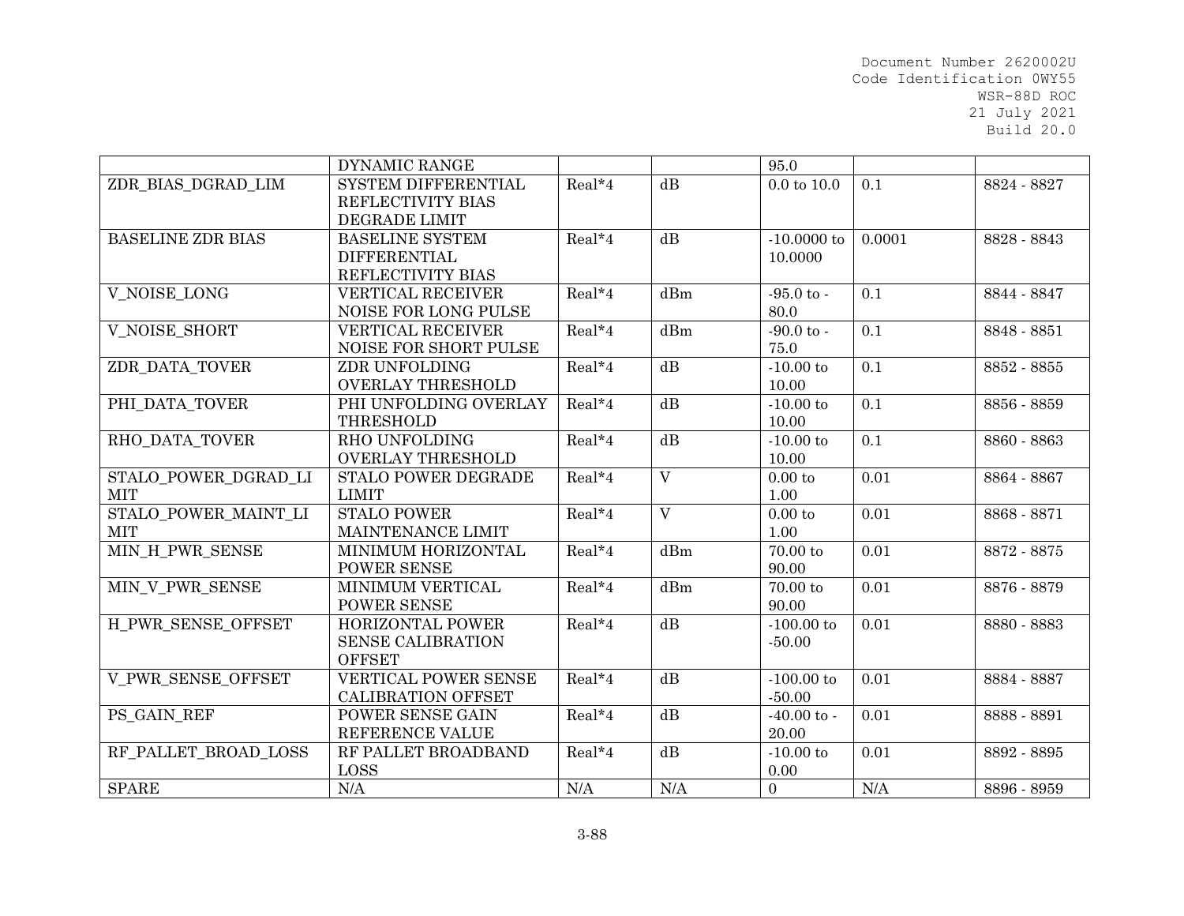| | DYNAMIC RANGE | | | 95.0 | | |
|---|---|---|---|---|---|---|
| ZDR_BIAS_DGRAD_LIM | SYSTEM DIFFERENTIAL REFLECTIVITY BIAS DEGRADE LIMIT | Real*4 | dB | 0.0 to 10.0 | 0.1 | 8824 - 8827 |
| BASELINE ZDR BIAS | BASELINE SYSTEM DIFFERENTIAL REFLECTIVITY BIAS | Real*4 | dB | -10.0000 to 10.0000 | 0.0001 | 8828 - 8843 |
| V_NOISE_LONG | VERTICAL RECEIVER NOISE FOR LONG PULSE | Real*4 | dBm | -95.0 to -80.0 | 0.1 | 8844 - 8847 |
| V_NOISE_SHORT | VERTICAL RECEIVER NOISE FOR SHORT PULSE | Real*4 | dBm | -90.0 to -75.0 | 0.1 | 8848 - 8851 |
| ZDR_DATA_TOVER | ZDR UNFOLDING OVERLAY THRESHOLD | Real*4 | dB | -10.00 to 10.00 | 0.1 | 8852 - 8855 |
| PHI_DATA_TOVER | PHI UNFOLDING OVERLAY THRESHOLD | Real*4 | dB | -10.00 to 10.00 | 0.1 | 8856 - 8859 |
| RHO_DATA_TOVER | RHO UNFOLDING OVERLAY THRESHOLD | Real*4 | dB | -10.00 to 10.00 | 0.1 | 8860 - 8863 |
| STALO_POWER_DGRAD_LIMIT | STALO POWER DEGRADE LIMIT | Real*4 | V | 0.00 to 1.00 | 0.01 | 8864 - 8867 |
| STALO_POWER_MAINT_LIMIT | STALO POWER MAINTENANCE LIMIT | Real*4 | V | 0.00 to 1.00 | 0.01 | 8868 - 8871 |
| MIN_H_PWR_SENSE | MINIMUM HORIZONTAL POWER SENSE | Real*4 | dBm | 70.00 to 90.00 | 0.01 | 8872 - 8875 |
| MIN_V_PWR_SENSE | MINIMUM VERTICAL POWER SENSE | Real*4 | dBm | 70.00 to 90.00 | 0.01 | 8876 - 8879 |
| H_PWR_SENSE_OFFSET | HORIZONTAL POWER SENSE CALIBRATION OFFSET | Real*4 | dB | -100.00 to -50.00 | 0.01 | 8880 - 8883 |
| V_PWR_SENSE_OFFSET | VERTICAL POWER SENSE CALIBRATION OFFSET | Real*4 | dB | -100.00 to -50.00 | 0.01 | 8884 - 8887 |
| PS_GAIN_REF | POWER SENSE GAIN REFERENCE VALUE | Real*4 | dB | -40.00 to -20.00 | 0.01 | 8888 - 8891 |
| RF_PALLET_BROAD_LOSS | RF PALLET BROADBAND LOSS | Real*4 | dB | -10.00 to 0.00 | 0.01 | 8892 - 8895 |
| SPARE | N/A | N/A | N/A | 0 | N/A | 8896 - 8959 |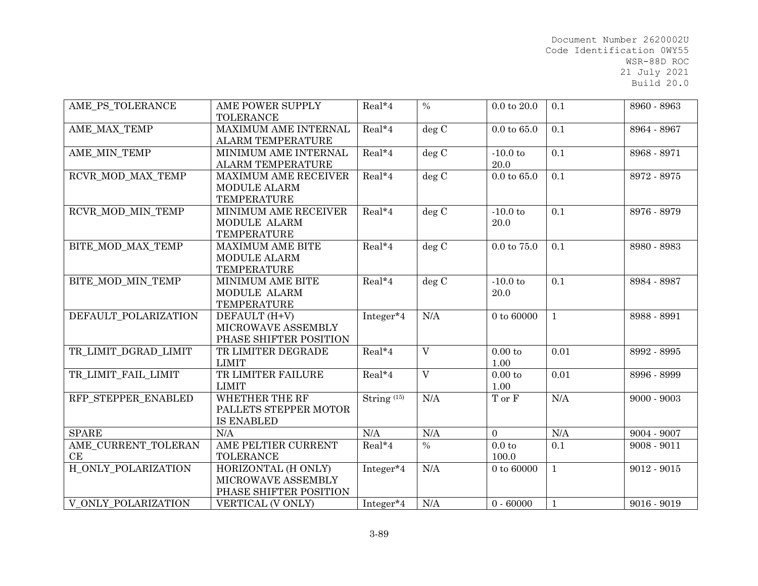| AME_PS_TOLERANCE | AME POWER SUPPLY TOLERANCE | Real*4 | % | 0.0 to 20.0 | 0.1 | 8960 - 8963 |
|---|---|---|---|---|---|---|
| AME_MAX_TEMP | MAXIMUM AME INTERNAL ALARM TEMPERATURE | Real*4 | deg C | 0.0 to 65.0 | 0.1 | 8964 - 8967 |
| AME_MIN_TEMP | MINIMUM AME INTERNAL ALARM TEMPERATURE | Real*4 | deg C | -10.0 to 20.0 | 0.1 | 8968 - 8971 |
| RCVR_MOD_MAX_TEMP | MAXIMUM AME RECEIVER MODULE ALARM TEMPERATURE | Real*4 | deg C | 0.0 to 65.0 | 0.1 | 8972 - 8975 |
| RCVR_MOD_MIN_TEMP | MINIMUM AME RECEIVER MODULE ALARM TEMPERATURE | Real*4 | deg C | -10.0 to 20.0 | 0.1 | 8976 - 8979 |
| BITE_MOD_MAX_TEMP | MAXIMUM AME BITE MODULE ALARM TEMPERATURE | Real*4 | deg C | 0.0 to 75.0 | 0.1 | 8980 - 8983 |
| BITE_MOD_MIN_TEMP | MINIMUM AME BITE MODULE ALARM TEMPERATURE | Real*4 | deg C | -10.0 to 20.0 | 0.1 | 8984 - 8987 |
| DEFAULT_POLARIZATION | DEFAULT (H+V) MICROWAVE ASSEMBLY PHASE SHIFTER POSITION | Integer*4 | N/A | 0 to 60000 | 1 | 8988 - 8991 |
| TR_LIMIT_DGRAD_LIMIT | TR LIMITER DEGRADE LIMIT | Real*4 | V | 0.00 to 1.00 | 0.01 | 8992 - 8995 |
| TR_LIMIT_FAIL_LIMIT | TR LIMITER FAILURE LIMIT | Real*4 | V | 0.00 to 1.00 | 0.01 | 8996 - 8999 |
| RFP_STEPPER_ENABLED | WHETHER THE RF PALLETS STEPPER MOTOR IS ENABLED | String (15) | N/A | T or F | N/A | 9000 - 9003 |
| SPARE | N/A | N/A | N/A | 0 | N/A | 9004 - 9007 |
| AME_CURRENT_TOLERANCE | AME PELTIER CURRENT TOLERANCE | Real*4 | % | 0.0 to 100.0 | 0.1 | 9008 - 9011 |
| H_ONLY_POLARIZATION | HORIZONTAL (H ONLY) MICROWAVE ASSEMBLY PHASE SHIFTER POSITION | Integer*4 | N/A | 0 to 60000 | 1 | 9012 - 9015 |
| V_ONLY_POLARIZATION | VERTICAL (V ONLY) | Integer*4 | N/A | 0 - 60000 | 1 | 9016 - 9019 |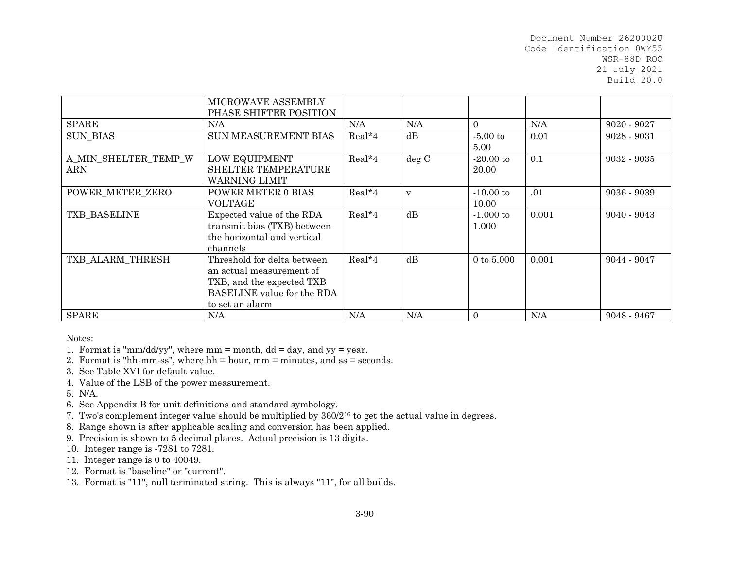| | | | | | | |
|---|---|---|---|---|---|---|
| | MICROWAVE ASSEMBLY PHASE SHIFTER POSITION | | | | | |
| SPARE | N/A | N/A | N/A | 0 | N/A | 9020 - 9027 |
| SUN_BIAS | SUN MEASUREMENT BIAS | Real*4 | dB | -5.00 to 5.00 | 0.01 | 9028 - 9031 |
| A_MIN_SHELTER_TEMP_WARN | LOW EQUIPMENT SHELTER TEMPERATURE WARNING LIMIT | Real*4 | deg C | -20.00 to 20.00 | 0.1 | 9032 - 9035 |
| POWER_METER_ZERO | POWER METER 0 BIAS VOLTAGE | Real*4 | v | -10.00 to 10.00 | .01 | 9036 - 9039 |
| TXB_BASELINE | Expected value of the RDA transmit bias (TXB) between the horizontal and vertical channels | Real*4 | dB | -1.000 to 1.000 | 0.001 | 9040 - 9043 |
| TXB_ALARM_THRESH | Threshold for delta between an actual measurement of TXB, and the expected TXB BASELINE value for the RDA to set an alarm | Real*4 | dB | 0 to 5.000 | 0.001 | 9044 - 9047 |
| SPARE | N/A | N/A | N/A | 0 | N/A | 9048 - 9467 |

Notes:

1. Format is "mm/dd/yy", where mm = month, dd = day, and yy = year.
2. Format is "hh-mm-ss", where hh = hour, mm = minutes, and ss = seconds.
3. See Table XVI for default value.
4. Value of the LSB of the power measurement.
5. N/A.
6. See Appendix B for unit definitions and standard symbology.
7. Two's complement integer value should be multiplied by $360/2^{16}$ to get the actual value in degrees.
8. Range shown is after applicable scaling and conversion has been applied.
9. Precision is shown to 5 decimal places. Actual precision is 13 digits.
10. Integer range is -7281 to 7281.
11. Integer range is 0 to 40049.
12. Format is "baseline" or "current".
13. Format is "11", null terminated string. This is always "11", for all builds.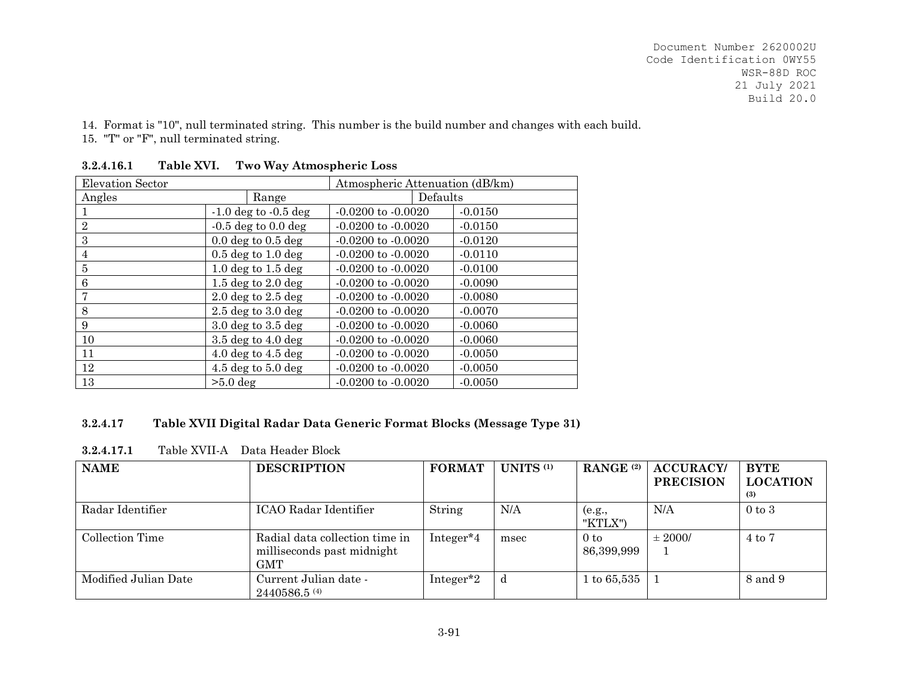14. Format is "10", null terminated string. This number is the build number and changes with each build.
15. "T" or "F", null terminated string.

### 3.2.4.16.1 Table XVI. Two Way Atmospheric Loss

| Elevation Sector | | Atmospheric Attenuation (dB/km) | |
|---|---|---|---|
| Angles | Range | | Defaults |
| 1 | -1.0 deg to -0.5 deg | -0.0200 to -0.0020 | -0.0150 |
| 2 | -0.5 deg to 0.0 deg | -0.0200 to -0.0020 | -0.0150 |
| 3 | 0.0 deg to 0.5 deg | -0.0200 to -0.0020 | -0.0120 |
| 4 | 0.5 deg to 1.0 deg | -0.0200 to -0.0020 | -0.0110 |
| 5 | 1.0 deg to 1.5 deg | -0.0200 to -0.0020 | -0.0100 |
| 6 | 1.5 deg to 2.0 deg | -0.0200 to -0.0020 | -0.0090 |
| 7 | 2.0 deg to 2.5 deg | -0.0200 to -0.0020 | -0.0080 |
| 8 | 2.5 deg to 3.0 deg | -0.0200 to -0.0020 | -0.0070 |
| 9 | 3.0 deg to 3.5 deg | -0.0200 to -0.0020 | -0.0060 |
| 10 | 3.5 deg to 4.0 deg | -0.0200 to -0.0020 | -0.0060 |
| 11 | 4.0 deg to 4.5 deg | -0.0200 to -0.0020 | -0.0050 |
| 12 | 4.5 deg to 5.0 deg | -0.0200 to -0.0020 | -0.0050 |
| 13 | >5.0 deg | -0.0200 to -0.0020 | -0.0050 |

### 3.2.4.17 Table XVII Digital Radar Data Generic Format Blocks (Message Type 31)

#### 3.2.4.17.1 Table XVII-A Data Header Block

| NAME | DESCRIPTION | FORMAT | UNITS (1) | RANGE (2) | ACCURACY/ PRECISION | BYTE LOCATION (3) |
|---|---|---|---|---|---|---|
| Radar Identifier | ICAO Radar Identifier | String | N/A | (e.g., "KTLX") | N/A | 0 to 3 |
| Collection Time | Radial data collection time in milliseconds past midnight GMT | Integer*4 | msec | 0 to 86,399,999 | ± 2000/ 1 | 4 to 7 |
| Modified Julian Date | Current Julian date - 2440586.5 (4) | Integer*2 | d | 1 to 65,535 | 1 | 8 and 9 |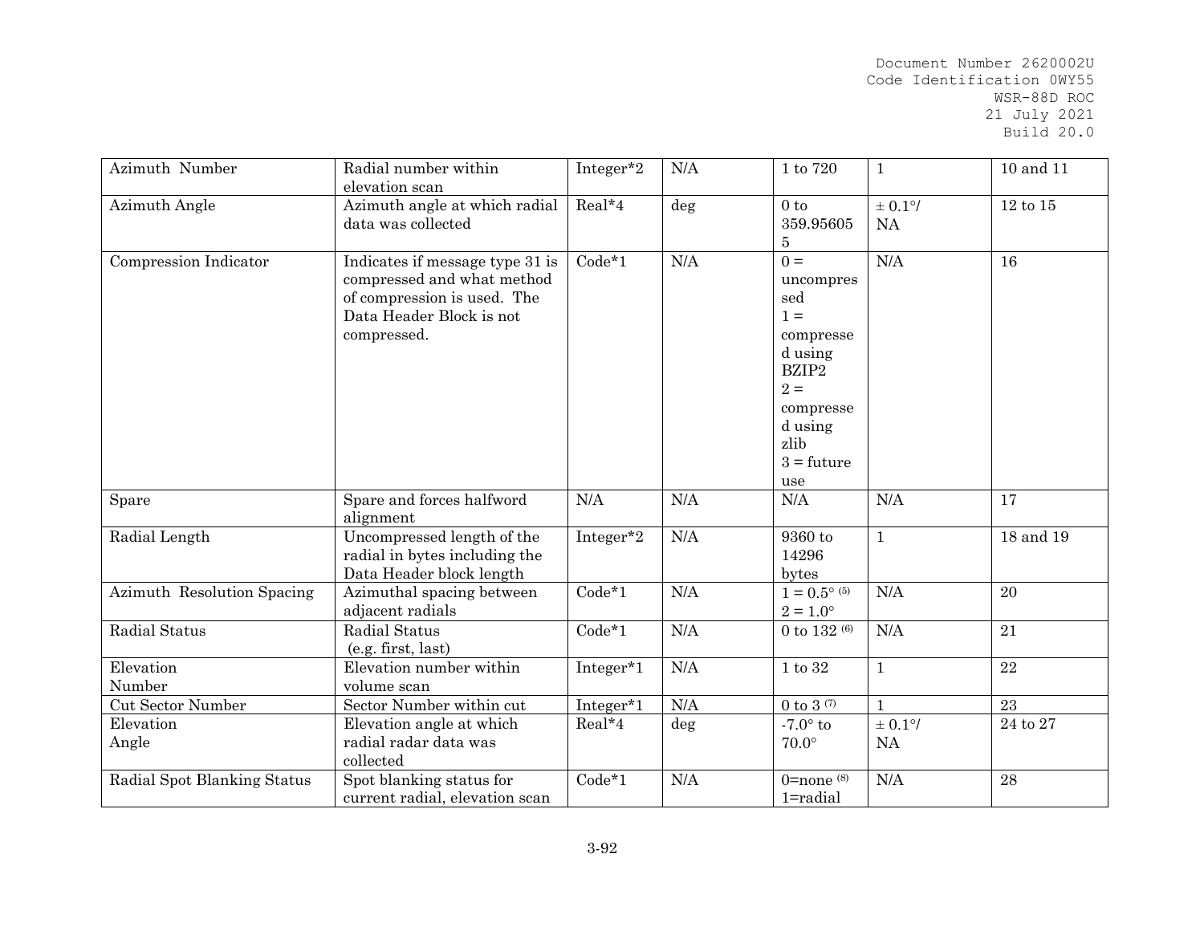| Azimuth Number | Radial number within elevation scan | Integer*2 | N/A | 1 to 720 | 1 | 10 and 11 |
|---|---|---|---|---|---|---|
| Azimuth Angle | Azimuth angle at which radial data was collected | Real*4 | deg | 0 to 359.956055 | ± 0.1°/ NA | 12 to 15 |
| Compression Indicator | Indicates if message type 31 is compressed and what method of compression is used. The Data Header Block is not compressed. | Code*1 | N/A | 0 = uncompressed 1 = compressed using BZIP2 2 = compressed using zlib 3 = future use | N/A | 16 |
| Spare | Spare and forces halfword alignment | N/A | N/A | N/A | N/A | 17 |
| Radial Length | Uncompressed length of the radial in bytes including the Data Header block length | Integer*2 | N/A | 9360 to 14296 bytes | 1 | 18 and 19 |
| Azimuth Resolution Spacing | Azimuthal spacing between adjacent radials | Code*1 | N/A | 1 = 0.5° (5) 2 = 1.0° | N/A | 20 |
| Radial Status | Radial Status (e.g. first, last) | Code*1 | N/A | 0 to 132 (6) | N/A | 21 |
| Elevation Number | Elevation number within volume scan | Integer*1 | N/A | 1 to 32 | 1 | 22 |
| Cut Sector Number | Sector Number within cut | Integer*1 | N/A | 0 to 3 (7) | 1 | 23 |
| Elevation Angle | Elevation angle at which radial radar data was collected | Real*4 | deg | -7.0° to 70.0° | ± 0.1°/ NA | 24 to 27 |
| Radial Spot Blanking Status | Spot blanking status for current radial, elevation scan | Code*1 | N/A | 0=none (8) 1=radial | N/A | 28 |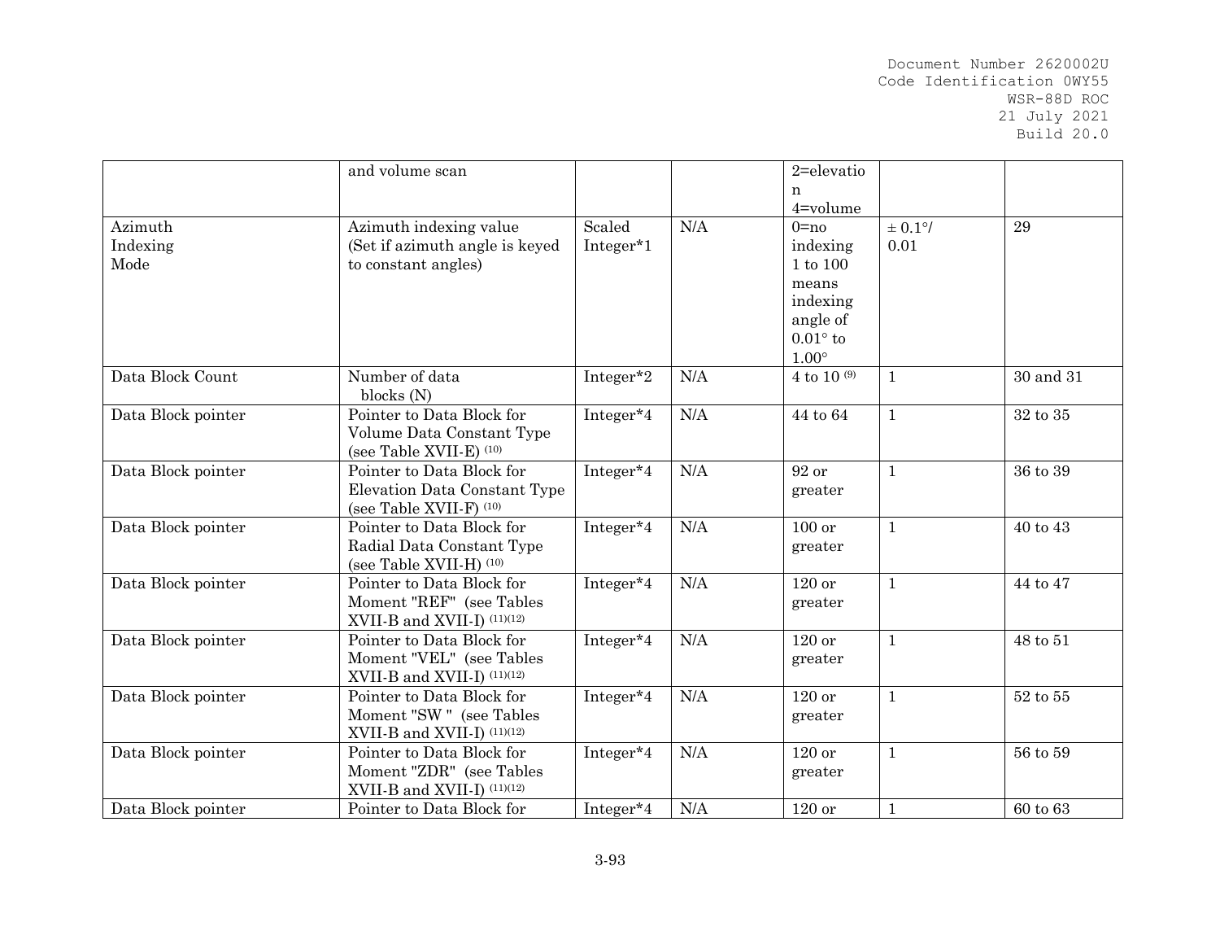|  |  |  |  |  |  |  |
|---|---|---|---|---|---|---|
|  | and volume scan |  |  | 2=elevation 4=volume |  |  |
| Azimuth Indexing Mode | Azimuth indexing value (Set if azimuth angle is keyed to constant angles) | Scaled Integer*1 | N/A | 0=no indexing 1 to 100 means indexing angle of 0.01° to 1.00° | ± 0.1°/ 0.01 | 29 |
| Data Block Count | Number of data blocks (N) | Integer*2 | N/A | 4 to 10 (9) | 1 | 30 and 31 |
| Data Block pointer | Pointer to Data Block for Volume Data Constant Type (see Table XVII-E) (10) | Integer*4 | N/A | 44 to 64 | 1 | 32 to 35 |
| Data Block pointer | Pointer to Data Block for Elevation Data Constant Type (see Table XVII-F) (10) | Integer*4 | N/A | 92 or greater | 1 | 36 to 39 |
| Data Block pointer | Pointer to Data Block for Radial Data Constant Type (see Table XVII-H) (10) | Integer*4 | N/A | 100 or greater | 1 | 40 to 43 |
| Data Block pointer | Pointer to Data Block for Moment "REF" (see Tables XVII-B and XVII-I) (11)(12) | Integer*4 | N/A | 120 or greater | 1 | 44 to 47 |
| Data Block pointer | Pointer to Data Block for Moment "VEL" (see Tables XVII-B and XVII-I) (11)(12) | Integer*4 | N/A | 120 or greater | 1 | 48 to 51 |
| Data Block pointer | Pointer to Data Block for Moment "SW " (see Tables XVII-B and XVII-I) (11)(12) | Integer*4 | N/A | 120 or greater | 1 | 52 to 55 |
| Data Block pointer | Pointer to Data Block for Moment "ZDR" (see Tables XVII-B and XVII-I) (11)(12) | Integer*4 | N/A | 120 or greater | 1 | 56 to 59 |
| Data Block pointer | Pointer to Data Block for | Integer*4 | N/A | 120 or | 1 | 60 to 63 |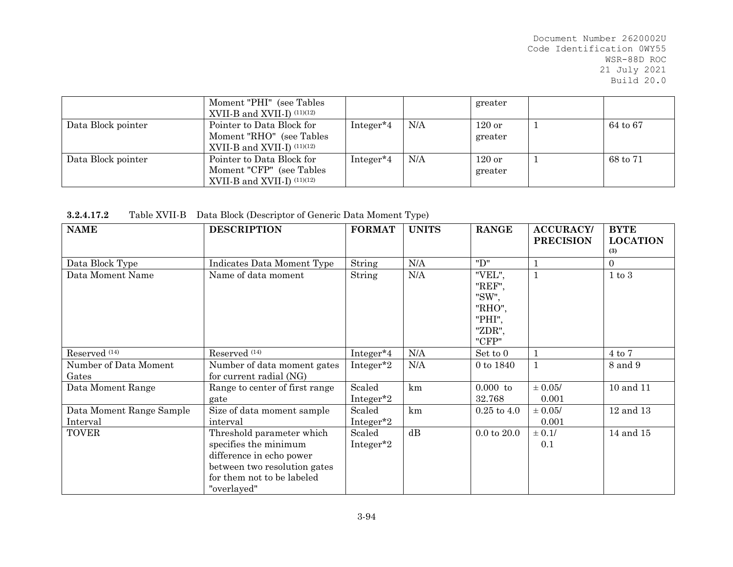| | Moment "PHI" (see Tables XVII-B and XVII-I) (11)(12) | | | greater | | |
|---|---|---|---|---|---|---|
| Data Block pointer | Pointer to Data Block for Moment "RHO" (see Tables XVII-B and XVII-I) (11)(12) | Integer*4 | N/A | 120 or greater | 1 | 64 to 67 |
| Data Block pointer | Pointer to Data Block for Moment "CFP" (see Tables XVII-B and XVII-I) (11)(12) | Integer*4 | N/A | 120 or greater | 1 | 68 to 71 |

**3.2.4.17.2** Table XVII-B Data Block (Descriptor of Generic Data Moment Type)

| NAME | DESCRIPTION | FORMAT | UNITS | RANGE | ACCURACY/ PRECISION | BYTE LOCATION (3) |
|---|---|---|---|---|---|---|
| Data Block Type | Indicates Data Moment Type | String | N/A | "D" | 1 | 0 |
| Data Moment Name | Name of data moment | String | N/A | "VEL", "REF", "SW", "RHO", "PHI", "ZDR", "CFP" | 1 | 1 to 3 |
| Reserved (14) | Reserved (14) | Integer*4 | N/A | Set to 0 | 1 | 4 to 7 |
| Number of Data Moment Gates | Number of data moment gates for current radial (NG) | Integer*2 | N/A | 0 to 1840 | 1 | 8 and 9 |
| Data Moment Range | Range to center of first range gate | Scaled Integer*2 | km | 0.000 to 32.768 | ± 0.05/ 0.001 | 10 and 11 |
| Data Moment Range Sample Interval | Size of data moment sample interval | Scaled Integer*2 | km | 0.25 to 4.0 | ± 0.05/ 0.001 | 12 and 13 |
| TOVER | Threshold parameter which specifies the minimum difference in echo power between two resolution gates for them not to be labeled "overlayed" | Scaled Integer*2 | dB | 0.0 to 20.0 | ± 0.1/ 0.1 | 14 and 15 |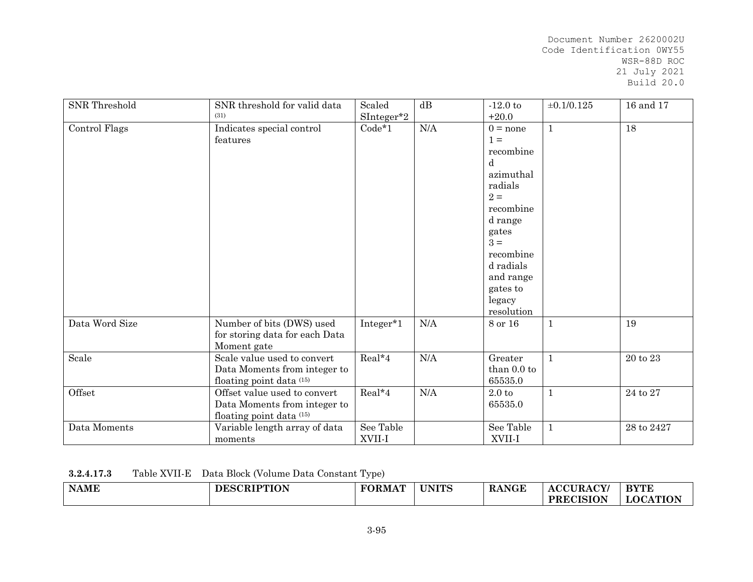| SNR Threshold | SNR threshold for valid data (31) | Scaled SInteger*2 | dB | -12.0 to +20.0 | ±0.1/0.125 | 16 and 17 |
|---|---|---|---|---|---|---|
| Control Flags | Indicates special control features | Code*1 | N/A | 0 = none<br>1 = recombined azimuthal radials<br>2 = recombined range gates<br>3 = recombined radials and range gates to legacy resolution | 1 | 18 |
| Data Word Size | Number of bits (DWS) used for storing data for each Data Moment gate | Integer*1 | N/A | 8 or 16 | 1 | 19 |
| Scale | Scale value used to convert Data Moments from integer to floating point data (15) | Real*4 | N/A | Greater than 0.0 to 65535.0 | 1 | 20 to 23 |
| Offset | Offset value used to convert Data Moments from integer to floating point data (15) | Real*4 | N/A | 2.0 to 65535.0 | 1 | 24 to 27 |
| Data Moments | Variable length array of data moments | See Table XVII-I | | See Table XVII-I | 1 | 28 to 2427 |

**3.2.4.17.3** Table XVII-E Data Block (Volume Data Constant Type)

| NAME | DESCRIPTION | FORMAT | UNITS | RANGE | ACCURACY/ PRECISION | BYTE LOCATION |
|---|---|---|---|---|---|---|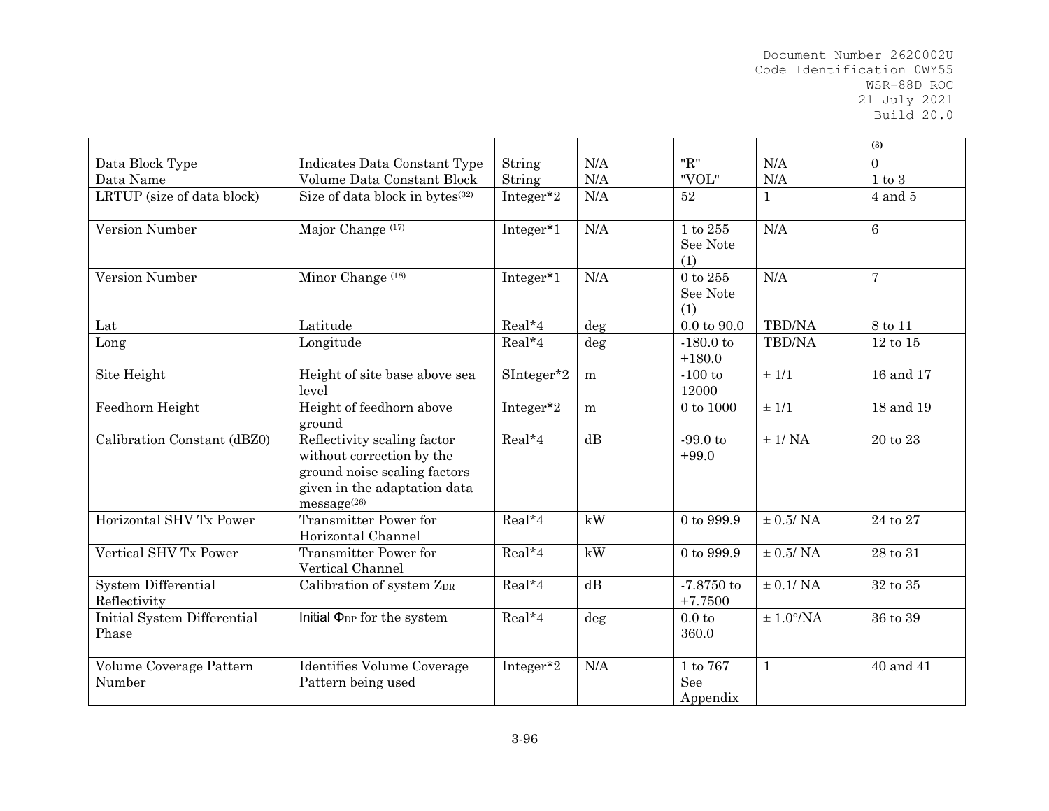| | | | | | | (3) |
|---|---|---|---|---|---|---|
| Data Block Type | Indicates Data Constant Type | String | N/A | "R" | N/A | 0 |
| Data Name | Volume Data Constant Block | String | N/A | "VOL" | N/A | 1 to 3 |
| LRTUP (size of data block) | Size of data block in bytes(32) | Integer*2 | N/A | 52 | 1 | 4 and 5 |
| Version Number | Major Change (17) | Integer*1 | N/A | 1 to 255 See Note (1) | N/A | 6 |
| Version Number | Minor Change (18) | Integer*1 | N/A | 0 to 255 See Note (1) | N/A | 7 |
| Lat | Latitude | Real*4 | deg | 0.0 to 90.0 | TBD/NA | 8 to 11 |
| Long | Longitude | Real*4 | deg | -180.0 to +180.0 | TBD/NA | 12 to 15 |
| Site Height | Height of site base above sea level | SInteger*2 | m | -100 to 12000 | ± 1/1 | 16 and 17 |
| Feedhorn Height | Height of feedhorn above ground | Integer*2 | m | 0 to 1000 | ± 1/1 | 18 and 19 |
| Calibration Constant (dBZ0) | Reflectivity scaling factor without correction by the ground noise scaling factors given in the adaptation data message(26) | Real*4 | dB | -99.0 to +99.0 | ± 1/ NA | 20 to 23 |
| Horizontal SHV Tx Power | Transmitter Power for Horizontal Channel | Real*4 | kW | 0 to 999.9 | ± 0.5/ NA | 24 to 27 |
| Vertical SHV Tx Power | Transmitter Power for Vertical Channel | Real*4 | kW | 0 to 999.9 | ± 0.5/ NA | 28 to 31 |
| System Differential Reflectivity | Calibration of system $Z_{DR}$ | Real*4 | dB | -7.8750 to +7.7500 | ± 0.1/ NA | 32 to 35 |
| Initial System Differential Phase | Initial $\Phi_{DP}$ for the system | Real*4 | deg | 0.0 to 360.0 | ± 1.0°/NA | 36 to 39 |
| Volume Coverage Pattern Number | Identifies Volume Coverage Pattern being used | Integer*2 | N/A | 1 to 767 See Appendix | 1 | 40 and 41 |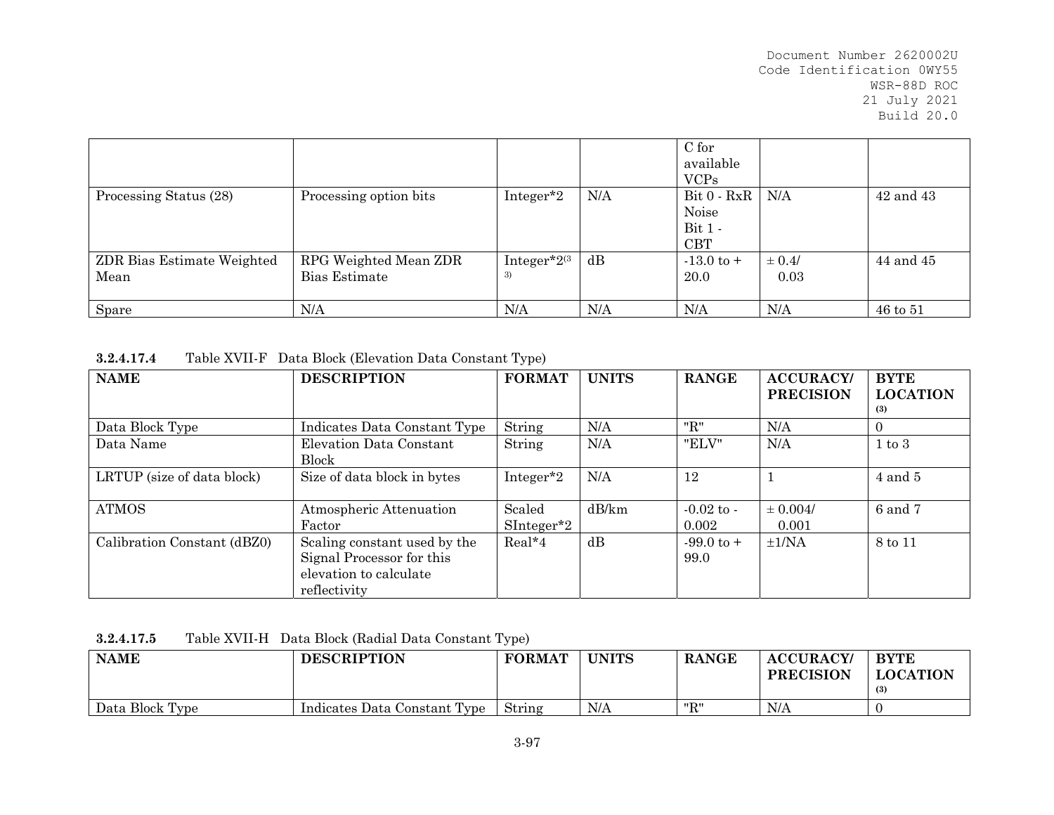| | | | | C for available VCPs | | |
|---|---|---|---|---|---|---|
| Processing Status (28) | Processing option bits | Integer*2 | N/A | Bit 0 - RxR Noise Bit 1 - CBT | N/A | 42 and 43 |
| ZDR Bias Estimate Weighted Mean | RPG Weighted Mean ZDR Bias Estimate | Integer*2(33) | dB | -13.0 to + 20.0 | ± 0.4/ 0.03 | 44 and 45 |
| Spare | N/A | N/A | N/A | N/A | N/A | 46 to 51 |

**3.2.4.17.4** Table XVII-F Data Block (Elevation Data Constant Type)

| NAME | DESCRIPTION | FORMAT | UNITS | RANGE | ACCURACY/ PRECISION | BYTE LOCATION (3) |
|---|---|---|---|---|---|---|
| Data Block Type | Indicates Data Constant Type | String | N/A | "R" | N/A | 0 |
| Data Name | Elevation Data Constant Block | String | N/A | "ELV" | N/A | 1 to 3 |
| LRTUP (size of data block) | Size of data block in bytes | Integer*2 | N/A | 12 | 1 | 4 and 5 |
| ATMOS | Atmospheric Attenuation Factor | Scaled SInteger*2 | dB/km | -0.02 to - 0.002 | ± 0.004/ 0.001 | 6 and 7 |
| Calibration Constant (dBZ0) | Scaling constant used by the Signal Processor for this elevation to calculate reflectivity | Real*4 | dB | -99.0 to + 99.0 | ±1/NA | 8 to 11 |

**3.2.4.17.5** Table XVII-H Data Block (Radial Data Constant Type)

| NAME | DESCRIPTION | FORMAT | UNITS | RANGE | ACCURACY/ PRECISION | BYTE LOCATION (3) |
|---|---|---|---|---|---|---|
| Data Block Type | Indicates Data Constant Type | String | N/A | "R" | N/A | 0 |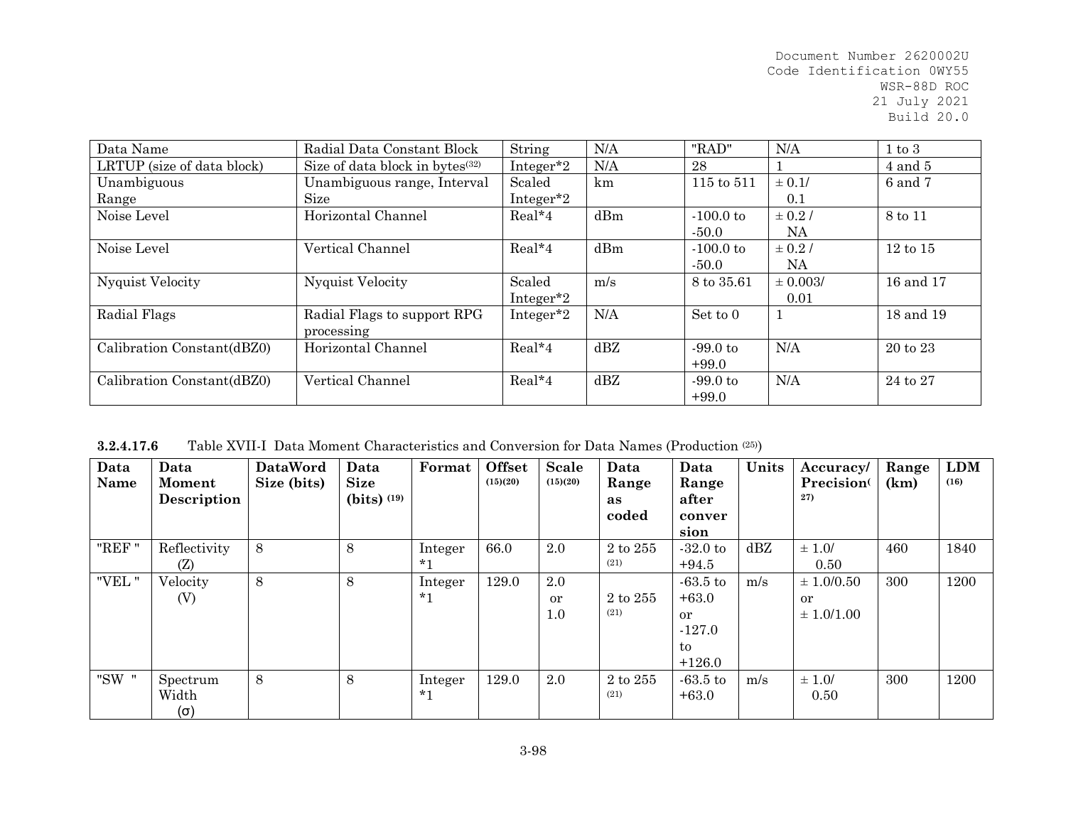| Data Name | Radial Data Constant Block | String | N/A | "RAD" | N/A | 1 to 3 |
|---|---|---|---|---|---|---|
| LRTUP (size of data block) | Size of data block in bytes[32] | Integer*2 | N/A | 28 | 1 | 4 and 5 |
| Unambiguous Range | Unambiguous range, Interval Size | Scaled Integer*2 | km | 115 to 511 | ± 0.1/ 0.1 | 6 and 7 |
| Noise Level | Horizontal Channel | Real*4 | dBm | -100.0 to -50.0 | ± 0.2 / NA | 8 to 11 |
| Noise Level | Vertical Channel | Real*4 | dBm | -100.0 to -50.0 | ± 0.2 / NA | 12 to 15 |
| Nyquist Velocity | Nyquist Velocity | Scaled Integer*2 | m/s | 8 to 35.61 | ± 0.003/ 0.01 | 16 and 17 |
| Radial Flags | Radial Flags to support RPG processing | Integer*2 | N/A | Set to 0 | 1 | 18 and 19 |
| Calibration Constant(dBZ0) | Horizontal Channel | Real*4 | dBZ | -99.0 to +99.0 | N/A | 20 to 23 |
| Calibration Constant(dBZ0) | Vertical Channel | Real*4 | dBZ | -99.0 to +99.0 | N/A | 24 to 27 |

**3.2.4.17.6** Table XVII-I Data Moment Characteristics and Conversion for Data Names (Production [25])

| Data Name | Data Moment Description | DataWord Size (bits) | Data Size (bits) [19] | Format | Offset [15][20] | Scale [15][20] | Data Range as coded | Data Range after conversion | Units | Accuracy/ Precision[27] | Range (km) | LDM [16] |
|---|---|---|---|---|---|---|---|---|---|---|---|---|
| "REF " | Reflectivity (Z) | 8 | 8 | Integer *1 | 66.0 | 2.0 | 2 to 255 [21] | -32.0 to +94.5 | dBZ | ± 1.0/ 0.50 | 460 | 1840 |
| "VEL " | Velocity (V) | 8 | 8 | Integer *1 | 129.0 | 2.0 or 1.0 | 2 to 255 [21] | -63.5 to +63.0 or -127.0 to +126.0 | m/s | ± 1.0/0.50 or ± 1.0/1.00 | 300 | 1200 |
| "SW " | Spectrum Width (σ) | 8 | 8 | Integer *1 | 129.0 | 2.0 | 2 to 255 [21] | -63.5 to +63.0 | m/s | ± 1.0/ 0.50 | 300 | 1200 |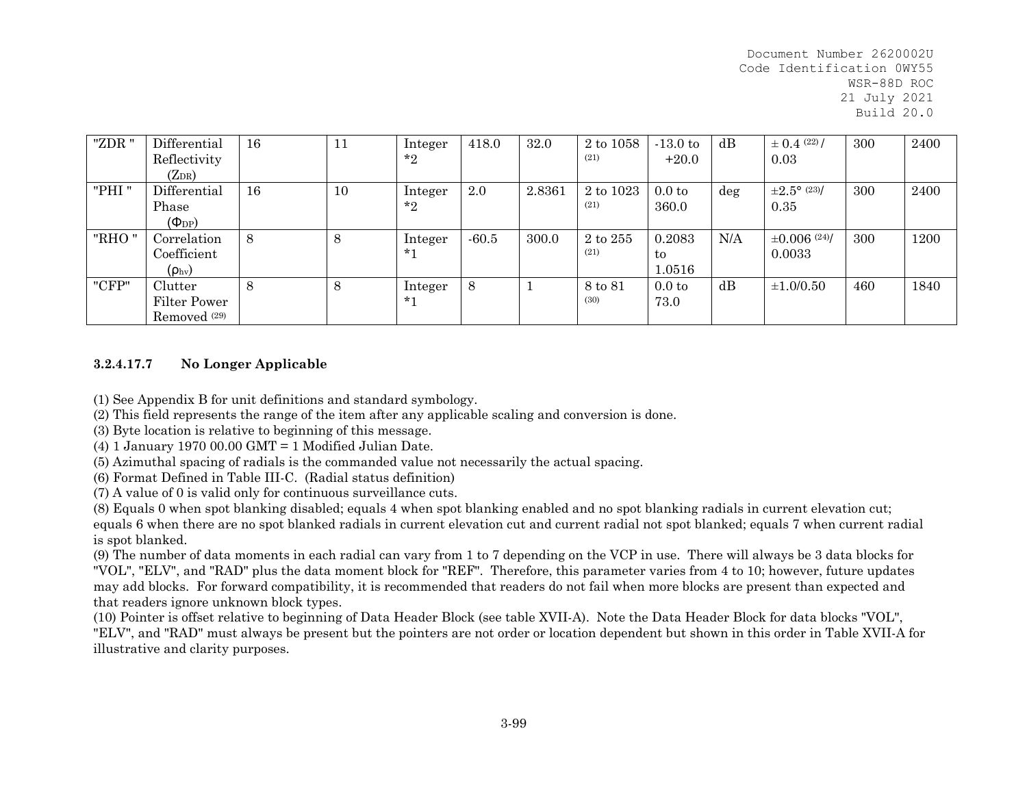| "ZDR " | Differential Reflectivity ($Z_{DR}$) | 16 | 11 | Integer *2 | 418.0 | 32.0 | 2 to 1058 [(21)] | -13.0 to +20.0 | dB | ± 0.4 [(22)] / 0.03 | 300 | 2400 |
|---|---|---|---|---|---|---|---|---|---|---|---|---|
| "PHI " | Differential Phase ($\Phi_{DP}$) | 16 | 10 | Integer *2 | 2.0 | 2.8361 | 2 to 1023 [(21)] | 0.0 to 360.0 | deg | ±2.5° [(23)]/ 0.35 | 300 | 2400 |
| "RHO " | Correlation Coefficient ($\rho_{hv}$) | 8 | 8 | Integer *1 | -60.5 | 300.0 | 2 to 255 [(21)] | 0.2083 to 1.0516 | N/A | ±0.006 [(24)]/ 0.0033 | 300 | 1200 |
| "CFP" | Clutter Filter Power Removed [(29)] | 8 | 8 | Integer *1 | 8 | 1 | 8 to 81 [(30)] | 0.0 to 73.0 | dB | ±1.0/0.50 | 460 | 1840 |

**3.2.4.17.7 No Longer Applicable**

(1) See Appendix B for unit definitions and standard symbology.
(2) This field represents the range of the item after any applicable scaling and conversion is done.
(3) Byte location is relative to beginning of this message.
(4) 1 January 1970 00.00 GMT = 1 Modified Julian Date.
(5) Azimuthal spacing of radials is the commanded value not necessarily the actual spacing.
(6) Format Defined in Table III-C. (Radial status definition)
(7) A value of 0 is valid only for continuous surveillance cuts.
(8) Equals 0 when spot blanking disabled; equals 4 when spot blanking enabled and no spot blanking radials in current elevation cut; equals 6 when there are no spot blanked radials in current elevation cut and current radial not spot blanked; equals 7 when current radial is spot blanked.
(9) The number of data moments in each radial can vary from 1 to 7 depending on the VCP in use. There will always be 3 data blocks for "VOL", "ELV", and "RAD" plus the data moment block for "REF". Therefore, this parameter varies from 4 to 10; however, future updates may add blocks. For forward compatibility, it is recommended that readers do not fail when more blocks are present than expected and that readers ignore unknown block types.
(10) Pointer is offset relative to beginning of Data Header Block (see table XVII-A). Note the Data Header Block for data blocks "VOL", "ELV", and "RAD" must always be present but the pointers are not order or location dependent but shown in this order in Table XVII-A for illustrative and clarity purposes.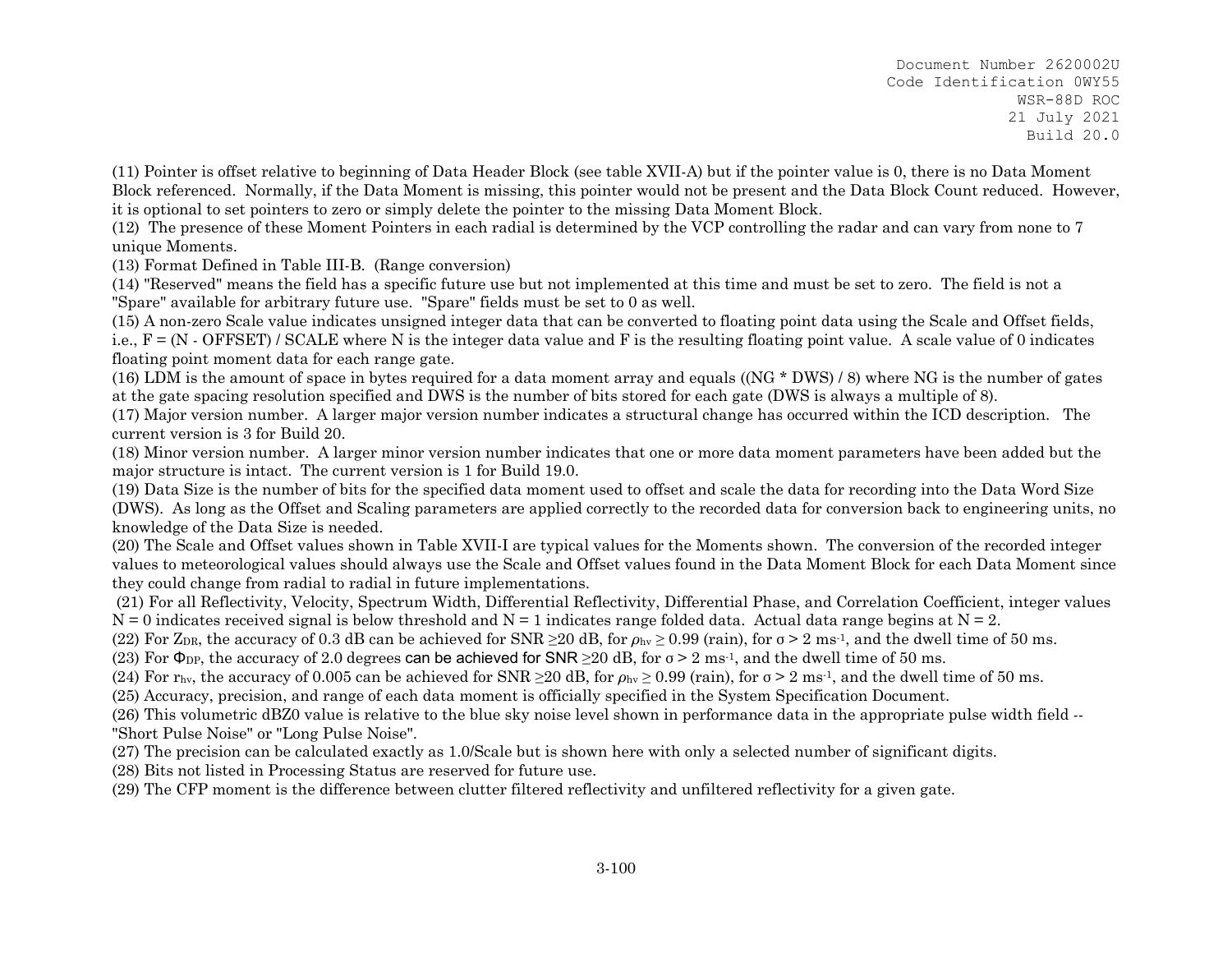(11) Pointer is offset relative to beginning of Data Header Block (see table XVII-A) but if the pointer value is 0, there is no Data Moment Block referenced. Normally, if the Data Moment is missing, this pointer would not be present and the Data Block Count reduced. However, it is optional to set pointers to zero or simply delete the pointer to the missing Data Moment Block.

(12) The presence of these Moment Pointers in each radial is determined by the VCP controlling the radar and can vary from none to 7 unique Moments.

(13) Format Defined in Table III-B. (Range conversion)

(14) "Reserved" means the field has a specific future use but not implemented at this time and must be set to zero. The field is not a "Spare" available for arbitrary future use. "Spare" fields must be set to 0 as well.

(15) A non-zero Scale value indicates unsigned integer data that can be converted to floating point data using the Scale and Offset fields, i.e., F = (N - OFFSET) / SCALE where N is the integer data value and F is the resulting floating point value. A scale value of 0 indicates floating point moment data for each range gate.

(16) LDM is the amount of space in bytes required for a data moment array and equals ((NG * DWS) / 8) where NG is the number of gates at the gate spacing resolution specified and DWS is the number of bits stored for each gate (DWS is always a multiple of 8).

(17) Major version number. A larger major version number indicates a structural change has occurred within the ICD description. The current version is 3 for Build 20.

(18) Minor version number. A larger minor version number indicates that one or more data moment parameters have been added but the major structure is intact. The current version is 1 for Build 19.0.

(19) Data Size is the number of bits for the specified data moment used to offset and scale the data for recording into the Data Word Size (DWS). As long as the Offset and Scaling parameters are applied correctly to the recorded data for conversion back to engineering units, no knowledge of the Data Size is needed.

(20) The Scale and Offset values shown in Table XVII-I are typical values for the Moments shown. The conversion of the recorded integer values to meteorological values should always use the Scale and Offset values found in the Data Moment Block for each Data Moment since they could change from radial to radial in future implementations.

(21) For all Reflectivity, Velocity, Spectrum Width, Differential Reflectivity, Differential Phase, and Correlation Coefficient, integer values N = 0 indicates received signal is below threshold and N = 1 indicates range folded data. Actual data range begins at N = 2.

(22) For $Z_{DR}$, the accuracy of 0.3 dB can be achieved for SNR $\geq$20 dB, for $\rho_{hv} \geq 0.99$ (rain), for $\sigma > 2$ ms$^{-1}$, and the dwell time of 50 ms.

(23) For $\Phi_{DP}$, the accuracy of 2.0 degrees can be achieved for SNR $\geq$20 dB, for $\sigma > 2$ ms$^{-1}$, and the dwell time of 50 ms.

(24) For $r_{hv}$, the accuracy of 0.005 can be achieved for SNR $\geq$20 dB, for $\rho_{hv} \geq 0.99$ (rain), for $\sigma > 2$ ms$^{-1}$, and the dwell time of 50 ms.

(25) Accuracy, precision, and range of each data moment is officially specified in the System Specification Document.

(26) This volumetric dBZ0 value is relative to the blue sky noise level shown in performance data in the appropriate pulse width field -- "Short Pulse Noise" or "Long Pulse Noise".

(27) The precision can be calculated exactly as 1.0/Scale but is shown here with only a selected number of significant digits.

(28) Bits not listed in Processing Status are reserved for future use.

(29) The CFP moment is the difference between clutter filtered reflectivity and unfiltered reflectivity for a given gate.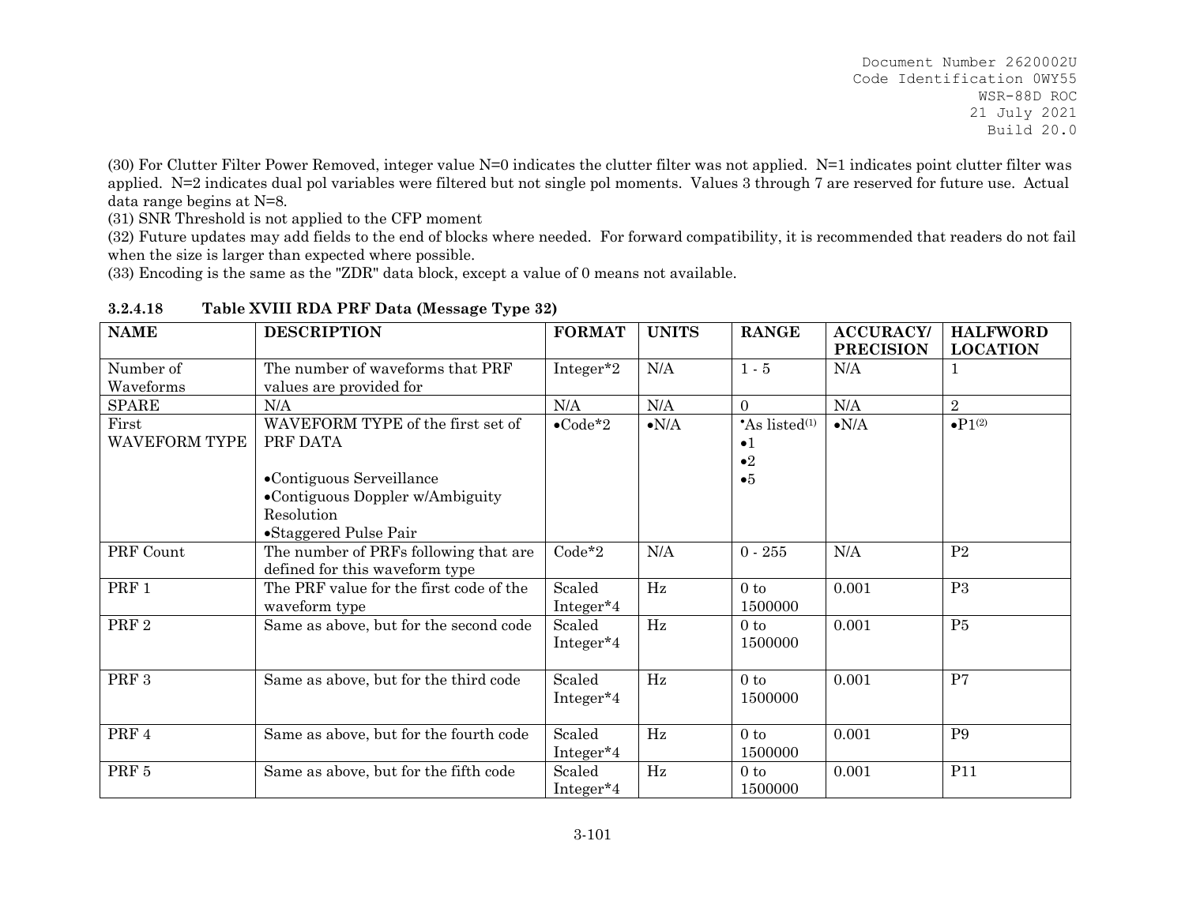(30) For Clutter Filter Power Removed, integer value N=0 indicates the clutter filter was not applied. N=1 indicates point clutter filter was applied. N=2 indicates dual pol variables were filtered but not single pol moments. Values 3 through 7 are reserved for future use. Actual data range begins at N=8.
(31) SNR Threshold is not applied to the CFP moment
(32) Future updates may add fields to the end of blocks where needed. For forward compatibility, it is recommended that readers do not fail when the size is larger than expected where possible.
(33) Encoding is the same as the "ZDR" data block, except a value of 0 means not available.

### 3.2.4.18 Table XVIII RDA PRF Data (Message Type 32)

| NAME | DESCRIPTION | FORMAT | UNITS | RANGE | ACCURACY/ PRECISION | HALFWORD LOCATION |
|---|---|---|---|---|---|---|
| Number of Waveforms | The number of waveforms that PRF values are provided for | Integer*2 | N/A | 1 - 5 | N/A | 1 |
| SPARE | N/A | N/A | N/A | 0 | N/A | 2 |
| First WAVEFORM TYPE | WAVEFORM TYPE of the first set of PRF DATA<br><br>•Contiguous Serveillance<br>•Contiguous Doppler w/Ambiguity Resolution<br>•Staggered Pulse Pair | •Code*2 | •N/A | •As listed[1]<br>•1<br>•2<br>•5 | •N/A | •P1[2] |
| PRF Count | The number of PRFs following that are defined for this waveform type | Code*2 | N/A | 0 - 255 | N/A | P2 |
| PRF 1 | The PRF value for the first code of the waveform type | Scaled Integer*4 | Hz | 0 to 1500000 | 0.001 | P3 |
| PRF 2 | Same as above, but for the second code | Scaled Integer*4 | Hz | 0 to 1500000 | 0.001 | P5 |
| PRF 3 | Same as above, but for the third code | Scaled Integer*4 | Hz | 0 to 1500000 | 0.001 | P7 |
| PRF 4 | Same as above, but for the fourth code | Scaled Integer*4 | Hz | 0 to 1500000 | 0.001 | P9 |
| PRF 5 | Same as above, but for the fifth code | Scaled Integer*4 | Hz | 0 to 1500000 | 0.001 | P11 |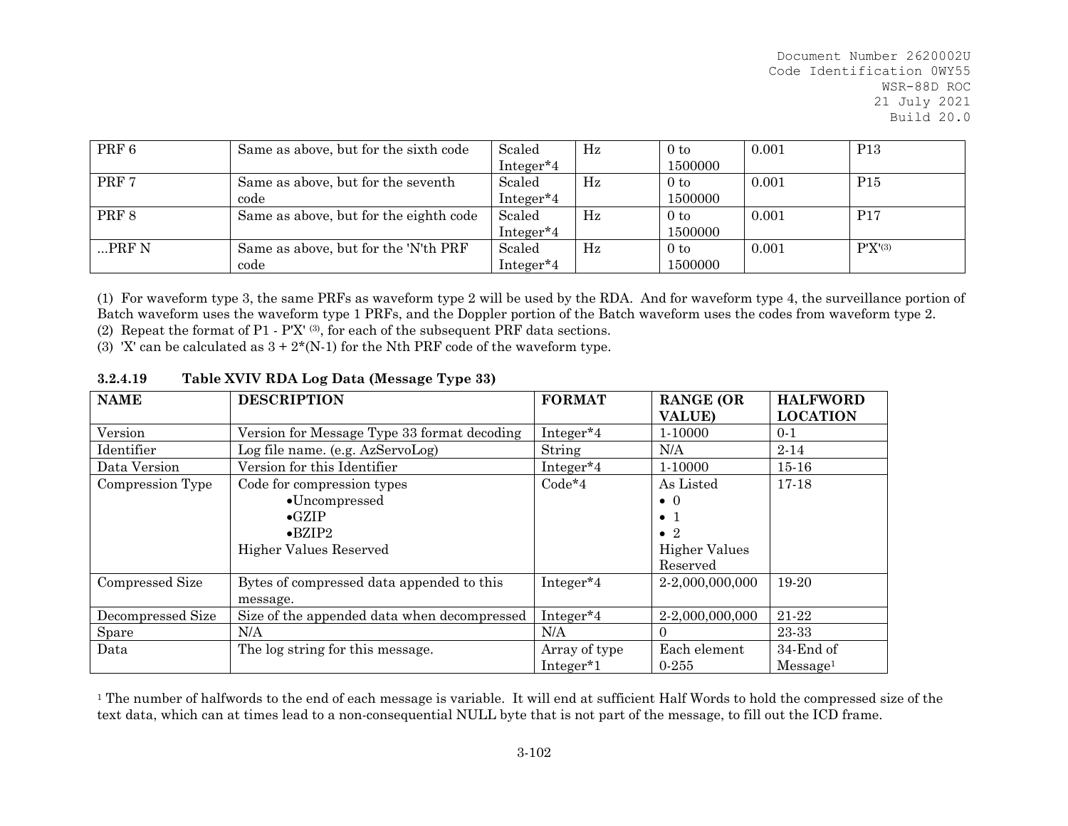| PRF 6 | Same as above, but for the sixth code | Scaled Integer*4 | Hz | 0 to 1500000 | 0.001 | P13 |
|---|---|---|---|---|---|---|
| PRF 7 | Same as above, but for the seventh code | Scaled Integer*4 | Hz | 0 to 1500000 | 0.001 | P15 |
| PRF 8 | Same as above, but for the eighth code | Scaled Integer*4 | Hz | 0 to 1500000 | 0.001 | P17 |
| ...PRF N | Same as above, but for the 'N'th PRF code | Scaled Integer*4 | Hz | 0 to 1500000 | 0.001 | P'X'(3) |

(1) For waveform type 3, the same PRFs as waveform type 2 will be used by the RDA. And for waveform type 4, the surveillance portion of Batch waveform uses the waveform type 1 PRFs, and the Doppler portion of the Batch waveform uses the codes from waveform type 2.
(2) Repeat the format of P1 - P'X' (3), for each of the subsequent PRF data sections.
(3) 'X' can be calculated as 3 + 2*(N-1) for the Nth PRF code of the waveform type.

### 3.2.4.19 Table XVIV RDA Log Data (Message Type 33)

| NAME | DESCRIPTION | FORMAT | RANGE (OR VALUE) | HALFWORD LOCATION |
|---|---|---|---|---|
| Version | Version for Message Type 33 format decoding | Integer*4 | 1-10000 | 0-1 |
| Identifier | Log file name. (e.g. AzServoLog) | String | N/A | 2-14 |
| Data Version | Version for this Identifier | Integer*4 | 1-10000 | 15-16 |
| Compression Type | Code for compression types<br>•Uncompressed<br>•GZIP<br>•BZIP2<br>Higher Values Reserved | Code*4 | As Listed<br>• 0<br>• 1<br>• 2<br>Higher Values Reserved | 17-18 |
| Compressed Size | Bytes of compressed data appended to this message. | Integer*4 | 2-2,000,000,000 | 19-20 |
| Decompressed Size | Size of the appended data when decompressed | Integer*4 | 2-2,000,000,000 | 21-22 |
| Spare | N/A | N/A | 0 | 23-33 |
| Data | The log string for this message. | Array of type Integer*1 | Each element 0-255 | 34-End of Message[1] |

[1] The number of halfwords to the end of each message is variable. It will end at sufficient Half Words to hold the compressed size of the text data, which can at times lead to a non-consequential NULL byte that is not part of the message, to fill out the ICD frame.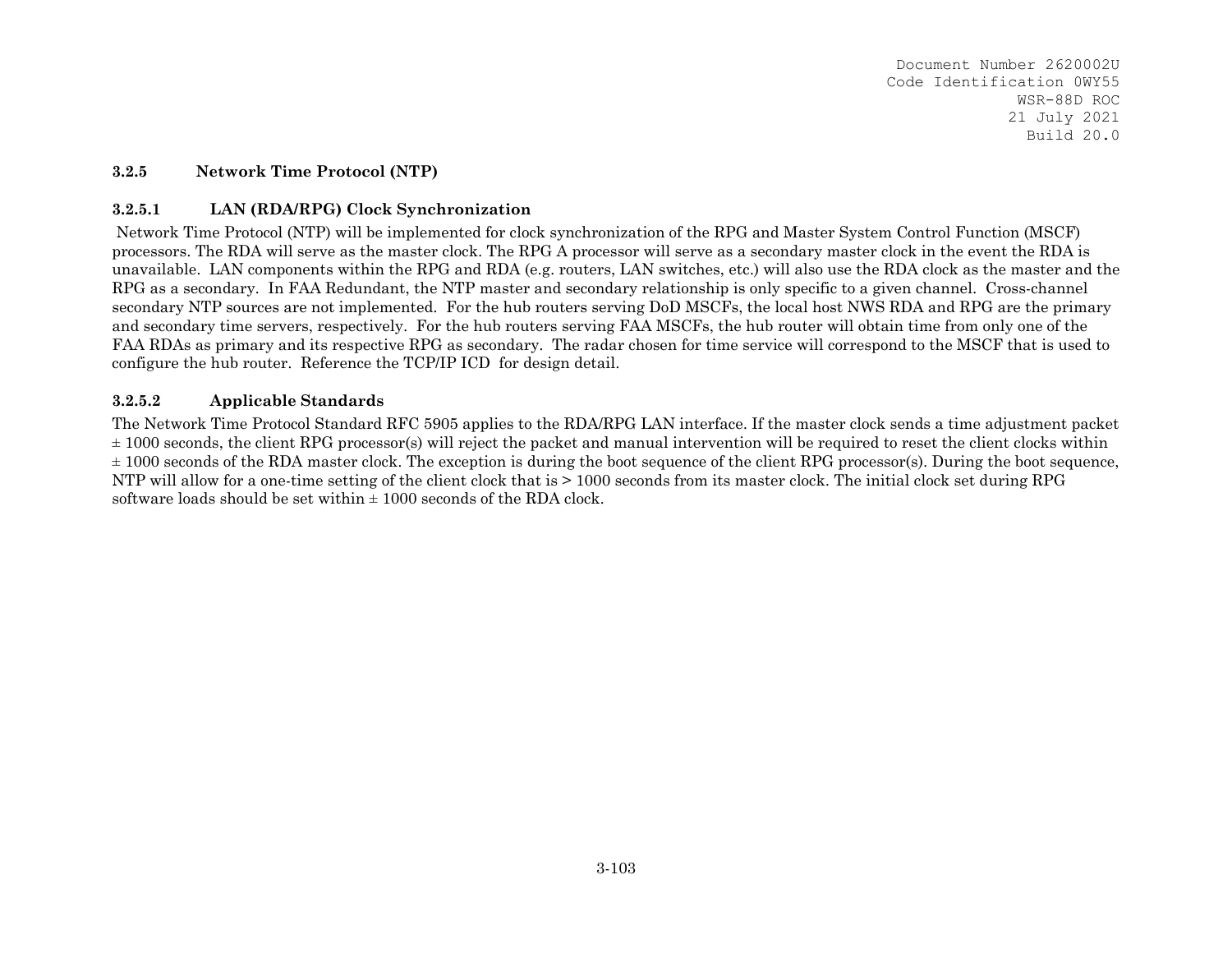### 3.2.5 Network Time Protocol (NTP)

#### 3.2.5.1 LAN (RDA/RPG) Clock Synchronization

Network Time Protocol (NTP) will be implemented for clock synchronization of the RPG and Master System Control Function (MSCF) processors. The RDA will serve as the master clock. The RPG A processor will serve as a secondary master clock in the event the RDA is unavailable. LAN components within the RPG and RDA (e.g. routers, LAN switches, etc.) will also use the RDA clock as the master and the RPG as a secondary. In FAA Redundant, the NTP master and secondary relationship is only specific to a given channel. Cross-channel secondary NTP sources are not implemented. For the hub routers serving DoD MSCFs, the local host NWS RDA and RPG are the primary and secondary time servers, respectively. For the hub routers serving FAA MSCFs, the hub router will obtain time from only one of the FAA RDAs as primary and its respective RPG as secondary. The radar chosen for time service will correspond to the MSCF that is used to configure the hub router. Reference the TCP/IP ICD for design detail.

#### 3.2.5.2 Applicable Standards

The Network Time Protocol Standard RFC 5905 applies to the RDA/RPG LAN interface. If the master clock sends a time adjustment packet ± 1000 seconds, the client RPG processor(s) will reject the packet and manual intervention will be required to reset the client clocks within ± 1000 seconds of the RDA master clock. The exception is during the boot sequence of the client RPG processor(s). During the boot sequence, NTP will allow for a one-time setting of the client clock that is > 1000 seconds from its master clock. The initial clock set during RPG software loads should be set within ± 1000 seconds of the RDA clock.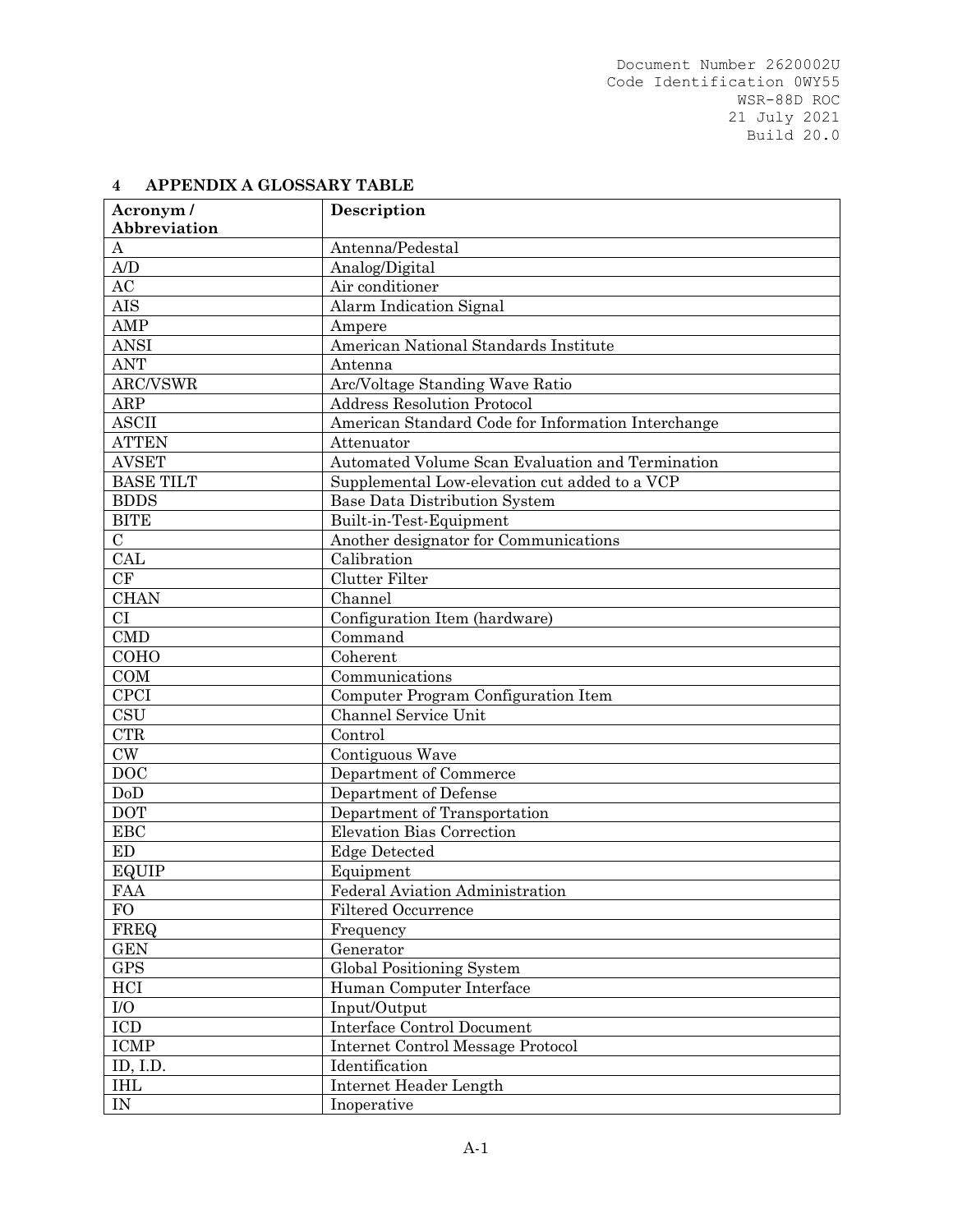## 4 APPENDIX A GLOSSARY TABLE

| Acronym / Abbreviation | Description |
|---|---|
| A | Antenna/Pedestal |
| A/D | Analog/Digital |
| AC | Air conditioner |
| AIS | Alarm Indication Signal |
| AMP | Ampere |
| ANSI | American National Standards Institute |
| ANT | Antenna |
| ARC/VSWR | Arc/Voltage Standing Wave Ratio |
| ARP | Address Resolution Protocol |
| ASCII | American Standard Code for Information Interchange |
| ATTEN | Attenuator |
| AVSET | Automated Volume Scan Evaluation and Termination |
| BASE TILT | Supplemental Low-elevation cut added to a VCP |
| BDDS | Base Data Distribution System |
| BITE | Built-in-Test-Equipment |
| C | Another designator for Communications |
| CAL | Calibration |
| CF | Clutter Filter |
| CHAN | Channel |
| CI | Configuration Item (hardware) |
| CMD | Command |
| COHO | Coherent |
| COM | Communications |
| CPCI | Computer Program Configuration Item |
| CSU | Channel Service Unit |
| CTR | Control |
| CW | Contiguous Wave |
| DOC | Department of Commerce |
| DoD | Department of Defense |
| DOT | Department of Transportation |
| EBC | Elevation Bias Correction |
| ED | Edge Detected |
| EQUIP | Equipment |
| FAA | Federal Aviation Administration |
| FO | Filtered Occurrence |
| FREQ | Frequency |
| GEN | Generator |
| GPS | Global Positioning System |
| HCI | Human Computer Interface |
| I/O | Input/Output |
| ICD | Interface Control Document |
| ICMP | Internet Control Message Protocol |
| ID, I.D. | Identification |
| IHL | Internet Header Length |
| IN | Inoperative |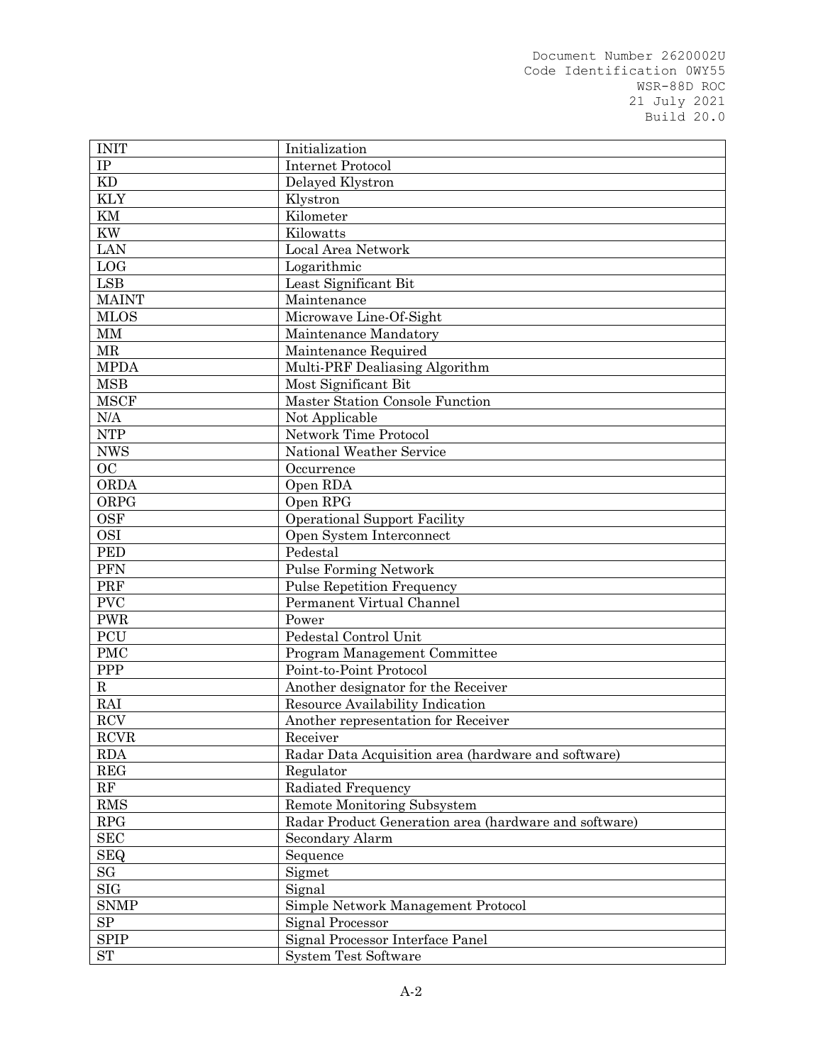| INIT | Initialization |
|---|---|
| IP | Internet Protocol |
| KD | Delayed Klystron |
| KLY | Klystron |
| KM | Kilometer |
| KW | Kilowatts |
| LAN | Local Area Network |
| LOG | Logarithmic |
| LSB | Least Significant Bit |
| MAINT | Maintenance |
| MLOS | Microwave Line-Of-Sight |
| MM | Maintenance Mandatory |
| MR | Maintenance Required |
| MPDA | Multi-PRF Dealiasing Algorithm |
| MSB | Most Significant Bit |
| MSCF | Master Station Console Function |
| N/A | Not Applicable |
| NTP | Network Time Protocol |
| NWS | National Weather Service |
| OC | Occurrence |
| ORDA | Open RDA |
| ORPG | Open RPG |
| OSF | Operational Support Facility |
| OSI | Open System Interconnect |
| PED | Pedestal |
| PFN | Pulse Forming Network |
| PRF | Pulse Repetition Frequency |
| PVC | Permanent Virtual Channel |
| PWR | Power |
| PCU | Pedestal Control Unit |
| PMC | Program Management Committee |
| PPP | Point-to-Point Protocol |
| R | Another designator for the Receiver |
| RAI | Resource Availability Indication |
| RCV | Another representation for Receiver |
| RCVR | Receiver |
| RDA | Radar Data Acquisition area (hardware and software) |
| REG | Regulator |
| RF | Radiated Frequency |
| RMS | Remote Monitoring Subsystem |
| RPG | Radar Product Generation area (hardware and software) |
| SEC | Secondary Alarm |
| SEQ | Sequence |
| SG | Sigmet |
| SIG | Signal |
| SNMP | Simple Network Management Protocol |
| SP | Signal Processor |
| SPIP | Signal Processor Interface Panel |
| ST | System Test Software |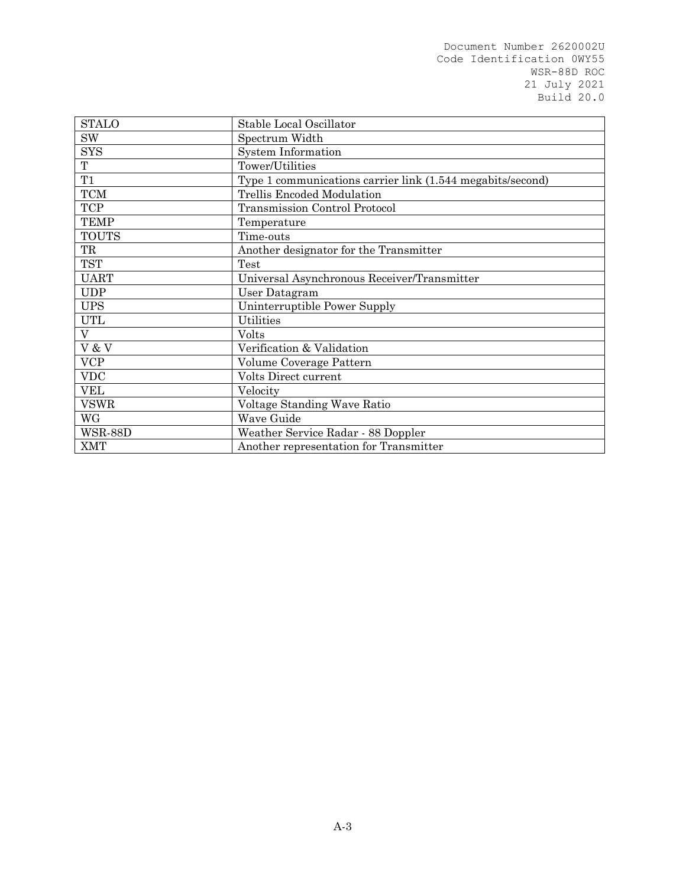| STALO | Stable Local Oscillator |
|---|---|
| SW | Spectrum Width |
| SYS | System Information |
| T | Tower/Utilities |
| T1 | Type 1 communications carrier link (1.544 megabits/second) |
| TCM | Trellis Encoded Modulation |
| TCP | Transmission Control Protocol |
| TEMP | Temperature |
| TOUTS | Time-outs |
| TR | Another designator for the Transmitter |
| TST | Test |
| UART | Universal Asynchronous Receiver/Transmitter |
| UDP | User Datagram |
| UPS | Uninterruptible Power Supply |
| UTL | Utilities |
| V | Volts |
| V & V | Verification & Validation |
| VCP | Volume Coverage Pattern |
| VDC | Volts Direct current |
| VEL | Velocity |
| VSWR | Voltage Standing Wave Ratio |
| WG | Wave Guide |
| WSR-88D | Weather Service Radar - 88 Doppler |
| XMT | Another representation for Transmitter |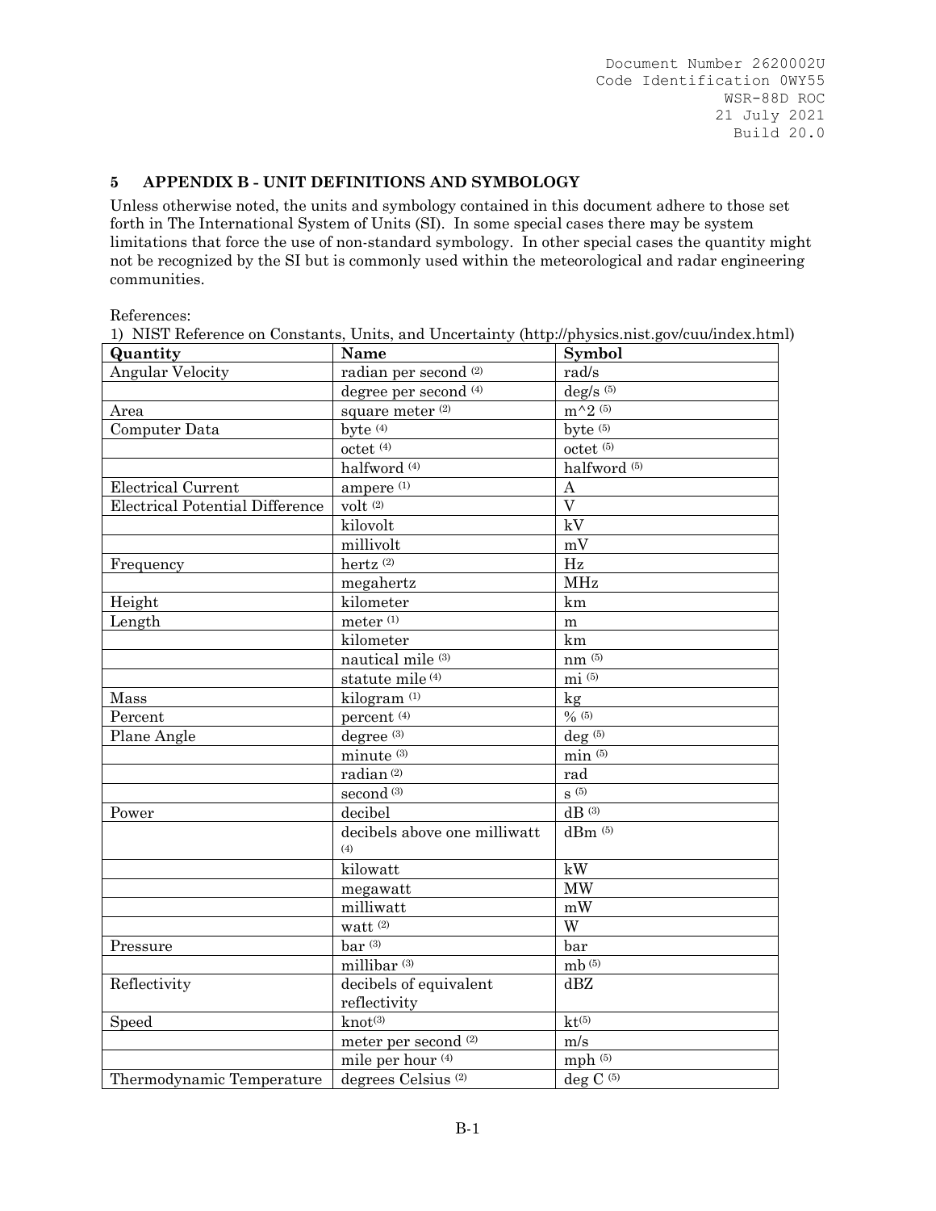## 5 APPENDIX B - UNIT DEFINITIONS AND SYMBOLOGY

Unless otherwise noted, the units and symbology contained in this document adhere to those set forth in The International System of Units (SI). In some special cases there may be system limitations that force the use of non-standard symbology. In other special cases the quantity might not be recognized by the SI but is commonly used within the meteorological and radar engineering communities.

References:
1) NIST Reference on Constants, Units, and Uncertainty (http://physics.nist.gov/cuu/index.html)

| Quantity | Name | Symbol |
|---|---|---|
| Angular Velocity | radian per second [2] | rad/s |
| | degree per second [4] | deg/s [5] |
| Area | square meter [2] | m^2 [5] |
| Computer Data | byte [4] | byte [5] |
| | octet [4] | octet [5] |
| | halfword [4] | halfword [5] |
| Electrical Current | ampere [1] | A |
| Electrical Potential Difference | volt [2] | V |
| | kilovolt | kV |
| | millivolt | mV |
| Frequency | hertz [2] | Hz |
| | megahertz | MHz |
| Height | kilometer | km |
| Length | meter [1] | m |
| | kilometer | km |
| | nautical mile [3] | nm [5] |
| | statute mile [4] | mi [5] |
| Mass | kilogram [1] | kg |
| Percent | percent [4] | % [5] |
| Plane Angle | degree [3] | deg [5] |
| | minute [3] | min [5] |
| | radian [2] | rad |
| | second [3] | s [5] |
| Power | decibel | dB [3] |
| | decibels above one milliwatt [4] | dBm [5] |
| | kilowatt | kW |
| | megawatt | MW |
| | milliwatt | mW |
| | watt [2] | W |
| Pressure | bar [3] | bar |
| | millibar [3] | mb [5] |
| Reflectivity | decibels of equivalent reflectivity | dBZ |
| Speed | knot[3] | kt[5] |
| | meter per second [2] | m/s |
| | mile per hour [4] | mph [5] |
| Thermodynamic Temperature | degrees Celsius [2] | deg C [5] |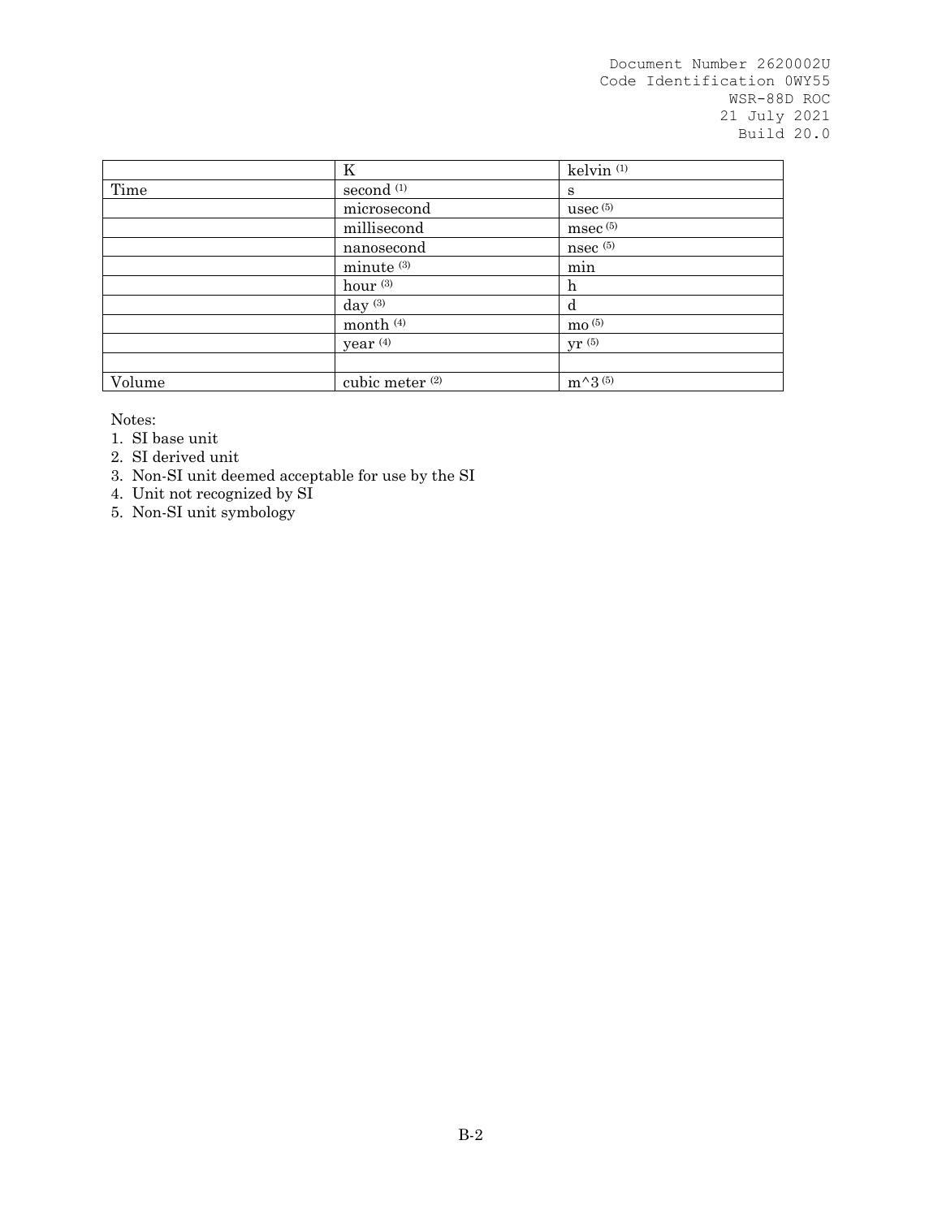| | | |
|---|---|---|
| | K | kelvin [1] |
| Time | second [1] | s |
| | microsecond | usec [5] |
| | millisecond | msec [5] |
| | nanosecond | nsec [5] |
| | minute [3] | min |
| | hour [3] | h |
| | day [3] | d |
| | month [4] | mo [5] |
| | year [4] | yr [5] |
| | | |
| Volume | cubic meter [2] | m^3 [5] |

Notes:
1. SI base unit
2. SI derived unit
3. Non-SI unit deemed acceptable for use by the SI
4. Unit not recognized by SI
5. Non-SI unit symbology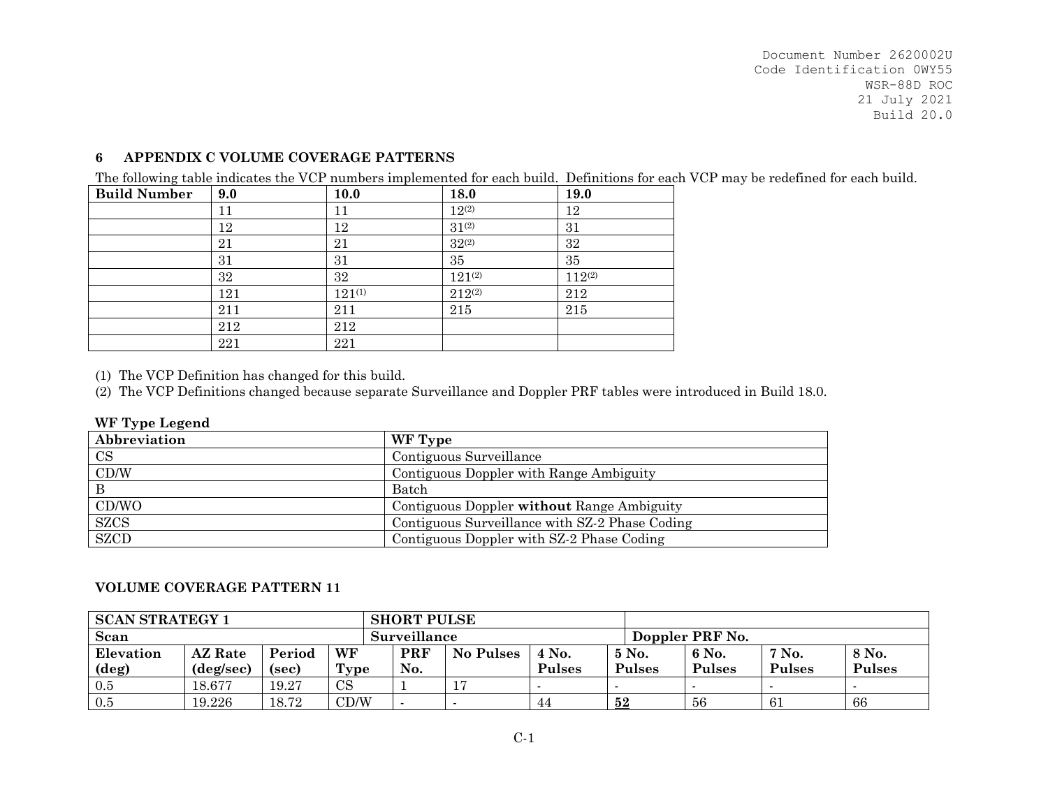## 6 APPENDIX C VOLUME COVERAGE PATTERNS

The following table indicates the VCP numbers implemented for each build. Definitions for each VCP may be redefined for each build.

| Build Number | 9.0 | 10.0 | 18.0 | 19.0 |
|---|---|---|---|---|
| | 11 | 11 | 12(2) | 12 |
| | 12 | 12 | 31(2) | 31 |
| | 21 | 21 | 32(2) | 32 |
| | 31 | 31 | 35 | 35 |
| | 32 | 32 | 121(2) | 112(2) |
| | 121 | 121(1) | 212(2) | 212 |
| | 211 | 211 | 215 | 215 |
| | 212 | 212 | | |
| | 221 | 221 | | |

(1) The VCP Definition has changed for this build.
(2) The VCP Definitions changed because separate Surveillance and Doppler PRF tables were introduced in Build 18.0.

**WF Type Legend**

| Abbreviation | WF Type |
|---|---|
| CS | Contiguous Surveillance |
| CD/W | Contiguous Doppler with Range Ambiguity |
| B | Batch |
| CD/WO | Contiguous Doppler **without** Range Ambiguity |
| SZCS | Contiguous Surveillance with SZ-2 Phase Coding |
| SZCD | Contiguous Doppler with SZ-2 Phase Coding |

**VOLUME COVERAGE PATTERN 11**

| SCAN STRATEGY 1 | | | | SHORT PULSE | | | | | | |
|---|---|---|---|---|---|---|---|---|---|---|
| Scan | | | | Surveillance | | Doppler PRF No. | | | | |
| Elevation (deg) | AZ Rate (deg/sec) | Period (sec) | WF Type | PRF No. | No Pulses | 4 No. Pulses | 5 No. Pulses | 6 No. Pulses | 7 No. Pulses | 8 No. Pulses |
| 0.5 | 18.677 | 19.27 | CS | 1 | 17 | - | - | - | - | - |
| 0.5 | 19.226 | 18.72 | CD/W | - | - | 44 | **52** | 56 | 61 | 66 |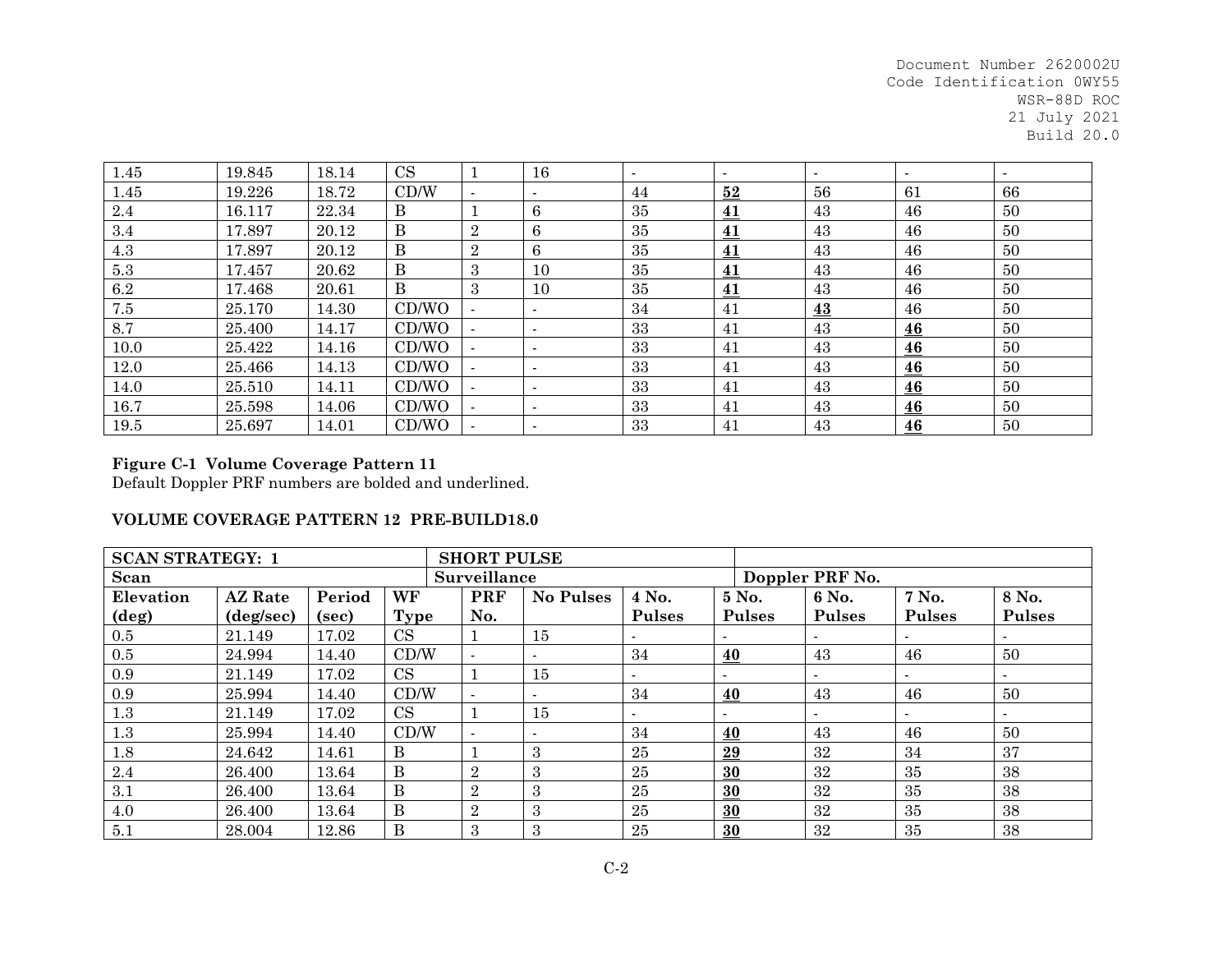| | | | | | | | | | | |
|---|---|---|---|---|---|---|---|---|---|---|
| 1.45 | 19.845 | 18.14 | CS | 1 | 16 | - | - | - | - | - |
| 1.45 | 19.226 | 18.72 | CD/W | - | - | 44 | **<u>52</u>** | 56 | 61 | 66 |
| 2.4 | 16.117 | 22.34 | B | 1 | 6 | 35 | **<u>41</u>** | 43 | 46 | 50 |
| 3.4 | 17.897 | 20.12 | B | 2 | 6 | 35 | **<u>41</u>** | 43 | 46 | 50 |
| 4.3 | 17.897 | 20.12 | B | 2 | 6 | 35 | **<u>41</u>** | 43 | 46 | 50 |
| 5.3 | 17.457 | 20.62 | B | 3 | 10 | 35 | **<u>41</u>** | 43 | 46 | 50 |
| 6.2 | 17.468 | 20.61 | B | 3 | 10 | 35 | **<u>41</u>** | 43 | 46 | 50 |
| 7.5 | 25.170 | 14.30 | CD/WO | - | - | 34 | 41 | **<u>43</u>** | 46 | 50 |
| 8.7 | 25.400 | 14.17 | CD/WO | - | - | 33 | 41 | 43 | **<u>46</u>** | 50 |
| 10.0 | 25.422 | 14.16 | CD/WO | - | - | 33 | 41 | 43 | **<u>46</u>** | 50 |
| 12.0 | 25.466 | 14.13 | CD/WO | - | - | 33 | 41 | 43 | **<u>46</u>** | 50 |
| 14.0 | 25.510 | 14.11 | CD/WO | - | - | 33 | 41 | 43 | **<u>46</u>** | 50 |
| 16.7 | 25.598 | 14.06 | CD/WO | - | - | 33 | 41 | 43 | **<u>46</u>** | 50 |
| 19.5 | 25.697 | 14.01 | CD/WO | - | - | 33 | 41 | 43 | **<u>46</u>** | 50 |

**Figure C-1 Volume Coverage Pattern 11**
Default Doppler PRF numbers are bolded and underlined.

**VOLUME COVERAGE PATTERN 12 PRE-BUILD18.0**

| **SCAN STRATEGY: 1** | | | | **SHORT PULSE** | | | | | | |
|---|---|---|---|---|---|---|---|---|---|---|
| **Scan** | | | | **Surveillance** | | | **Doppler PRF No.** | | | |
| **Elevation (deg)** | **AZ Rate (deg/sec)** | **Period (sec)** | **WF Type** | **PRF No.** | **No Pulses** | **4 No. Pulses** | **5 No. Pulses** | **6 No. Pulses** | **7 No. Pulses** | **8 No. Pulses** |
| 0.5 | 21.149 | 17.02 | CS | 1 | 15 | - | - | - | - | - |
| 0.5 | 24.994 | 14.40 | CD/W | - | - | 34 | **<u>40</u>** | 43 | 46 | 50 |
| 0.9 | 21.149 | 17.02 | CS | 1 | 15 | - | - | - | - | - |
| 0.9 | 25.994 | 14.40 | CD/W | - | - | 34 | **<u>40</u>** | 43 | 46 | 50 |
| 1.3 | 21.149 | 17.02 | CS | 1 | 15 | - | - | - | - | - |
| 1.3 | 25.994 | 14.40 | CD/W | - | - | 34 | **<u>40</u>** | 43 | 46 | 50 |
| 1.8 | 24.642 | 14.61 | B | 1 | 3 | 25 | **<u>29</u>** | 32 | 34 | 37 |
| 2.4 | 26.400 | 13.64 | B | 2 | 3 | 25 | **<u>30</u>** | 32 | 35 | 38 |
| 3.1 | 26.400 | 13.64 | B | 2 | 3 | 25 | **<u>30</u>** | 32 | 35 | 38 |
| 4.0 | 26.400 | 13.64 | B | 2 | 3 | 25 | **<u>30</u>** | 32 | 35 | 38 |
| 5.1 | 28.004 | 12.86 | B | 3 | 3 | 25 | **<u>30</u>** | 32 | 35 | 38 |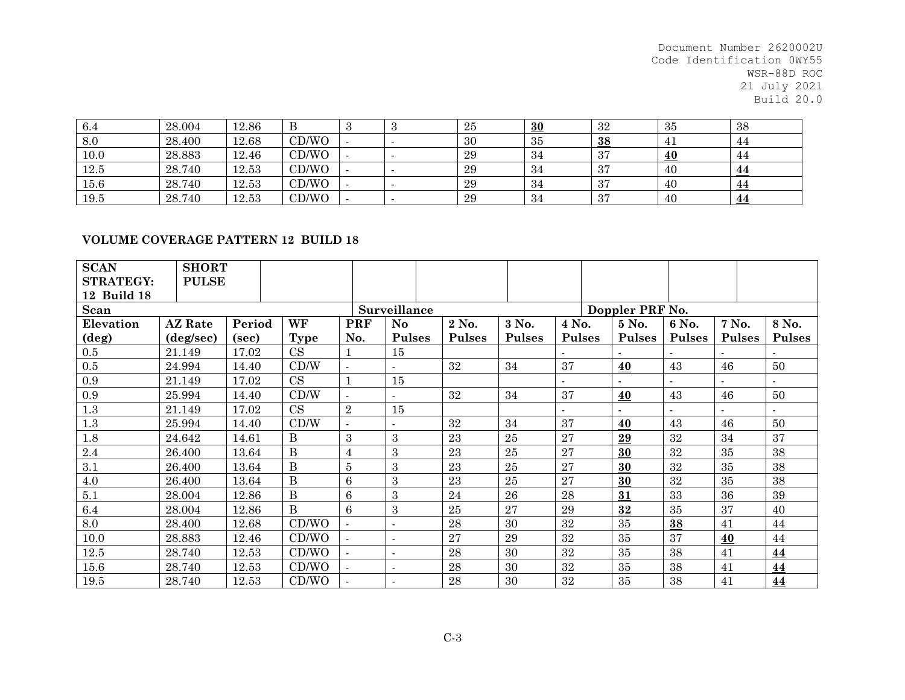| | | | | | | | | | | |
|---|---|---|---|---|---|---|---|---|---|---|
| 6.4 | 28.004 | 12.86 | B | 3 | 3 | 25 | **30** | 32 | 35 | 38 |
| 8.0 | 28.400 | 12.68 | CD/WO | - | - | 30 | 35 | **38** | 41 | 44 |
| 10.0 | 28.883 | 12.46 | CD/WO | - | - | 29 | 34 | 37 | **40** | 44 |
| 12.5 | 28.740 | 12.53 | CD/WO | - | - | 29 | 34 | 37 | 40 | **44** |
| 15.6 | 28.740 | 12.53 | CD/WO | - | - | 29 | 34 | 37 | 40 | **44** |
| 19.5 | 28.740 | 12.53 | CD/WO | - | - | 29 | 34 | 37 | 40 | **44** |

**VOLUME COVERAGE PATTERN 12 BUILD 18**

| **SCAN STRATEGY: 12 Build 18** | **SHORT PULSE** | | | | | | | | | | | |
|---|---|---|---|---|---|---|---|---|---|---|---|---|
| **Scan** | | | | **Surveillance** | | | | | **Doppler PRF No.** | | | |
| **Elevation (deg)** | **AZ Rate (deg/sec)** | **Period (sec)** | **WF Type** | **PRF No.** | **No Pulses** | **2 No. Pulses** | **3 No. Pulses** | **4 No. Pulses** | **5 No. Pulses** | **6 No. Pulses** | **7 No. Pulses** | **8 No. Pulses** |
| 0.5 | 21.149 | 17.02 | CS | 1 | 15 | | | - | - | - | - | - |
| 0.5 | 24.994 | 14.40 | CD/W | - | - | 32 | 34 | 37 | **40** | 43 | 46 | 50 |
| 0.9 | 21.149 | 17.02 | CS | 1 | 15 | | | - | - | - | - | - |
| 0.9 | 25.994 | 14.40 | CD/W | - | - | 32 | 34 | 37 | **40** | 43 | 46 | 50 |
| 1.3 | 21.149 | 17.02 | CS | 2 | 15 | | | - | - | - | - | - |
| 1.3 | 25.994 | 14.40 | CD/W | - | - | 32 | 34 | 37 | **40** | 43 | 46 | 50 |
| 1.8 | 24.642 | 14.61 | B | 3 | 3 | 23 | 25 | 27 | **29** | 32 | 34 | 37 |
| 2.4 | 26.400 | 13.64 | B | 4 | 3 | 23 | 25 | 27 | **30** | 32 | 35 | 38 |
| 3.1 | 26.400 | 13.64 | B | 5 | 3 | 23 | 25 | 27 | **30** | 32 | 35 | 38 |
| 4.0 | 26.400 | 13.64 | B | 6 | 3 | 23 | 25 | 27 | **30** | 32 | 35 | 38 |
| 5.1 | 28.004 | 12.86 | B | 6 | 3 | 24 | 26 | 28 | **31** | 33 | 36 | 39 |
| 6.4 | 28.004 | 12.86 | B | 6 | 3 | 25 | 27 | 29 | **32** | 35 | 37 | 40 |
| 8.0 | 28.400 | 12.68 | CD/WO | - | - | 28 | 30 | 32 | 35 | **38** | 41 | 44 |
| 10.0 | 28.883 | 12.46 | CD/WO | - | - | 27 | 29 | 32 | 35 | 37 | **40** | 44 |
| 12.5 | 28.740 | 12.53 | CD/WO | - | - | 28 | 30 | 32 | 35 | 38 | 41 | **44** |
| 15.6 | 28.740 | 12.53 | CD/WO | - | - | 28 | 30 | 32 | 35 | 38 | 41 | **44** |
| 19.5 | 28.740 | 12.53 | CD/WO | - | - | 28 | 30 | 32 | 35 | 38 | 41 | **44** |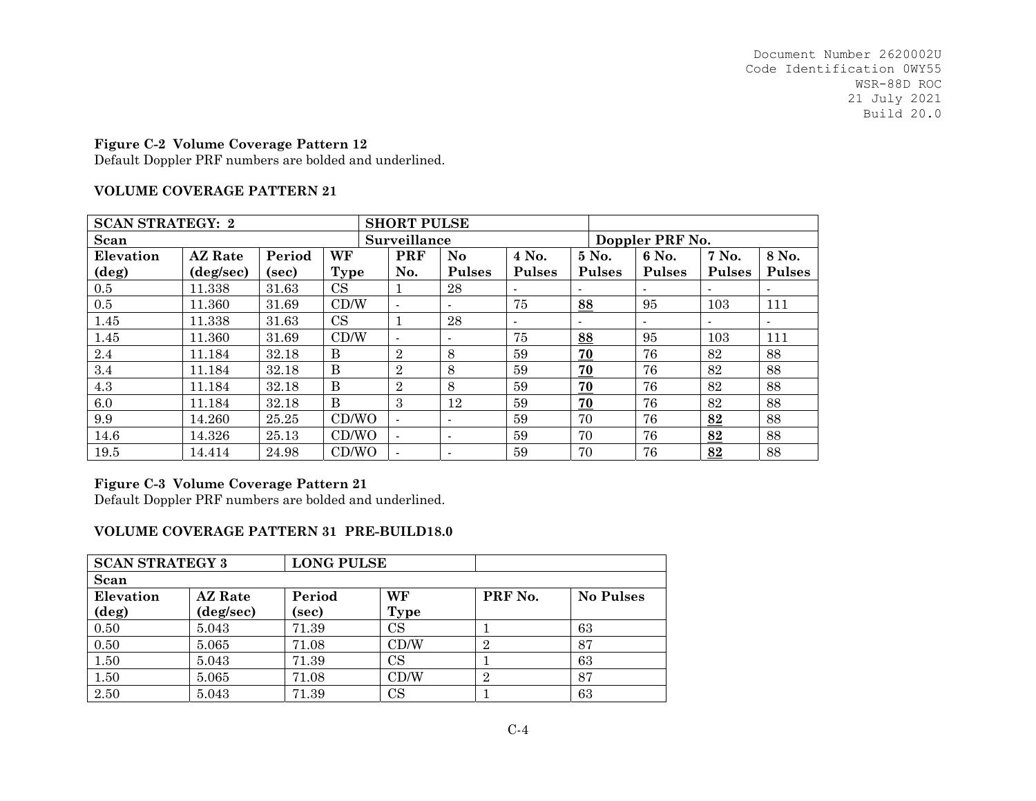**Figure C-2 Volume Coverage Pattern 12**
Default Doppler PRF numbers are bolded and underlined.

### VOLUME COVERAGE PATTERN 21

| SCAN STRATEGY: 2 | | | | SHORT PULSE | | | | | | |
|---|---|---|---|---|---|---|---|---|---|---|
| Scan | | | | Surveillance | | Doppler PRF No. | | | | |
| Elevation (deg) | AZ Rate (deg/sec) | Period (sec) | WF Type | PRF No. | No Pulses | 4 No. Pulses | 5 No. Pulses | 6 No. Pulses | 7 No. Pulses | 8 No. Pulses |
| 0.5 | 11.338 | 31.63 | CS | 1 | 28 | - | - | - | - | - |
| 0.5 | 11.360 | 31.69 | CD/W | - | - | 75 | **<u>88</u>** | 95 | 103 | 111 |
| 1.45 | 11.338 | 31.63 | CS | 1 | 28 | - | - | - | - | - |
| 1.45 | 11.360 | 31.69 | CD/W | - | - | 75 | **<u>88</u>** | 95 | 103 | 111 |
| 2.4 | 11.184 | 32.18 | B | 2 | 8 | 59 | **<u>70</u>** | 76 | 82 | 88 |
| 3.4 | 11.184 | 32.18 | B | 2 | 8 | 59 | **<u>70</u>** | 76 | 82 | 88 |
| 4.3 | 11.184 | 32.18 | B | 2 | 8 | 59 | **<u>70</u>** | 76 | 82 | 88 |
| 6.0 | 11.184 | 32.18 | B | 3 | 12 | 59 | **<u>70</u>** | 76 | 82 | 88 |
| 9.9 | 14.260 | 25.25 | CD/WO | - | - | 59 | 70 | 76 | **<u>82</u>** | 88 |
| 14.6 | 14.326 | 25.13 | CD/WO | - | - | 59 | 70 | 76 | **<u>82</u>** | 88 |
| 19.5 | 14.414 | 24.98 | CD/WO | - | - | 59 | 70 | 76 | **<u>82</u>** | 88 |

**Figure C-3 Volume Coverage Pattern 21**
Default Doppler PRF numbers are bolded and underlined.

### VOLUME COVERAGE PATTERN 31 PRE-BUILD18.0

| SCAN STRATEGY 3 | | LONG PULSE | | | |
|---|---|---|---|---|---|
| Scan | | | | | |
| Elevation (deg) | AZ Rate (deg/sec) | Period (sec) | WF Type | PRF No. | No Pulses |
| 0.50 | 5.043 | 71.39 | CS | 1 | 63 |
| 0.50 | 5.065 | 71.08 | CD/W | 2 | 87 |
| 1.50 | 5.043 | 71.39 | CS | 1 | 63 |
| 1.50 | 5.065 | 71.08 | CD/W | 2 | 87 |
| 2.50 | 5.043 | 71.39 | CS | 1 | 63 |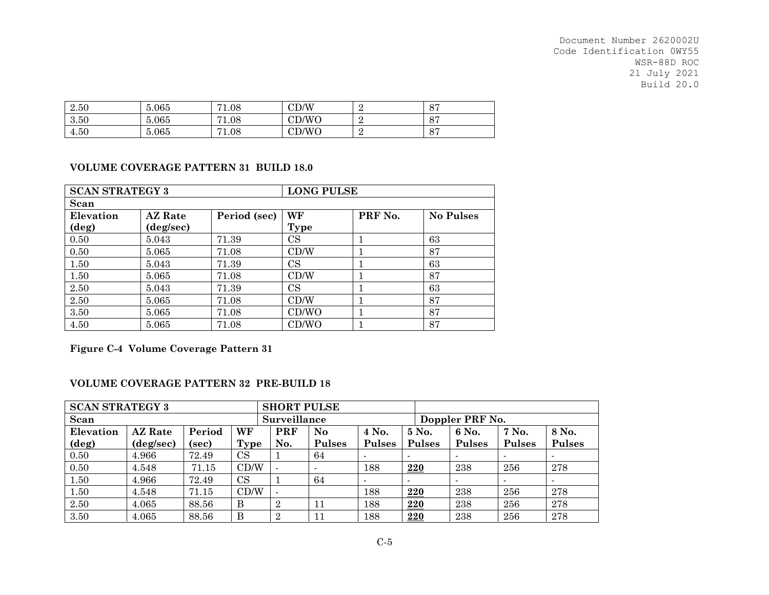| | | | | | |
|---|---|---|---|---|---|
| 2.50 | 5.065 | 71.08 | CD/W | 2 | 87 |
| 3.50 | 5.065 | 71.08 | CD/WO | 2 | 87 |
| 4.50 | 5.065 | 71.08 | CD/WO | 2 | 87 |

**VOLUME COVERAGE PATTERN 31 BUILD 18.0**

| **SCAN STRATEGY 3** | | | **LONG PULSE** | | |
|---|---|---|---|---|---|
| **Scan** | | | | | |
| **Elevation (deg)** | **AZ Rate (deg/sec)** | **Period (sec)** | **WF Type** | **PRF No.** | **No Pulses** |
| 0.50 | 5.043 | 71.39 | CS | 1 | 63 |
| 0.50 | 5.065 | 71.08 | CD/W | 1 | 87 |
| 1.50 | 5.043 | 71.39 | CS | 1 | 63 |
| 1.50 | 5.065 | 71.08 | CD/W | 1 | 87 |
| 2.50 | 5.043 | 71.39 | CS | 1 | 63 |
| 2.50 | 5.065 | 71.08 | CD/W | 1 | 87 |
| 3.50 | 5.065 | 71.08 | CD/WO | 1 | 87 |
| 4.50 | 5.065 | 71.08 | CD/WO | 1 | 87 |

**Figure C-4 Volume Coverage Pattern 31**

**VOLUME COVERAGE PATTERN 32 PRE-BUILD 18**

| **SCAN STRATEGY 3** | | | | **SHORT PULSE** | | | | | | |
|---|---|---|---|---|---|---|---|---|---|---|
| **Scan** | | | | **Surveillance** | | **Doppler PRF No.** | | | | |
| **Elevation (deg)** | **AZ Rate (deg/sec)** | **Period (sec)** | **WF Type** | **PRF No.** | **No Pulses** | **4 No. Pulses** | **5 No. Pulses** | **6 No. Pulses** | **7 No. Pulses** | **8 No. Pulses** |
| 0.50 | 4.966 | 72.49 | CS | 1 | 64 | - | - | - | - | - |
| 0.50 | 4.548 | 71.15 | CD/W | - | - | 188 | **220** | 238 | 256 | 278 |
| 1.50 | 4.966 | 72.49 | CS | 1 | 64 | - | - | - | - | - |
| 1.50 | 4.548 | 71.15 | CD/W | - | | 188 | **220** | 238 | 256 | 278 |
| 2.50 | 4.065 | 88.56 | B | 2 | 11 | 188 | **220** | 238 | 256 | 278 |
| 3.50 | 4.065 | 88.56 | B | 2 | 11 | 188 | **220** | 238 | 256 | 278 |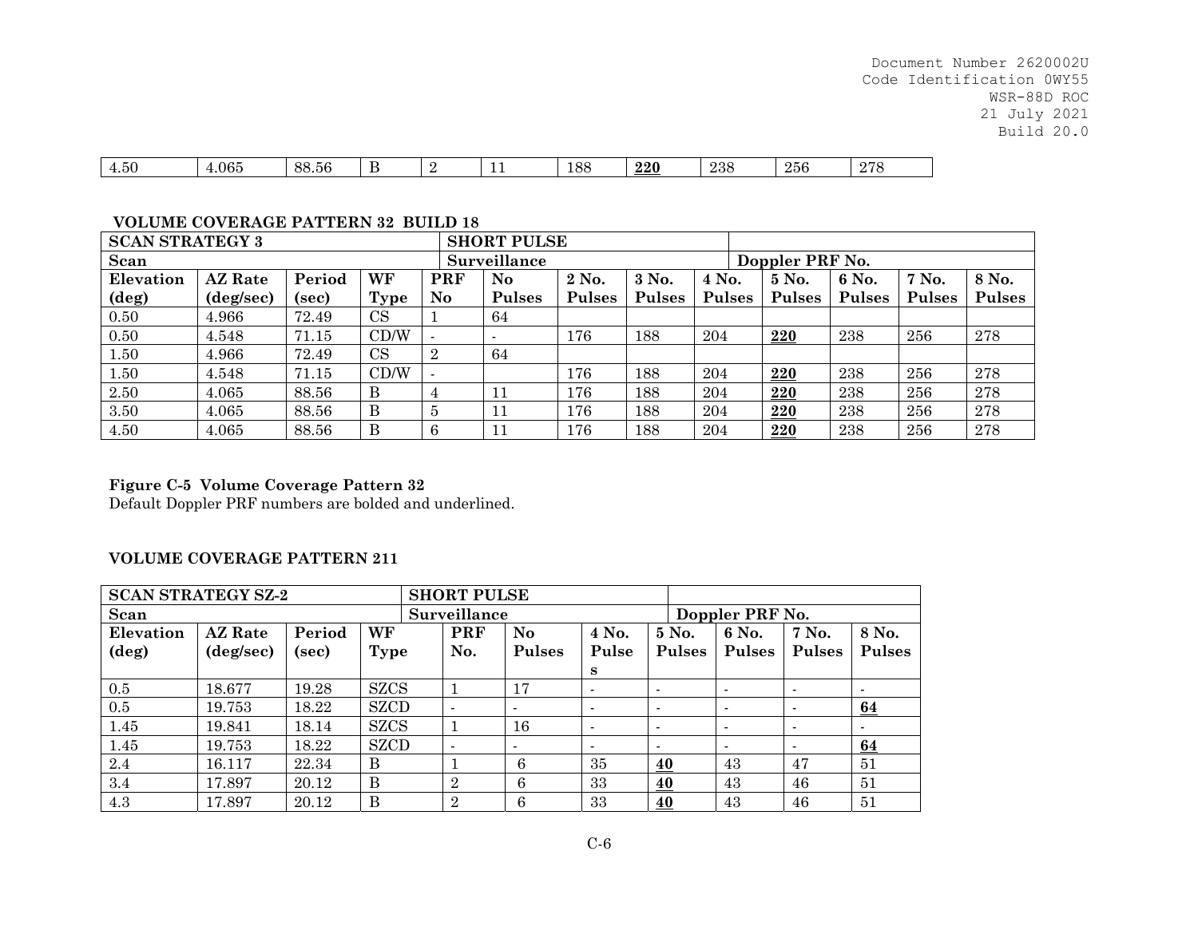| 4.50 | 4.065 | 88.56 | B | 2 | 11 | 188 | **220** | 238 | 256 | 278 |
|---|---|---|---|---|---|---|---|---|---|---|

**VOLUME COVERAGE PATTERN 32 BUILD 18**

| SCAN STRATEGY 3 | | | | SHORT PULSE | | | | | | | | |
|---|---|---|---|---|---|---|---|---|---|---|---|---|
| **Scan** | | | | **Surveillance** | | **Doppler PRF No.** | | | | | | |
| **Elevation (deg)** | **AZ Rate (deg/sec)** | **Period (sec)** | **WF Type** | **PRF No** | **No Pulses** | **2 No. Pulses** | **3 No. Pulses** | **4 No. Pulses** | **5 No. Pulses** | **6 No. Pulses** | **7 No. Pulses** | **8 No. Pulses** |
| 0.50 | 4.966 | 72.49 | CS | 1 | 64 | | | | | | | |
| 0.50 | 4.548 | 71.15 | CD/W | - | - | 176 | 188 | 204 | **220** | 238 | 256 | 278 |
| 1.50 | 4.966 | 72.49 | CS | 2 | 64 | | | | | | | |
| 1.50 | 4.548 | 71.15 | CD/W | - | | 176 | 188 | 204 | **220** | 238 | 256 | 278 |
| 2.50 | 4.065 | 88.56 | B | 4 | 11 | 176 | 188 | 204 | **220** | 238 | 256 | 278 |
| 3.50 | 4.065 | 88.56 | B | 5 | 11 | 176 | 188 | 204 | **220** | 238 | 256 | 278 |
| 4.50 | 4.065 | 88.56 | B | 6 | 11 | 176 | 188 | 204 | **220** | 238 | 256 | 278 |

**Figure C-5 Volume Coverage Pattern 32**

Default Doppler PRF numbers are bolded and underlined.

**VOLUME COVERAGE PATTERN 211**

| SCAN STRATEGY SZ-2 | | | | SHORT PULSE | | | | | | |
|---|---|---|---|---|---|---|---|---|---|---|
| **Scan** | | | | **Surveillance** | | | **Doppler PRF No.** | | | |
| **Elevation (deg)** | **AZ Rate (deg/sec)** | **Period (sec)** | **WF Type** | **PRF No.** | **No Pulses** | **4 No. Pulses** | **5 No. Pulses** | **6 No. Pulses** | **7 No. Pulses** | **8 No. Pulses** |
| 0.5 | 18.677 | 19.28 | SZCS | 1 | 17 | - | - | - | - | - |
| 0.5 | 19.753 | 18.22 | SZCD | - | - | - | - | - | - | **64** |
| 1.45 | 19.841 | 18.14 | SZCS | 1 | 16 | - | - | - | - | - |
| 1.45 | 19.753 | 18.22 | SZCD | - | - | - | - | - | - | **64** |
| 2.4 | 16.117 | 22.34 | B | 1 | 6 | 35 | **40** | 43 | 47 | 51 |
| 3.4 | 17.897 | 20.12 | B | 2 | 6 | 33 | **40** | 43 | 46 | 51 |
| 4.3 | 17.897 | 20.12 | B | 2 | 6 | 33 | **40** | 43 | 46 | 51 |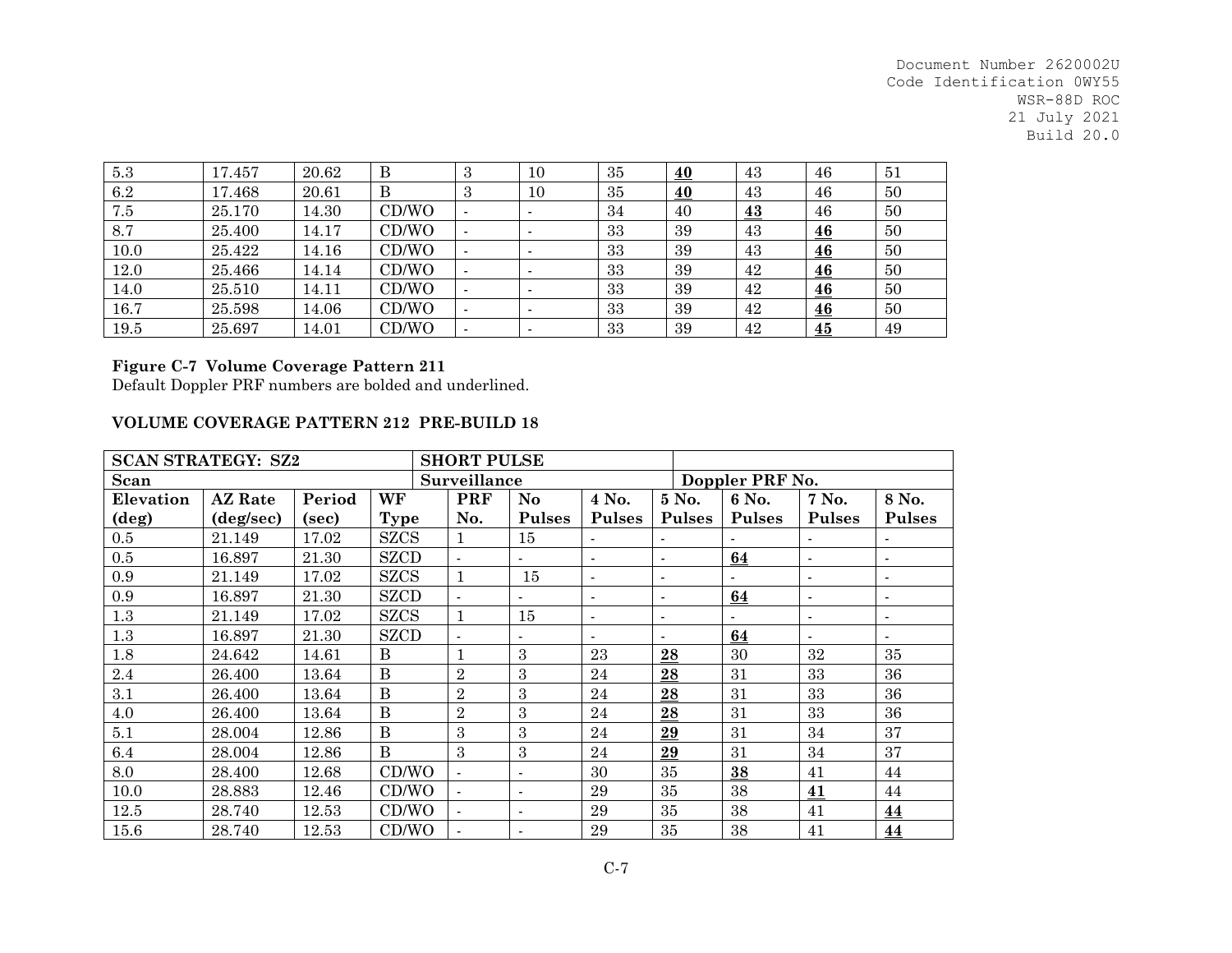| | | | | | | | | | | |
|---|---|---|---|---|---|---|---|---|---|---|
| 5.3 | 17.457 | 20.62 | B | 3 | 10 | 35 | **40** | 43 | 46 | 51 |
| 6.2 | 17.468 | 20.61 | B | 3 | 10 | 35 | **40** | 43 | 46 | 50 |
| 7.5 | 25.170 | 14.30 | CD/WO | - | - | 34 | 40 | **43** | 46 | 50 |
| 8.7 | 25.400 | 14.17 | CD/WO | - | - | 33 | 39 | 43 | **46** | 50 |
| 10.0 | 25.422 | 14.16 | CD/WO | - | - | 33 | 39 | 43 | **46** | 50 |
| 12.0 | 25.466 | 14.14 | CD/WO | - | - | 33 | 39 | 42 | **46** | 50 |
| 14.0 | 25.510 | 14.11 | CD/WO | - | - | 33 | 39 | 42 | **46** | 50 |
| 16.7 | 25.598 | 14.06 | CD/WO | - | - | 33 | 39 | 42 | **46** | 50 |
| 19.5 | 25.697 | 14.01 | CD/WO | - | - | 33 | 39 | 42 | **45** | 49 |

**Figure C-7 Volume Coverage Pattern 211**
Default Doppler PRF numbers are bolded and underlined.

**VOLUME COVERAGE PATTERN 212 PRE-BUILD 18**

| SCAN STRATEGY: SZ2 | | | | SHORT PULSE | | | | | | |
|---|---|---|---|---|---|---|---|---|---|---|
| **Scan** | | | | **Surveillance** | | **Doppler PRF No.** | | | | |
| **Elevation (deg)** | **AZ Rate (deg/sec)** | **Period (sec)** | **WF Type** | **PRF No.** | **No Pulses** | **4 No. Pulses** | **5 No. Pulses** | **6 No. Pulses** | **7 No. Pulses** | **8 No. Pulses** |
| 0.5 | 21.149 | 17.02 | SZCS | 1 | 15 | - | - | - | - | - |
| 0.5 | 16.897 | 21.30 | SZCD | - | - | - | - | **64** | - | - |
| 0.9 | 21.149 | 17.02 | SZCS | 1 | 15 | - | - | - | - | - |
| 0.9 | 16.897 | 21.30 | SZCD | - | - | - | - | **64** | - | - |
| 1.3 | 21.149 | 17.02 | SZCS | 1 | 15 | - | - | - | - | - |
| 1.3 | 16.897 | 21.30 | SZCD | - | - | - | - | **64** | - | - |
| 1.8 | 24.642 | 14.61 | B | 1 | 3 | 23 | **28** | 30 | 32 | 35 |
| 2.4 | 26.400 | 13.64 | B | 2 | 3 | 24 | **28** | 31 | 33 | 36 |
| 3.1 | 26.400 | 13.64 | B | 2 | 3 | 24 | **28** | 31 | 33 | 36 |
| 4.0 | 26.400 | 13.64 | B | 2 | 3 | 24 | **28** | 31 | 33 | 36 |
| 5.1 | 28.004 | 12.86 | B | 3 | 3 | 24 | **29** | 31 | 34 | 37 |
| 6.4 | 28.004 | 12.86 | B | 3 | 3 | 24 | **29** | 31 | 34 | 37 |
| 8.0 | 28.400 | 12.68 | CD/WO | - | - | 30 | 35 | **38** | 41 | 44 |
| 10.0 | 28.883 | 12.46 | CD/WO | - | - | 29 | 35 | 38 | **41** | 44 |
| 12.5 | 28.740 | 12.53 | CD/WO | - | - | 29 | 35 | 38 | 41 | **44** |
| 15.6 | 28.740 | 12.53 | CD/WO | - | - | 29 | 35 | 38 | 41 | **44** |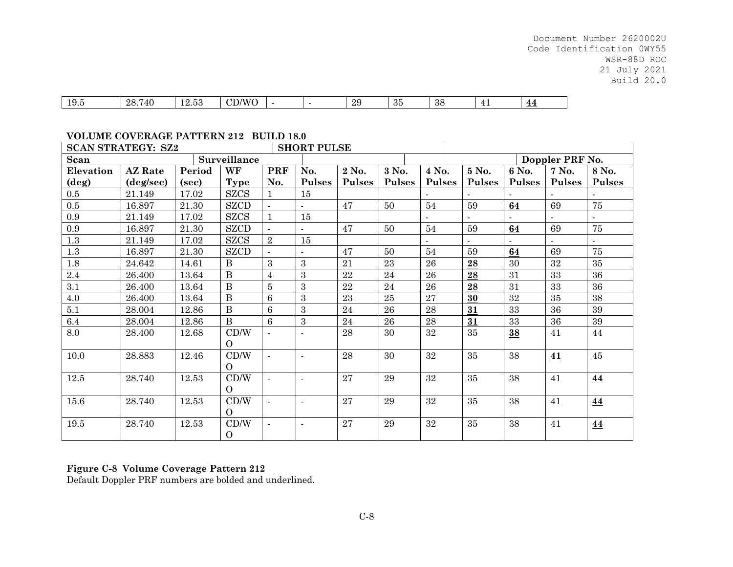| 19.5 | 28.740 | 12.53 | CD/WO | - | - | 29 | 35 | 38 | 41 | **<u>44</u>** |
|---|---|---|---|---|---|---|---|---|---|---|

**VOLUME COVERAGE PATTERN 212 BUILD 18.0**

| SCAN STRATEGY: SZ2 | | | | | SHORT PULSE | | | | | | | |
|---|---|---|---|---|---|---|---|---|---|---|---|---|
| Scan | | Surveillance | | | | | | | | | Doppler PRF No. | |
| Elevation (deg) | AZ Rate (deg/sec) | Period (sec) | WF Type | PRF No. | No. Pulses | 2 No. Pulses | 3 No. Pulses | 4 No. Pulses | 5 No. Pulses | 6 No. Pulses | 7 No. Pulses | 8 No. Pulses |
| 0.5 | 21.149 | 17.02 | SZCS | 1 | 15 | | | - | - | - | - | - |
| 0.5 | 16.897 | 21.30 | SZCD | - | - | 47 | 50 | 54 | 59 | **<u>64</u>** | 69 | 75 |
| 0.9 | 21.149 | 17.02 | SZCS | 1 | 15 | | | - | - | - | - | - |
| 0.9 | 16.897 | 21.30 | SZCD | - | - | 47 | 50 | 54 | 59 | **<u>64</u>** | 69 | 75 |
| 1.3 | 21.149 | 17.02 | SZCS | 2 | 15 | | | - | - | - | - | - |
| 1.3 | 16.897 | 21.30 | SZCD | - | - | 47 | 50 | 54 | 59 | **<u>64</u>** | 69 | 75 |
| 1.8 | 24.642 | 14.61 | B | 3 | 3 | 21 | 23 | 26 | **<u>28</u>** | 30 | 32 | 35 |
| 2.4 | 26.400 | 13.64 | B | 4 | 3 | 22 | 24 | 26 | **<u>28</u>** | 31 | 33 | 36 |
| 3.1 | 26.400 | 13.64 | B | 5 | 3 | 22 | 24 | 26 | **<u>28</u>** | 31 | 33 | 36 |
| 4.0 | 26.400 | 13.64 | B | 6 | 3 | 23 | 25 | 27 | **<u>30</u>** | 32 | 35 | 38 |
| 5.1 | 28.004 | 12.86 | B | 6 | 3 | 24 | 26 | 28 | **<u>31</u>** | 33 | 36 | 39 |
| 6.4 | 28.004 | 12.86 | B | 6 | 3 | 24 | 26 | 28 | **<u>31</u>** | 33 | 36 | 39 |
| 8.0 | 28.400 | 12.68 | CD/WO | - | - | 28 | 30 | 32 | 35 | **<u>38</u>** | 41 | 44 |
| 10.0 | 28.883 | 12.46 | CD/WO | - | - | 28 | 30 | 32 | 35 | 38 | **<u>41</u>** | 45 |
| 12.5 | 28.740 | 12.53 | CD/WO | - | - | 27 | 29 | 32 | 35 | 38 | 41 | **<u>44</u>** |
| 15.6 | 28.740 | 12.53 | CD/WO | - | - | 27 | 29 | 32 | 35 | 38 | 41 | **<u>44</u>** |
| 19.5 | 28.740 | 12.53 | CD/WO | - | - | 27 | 29 | 32 | 35 | 38 | 41 | **<u>44</u>** |

**Figure C-8 Volume Coverage Pattern 212**
Default Doppler PRF numbers are bolded and underlined.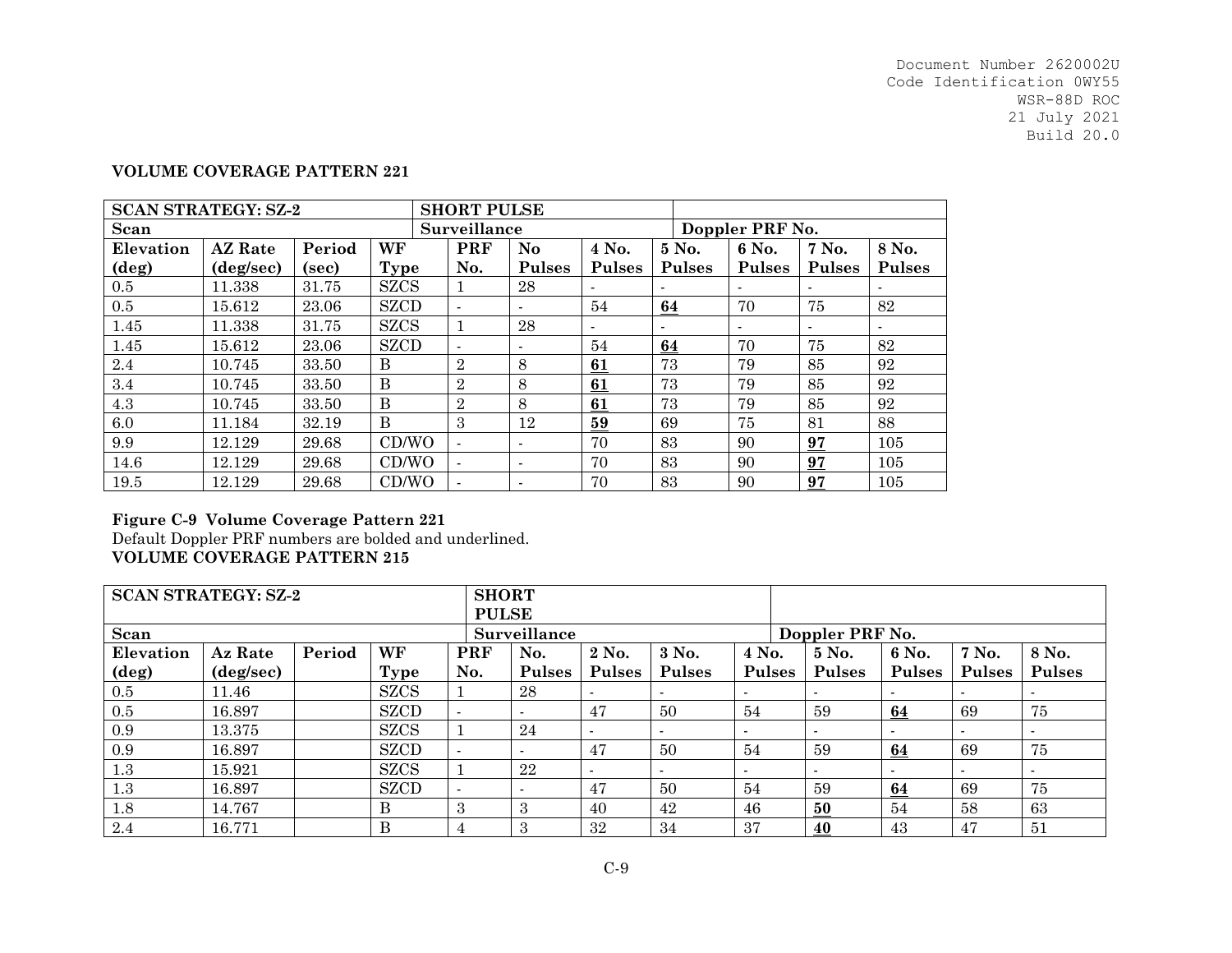**VOLUME COVERAGE PATTERN 221**

| SCAN STRATEGY: SZ-2 | | | | SHORT PULSE | | | | | | |
|---|---|---|---|---|---|---|---|---|---|---|
| Scan | | | | Surveillance | | Doppler PRF No. | | | | |
| Elevation (deg) | AZ Rate (deg/sec) | Period (sec) | WF Type | PRF No. | No Pulses | 4 No. Pulses | 5 No. Pulses | 6 No. Pulses | 7 No. Pulses | 8 No. Pulses |
| 0.5 | 11.338 | 31.75 | SZCS | 1 | 28 | - | - | - | - | - |
| 0.5 | 15.612 | 23.06 | SZCD | - | - | 54 | **64** | 70 | 75 | 82 |
| 1.45 | 11.338 | 31.75 | SZCS | 1 | 28 | - | - | - | - | - |
| 1.45 | 15.612 | 23.06 | SZCD | - | - | 54 | **64** | 70 | 75 | 82 |
| 2.4 | 10.745 | 33.50 | B | 2 | 8 | **61** | 73 | 79 | 85 | 92 |
| 3.4 | 10.745 | 33.50 | B | 2 | 8 | **61** | 73 | 79 | 85 | 92 |
| 4.3 | 10.745 | 33.50 | B | 2 | 8 | **61** | 73 | 79 | 85 | 92 |
| 6.0 | 11.184 | 32.19 | B | 3 | 12 | **59** | 69 | 75 | 81 | 88 |
| 9.9 | 12.129 | 29.68 | CD/WO | - | - | 70 | 83 | 90 | **97** | 105 |
| 14.6 | 12.129 | 29.68 | CD/WO | - | - | 70 | 83 | 90 | **97** | 105 |
| 19.5 | 12.129 | 29.68 | CD/WO | - | - | 70 | 83 | 90 | **97** | 105 |

**Figure C-9 Volume Coverage Pattern 221**

Default Doppler PRF numbers are bolded and underlined.

**VOLUME COVERAGE PATTERN 215**

| SCAN STRATEGY: SZ-2 | | | | SHORT PULSE | | | | | | | | |
|---|---|---|---|---|---|---|---|---|---|---|---|---|
| Scan | | | | Surveillance | | | | | Doppler PRF No. | | | |
| Elevation (deg) | Az Rate (deg/sec) | Period | WF Type | PRF No. | No. Pulses | 2 No. Pulses | 3 No. Pulses | 4 No. Pulses | 5 No. Pulses | 6 No. Pulses | 7 No. Pulses | 8 No. Pulses |
| 0.5 | 11.46 | | SZCS | 1 | 28 | - | - | - | - | - | - | - |
| 0.5 | 16.897 | | SZCD | - | - | 47 | 50 | 54 | 59 | **64** | 69 | 75 |
| 0.9 | 13.375 | | SZCS | 1 | 24 | - | - | - | - | - | - | - |
| 0.9 | 16.897 | | SZCD | - | - | 47 | 50 | 54 | 59 | **64** | 69 | 75 |
| 1.3 | 15.921 | | SZCS | 1 | 22 | - | - | - | - | - | - | - |
| 1.3 | 16.897 | | SZCD | - | - | 47 | 50 | 54 | 59 | **64** | 69 | 75 |
| 1.8 | 14.767 | | B | 3 | 3 | 40 | 42 | 46 | **50** | 54 | 58 | 63 |
| 2.4 | 16.771 | | B | 4 | 3 | 32 | 34 | 37 | **40** | 43 | 47 | 51 |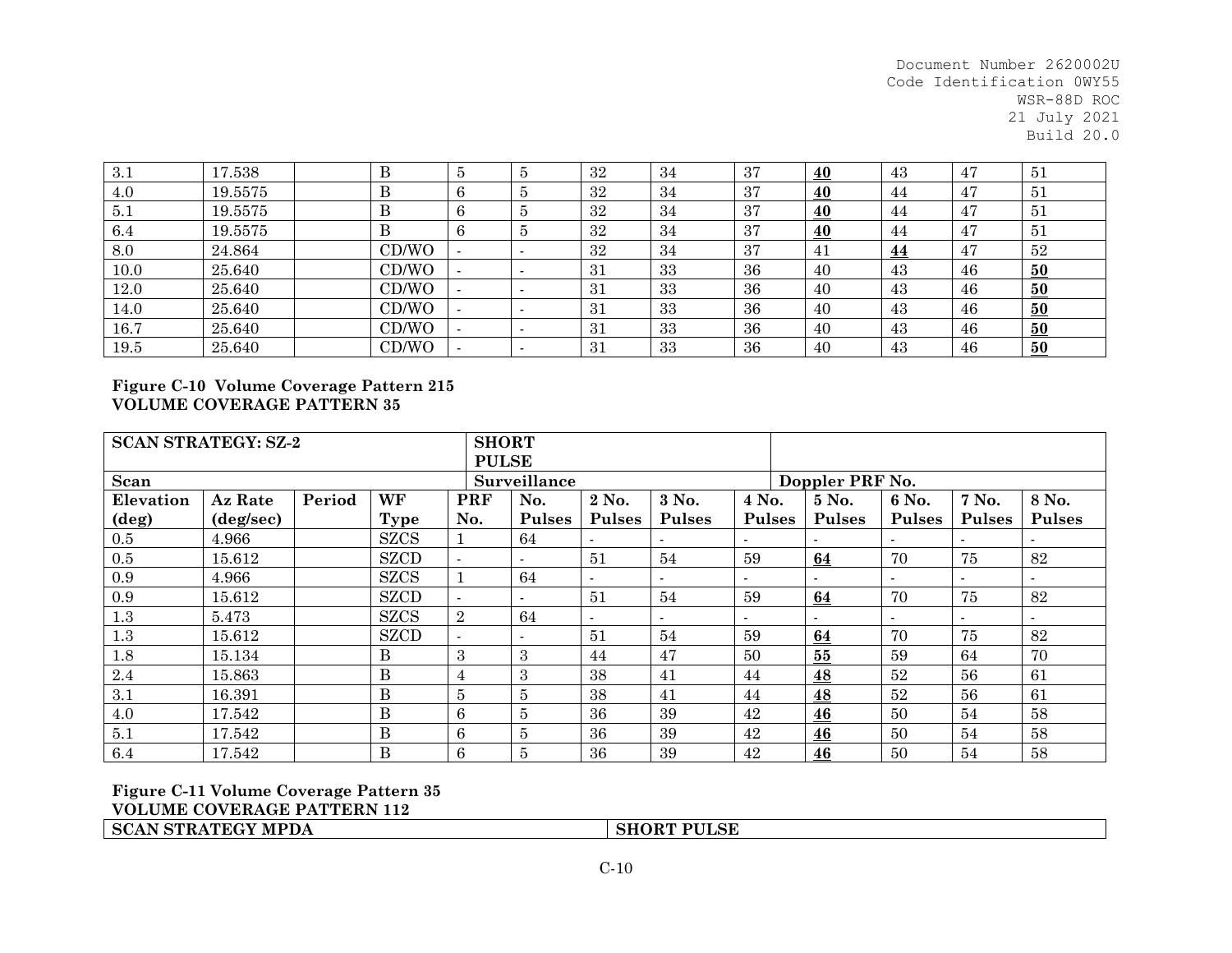| 3.1 | 17.538 | | B | 5 | 5 | 32 | 34 | 37 | **40** | 43 | 47 | 51 |
|---|---|---|---|---|---|---|---|---|---|---|---|---|
| 4.0 | 19.5575 | | B | 6 | 5 | 32 | 34 | 37 | **40** | 44 | 47 | 51 |
| 5.1 | 19.5575 | | B | 6 | 5 | 32 | 34 | 37 | **40** | 44 | 47 | 51 |
| 6.4 | 19.5575 | | B | 6 | 5 | 32 | 34 | 37 | **40** | 44 | 47 | 51 |
| 8.0 | 24.864 | | CD/WO | - | - | 32 | 34 | 37 | 41 | **44** | 47 | 52 |
| 10.0 | 25.640 | | CD/WO | - | - | 31 | 33 | 36 | 40 | 43 | 46 | **50** |
| 12.0 | 25.640 | | CD/WO | - | - | 31 | 33 | 36 | 40 | 43 | 46 | **50** |
| 14.0 | 25.640 | | CD/WO | - | - | 31 | 33 | 36 | 40 | 43 | 46 | **50** |
| 16.7 | 25.640 | | CD/WO | - | - | 31 | 33 | 36 | 40 | 43 | 46 | **50** |
| 19.5 | 25.640 | | CD/WO | - | - | 31 | 33 | 36 | 40 | 43 | 46 | **50** |

**Figure C-10 Volume Coverage Pattern 215**

**VOLUME COVERAGE PATTERN 35**

| **SCAN STRATEGY: SZ-2** | | | | **SHORT PULSE** | | | | | | | | |
|---|---|---|---|---|---|---|---|---|---|---|---|---|
| **Scan** | | | | **Surveillance** | | | | | **Doppler PRF No.** | | | |
| **Elevation (deg)** | **Az Rate (deg/sec)** | **Period** | **WF Type** | **PRF No.** | **No. Pulses** | **2 No. Pulses** | **3 No. Pulses** | **4 No. Pulses** | **5 No. Pulses** | **6 No. Pulses** | **7 No. Pulses** | **8 No. Pulses** |
| 0.5 | 4.966 | | SZCS | 1 | 64 | - | - | - | - | - | - | - |
| 0.5 | 15.612 | | SZCD | - | - | 51 | 54 | 59 | **64** | 70 | 75 | 82 |
| 0.9 | 4.966 | | SZCS | 1 | 64 | - | - | - | - | - | - | - |
| 0.9 | 15.612 | | SZCD | - | - | 51 | 54 | 59 | **64** | 70 | 75 | 82 |
| 1.3 | 5.473 | | SZCS | 2 | 64 | - | - | - | - | - | - | - |
| 1.3 | 15.612 | | SZCD | - | - | 51 | 54 | 59 | **64** | 70 | 75 | 82 |
| 1.8 | 15.134 | | B | 3 | 3 | 44 | 47 | 50 | **55** | 59 | 64 | 70 |
| 2.4 | 15.863 | | B | 4 | 3 | 38 | 41 | 44 | **48** | 52 | 56 | 61 |
| 3.1 | 16.391 | | B | 5 | 5 | 38 | 41 | 44 | **48** | 52 | 56 | 61 |
| 4.0 | 17.542 | | B | 6 | 5 | 36 | 39 | 42 | **46** | 50 | 54 | 58 |
| 5.1 | 17.542 | | B | 6 | 5 | 36 | 39 | 42 | **46** | 50 | 54 | 58 |
| 6.4 | 17.542 | | B | 6 | 5 | 36 | 39 | 42 | **46** | 50 | 54 | 58 |

**Figure C-11 Volume Coverage Pattern 35**

**VOLUME COVERAGE PATTERN 112**

| **SCAN STRATEGY MPDA** | **SHORT PULSE** |
|---|---|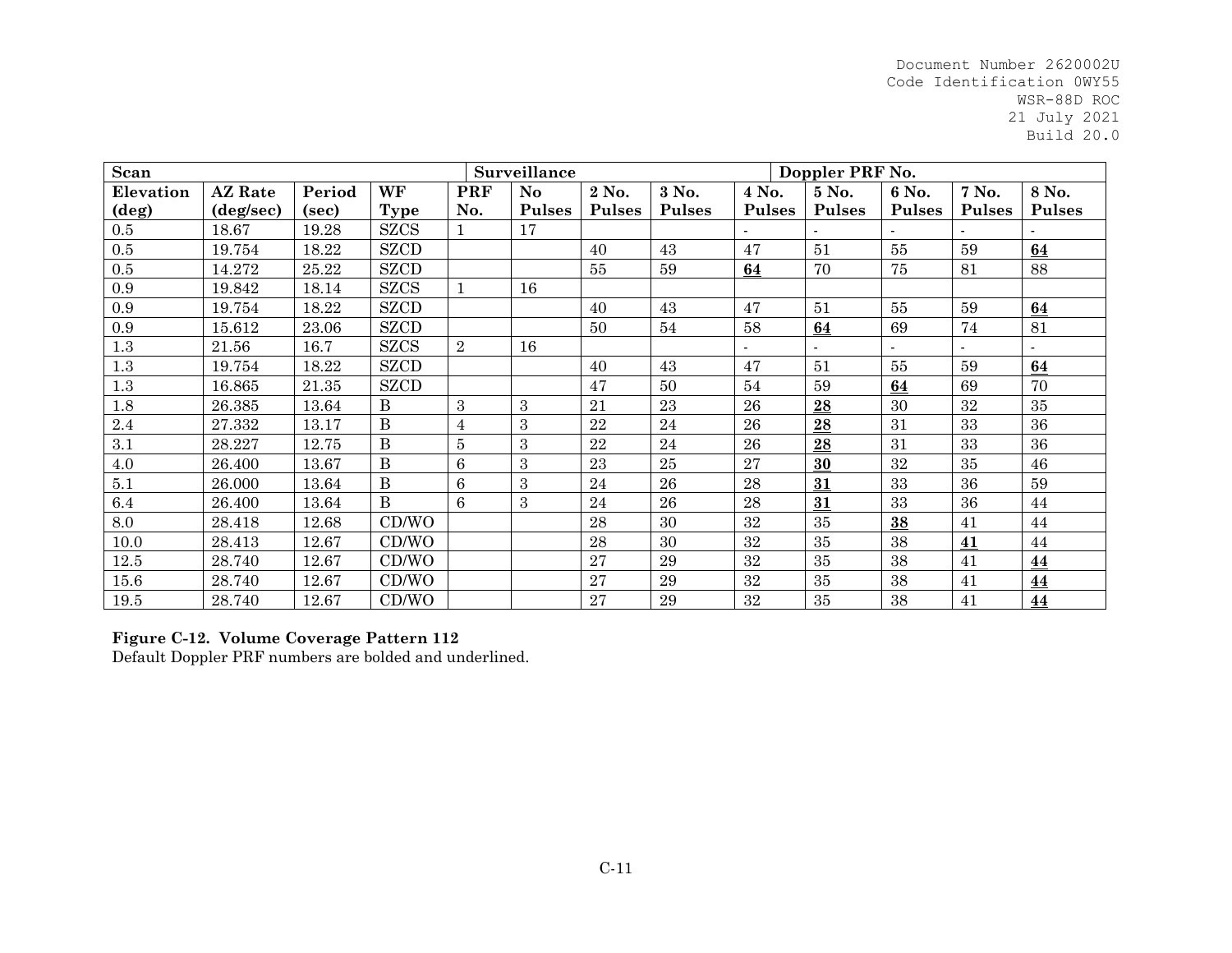| Scan | | | | Surveillance | | Doppler PRF No. | | | | | | |
|---|---|---|---|---|---|---|---|---|---|---|---|---|
| Elevation (deg) | AZ Rate (deg/sec) | Period (sec) | WF Type | PRF No. | No Pulses | 2 No. Pulses | 3 No. Pulses | 4 No. Pulses | 5 No. Pulses | 6 No. Pulses | 7 No. Pulses | 8 No. Pulses |
| 0.5 | 18.67 | 19.28 | SZCS | 1 | 17 | | | - | - | - | - | - |
| 0.5 | 19.754 | 18.22 | SZCD | | | 40 | 43 | 47 | 51 | 55 | 59 | **64** |
| 0.5 | 14.272 | 25.22 | SZCD | | | 55 | 59 | **64** | 70 | 75 | 81 | 88 |
| 0.9 | 19.842 | 18.14 | SZCS | 1 | 16 | | | | | | | |
| 0.9 | 19.754 | 18.22 | SZCD | | | 40 | 43 | 47 | 51 | 55 | 59 | **64** |
| 0.9 | 15.612 | 23.06 | SZCD | | | 50 | 54 | 58 | **64** | 69 | 74 | 81 |
| 1.3 | 21.56 | 16.7 | SZCS | 2 | 16 | | | - | - | - | - | - |
| 1.3 | 19.754 | 18.22 | SZCD | | | 40 | 43 | 47 | 51 | 55 | 59 | **64** |
| 1.3 | 16.865 | 21.35 | SZCD | | | 47 | 50 | 54 | 59 | **64** | 69 | 70 |
| 1.8 | 26.385 | 13.64 | B | 3 | 3 | 21 | 23 | 26 | **28** | 30 | 32 | 35 |
| 2.4 | 27.332 | 13.17 | B | 4 | 3 | 22 | 24 | 26 | **28** | 31 | 33 | 36 |
| 3.1 | 28.227 | 12.75 | B | 5 | 3 | 22 | 24 | 26 | **28** | 31 | 33 | 36 |
| 4.0 | 26.400 | 13.67 | B | 6 | 3 | 23 | 25 | 27 | **30** | 32 | 35 | 46 |
| 5.1 | 26.000 | 13.64 | B | 6 | 3 | 24 | 26 | 28 | **31** | 33 | 36 | 59 |
| 6.4 | 26.400 | 13.64 | B | 6 | 3 | 24 | 26 | 28 | **31** | 33 | 36 | 44 |
| 8.0 | 28.418 | 12.68 | CD/WO | | | 28 | 30 | 32 | 35 | **38** | 41 | 44 |
| 10.0 | 28.413 | 12.67 | CD/WO | | | 28 | 30 | 32 | 35 | 38 | **41** | 44 |
| 12.5 | 28.740 | 12.67 | CD/WO | | | 27 | 29 | 32 | 35 | 38 | 41 | **44** |
| 15.6 | 28.740 | 12.67 | CD/WO | | | 27 | 29 | 32 | 35 | 38 | 41 | **44** |
| 19.5 | 28.740 | 12.67 | CD/WO | | | 27 | 29 | 32 | 35 | 38 | 41 | **44** |

**Figure C-12. Volume Coverage Pattern 112**
Default Doppler PRF numbers are bolded and underlined.